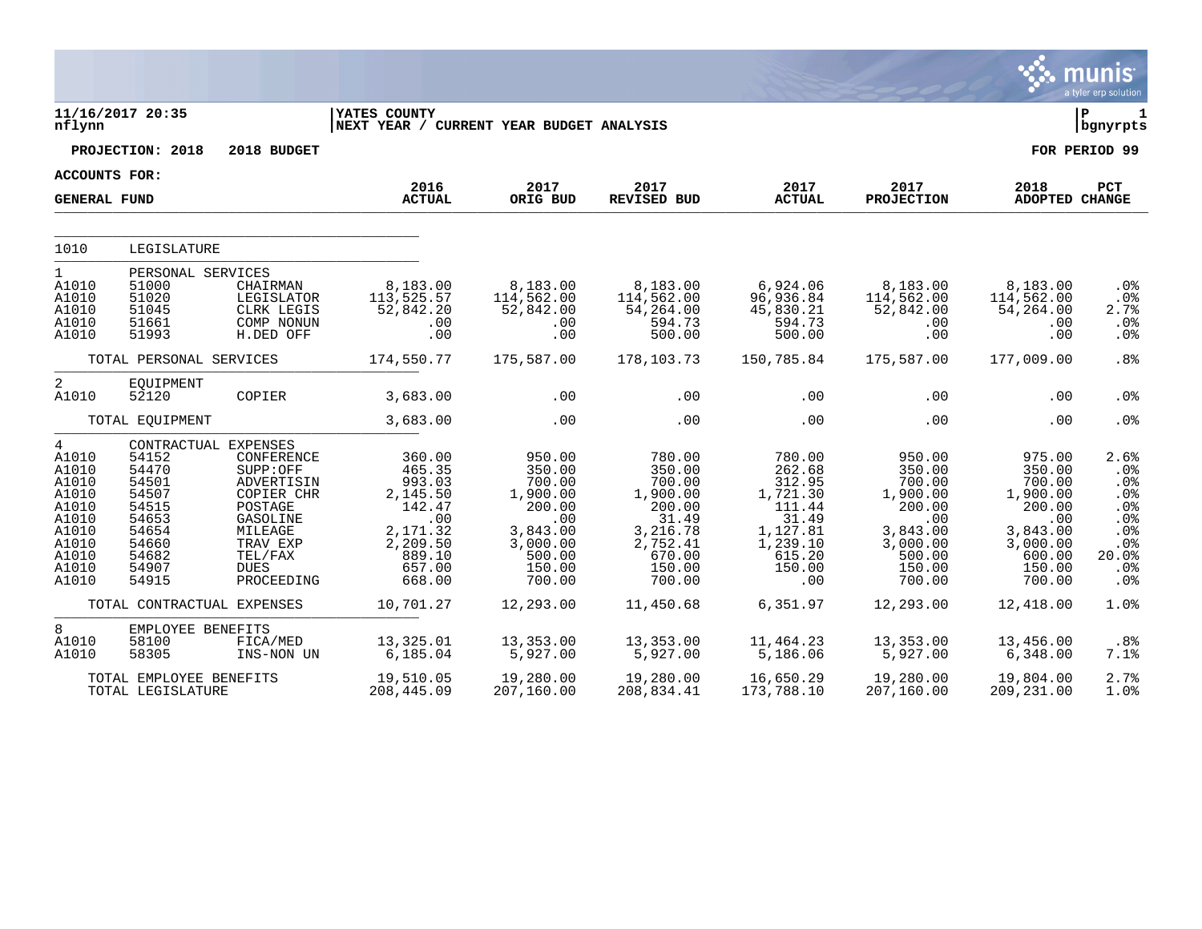**11/16/2017 20:35** | **YATES COUNTY** | **P 1**
**nflynn** | **NEXT YEAR / CURRENT YEAR BUDGET ANALYSIS** | **bgnyrpts**

**PROJECTION: 2018    2018 BUDGET**    **FOR PERIOD 99**

**ACCOUNTS FOR:**

**GENERAL FUND**

| | | | 2016 ACTUAL | 2017 ORIG BUD | 2017 REVISED BUD | 2017 ACTUAL | 2017 PROJECTION | 2018 ADOPTED | PCT CHANGE |
|---|---|---|---|---|---|---|---|---|---|
| 1010 | LEGISLATURE | | | | | | | | |
| 1 | PERSONAL SERVICES | | | | | | | | |
| A1010 | 51000 | CHAIRMAN | 8,183.00 | 8,183.00 | 8,183.00 | 6,924.06 | 8,183.00 | 8,183.00 | .0% |
| A1010 | 51020 | LEGISLATOR | 113,525.57 | 114,562.00 | 114,562.00 | 96,936.84 | 114,562.00 | 114,562.00 | .0% |
| A1010 | 51045 | CLRK LEGIS | 52,842.20 | 52,842.00 | 54,264.00 | 45,830.21 | 52,842.00 | 54,264.00 | 2.7% |
| A1010 | 51661 | COMP NONUN | .00 | .00 | 594.73 | 594.73 | .00 | .00 | .0% |
| A1010 | 51993 | H.DED OFF | .00 | .00 | 500.00 | 500.00 | .00 | .00 | .0% |
| | TOTAL PERSONAL SERVICES | | 174,550.77 | 175,587.00 | 178,103.73 | 150,785.84 | 175,587.00 | 177,009.00 | .8% |
| 2 | EQUIPMENT | | | | | | | | |
| A1010 | 52120 | COPIER | 3,683.00 | .00 | .00 | .00 | .00 | .00 | .0% |
| | TOTAL EQUIPMENT | | 3,683.00 | .00 | .00 | .00 | .00 | .00 | .0% |
| 4 | CONTRACTUAL EXPENSES | | | | | | | | |
| A1010 | 54152 | CONFERENCE | 360.00 | 950.00 | 780.00 | 780.00 | 950.00 | 975.00 | 2.6% |
| A1010 | 54470 | SUPP:OFF | 465.35 | 350.00 | 350.00 | 262.68 | 350.00 | 350.00 | .0% |
| A1010 | 54501 | ADVERTISIN | 993.03 | 700.00 | 700.00 | 312.95 | 700.00 | 700.00 | .0% |
| A1010 | 54507 | COPIER CHR | 2,145.50 | 1,900.00 | 1,900.00 | 1,721.30 | 1,900.00 | 1,900.00 | .0% |
| A1010 | 54515 | POSTAGE | 142.47 | 200.00 | 200.00 | 111.44 | 200.00 | 200.00 | .0% |
| A1010 | 54653 | GASOLINE | .00 | .00 | 31.49 | 31.49 | .00 | .00 | .0% |
| A1010 | 54654 | MILEAGE | 2,171.32 | 3,843.00 | 3,216.78 | 1,127.81 | 3,843.00 | 3,843.00 | .0% |
| A1010 | 54660 | TRAV EXP | 2,209.50 | 3,000.00 | 2,752.41 | 1,239.10 | 3,000.00 | 3,000.00 | .0% |
| A1010 | 54682 | TEL/FAX | 889.10 | 500.00 | 670.00 | 615.20 | 500.00 | 600.00 | 20.0% |
| A1010 | 54907 | DUES | 657.00 | 150.00 | 150.00 | 150.00 | 150.00 | 150.00 | .0% |
| A1010 | 54915 | PROCEEDING | 668.00 | 700.00 | 700.00 | .00 | 700.00 | 700.00 | .0% |
| | TOTAL CONTRACTUAL EXPENSES | | 10,701.27 | 12,293.00 | 11,450.68 | 6,351.97 | 12,293.00 | 12,418.00 | 1.0% |
| 8 | EMPLOYEE BENEFITS | | | | | | | | |
| A1010 | 58100 | FICA/MED | 13,325.01 | 13,353.00 | 13,353.00 | 11,464.23 | 13,353.00 | 13,456.00 | .8% |
| A1010 | 58305 | INS-NON UN | 6,185.04 | 5,927.00 | 5,927.00 | 5,186.06 | 5,927.00 | 6,348.00 | 7.1% |
| | TOTAL EMPLOYEE BENEFITS | | 19,510.05 | 19,280.00 | 19,280.00 | 16,650.29 | 19,280.00 | 19,804.00 | 2.7% |
| | TOTAL LEGISLATURE | | 208,445.09 | 207,160.00 | 208,834.41 | 173,788.10 | 207,160.00 | 209,231.00 | 1.0% |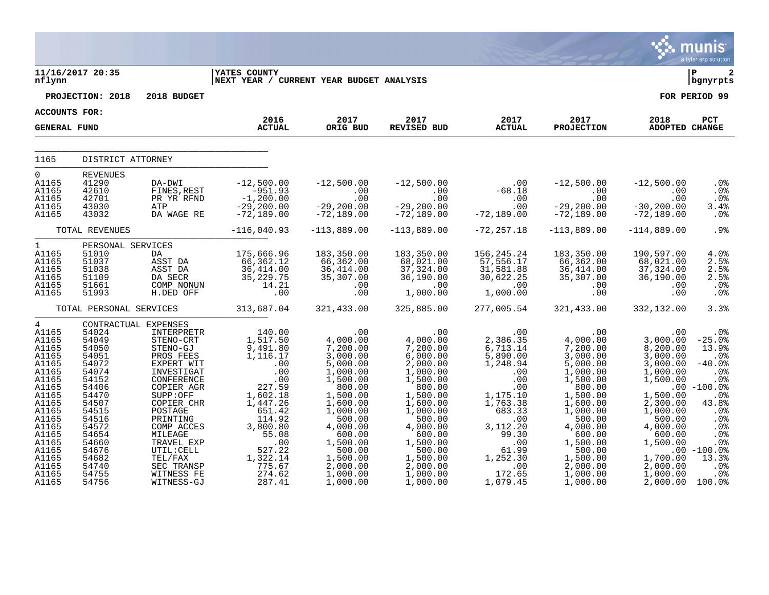11/16/2017 20:35
nflynn

YATES COUNTY
NEXT YEAR / CURRENT YEAR BUDGET ANALYSIS

PROJECTION: 2018 2018 BUDGET FOR PERIOD 99

ACCOUNTS FOR:
GENERAL FUND

| | | | 2016 ACTUAL | 2017 ORIG BUD | 2017 REVISED BUD | 2017 ACTUAL | 2017 PROJECTION | 2018 ADOPTED | PCT CHANGE |
|---|---|---|---|---|---|---|---|---|---|
| 1165 | DISTRICT ATTORNEY | | | | | | | | |
| 0 | REVENUES | | | | | | | | |
| A1165 | 41290 | DA-DWI | -12,500.00 | -12,500.00 | -12,500.00 | .00 | -12,500.00 | -12,500.00 | .0% |
| A1165 | 42610 | FINES,REST | -951.93 | .00 | .00 | -68.18 | .00 | .00 | .0% |
| A1165 | 42701 | PR YR RFND | -1,200.00 | .00 | .00 | .00 | .00 | .00 | .0% |
| A1165 | 43030 | ATP | -29,200.00 | -29,200.00 | -29,200.00 | .00 | -29,200.00 | -30,200.00 | 3.4% |
| A1165 | 43032 | DA WAGE RE | -72,189.00 | -72,189.00 | -72,189.00 | -72,189.00 | -72,189.00 | -72,189.00 | .0% |
| | TOTAL REVENUES | | -116,040.93 | -113,889.00 | -113,889.00 | -72,257.18 | -113,889.00 | -114,889.00 | .9% |
| 1 | PERSONAL SERVICES | | | | | | | | |
| A1165 | 51010 | DA | 175,666.96 | 183,350.00 | 183,350.00 | 156,245.24 | 183,350.00 | 190,597.00 | 4.0% |
| A1165 | 51037 | ASST DA | 66,362.12 | 66,362.00 | 68,021.00 | 57,556.17 | 66,362.00 | 68,021.00 | 2.5% |
| A1165 | 51038 | ASST DA | 36,414.00 | 36,414.00 | 37,324.00 | 31,581.88 | 36,414.00 | 37,324.00 | 2.5% |
| A1165 | 51109 | DA SECR | 35,229.75 | 35,307.00 | 36,190.00 | 30,622.25 | 35,307.00 | 36,190.00 | 2.5% |
| A1165 | 51661 | COMP NONUN | 14.21 | .00 | .00 | .00 | .00 | .00 | .0% |
| A1165 | 51993 | H.DED OFF | .00 | .00 | 1,000.00 | 1,000.00 | .00 | .00 | .0% |
| | TOTAL PERSONAL SERVICES | | 313,687.04 | 321,433.00 | 325,885.00 | 277,005.54 | 321,433.00 | 332,132.00 | 3.3% |
| 4 | CONTRACTUAL EXPENSES | | | | | | | | |
| A1165 | 54024 | INTERPRETR | 140.00 | .00 | .00 | .00 | .00 | .00 | .0% |
| A1165 | 54049 | STENO-CRT | 1,517.50 | 4,000.00 | 4,000.00 | 2,386.35 | 4,000.00 | 3,000.00 | -25.0% |
| A1165 | 54050 | STENO-GJ | 9,491.80 | 7,200.00 | 7,200.00 | 6,713.14 | 7,200.00 | 8,200.00 | 13.9% |
| A1165 | 54051 | PROS FEES | 1,116.17 | 3,000.00 | 6,000.00 | 5,890.00 | 3,000.00 | 3,000.00 | .0% |
| A1165 | 54072 | EXPERT WIT | .00 | 5,000.00 | 2,000.00 | 1,248.94 | 5,000.00 | 3,000.00 | -40.0% |
| A1165 | 54074 | INVESTIGAT | .00 | 1,000.00 | 1,000.00 | .00 | 1,000.00 | 1,000.00 | .0% |
| A1165 | 54152 | CONFERENCE | .00 | 1,500.00 | 1,500.00 | .00 | 1,500.00 | 1,500.00 | .0% |
| A1165 | 54406 | COPIER AGR | 227.59 | 800.00 | 800.00 | .00 | 800.00 | .00 | -100.0% |
| A1165 | 54470 | SUPP:OFF | 1,602.18 | 1,500.00 | 1,500.00 | 1,175.10 | 1,500.00 | 1,500.00 | .0% |
| A1165 | 54507 | COPIER CHR | 1,447.26 | 1,600.00 | 1,600.00 | 1,763.38 | 1,600.00 | 2,300.00 | 43.8% |
| A1165 | 54515 | POSTAGE | 651.42 | 1,000.00 | 1,000.00 | 683.33 | 1,000.00 | 1,000.00 | .0% |
| A1165 | 54516 | PRINTING | 114.92 | 500.00 | 500.00 | .00 | 500.00 | 500.00 | .0% |
| A1165 | 54572 | COMP ACCES | 3,800.80 | 4,000.00 | 4,000.00 | 3,112.20 | 4,000.00 | 4,000.00 | .0% |
| A1165 | 54654 | MILEAGE | 55.08 | 600.00 | 600.00 | 99.30 | 600.00 | 600.00 | .0% |
| A1165 | 54660 | TRAVEL EXP | .00 | 1,500.00 | 1,500.00 | .00 | 1,500.00 | 1,500.00 | .0% |
| A1165 | 54676 | UTIL:CELL | 527.22 | 500.00 | 500.00 | 61.99 | 500.00 | .00 | -100.0% |
| A1165 | 54682 | TEL/FAX | 1,322.14 | 1,500.00 | 1,500.00 | 1,252.30 | 1,500.00 | 1,700.00 | 13.3% |
| A1165 | 54740 | SEC TRANSP | 775.67 | 2,000.00 | 2,000.00 | .00 | 2,000.00 | 2,000.00 | .0% |
| A1165 | 54755 | WITNESS FE | 274.62 | 1,000.00 | 1,000.00 | 172.65 | 1,000.00 | 1,000.00 | .0% |
| A1165 | 54756 | WITNESS-GJ | 287.41 | 1,000.00 | 1,000.00 | 1,079.45 | 1,000.00 | 2,000.00 | 100.0% |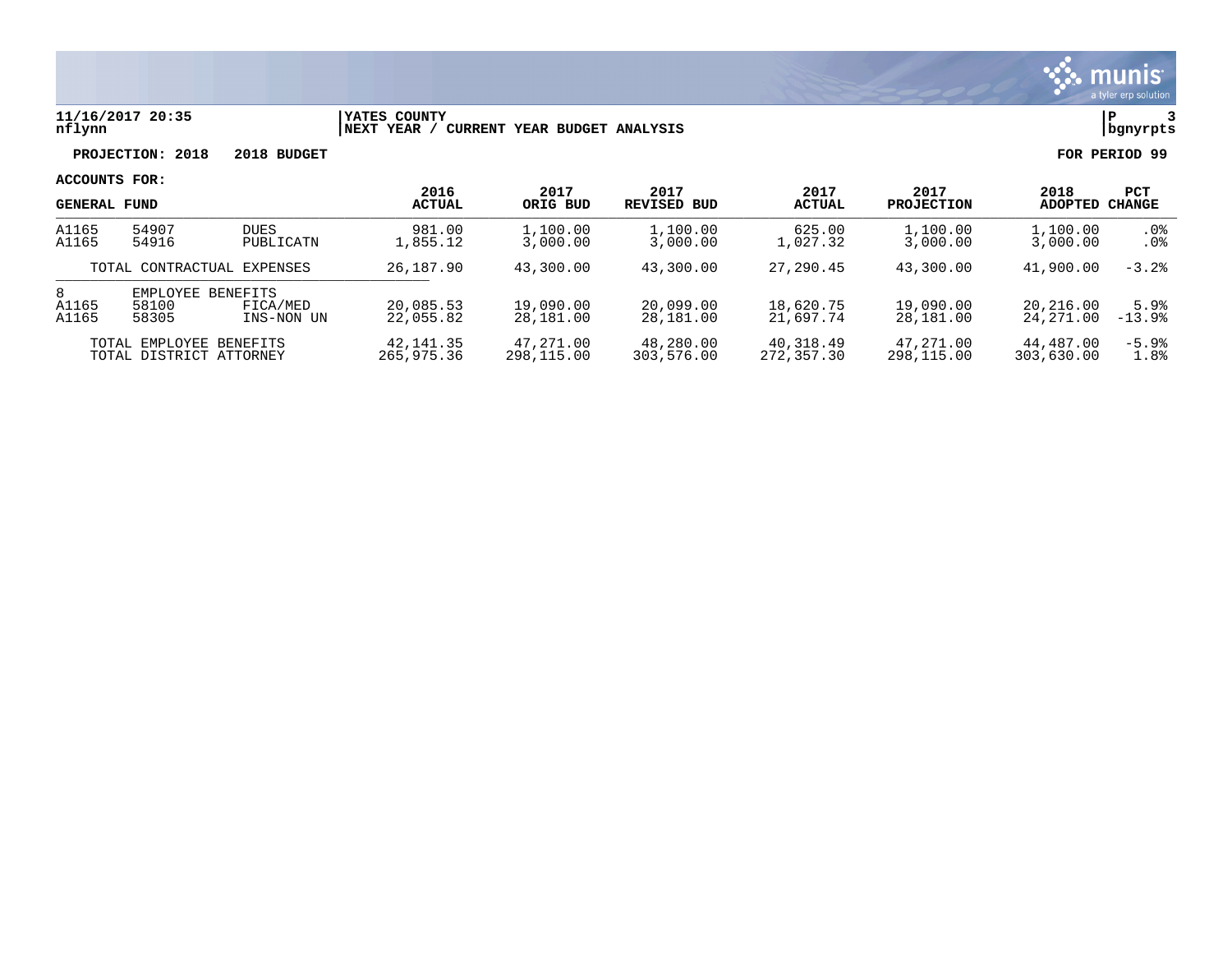**11/16/2017 20:35** nflynn

**YATES COUNTY**
**NEXT YEAR / CURRENT YEAR BUDGET ANALYSIS**

**PROJECTION: 2018 2018 BUDGET** **FOR PERIOD 99**

**ACCOUNTS FOR:**

| GENERAL FUND | | | 2016 ACTUAL | 2017 ORIG BUD | 2017 REVISED BUD | 2017 ACTUAL | 2017 PROJECTION | 2018 ADOPTED | PCT CHANGE |
|---|---|---|---|---|---|---|---|---|---|
| A1165 | 54907 | DUES | 981.00 | 1,100.00 | 1,100.00 | 625.00 | 1,100.00 | 1,100.00 | .0% |
| A1165 | 54916 | PUBLICATN | 1,855.12 | 3,000.00 | 3,000.00 | 1,027.32 | 3,000.00 | 3,000.00 | .0% |
| | TOTAL CONTRACTUAL EXPENSES | | 26,187.90 | 43,300.00 | 43,300.00 | 27,290.45 | 43,300.00 | 41,900.00 | -3.2% |
| 8 | EMPLOYEE BENEFITS | | | | | | | | |
| A1165 | 58100 | FICA/MED | 20,085.53 | 19,090.00 | 20,099.00 | 18,620.75 | 19,090.00 | 20,216.00 | 5.9% |
| A1165 | 58305 | INS-NON UN | 22,055.82 | 28,181.00 | 28,181.00 | 21,697.74 | 28,181.00 | 24,271.00 | -13.9% |
| | TOTAL EMPLOYEE BENEFITS | | 42,141.35 | 47,271.00 | 48,280.00 | 40,318.49 | 47,271.00 | 44,487.00 | -5.9% |
| | TOTAL DISTRICT ATTORNEY | | 265,975.36 | 298,115.00 | 303,576.00 | 272,357.30 | 298,115.00 | 303,630.00 | 1.8% |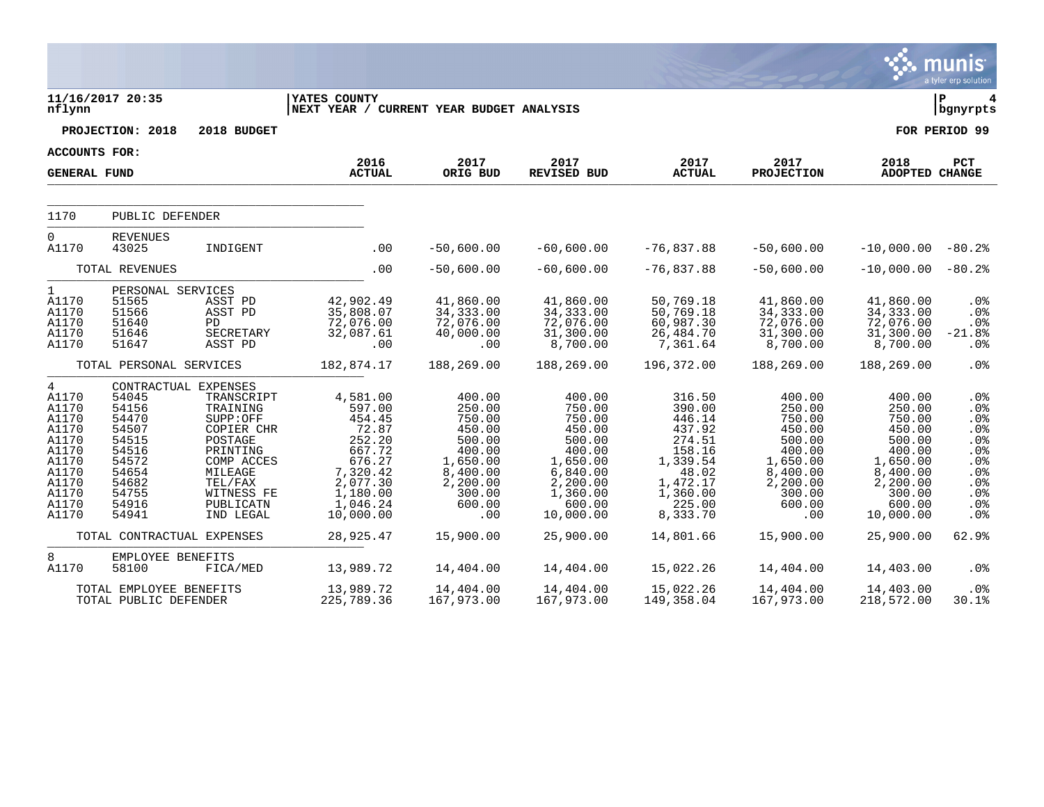11/16/2017 20:35 | YATES COUNTY | P 4
nflynn | NEXT YEAR / CURRENT YEAR BUDGET ANALYSIS | bgnyrpts

**PROJECTION: 2018 2018 BUDGET** | **FOR PERIOD 99**

**ACCOUNTS FOR:**

| GENERAL FUND | | | 2016 ACTUAL | 2017 ORIG BUD | 2017 REVISED BUD | 2017 ACTUAL | 2017 PROJECTION | 2018 ADOPTED | PCT CHANGE |
|---|---|---|---|---|---|---|---|---|---|
| 1170 | PUBLIC DEFENDER | | | | | | | | |
| 0 | REVENUES | | | | | | | | |
| A1170 | 43025 | INDIGENT | .00 | -50,600.00 | -60,600.00 | -76,837.88 | -50,600.00 | -10,000.00 | -80.2% |
| | TOTAL REVENUES | | .00 | -50,600.00 | -60,600.00 | -76,837.88 | -50,600.00 | -10,000.00 | -80.2% |
| 1 | PERSONAL SERVICES | | | | | | | | |
| A1170 | 51565 | ASST PD | 42,902.49 | 41,860.00 | 41,860.00 | 50,769.18 | 41,860.00 | 41,860.00 | .0% |
| A1170 | 51566 | ASST PD | 35,808.07 | 34,333.00 | 34,333.00 | 50,769.18 | 34,333.00 | 34,333.00 | .0% |
| A1170 | 51640 | PD | 72,076.00 | 72,076.00 | 72,076.00 | 60,987.30 | 72,076.00 | 72,076.00 | .0% |
| A1170 | 51646 | SECRETARY | 32,087.61 | 40,000.00 | 31,300.00 | 26,484.70 | 31,300.00 | 31,300.00 | -21.8% |
| A1170 | 51647 | ASST PD | .00 | .00 | 8,700.00 | 7,361.64 | 8,700.00 | 8,700.00 | .0% |
| | TOTAL PERSONAL SERVICES | | 182,874.17 | 188,269.00 | 188,269.00 | 196,372.00 | 188,269.00 | 188,269.00 | .0% |
| 4 | CONTRACTUAL EXPENSES | | | | | | | | |
| A1170 | 54045 | TRANSCRIPT | 4,581.00 | 400.00 | 400.00 | 316.50 | 400.00 | 400.00 | .0% |
| A1170 | 54156 | TRAINING | 597.00 | 250.00 | 750.00 | 390.00 | 250.00 | 250.00 | .0% |
| A1170 | 54470 | SUPP:OFF | 454.45 | 750.00 | 750.00 | 446.14 | 750.00 | 750.00 | .0% |
| A1170 | 54507 | COPIER CHR | 72.87 | 450.00 | 450.00 | 437.92 | 450.00 | 450.00 | .0% |
| A1170 | 54515 | POSTAGE | 252.20 | 500.00 | 500.00 | 274.51 | 500.00 | 500.00 | .0% |
| A1170 | 54516 | PRINTING | 667.72 | 400.00 | 400.00 | 158.16 | 400.00 | 400.00 | .0% |
| A1170 | 54572 | COMP ACCES | 676.27 | 1,650.00 | 1,650.00 | 1,339.54 | 1,650.00 | 1,650.00 | .0% |
| A1170 | 54654 | MILEAGE | 7,320.42 | 8,400.00 | 6,840.00 | 48.02 | 8,400.00 | 8,400.00 | .0% |
| A1170 | 54682 | TEL/FAX | 2,077.30 | 2,200.00 | 2,200.00 | 1,472.17 | 2,200.00 | 2,200.00 | .0% |
| A1170 | 54755 | WITNESS FE | 1,180.00 | 300.00 | 1,360.00 | 1,360.00 | 300.00 | 300.00 | .0% |
| A1170 | 54916 | PUBLICATN | 1,046.24 | 600.00 | 600.00 | 225.00 | 600.00 | 600.00 | .0% |
| A1170 | 54941 | IND LEGAL | 10,000.00 | .00 | 10,000.00 | 8,333.70 | .00 | 10,000.00 | .0% |
| | TOTAL CONTRACTUAL EXPENSES | | 28,925.47 | 15,900.00 | 25,900.00 | 14,801.66 | 15,900.00 | 25,900.00 | 62.9% |
| 8 | EMPLOYEE BENEFITS | | | | | | | | |
| A1170 | 58100 | FICA/MED | 13,989.72 | 14,404.00 | 14,404.00 | 15,022.26 | 14,404.00 | 14,403.00 | .0% |
| | TOTAL EMPLOYEE BENEFITS | | 13,989.72 | 14,404.00 | 14,404.00 | 15,022.26 | 14,404.00 | 14,403.00 | .0% |
| | TOTAL PUBLIC DEFENDER | | 225,789.36 | 167,973.00 | 167,973.00 | 149,358.04 | 167,973.00 | 218,572.00 | 30.1% |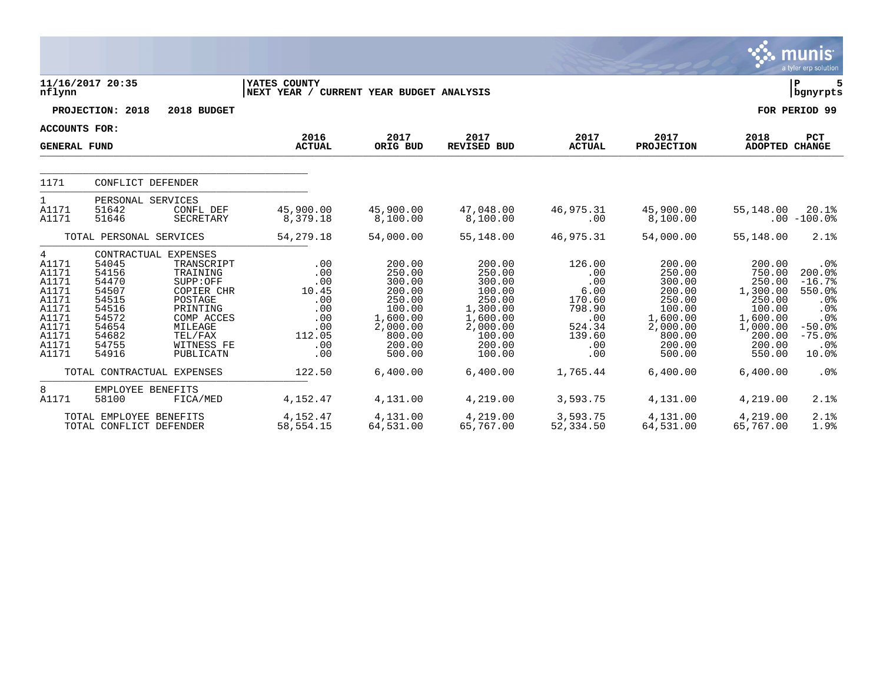11/16/2017 20:35
nflynn

YATES COUNTY
NEXT YEAR / CURRENT YEAR BUDGET ANALYSIS

P 5
bgnyrpts

PROJECTION: 2018 2018 BUDGET

FOR PERIOD 99

ACCOUNTS FOR:

| GENERAL FUND | | | 2016 ACTUAL | 2017 ORIG BUD | 2017 REVISED BUD | 2017 ACTUAL | 2017 PROJECTION | 2018 ADOPTED | PCT CHANGE |
|---|---|---|---|---|---|---|---|---|---|
| 1171 | CONFLICT DEFENDER | | | | | | | | |
| 1 | PERSONAL SERVICES | | | | | | | | |
| A1171 | 51642 | CONFL DEF | 45,900.00 | 45,900.00 | 47,048.00 | 46,975.31 | 45,900.00 | 55,148.00 | 20.1% |
| A1171 | 51646 | SECRETARY | 8,379.18 | 8,100.00 | 8,100.00 | .00 | 8,100.00 | .00 | -100.0% |
| TOTAL PERSONAL SERVICES | | | 54,279.18 | 54,000.00 | 55,148.00 | 46,975.31 | 54,000.00 | 55,148.00 | 2.1% |
| 4 | CONTRACTUAL EXPENSES | | | | | | | | |
| A1171 | 54045 | TRANSCRIPT | .00 | 200.00 | 200.00 | 126.00 | 200.00 | 200.00 | .0% |
| A1171 | 54156 | TRAINING | .00 | 250.00 | 250.00 | .00 | 250.00 | 750.00 | 200.0% |
| A1171 | 54470 | SUPP:OFF | .00 | 300.00 | 300.00 | .00 | 300.00 | 250.00 | -16.7% |
| A1171 | 54507 | COPIER CHR | 10.45 | 200.00 | 100.00 | 6.00 | 200.00 | 1,300.00 | 550.0% |
| A1171 | 54515 | POSTAGE | .00 | 250.00 | 250.00 | 170.60 | 250.00 | 250.00 | .0% |
| A1171 | 54516 | PRINTING | .00 | 100.00 | 1,300.00 | 798.90 | 100.00 | 100.00 | .0% |
| A1171 | 54572 | COMP ACCES | .00 | 1,600.00 | 1,600.00 | .00 | 1,600.00 | 1,600.00 | .0% |
| A1171 | 54654 | MILEAGE | .00 | 2,000.00 | 2,000.00 | 524.34 | 2,000.00 | 1,000.00 | -50.0% |
| A1171 | 54682 | TEL/FAX | 112.05 | 800.00 | 100.00 | 139.60 | 800.00 | 200.00 | -75.0% |
| A1171 | 54755 | WITNESS FE | .00 | 200.00 | 200.00 | .00 | 200.00 | 200.00 | .0% |
| A1171 | 54916 | PUBLICATN | .00 | 500.00 | 100.00 | .00 | 500.00 | 550.00 | 10.0% |
| TOTAL CONTRACTUAL EXPENSES | | | 122.50 | 6,400.00 | 6,400.00 | 1,765.44 | 6,400.00 | 6,400.00 | .0% |
| 8 | EMPLOYEE BENEFITS | | | | | | | | |
| A1171 | 58100 | FICA/MED | 4,152.47 | 4,131.00 | 4,219.00 | 3,593.75 | 4,131.00 | 4,219.00 | 2.1% |
| TOTAL EMPLOYEE BENEFITS | | | 4,152.47 | 4,131.00 | 4,219.00 | 3,593.75 | 4,131.00 | 4,219.00 | 2.1% |
| TOTAL CONFLICT DEFENDER | | | 58,554.15 | 64,531.00 | 65,767.00 | 52,334.50 | 64,531.00 | 65,767.00 | 1.9% |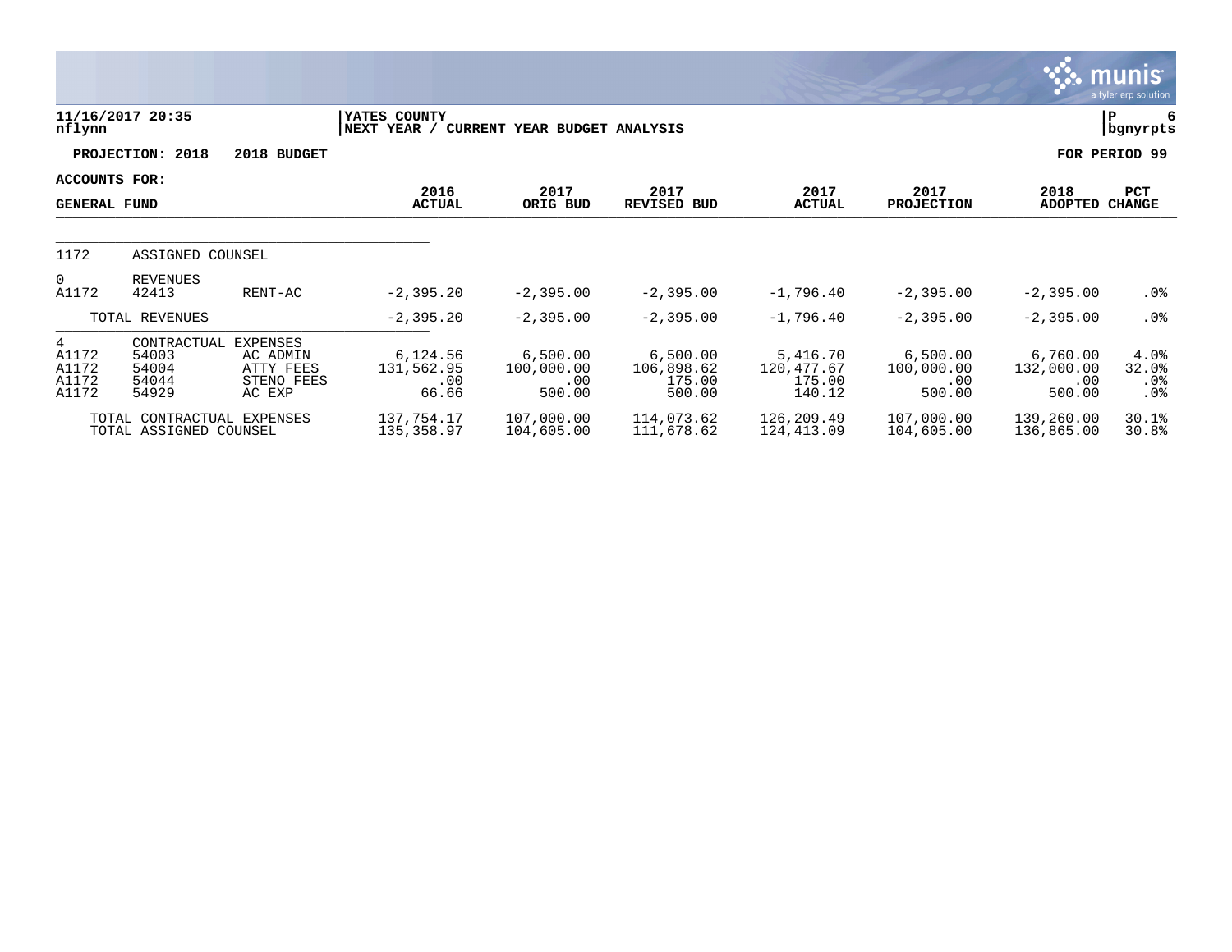11/16/2017 20:35 | YATES COUNTY | P 6
nflynn | NEXT YEAR / CURRENT YEAR BUDGET ANALYSIS | bgnyrpts

**PROJECTION: 2018 2018 BUDGET** — **FOR PERIOD 99**

**ACCOUNTS FOR: GENERAL FUND**

| | | | 2016 ACTUAL | 2017 ORIG BUD | 2017 REVISED BUD | 2017 ACTUAL | 2017 PROJECTION | 2018 ADOPTED | PCT CHANGE |
|---|---|---|---|---|---|---|---|---|---|
| 1172 | ASSIGNED COUNSEL | | | | | | | | |
| 0 | REVENUES | | | | | | | | |
| A1172 | 42413 | RENT-AC | -2,395.20 | -2,395.00 | -2,395.00 | -1,796.40 | -2,395.00 | -2,395.00 | .0% |
| | TOTAL REVENUES | | -2,395.20 | -2,395.00 | -2,395.00 | -1,796.40 | -2,395.00 | -2,395.00 | .0% |
| 4 | CONTRACTUAL EXPENSES | | | | | | | | |
| A1172 | 54003 | AC ADMIN | 6,124.56 | 6,500.00 | 6,500.00 | 5,416.70 | 6,500.00 | 6,760.00 | 4.0% |
| A1172 | 54004 | ATTY FEES | 131,562.95 | 100,000.00 | 106,898.62 | 120,477.67 | 100,000.00 | 132,000.00 | 32.0% |
| A1172 | 54044 | STENO FEES | .00 | .00 | 175.00 | 175.00 | .00 | .00 | .0% |
| A1172 | 54929 | AC EXP | 66.66 | 500.00 | 500.00 | 140.12 | 500.00 | 500.00 | .0% |
| | TOTAL CONTRACTUAL EXPENSES | | 137,754.17 | 107,000.00 | 114,073.62 | 126,209.49 | 107,000.00 | 139,260.00 | 30.1% |
| | TOTAL ASSIGNED COUNSEL | | 135,358.97 | 104,605.00 | 111,678.62 | 124,413.09 | 104,605.00 | 136,865.00 | 30.8% |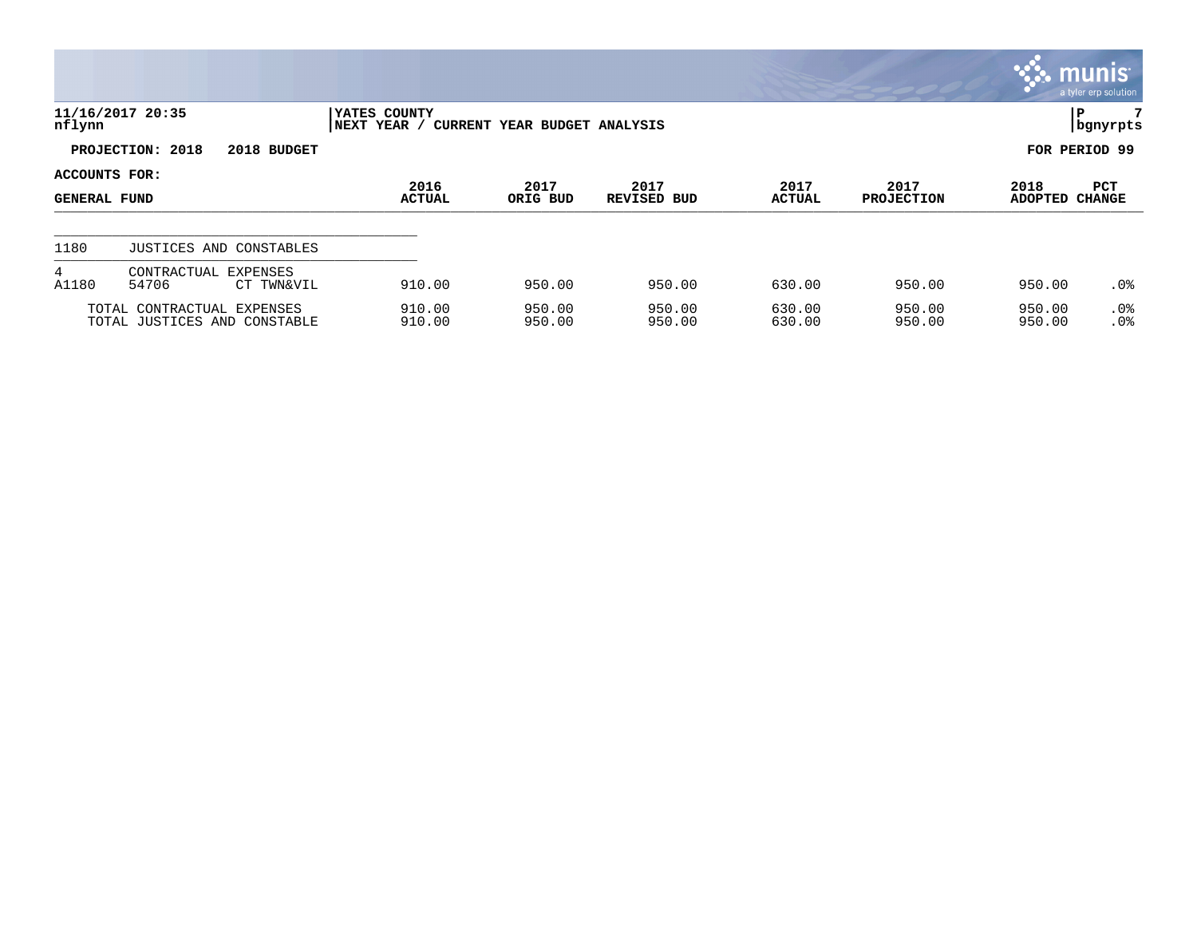11/16/2017 20:35
nflynn

YATES COUNTY
NEXT YEAR / CURRENT YEAR BUDGET ANALYSIS

bgnyrpts

**PROJECTION: 2018 2018 BUDGET** **FOR PERIOD 99**

**ACCOUNTS FOR:**

| GENERAL FUND | | | 2016 ACTUAL | 2017 ORIG BUD | 2017 REVISED BUD | 2017 ACTUAL | 2017 PROJECTION | 2018 ADOPTED | PCT CHANGE |
|---|---|---|---|---|---|---|---|---|---|
| 1180 | JUSTICES AND CONSTABLES | | | | | | | | |
| 4 | CONTRACTUAL EXPENSES | | | | | | | | |
| A1180 | 54706 | CT TWN&VIL | 910.00 | 950.00 | 950.00 | 630.00 | 950.00 | 950.00 | .0% |
| | TOTAL CONTRACTUAL EXPENSES | | 910.00 | 950.00 | 950.00 | 630.00 | 950.00 | 950.00 | .0% |
| | TOTAL JUSTICES AND CONSTABLE | | 910.00 | 950.00 | 950.00 | 630.00 | 950.00 | 950.00 | .0% |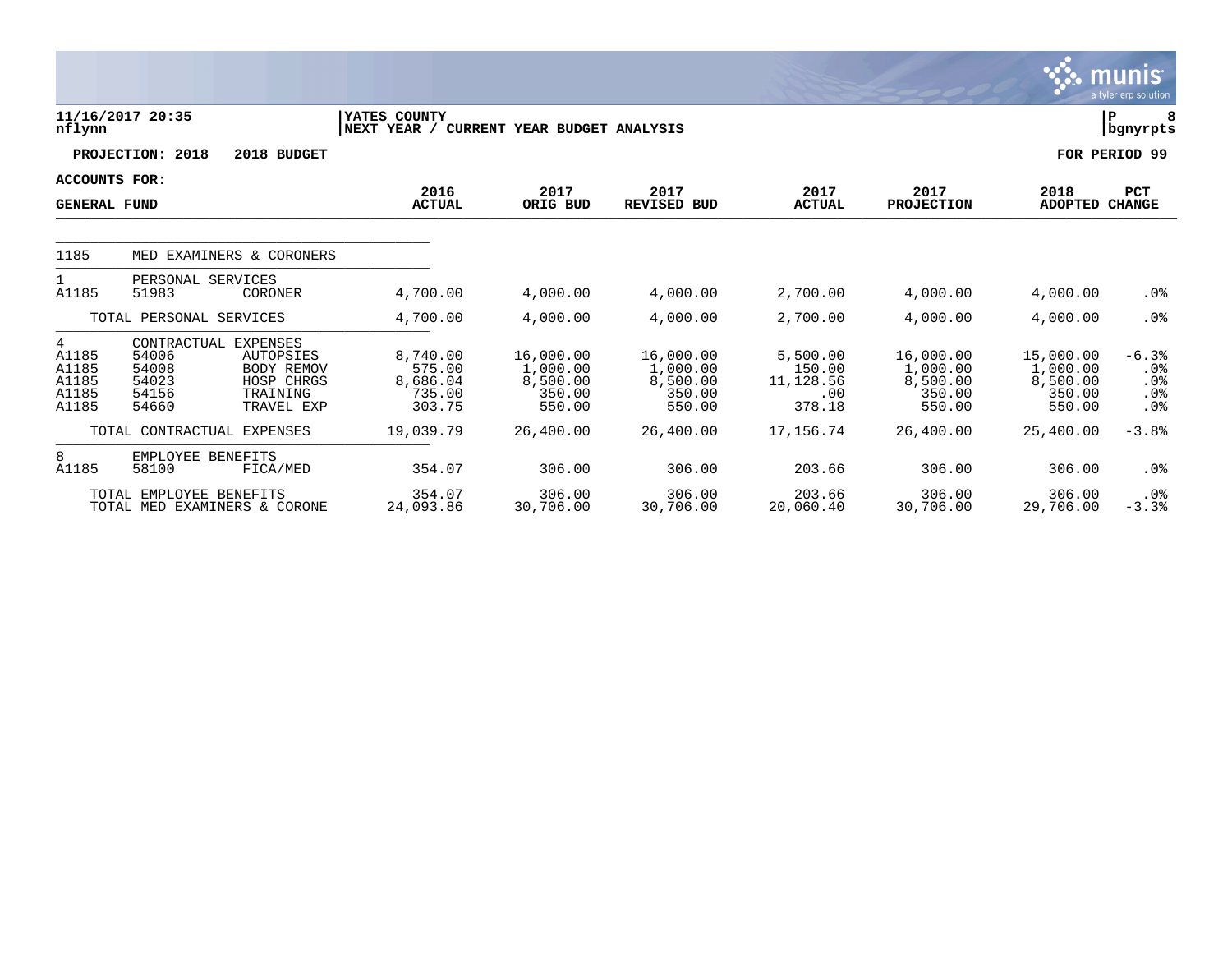11/16/2017 20:35 | YATES COUNTY | P 8
nflynn | NEXT YEAR / CURRENT YEAR BUDGET ANALYSIS | bgnyrpts

**PROJECTION: 2018 2018 BUDGET** | **FOR PERIOD 99**

**ACCOUNTS FOR:**

| GENERAL FUND | | | 2016 ACTUAL | 2017 ORIG BUD | 2017 REVISED BUD | 2017 ACTUAL | 2017 PROJECTION | 2018 ADOPTED | PCT CHANGE |
|---|---|---|---|---|---|---|---|---|---|
| 1185 | MED EXAMINERS & CORONERS | | | | | | | | |
| 1 | PERSONAL SERVICES | | | | | | | | |
| A1185 | 51983 | CORONER | 4,700.00 | 4,000.00 | 4,000.00 | 2,700.00 | 4,000.00 | 4,000.00 | .0% |
| | TOTAL PERSONAL SERVICES | | 4,700.00 | 4,000.00 | 4,000.00 | 2,700.00 | 4,000.00 | 4,000.00 | .0% |
| 4 | CONTRACTUAL EXPENSES | | | | | | | | |
| A1185 | 54006 | AUTOPSIES | 8,740.00 | 16,000.00 | 16,000.00 | 5,500.00 | 16,000.00 | 15,000.00 | -6.3% |
| A1185 | 54008 | BODY REMOV | 575.00 | 1,000.00 | 1,000.00 | 150.00 | 1,000.00 | 1,000.00 | .0% |
| A1185 | 54023 | HOSP CHRGS | 8,686.04 | 8,500.00 | 8,500.00 | 11,128.56 | 8,500.00 | 8,500.00 | .0% |
| A1185 | 54156 | TRAINING | 735.00 | 350.00 | 350.00 | .00 | 350.00 | 350.00 | .0% |
| A1185 | 54660 | TRAVEL EXP | 303.75 | 550.00 | 550.00 | 378.18 | 550.00 | 550.00 | .0% |
| | TOTAL CONTRACTUAL EXPENSES | | 19,039.79 | 26,400.00 | 26,400.00 | 17,156.74 | 26,400.00 | 25,400.00 | -3.8% |
| 8 | EMPLOYEE BENEFITS | | | | | | | | |
| A1185 | 58100 | FICA/MED | 354.07 | 306.00 | 306.00 | 203.66 | 306.00 | 306.00 | .0% |
| | TOTAL EMPLOYEE BENEFITS | | 354.07 | 306.00 | 306.00 | 203.66 | 306.00 | 306.00 | .0% |
| | TOTAL MED EXAMINERS & CORONE | | 24,093.86 | 30,706.00 | 30,706.00 | 20,060.40 | 30,706.00 | 29,706.00 | -3.3% |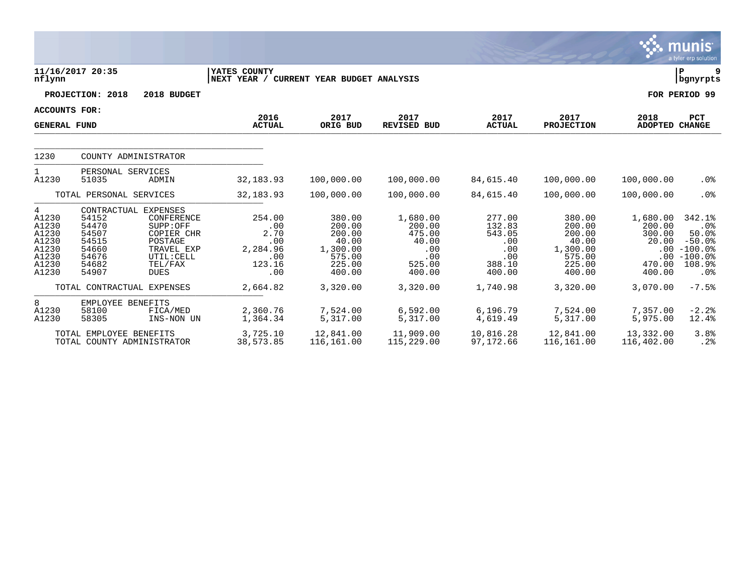11/16/2017 20:35 | YATES COUNTY | P 9
nflynn | NEXT YEAR / CURRENT YEAR BUDGET ANALYSIS | bgnyrpts

**PROJECTION: 2018 2018 BUDGET** — **FOR PERIOD 99**

**ACCOUNTS FOR: GENERAL FUND**

| | | | 2016 ACTUAL | 2017 ORIG BUD | 2017 REVISED BUD | 2017 ACTUAL | 2017 PROJECTION | 2018 ADOPTED | PCT CHANGE |
|---|---|---|---|---|---|---|---|---|---|
| 1230 | COUNTY ADMINISTRATOR | | | | | | | | |
| 1 | PERSONAL SERVICES | | | | | | | | |
| A1230 | 51035 | ADMIN | 32,183.93 | 100,000.00 | 100,000.00 | 84,615.40 | 100,000.00 | 100,000.00 | .0% |
| | TOTAL PERSONAL SERVICES | | 32,183.93 | 100,000.00 | 100,000.00 | 84,615.40 | 100,000.00 | 100,000.00 | .0% |
| 4 | CONTRACTUAL EXPENSES | | | | | | | | |
| A1230 | 54152 | CONFERENCE | 254.00 | 380.00 | 1,680.00 | 277.00 | 380.00 | 1,680.00 | 342.1% |
| A1230 | 54470 | SUPP:OFF | .00 | 200.00 | 200.00 | 132.83 | 200.00 | 200.00 | .0% |
| A1230 | 54507 | COPIER CHR | 2.70 | 200.00 | 475.00 | 543.05 | 200.00 | 300.00 | 50.0% |
| A1230 | 54515 | POSTAGE | .00 | 40.00 | 40.00 | .00 | 40.00 | 20.00 | -50.0% |
| A1230 | 54660 | TRAVEL EXP | 2,284.96 | 1,300.00 | .00 | .00 | 1,300.00 | .00 | -100.0% |
| A1230 | 54676 | UTIL:CELL | .00 | 575.00 | .00 | .00 | 575.00 | .00 | -100.0% |
| A1230 | 54682 | TEL/FAX | 123.16 | 225.00 | 525.00 | 388.10 | 225.00 | 470.00 | 108.9% |
| A1230 | 54907 | DUES | .00 | 400.00 | 400.00 | 400.00 | 400.00 | 400.00 | .0% |
| | TOTAL CONTRACTUAL EXPENSES | | 2,664.82 | 3,320.00 | 3,320.00 | 1,740.98 | 3,320.00 | 3,070.00 | -7.5% |
| 8 | EMPLOYEE BENEFITS | | | | | | | | |
| A1230 | 58100 | FICA/MED | 2,360.76 | 7,524.00 | 6,592.00 | 6,196.79 | 7,524.00 | 7,357.00 | -2.2% |
| A1230 | 58305 | INS-NON UN | 1,364.34 | 5,317.00 | 5,317.00 | 4,619.49 | 5,317.00 | 5,975.00 | 12.4% |
| | TOTAL EMPLOYEE BENEFITS | | 3,725.10 | 12,841.00 | 11,909.00 | 10,816.28 | 12,841.00 | 13,332.00 | 3.8% |
| | TOTAL COUNTY ADMINISTRATOR | | 38,573.85 | 116,161.00 | 115,229.00 | 97,172.66 | 116,161.00 | 116,402.00 | .2% |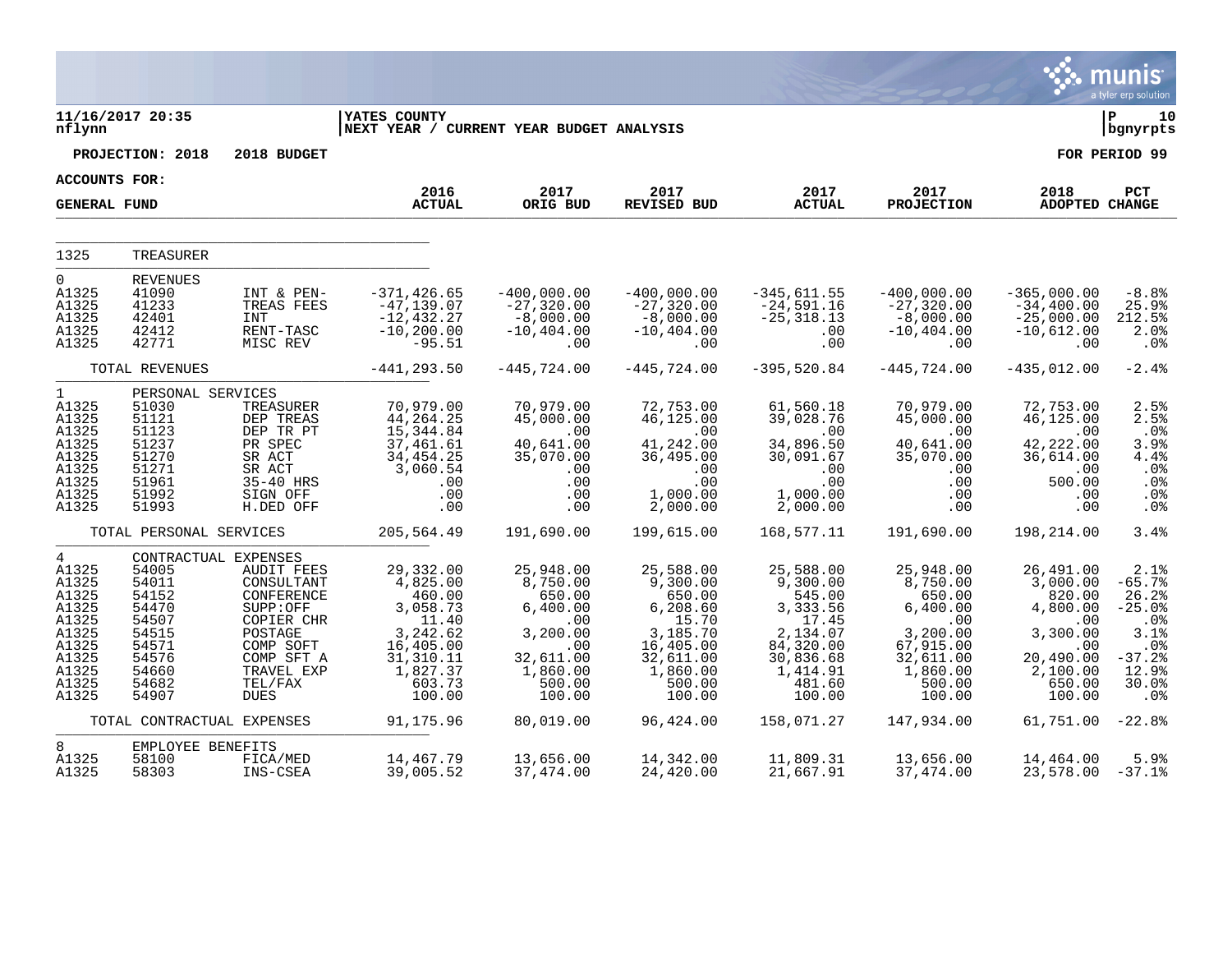**11/16/2017 20:35**
**nflynn**

**YATES COUNTY**
**NEXT YEAR / CURRENT YEAR BUDGET ANALYSIS**

**P 10**
**bgnyrpts**

**PROJECTION: 2018 2018 BUDGET** **FOR PERIOD 99**

**ACCOUNTS FOR:**

**GENERAL FUND**

| | | | 2016 ACTUAL | 2017 ORIG BUD | 2017 REVISED BUD | 2017 ACTUAL | 2017 PROJECTION | 2018 ADOPTED | PCT CHANGE |
|---|---|---|---|---|---|---|---|---|---|
| 1325 | TREASURER | | | | | | | | |
| 0 | REVENUES | | | | | | | | |
| A1325 | 41090 | INT & PEN- | -371,426.65 | -400,000.00 | -400,000.00 | -345,611.55 | -400,000.00 | -365,000.00 | -8.8% |
| A1325 | 41233 | TREAS FEES | -47,139.07 | -27,320.00 | -27,320.00 | -24,591.16 | -27,320.00 | -34,400.00 | 25.9% |
| A1325 | 42401 | INT | -12,432.27 | -8,000.00 | -8,000.00 | -25,318.13 | -8,000.00 | -25,000.00 | 212.5% |
| A1325 | 42412 | RENT-TASC | -10,200.00 | -10,404.00 | -10,404.00 | .00 | -10,404.00 | -10,612.00 | 2.0% |
| A1325 | 42771 | MISC REV | -95.51 | .00 | .00 | .00 | .00 | .00 | .0% |
| | TOTAL REVENUES | | -441,293.50 | -445,724.00 | -445,724.00 | -395,520.84 | -445,724.00 | -435,012.00 | -2.4% |
| 1 | PERSONAL SERVICES | | | | | | | | |
| A1325 | 51030 | TREASURER | 70,979.00 | 70,979.00 | 72,753.00 | 61,560.18 | 70,979.00 | 72,753.00 | 2.5% |
| A1325 | 51121 | DEP TREAS | 44,264.25 | 45,000.00 | 46,125.00 | 39,028.76 | 45,000.00 | 46,125.00 | 2.5% |
| A1325 | 51123 | DEP TR PT | 15,344.84 | .00 | .00 | .00 | .00 | .00 | .0% |
| A1325 | 51237 | PR SPEC | 37,461.61 | 40,641.00 | 41,242.00 | 34,896.50 | 40,641.00 | 42,222.00 | 3.9% |
| A1325 | 51270 | SR ACT | 34,454.25 | 35,070.00 | 36,495.00 | 30,091.67 | 35,070.00 | 36,614.00 | 4.4% |
| A1325 | 51271 | SR ACT | 3,060.54 | .00 | .00 | .00 | .00 | .00 | .0% |
| A1325 | 51961 | 35-40 HRS | .00 | .00 | .00 | .00 | .00 | 500.00 | .0% |
| A1325 | 51992 | SIGN OFF | .00 | .00 | 1,000.00 | 1,000.00 | .00 | .00 | .0% |
| A1325 | 51993 | H.DED OFF | .00 | .00 | 2,000.00 | 2,000.00 | .00 | .00 | .0% |
| | TOTAL PERSONAL SERVICES | | 205,564.49 | 191,690.00 | 199,615.00 | 168,577.11 | 191,690.00 | 198,214.00 | 3.4% |
| 4 | CONTRACTUAL EXPENSES | | | | | | | | |
| A1325 | 54005 | AUDIT FEES | 29,332.00 | 25,948.00 | 25,588.00 | 25,588.00 | 25,948.00 | 26,491.00 | 2.1% |
| A1325 | 54011 | CONSULTANT | 4,825.00 | 8,750.00 | 9,300.00 | 9,300.00 | 8,750.00 | 3,000.00 | -65.7% |
| A1325 | 54152 | CONFERENCE | 460.00 | 650.00 | 650.00 | 545.00 | 650.00 | 820.00 | 26.2% |
| A1325 | 54470 | SUPP:OFF | 3,058.73 | 6,400.00 | 6,208.60 | 3,333.56 | 6,400.00 | 4,800.00 | -25.0% |
| A1325 | 54507 | COPIER CHR | 11.40 | .00 | 15.70 | 17.45 | .00 | .00 | .0% |
| A1325 | 54515 | POSTAGE | 3,242.62 | 3,200.00 | 3,185.70 | 2,134.07 | 3,200.00 | 3,300.00 | 3.1% |
| A1325 | 54571 | COMP SOFT | 16,405.00 | .00 | 16,405.00 | 84,320.00 | 67,915.00 | .00 | .0% |
| A1325 | 54576 | COMP SFT A | 31,310.11 | 32,611.00 | 32,611.00 | 30,836.68 | 32,611.00 | 20,490.00 | -37.2% |
| A1325 | 54660 | TRAVEL EXP | 1,827.37 | 1,860.00 | 1,860.00 | 1,414.91 | 1,860.00 | 2,100.00 | 12.9% |
| A1325 | 54682 | TEL/FAX | 603.73 | 500.00 | 500.00 | 481.60 | 500.00 | 650.00 | 30.0% |
| A1325 | 54907 | DUES | 100.00 | 100.00 | 100.00 | 100.00 | 100.00 | 100.00 | .0% |
| | TOTAL CONTRACTUAL EXPENSES | | 91,175.96 | 80,019.00 | 96,424.00 | 158,071.27 | 147,934.00 | 61,751.00 | -22.8% |
| 8 | EMPLOYEE BENEFITS | | | | | | | | |
| A1325 | 58100 | FICA/MED | 14,467.79 | 13,656.00 | 14,342.00 | 11,809.31 | 13,656.00 | 14,464.00 | 5.9% |
| A1325 | 58303 | INS-CSEA | 39,005.52 | 37,474.00 | 24,420.00 | 21,667.91 | 37,474.00 | 23,578.00 | -37.1% |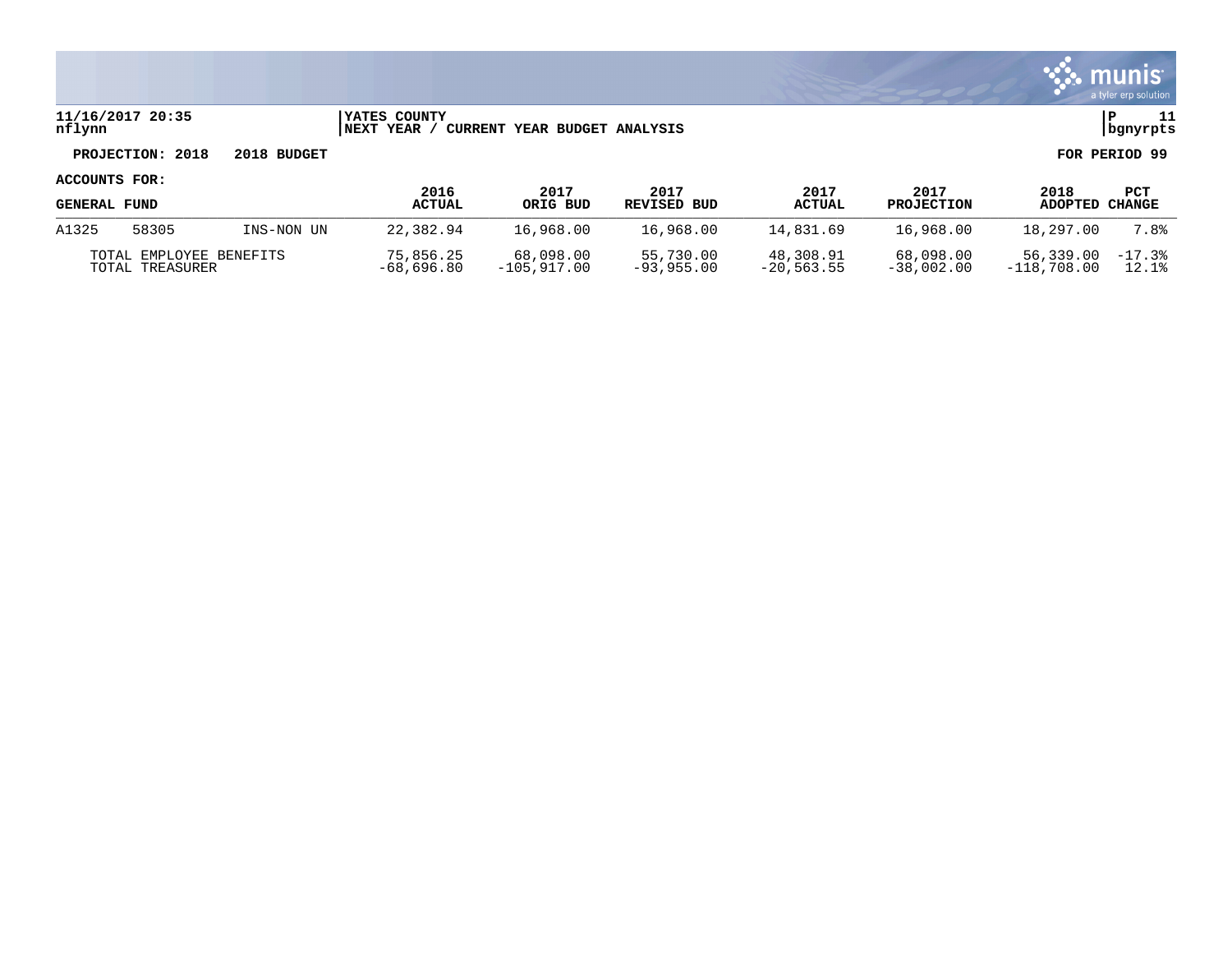**11/16/2017 20:35**
**nflynn**

**YATES COUNTY**
**NEXT YEAR / CURRENT YEAR BUDGET ANALYSIS**

**P 11**
**bgnyrpts**

**PROJECTION: 2018 2018 BUDGET**

**FOR PERIOD 99**

**ACCOUNTS FOR:**

| GENERAL FUND | | | 2016 ACTUAL | 2017 ORIG BUD | 2017 REVISED BUD | 2017 ACTUAL | 2017 PROJECTION | 2018 ADOPTED | PCT CHANGE |
|---|---|---|---|---|---|---|---|---|---|
| A1325 | 58305 | INS-NON UN | 22,382.94 | 16,968.00 | 16,968.00 | 14,831.69 | 16,968.00 | 18,297.00 | 7.8% |
| TOTAL EMPLOYEE BENEFITS | | | 75,856.25 | 68,098.00 | 55,730.00 | 48,308.91 | 68,098.00 | 56,339.00 | -17.3% |
| TOTAL TREASURER | | | -68,696.80 | -105,917.00 | -93,955.00 | -20,563.55 | -38,002.00 | -118,708.00 | 12.1% |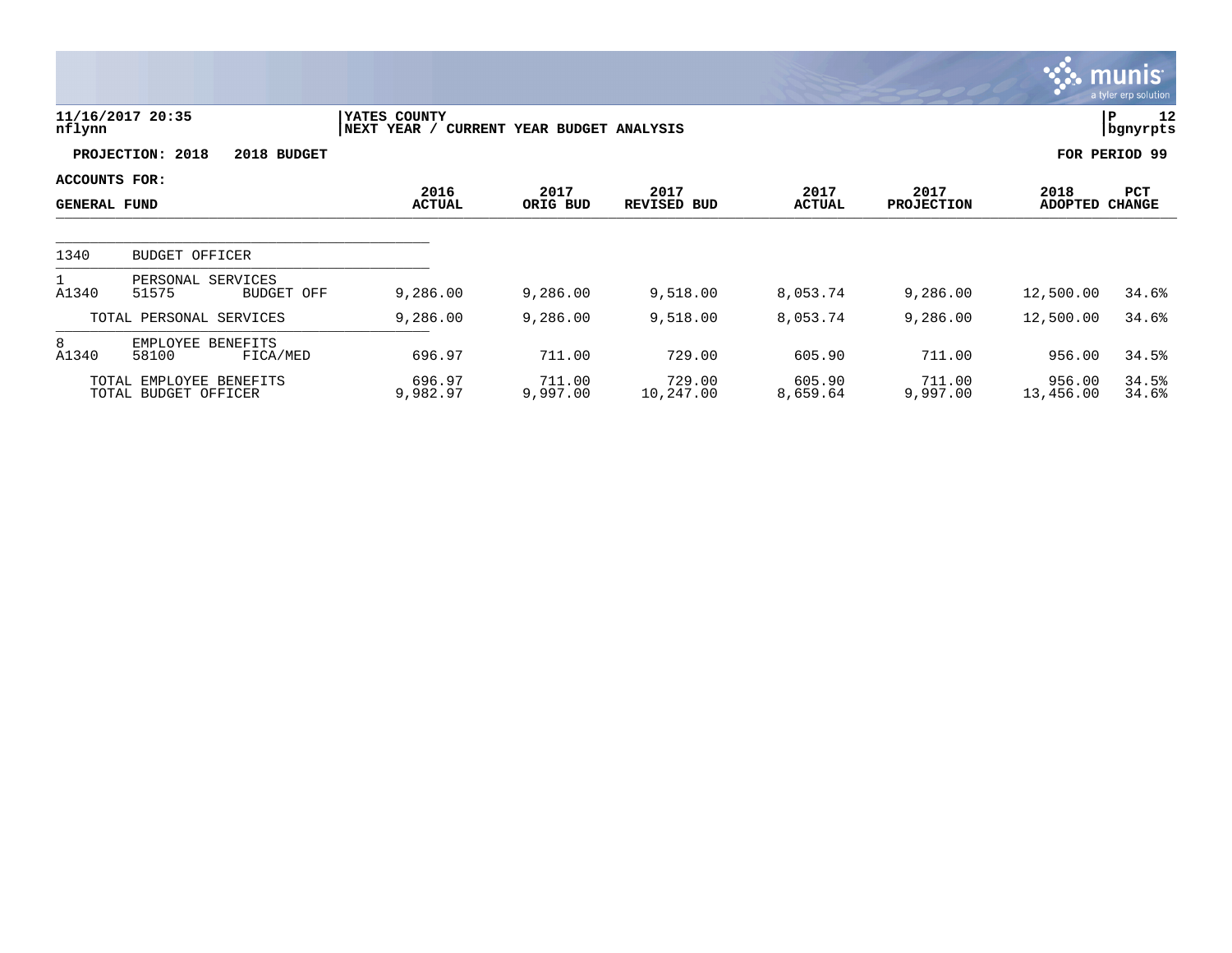**11/16/2017 20:35**
**nflynn**

**YATES COUNTY**
**NEXT YEAR / CURRENT YEAR BUDGET ANALYSIS**

**PROJECTION: 2018 2018 BUDGET**

**FOR PERIOD 99**

**ACCOUNTS FOR:**

| GENERAL FUND | | | 2016 ACTUAL | 2017 ORIG BUD | 2017 REVISED BUD | 2017 ACTUAL | 2017 PROJECTION | 2018 ADOPTED | PCT CHANGE |
|---|---|---|---|---|---|---|---|---|---|
| 1340 | BUDGET OFFICER | | | | | | | | |
| 1 | PERSONAL SERVICES | | | | | | | | |
| A1340 | 51575 | BUDGET OFF | 9,286.00 | 9,286.00 | 9,518.00 | 8,053.74 | 9,286.00 | 12,500.00 | 34.6% |
| | TOTAL PERSONAL SERVICES | | 9,286.00 | 9,286.00 | 9,518.00 | 8,053.74 | 9,286.00 | 12,500.00 | 34.6% |
| 8 | EMPLOYEE BENEFITS | | | | | | | | |
| A1340 | 58100 | FICA/MED | 696.97 | 711.00 | 729.00 | 605.90 | 711.00 | 956.00 | 34.5% |
| | TOTAL EMPLOYEE BENEFITS | | 696.97 | 711.00 | 729.00 | 605.90 | 711.00 | 956.00 | 34.5% |
| | TOTAL BUDGET OFFICER | | 9,982.97 | 9,997.00 | 10,247.00 | 8,659.64 | 9,997.00 | 13,456.00 | 34.6% |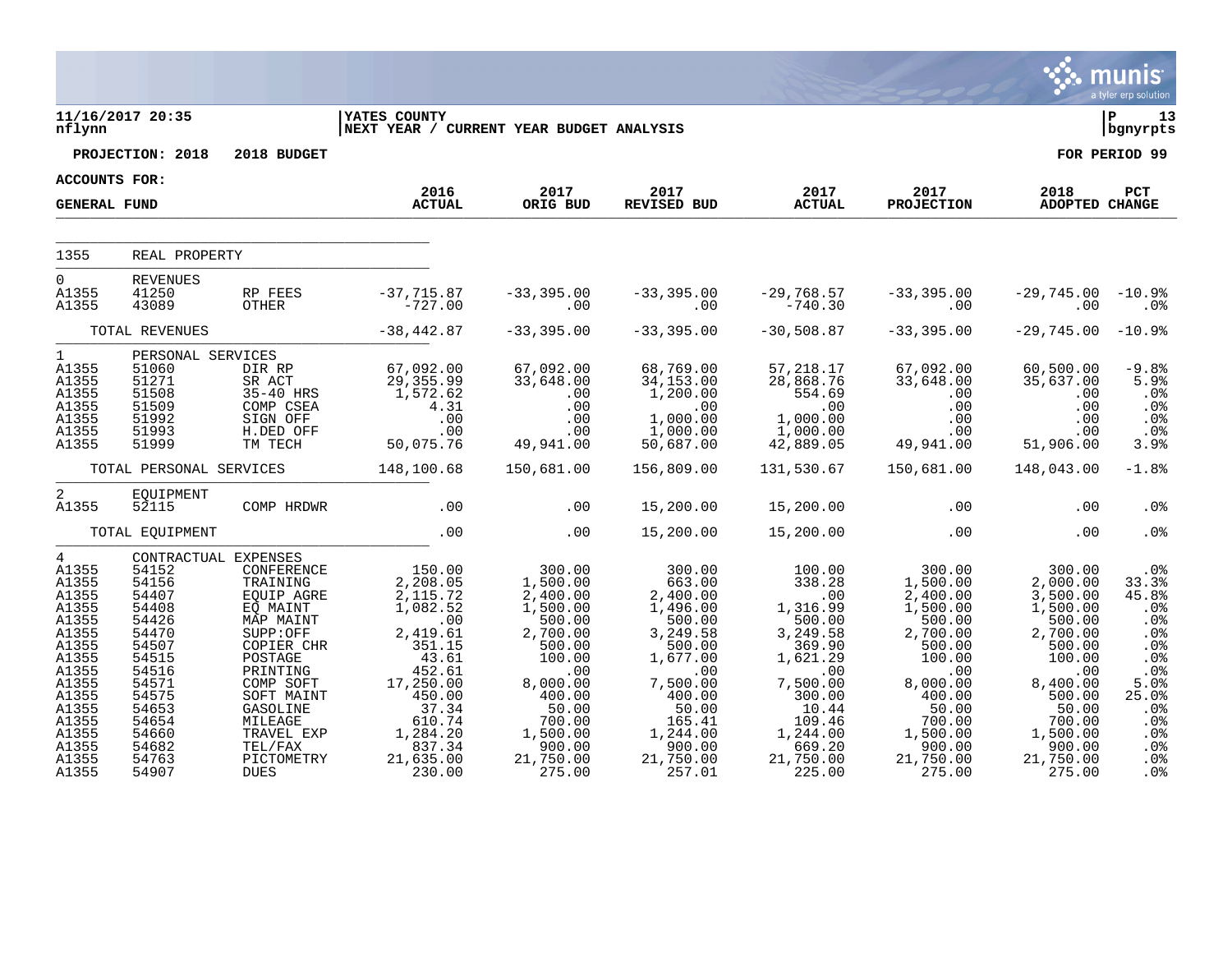11/16/2017 20:35
nflynn

YATES COUNTY
NEXT YEAR / CURRENT YEAR BUDGET ANALYSIS

P 13
bgnyrpts

**PROJECTION: 2018 2018 BUDGET** **FOR PERIOD 99**

**ACCOUNTS FOR:**

| GENERAL FUND | | | 2016 ACTUAL | 2017 ORIG BUD | 2017 REVISED BUD | 2017 ACTUAL | 2017 PROJECTION | 2018 ADOPTED | PCT CHANGE |
|---|---|---|---|---|---|---|---|---|---|
| 1355 | REAL PROPERTY | | | | | | | | |
| 0 | REVENUES | | | | | | | | |
| A1355 | 41250 | RP FEES | -37,715.87 | -33,395.00 | -33,395.00 | -29,768.57 | -33,395.00 | -29,745.00 | -10.9% |
| A1355 | 43089 | OTHER | -727.00 | .00 | .00 | -740.30 | .00 | .00 | .0% |
| | TOTAL REVENUES | | -38,442.87 | -33,395.00 | -33,395.00 | -30,508.87 | -33,395.00 | -29,745.00 | -10.9% |
| 1 | PERSONAL SERVICES | | | | | | | | |
| A1355 | 51060 | DIR RP | 67,092.00 | 67,092.00 | 68,769.00 | 57,218.17 | 67,092.00 | 60,500.00 | -9.8% |
| A1355 | 51271 | SR ACT | 29,355.99 | 33,648.00 | 34,153.00 | 28,868.76 | 33,648.00 | 35,637.00 | 5.9% |
| A1355 | 51508 | 35-40 HRS | 1,572.62 | .00 | 1,200.00 | 554.69 | .00 | .00 | .0% |
| A1355 | 51509 | COMP CSEA | 4.31 | .00 | .00 | .00 | .00 | .00 | .0% |
| A1355 | 51992 | SIGN OFF | .00 | .00 | 1,000.00 | 1,000.00 | .00 | .00 | .0% |
| A1355 | 51993 | H.DED OFF | .00 | .00 | 1,000.00 | 1,000.00 | .00 | .00 | .0% |
| A1355 | 51999 | TM TECH | 50,075.76 | 49,941.00 | 50,687.00 | 42,889.05 | 49,941.00 | 51,906.00 | 3.9% |
| | TOTAL PERSONAL SERVICES | | 148,100.68 | 150,681.00 | 156,809.00 | 131,530.67 | 150,681.00 | 148,043.00 | -1.8% |
| 2 | EQUIPMENT | | | | | | | | |
| A1355 | 52115 | COMP HRDWR | .00 | .00 | 15,200.00 | 15,200.00 | .00 | .00 | .0% |
| | TOTAL EQUIPMENT | | .00 | .00 | 15,200.00 | 15,200.00 | .00 | .00 | .0% |
| 4 | CONTRACTUAL EXPENSES | | | | | | | | |
| A1355 | 54152 | CONFERENCE | 150.00 | 300.00 | 300.00 | 100.00 | 300.00 | 300.00 | .0% |
| A1355 | 54156 | TRAINING | 2,208.05 | 1,500.00 | 663.00 | 338.28 | 1,500.00 | 2,000.00 | 33.3% |
| A1355 | 54407 | EQUIP AGRE | 2,115.72 | 2,400.00 | 2,400.00 | .00 | 2,400.00 | 3,500.00 | 45.8% |
| A1355 | 54408 | EQ MAINT | 1,082.52 | 1,500.00 | 1,496.00 | 1,316.99 | 1,500.00 | 1,500.00 | .0% |
| A1355 | 54426 | MAP MAINT | .00 | 500.00 | 500.00 | 500.00 | 500.00 | 500.00 | .0% |
| A1355 | 54470 | SUPP:OFF | 2,419.61 | 2,700.00 | 3,249.58 | 3,249.58 | 2,700.00 | 2,700.00 | .0% |
| A1355 | 54507 | COPIER CHR | 351.15 | 500.00 | 500.00 | 369.90 | 500.00 | 500.00 | .0% |
| A1355 | 54515 | POSTAGE | 43.61 | 100.00 | 1,677.00 | 1,621.29 | 100.00 | 100.00 | .0% |
| A1355 | 54516 | PRINTING | 452.61 | .00 | .00 | .00 | .00 | .00 | .0% |
| A1355 | 54571 | COMP SOFT | 17,250.00 | 8,000.00 | 7,500.00 | 7,500.00 | 8,000.00 | 8,400.00 | 5.0% |
| A1355 | 54575 | SOFT MAINT | 450.00 | 400.00 | 400.00 | 300.00 | 400.00 | 500.00 | 25.0% |
| A1355 | 54653 | GASOLINE | 37.34 | 50.00 | 50.00 | 10.44 | 50.00 | 50.00 | .0% |
| A1355 | 54654 | MILEAGE | 610.74 | 700.00 | 165.41 | 109.46 | 700.00 | 700.00 | .0% |
| A1355 | 54660 | TRAVEL EXP | 1,284.20 | 1,500.00 | 1,244.00 | 1,244.00 | 1,500.00 | 1,500.00 | .0% |
| A1355 | 54682 | TEL/FAX | 837.34 | 900.00 | 900.00 | 669.20 | 900.00 | 900.00 | .0% |
| A1355 | 54763 | PICTOMETRY | 21,635.00 | 21,750.00 | 21,750.00 | 21,750.00 | 21,750.00 | 21,750.00 | .0% |
| A1355 | 54907 | DUES | 230.00 | 275.00 | 257.01 | 225.00 | 275.00 | 275.00 | .0% |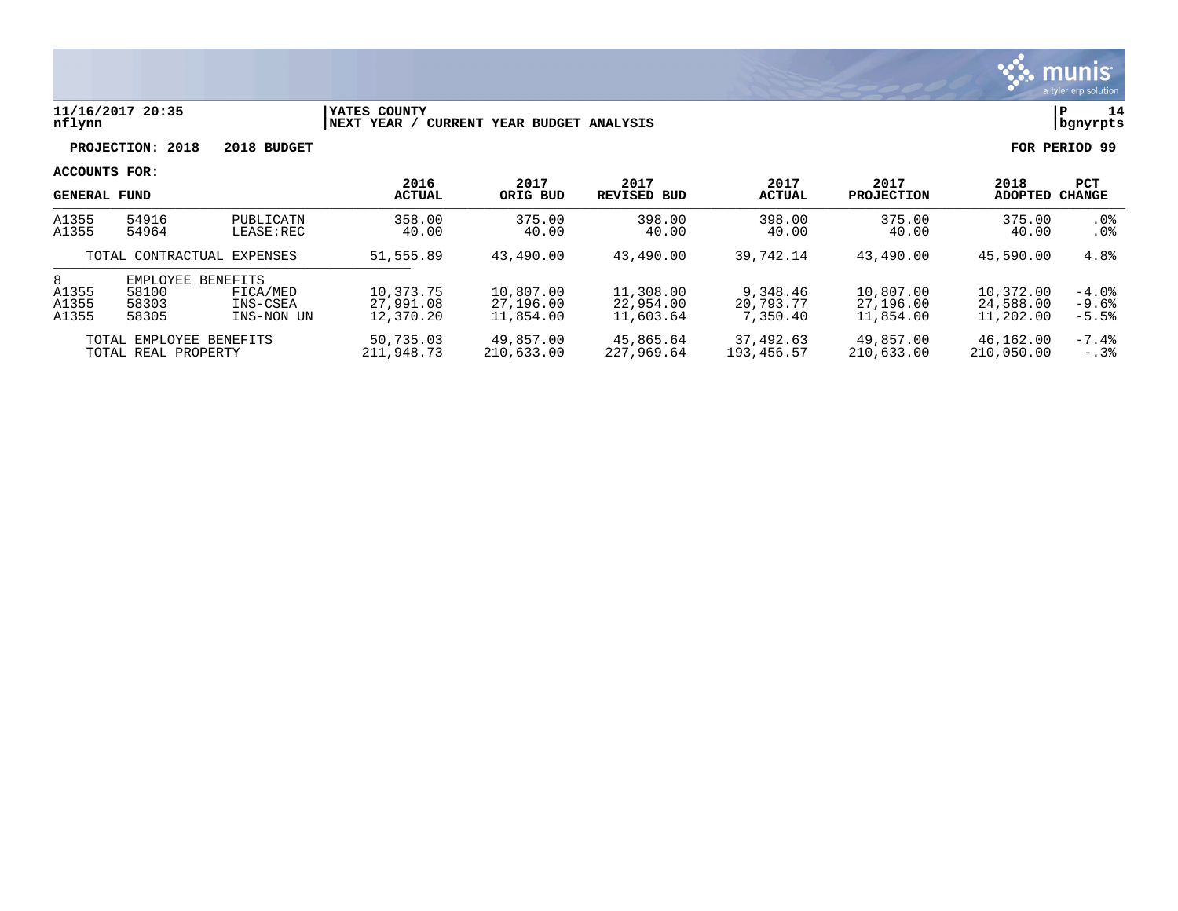**11/16/2017 20:35** | **YATES COUNTY**
**nflynn** | **NEXT YEAR / CURRENT YEAR BUDGET ANALYSIS**

**PROJECTION: 2018 2018 BUDGET** | **FOR PERIOD 99**

**ACCOUNTS FOR:**

| GENERAL FUND | | | 2016 ACTUAL | 2017 ORIG BUD | 2017 REVISED BUD | 2017 ACTUAL | 2017 PROJECTION | 2018 ADOPTED | PCT CHANGE |
|---|---|---|---|---|---|---|---|---|---|
| A1355 | 54916 | PUBLICATN | 358.00 | 375.00 | 398.00 | 398.00 | 375.00 | 375.00 | .0% |
| A1355 | 54964 | LEASE:REC | 40.00 | 40.00 | 40.00 | 40.00 | 40.00 | 40.00 | .0% |
| TOTAL CONTRACTUAL EXPENSES | | | 51,555.89 | 43,490.00 | 43,490.00 | 39,742.14 | 43,490.00 | 45,590.00 | 4.8% |
| 8 | EMPLOYEE BENEFITS | | | | | | | | |
| A1355 | 58100 | FICA/MED | 10,373.75 | 10,807.00 | 11,308.00 | 9,348.46 | 10,807.00 | 10,372.00 | -4.0% |
| A1355 | 58303 | INS-CSEA | 27,991.08 | 27,196.00 | 22,954.00 | 20,793.77 | 27,196.00 | 24,588.00 | -9.6% |
| A1355 | 58305 | INS-NON UN | 12,370.20 | 11,854.00 | 11,603.64 | 7,350.40 | 11,854.00 | 11,202.00 | -5.5% |
| TOTAL EMPLOYEE BENEFITS | | | 50,735.03 | 49,857.00 | 45,865.64 | 37,492.63 | 49,857.00 | 46,162.00 | -7.4% |
| TOTAL REAL PROPERTY | | | 211,948.73 | 210,633.00 | 227,969.64 | 193,456.57 | 210,633.00 | 210,050.00 | -.3% |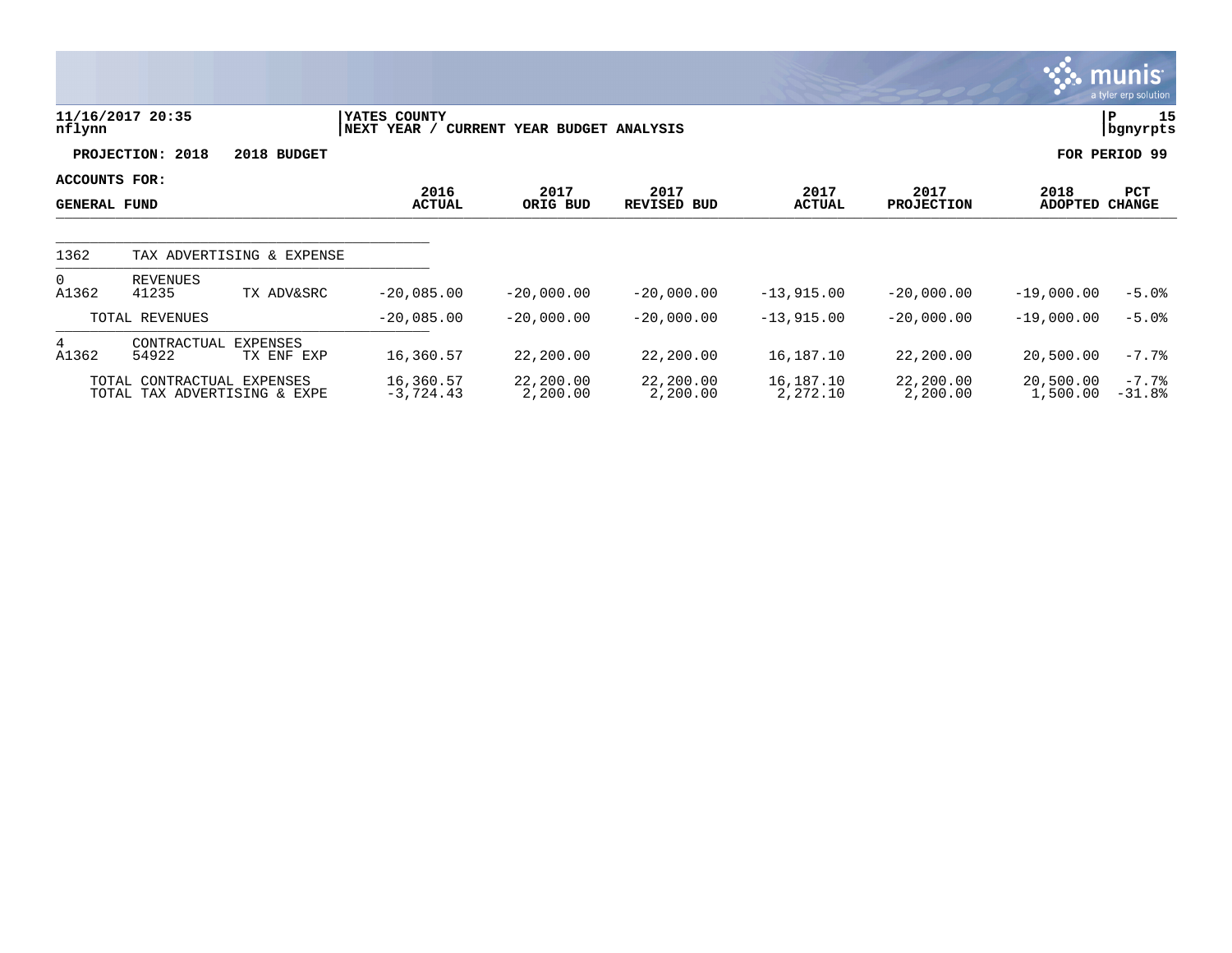YATES COUNTY
NEXT YEAR / CURRENT YEAR BUDGET ANALYSIS

11/16/2017 20:35
nflynn

P 15
bgnyrpts

**PROJECTION: 2018 2018 BUDGET** **FOR PERIOD 99**

**ACCOUNTS FOR:**

| GENERAL FUND | | | 2016 ACTUAL | 2017 ORIG BUD | 2017 REVISED BUD | 2017 ACTUAL | 2017 PROJECTION | 2018 ADOPTED | PCT CHANGE |
|---|---|---|---|---|---|---|---|---|---|
| 1362 | TAX ADVERTISING & EXPENSE | | | | | | | | |
| 0 | REVENUES | | | | | | | | |
| A1362 | 41235 | TX ADV&SRC | -20,085.00 | -20,000.00 | -20,000.00 | -13,915.00 | -20,000.00 | -19,000.00 | -5.0% |
| | TOTAL REVENUES | | -20,085.00 | -20,000.00 | -20,000.00 | -13,915.00 | -20,000.00 | -19,000.00 | -5.0% |
| 4 | CONTRACTUAL EXPENSES | | | | | | | | |
| A1362 | 54922 | TX ENF EXP | 16,360.57 | 22,200.00 | 22,200.00 | 16,187.10 | 22,200.00 | 20,500.00 | -7.7% |
| | TOTAL CONTRACTUAL EXPENSES | | 16,360.57 | 22,200.00 | 22,200.00 | 16,187.10 | 22,200.00 | 20,500.00 | -7.7% |
| | TOTAL TAX ADVERTISING & EXPE | | -3,724.43 | 2,200.00 | 2,200.00 | 2,272.10 | 2,200.00 | 1,500.00 | -31.8% |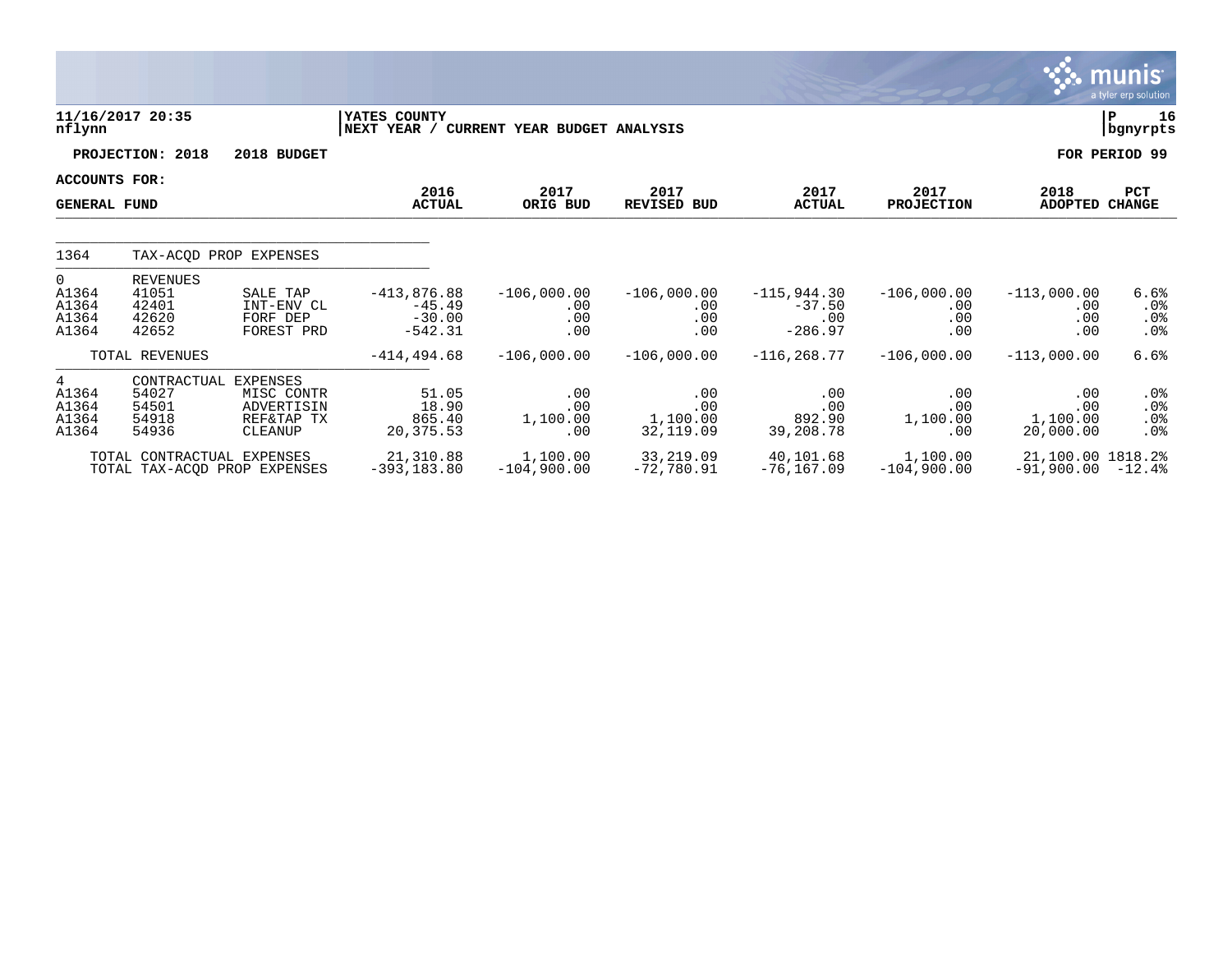**11/16/2017 20:35** | **YATES COUNTY** | **P 16**
**nflynn** | **NEXT YEAR / CURRENT YEAR BUDGET ANALYSIS** | **bgnyrpts**

**PROJECTION: 2018 2018 BUDGET** — **FOR PERIOD 99**

**ACCOUNTS FOR: GENERAL FUND**

| | | | 2016 ACTUAL | 2017 ORIG BUD | 2017 REVISED BUD | 2017 ACTUAL | 2017 PROJECTION | 2018 ADOPTED | PCT CHANGE |
|---|---|---|---|---|---|---|---|---|---|
| 1364 | TAX-ACQD PROP EXPENSES | | | | | | | | |
| 0 | REVENUES | | | | | | | | |
| A1364 | 41051 | SALE TAP | -413,876.88 | -106,000.00 | -106,000.00 | -115,944.30 | -106,000.00 | -113,000.00 | 6.6% |
| A1364 | 42401 | INT-ENV CL | -45.49 | .00 | .00 | -37.50 | .00 | .00 | .0% |
| A1364 | 42620 | FORF DEP | -30.00 | .00 | .00 | .00 | .00 | .00 | .0% |
| A1364 | 42652 | FOREST PRD | -542.31 | .00 | .00 | -286.97 | .00 | .00 | .0% |
| | TOTAL REVENUES | | -414,494.68 | -106,000.00 | -106,000.00 | -116,268.77 | -106,000.00 | -113,000.00 | 6.6% |
| 4 | CONTRACTUAL EXPENSES | | | | | | | | |
| A1364 | 54027 | MISC CONTR | 51.05 | .00 | .00 | .00 | .00 | .00 | .0% |
| A1364 | 54501 | ADVERTISIN | 18.90 | .00 | .00 | .00 | .00 | .00 | .0% |
| A1364 | 54918 | REF&TAP TX | 865.40 | 1,100.00 | 1,100.00 | 892.90 | 1,100.00 | 1,100.00 | .0% |
| A1364 | 54936 | CLEANUP | 20,375.53 | .00 | 32,119.09 | 39,208.78 | .00 | 20,000.00 | .0% |
| | TOTAL CONTRACTUAL EXPENSES | | 21,310.88 | 1,100.00 | 33,219.09 | 40,101.68 | 1,100.00 | 21,100.00 | 1818.2% |
| | TOTAL TAX-ACQD PROP EXPENSES | | -393,183.80 | -104,900.00 | -72,780.91 | -76,167.09 | -104,900.00 | -91,900.00 | -12.4% |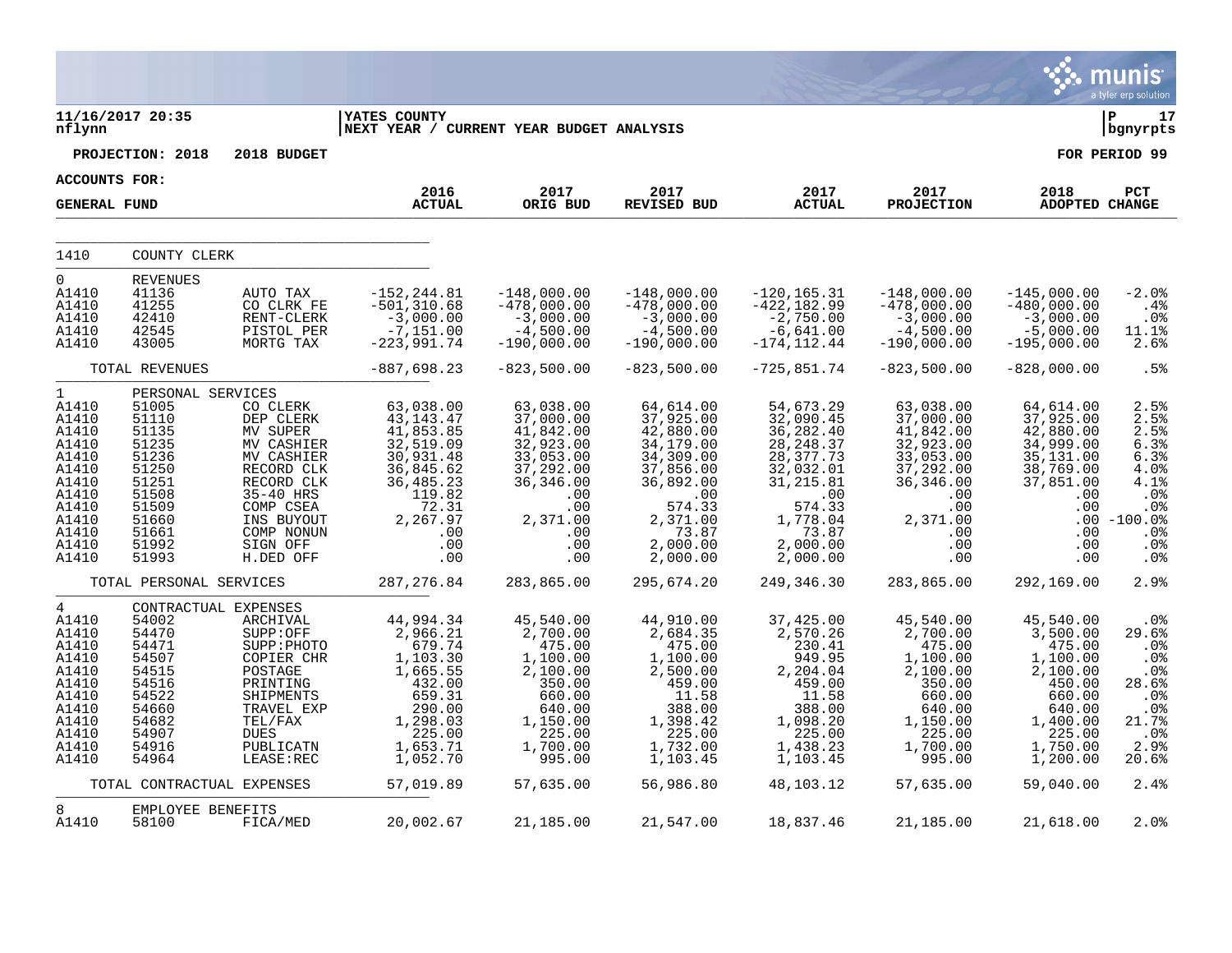**11/16/2017 20:35**
**nflynn**

**YATES COUNTY**
**NEXT YEAR / CURRENT YEAR BUDGET ANALYSIS**

**P 17**
**bgnyrpts**

**PROJECTION: 2018 2018 BUDGET** **FOR PERIOD 99**

**ACCOUNTS FOR:**

**GENERAL FUND**

| | | | 2016 ACTUAL | 2017 ORIG BUD | 2017 REVISED BUD | 2017 ACTUAL | 2017 PROJECTION | 2018 ADOPTED | PCT CHANGE |
|---|---|---|---|---|---|---|---|---|---|
| 1410 | COUNTY CLERK | | | | | | | | |
| 0 | REVENUES | | | | | | | | |
| A1410 | 41136 | AUTO TAX | -152,244.81 | -148,000.00 | -148,000.00 | -120,165.31 | -148,000.00 | -145,000.00 | -2.0% |
| A1410 | 41255 | CO CLRK FE | -501,310.68 | -478,000.00 | -478,000.00 | -422,182.99 | -478,000.00 | -480,000.00 | .4% |
| A1410 | 42410 | RENT-CLERK | -3,000.00 | -3,000.00 | -3,000.00 | -2,750.00 | -3,000.00 | -3,000.00 | .0% |
| A1410 | 42545 | PISTOL PER | -7,151.00 | -4,500.00 | -4,500.00 | -6,641.00 | -4,500.00 | -5,000.00 | 11.1% |
| A1410 | 43005 | MORTG TAX | -223,991.74 | -190,000.00 | -190,000.00 | -174,112.44 | -190,000.00 | -195,000.00 | 2.6% |
| | TOTAL REVENUES | | -887,698.23 | -823,500.00 | -823,500.00 | -725,851.74 | -823,500.00 | -828,000.00 | .5% |
| 1 | PERSONAL SERVICES | | | | | | | | |
| A1410 | 51005 | CO CLERK | 63,038.00 | 63,038.00 | 64,614.00 | 54,673.29 | 63,038.00 | 64,614.00 | 2.5% |
| A1410 | 51110 | DEP CLERK | 43,143.47 | 37,000.00 | 37,925.00 | 32,090.45 | 37,000.00 | 37,925.00 | 2.5% |
| A1410 | 51135 | MV SUPER | 41,853.85 | 41,842.00 | 42,880.00 | 36,282.40 | 41,842.00 | 42,880.00 | 2.5% |
| A1410 | 51235 | MV CASHIER | 32,519.09 | 32,923.00 | 34,179.00 | 28,248.37 | 32,923.00 | 34,999.00 | 6.3% |
| A1410 | 51236 | MV CASHIER | 30,931.48 | 33,053.00 | 34,309.00 | 28,377.73 | 33,053.00 | 35,131.00 | 6.3% |
| A1410 | 51250 | RECORD CLK | 36,845.62 | 37,292.00 | 37,856.00 | 32,032.01 | 37,292.00 | 38,769.00 | 4.0% |
| A1410 | 51251 | RECORD CLK | 36,485.23 | 36,346.00 | 36,892.00 | 31,215.81 | 36,346.00 | 37,851.00 | 4.1% |
| A1410 | 51508 | 35-40 HRS | 119.82 | .00 | .00 | .00 | .00 | .00 | .0% |
| A1410 | 51509 | COMP CSEA | 72.31 | .00 | 574.33 | 574.33 | .00 | .00 | .0% |
| A1410 | 51660 | INS BUYOUT | 2,267.97 | 2,371.00 | 2,371.00 | 1,778.04 | 2,371.00 | .00 | -100.0% |
| A1410 | 51661 | COMP NONUN | .00 | .00 | 73.87 | 73.87 | .00 | .00 | .0% |
| A1410 | 51992 | SIGN OFF | .00 | .00 | 2,000.00 | 2,000.00 | .00 | .00 | .0% |
| A1410 | 51993 | H.DED OFF | .00 | .00 | 2,000.00 | 2,000.00 | .00 | .00 | .0% |
| | TOTAL PERSONAL SERVICES | | 287,276.84 | 283,865.00 | 295,674.20 | 249,346.30 | 283,865.00 | 292,169.00 | 2.9% |
| 4 | CONTRACTUAL EXPENSES | | | | | | | | |
| A1410 | 54002 | ARCHIVAL | 44,994.34 | 45,540.00 | 44,910.00 | 37,425.00 | 45,540.00 | 45,540.00 | .0% |
| A1410 | 54470 | SUPP:OFF | 2,966.21 | 2,700.00 | 2,684.35 | 2,570.26 | 2,700.00 | 3,500.00 | 29.6% |
| A1410 | 54471 | SUPP:PHOTO | 679.74 | 475.00 | 475.00 | 230.41 | 475.00 | 475.00 | .0% |
| A1410 | 54507 | COPIER CHR | 1,103.30 | 1,100.00 | 1,100.00 | 949.95 | 1,100.00 | 1,100.00 | .0% |
| A1410 | 54515 | POSTAGE | 1,665.55 | 2,100.00 | 2,500.00 | 2,204.04 | 2,100.00 | 2,100.00 | .0% |
| A1410 | 54516 | PRINTING | 432.00 | 350.00 | 459.00 | 459.00 | 350.00 | 450.00 | 28.6% |
| A1410 | 54522 | SHIPMENTS | 659.31 | 660.00 | 11.58 | 11.58 | 660.00 | 660.00 | .0% |
| A1410 | 54660 | TRAVEL EXP | 290.00 | 640.00 | 388.00 | 388.00 | 640.00 | 640.00 | .0% |
| A1410 | 54682 | TEL/FAX | 1,298.03 | 1,150.00 | 1,398.42 | 1,098.20 | 1,150.00 | 1,400.00 | 21.7% |
| A1410 | 54907 | DUES | 225.00 | 225.00 | 225.00 | 225.00 | 225.00 | 225.00 | .0% |
| A1410 | 54916 | PUBLICATN | 1,653.71 | 1,700.00 | 1,732.00 | 1,438.23 | 1,700.00 | 1,750.00 | 2.9% |
| A1410 | 54964 | LEASE:REC | 1,052.70 | 995.00 | 1,103.45 | 1,103.45 | 995.00 | 1,200.00 | 20.6% |
| | TOTAL CONTRACTUAL EXPENSES | | 57,019.89 | 57,635.00 | 56,986.80 | 48,103.12 | 57,635.00 | 59,040.00 | 2.4% |
| 8 | EMPLOYEE BENEFITS | | | | | | | | |
| A1410 | 58100 | FICA/MED | 20,002.67 | 21,185.00 | 21,547.00 | 18,837.46 | 21,185.00 | 21,618.00 | 2.0% |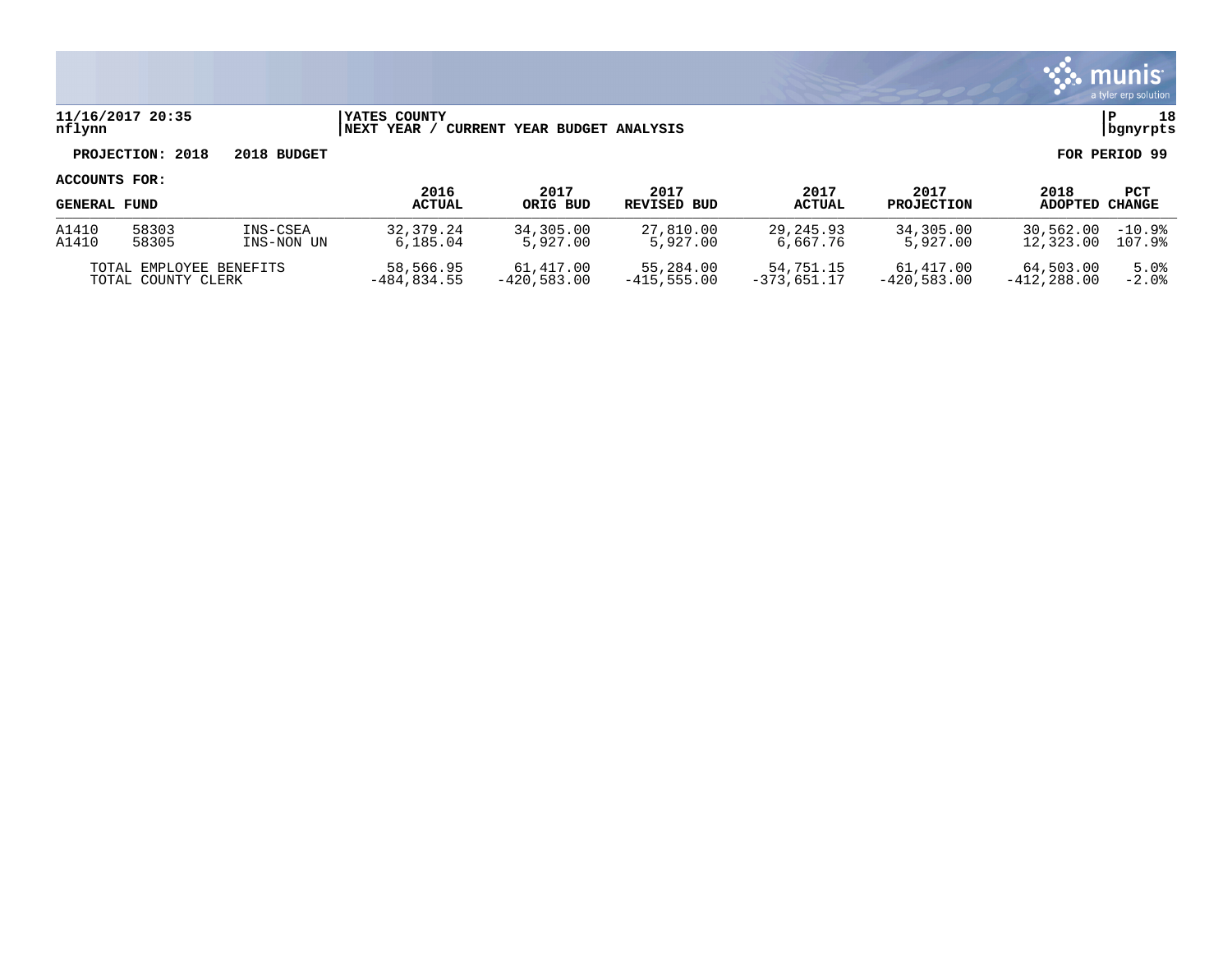**11/16/2017 20:35** | **YATES COUNTY** | **P 18**
**nflynn** | **NEXT YEAR / CURRENT YEAR BUDGET ANALYSIS** | **bgnyrpts**

**PROJECTION: 2018 2018 BUDGET** **FOR PERIOD 99**

**ACCOUNTS FOR:**

| GENERAL FUND | | | 2016 ACTUAL | 2017 ORIG BUD | 2017 REVISED BUD | 2017 ACTUAL | 2017 PROJECTION | 2018 ADOPTED | PCT CHANGE |
|---|---|---|---|---|---|---|---|---|---|
| A1410 | 58303 | INS-CSEA | 32,379.24 | 34,305.00 | 27,810.00 | 29,245.93 | 34,305.00 | 30,562.00 | -10.9% |
| A1410 | 58305 | INS-NON UN | 6,185.04 | 5,927.00 | 5,927.00 | 6,667.76 | 5,927.00 | 12,323.00 | 107.9% |
| TOTAL EMPLOYEE BENEFITS | | | 58,566.95 | 61,417.00 | 55,284.00 | 54,751.15 | 61,417.00 | 64,503.00 | 5.0% |
| TOTAL COUNTY CLERK | | | -484,834.55 | -420,583.00 | -415,555.00 | -373,651.17 | -420,583.00 | -412,288.00 | -2.0% |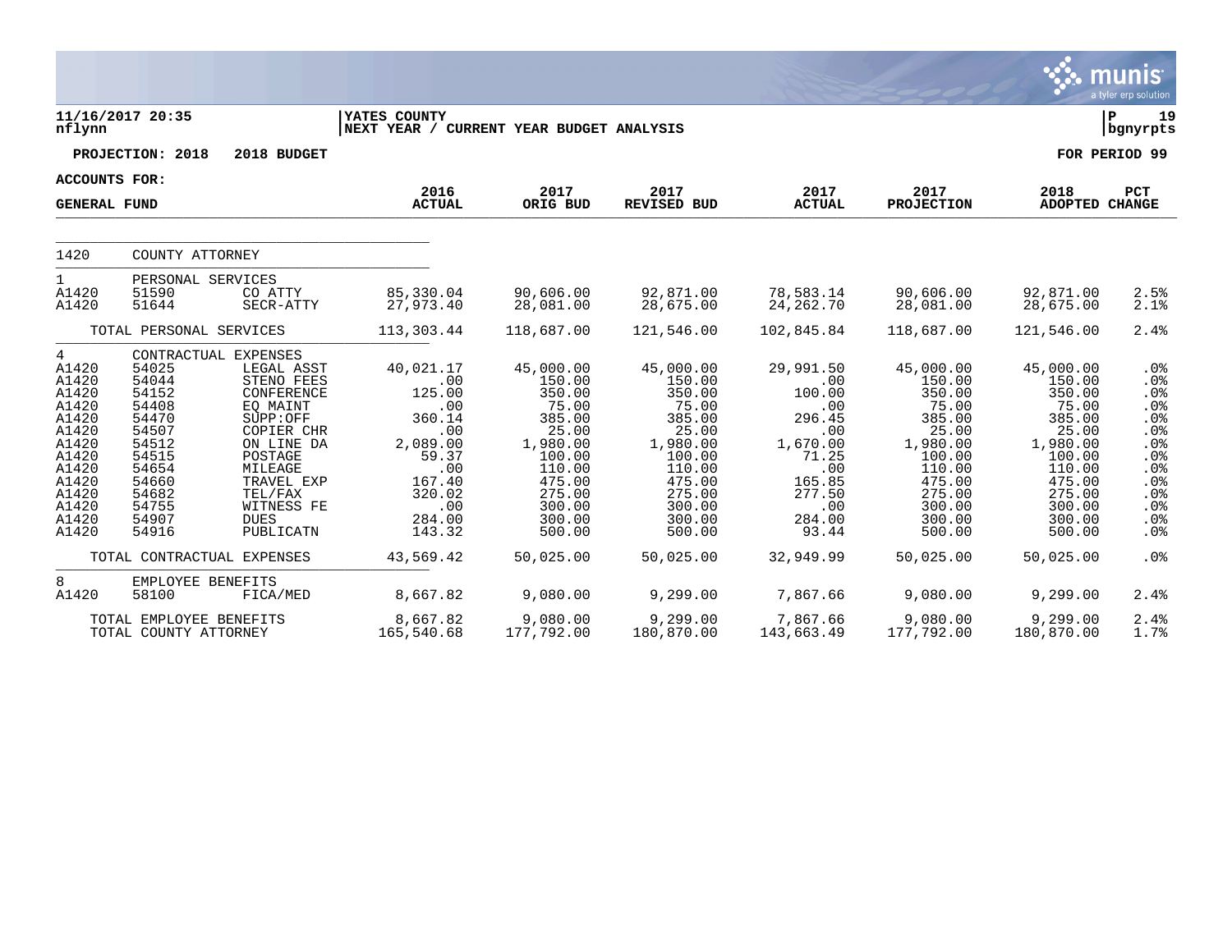11/16/2017 20:35
nflynn

YATES COUNTY
NEXT YEAR / CURRENT YEAR BUDGET ANALYSIS

P 19
bgnyrpts

PROJECTION: 2018 2018 BUDGET

FOR PERIOD 99

ACCOUNTS FOR:
GENERAL FUND

| | | | 2016 ACTUAL | 2017 ORIG BUD | 2017 REVISED BUD | 2017 ACTUAL | 2017 PROJECTION | 2018 ADOPTED | PCT CHANGE |
|---|---|---|---|---|---|---|---|---|---|
| 1420 | COUNTY ATTORNEY | | | | | | | | |
| 1 | PERSONAL SERVICES | | | | | | | | |
| A1420 | 51590 | CO ATTY | 85,330.04 | 90,606.00 | 92,871.00 | 78,583.14 | 90,606.00 | 92,871.00 | 2.5% |
| A1420 | 51644 | SECR-ATTY | 27,973.40 | 28,081.00 | 28,675.00 | 24,262.70 | 28,081.00 | 28,675.00 | 2.1% |
| | TOTAL PERSONAL SERVICES | | 113,303.44 | 118,687.00 | 121,546.00 | 102,845.84 | 118,687.00 | 121,546.00 | 2.4% |
| 4 | CONTRACTUAL EXPENSES | | | | | | | | |
| A1420 | 54025 | LEGAL ASST | 40,021.17 | 45,000.00 | 45,000.00 | 29,991.50 | 45,000.00 | 45,000.00 | .0% |
| A1420 | 54044 | STENO FEES | .00 | 150.00 | 150.00 | .00 | 150.00 | 150.00 | .0% |
| A1420 | 54152 | CONFERENCE | 125.00 | 350.00 | 350.00 | 100.00 | 350.00 | 350.00 | .0% |
| A1420 | 54408 | EQ MAINT | .00 | 75.00 | 75.00 | .00 | 75.00 | 75.00 | .0% |
| A1420 | 54470 | SUPP:OFF | 360.14 | 385.00 | 385.00 | 296.45 | 385.00 | 385.00 | .0% |
| A1420 | 54507 | COPIER CHR | .00 | 25.00 | 25.00 | .00 | 25.00 | 25.00 | .0% |
| A1420 | 54512 | ON LINE DA | 2,089.00 | 1,980.00 | 1,980.00 | 1,670.00 | 1,980.00 | 1,980.00 | .0% |
| A1420 | 54515 | POSTAGE | 59.37 | 100.00 | 100.00 | 71.25 | 100.00 | 100.00 | .0% |
| A1420 | 54654 | MILEAGE | .00 | 110.00 | 110.00 | .00 | 110.00 | 110.00 | .0% |
| A1420 | 54660 | TRAVEL EXP | 167.40 | 475.00 | 475.00 | 165.85 | 475.00 | 475.00 | .0% |
| A1420 | 54682 | TEL/FAX | 320.02 | 275.00 | 275.00 | 277.50 | 275.00 | 275.00 | .0% |
| A1420 | 54755 | WITNESS FE | .00 | 300.00 | 300.00 | .00 | 300.00 | 300.00 | .0% |
| A1420 | 54907 | DUES | 284.00 | 300.00 | 300.00 | 284.00 | 300.00 | 300.00 | .0% |
| A1420 | 54916 | PUBLICATN | 143.32 | 500.00 | 500.00 | 93.44 | 500.00 | 500.00 | .0% |
| | TOTAL CONTRACTUAL EXPENSES | | 43,569.42 | 50,025.00 | 50,025.00 | 32,949.99 | 50,025.00 | 50,025.00 | .0% |
| 8 | EMPLOYEE BENEFITS | | | | | | | | |
| A1420 | 58100 | FICA/MED | 8,667.82 | 9,080.00 | 9,299.00 | 7,867.66 | 9,080.00 | 9,299.00 | 2.4% |
| | TOTAL EMPLOYEE BENEFITS | | 8,667.82 | 9,080.00 | 9,299.00 | 7,867.66 | 9,080.00 | 9,299.00 | 2.4% |
| | TOTAL COUNTY ATTORNEY | | 165,540.68 | 177,792.00 | 180,870.00 | 143,663.49 | 177,792.00 | 180,870.00 | 1.7% |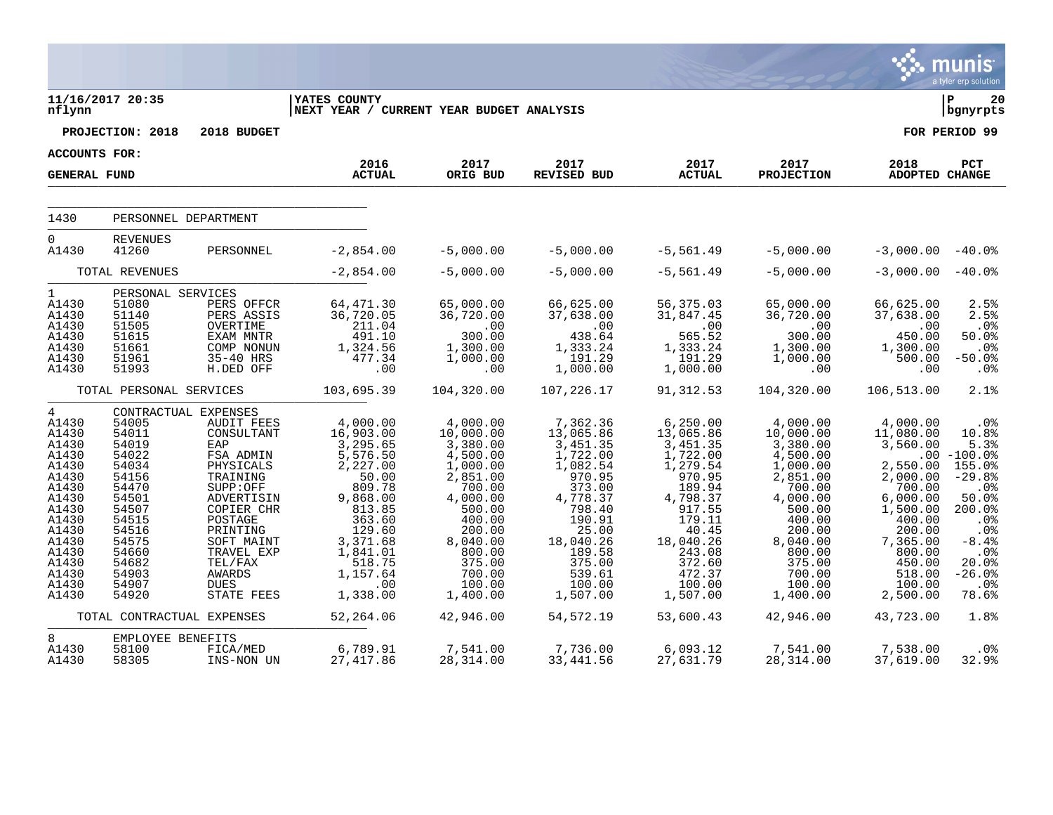**11/16/2017 20:35** | **YATES COUNTY** | **P 20**
**nflynn** | **NEXT YEAR / CURRENT YEAR BUDGET ANALYSIS** | **bgnyrpts**

**PROJECTION: 2018 2018 BUDGET** — **FOR PERIOD 99**

**ACCOUNTS FOR: GENERAL FUND**

| | | | 2016 ACTUAL | 2017 ORIG BUD | 2017 REVISED BUD | 2017 ACTUAL | 2017 PROJECTION | 2018 ADOPTED | PCT CHANGE |
|---|---|---|---|---|---|---|---|---|---|
| 1430 | PERSONNEL DEPARTMENT | | | | | | | | |
| 0 | REVENUES | | | | | | | | |
| A1430 | 41260 | PERSONNEL | -2,854.00 | -5,000.00 | -5,000.00 | -5,561.49 | -5,000.00 | -3,000.00 | -40.0% |
| | TOTAL REVENUES | | -2,854.00 | -5,000.00 | -5,000.00 | -5,561.49 | -5,000.00 | -3,000.00 | -40.0% |
| 1 | PERSONAL SERVICES | | | | | | | | |
| A1430 | 51080 | PERS OFFCR | 64,471.30 | 65,000.00 | 66,625.00 | 56,375.03 | 65,000.00 | 66,625.00 | 2.5% |
| A1430 | 51140 | PERS ASSIS | 36,720.05 | 36,720.00 | 37,638.00 | 31,847.45 | 36,720.00 | 37,638.00 | 2.5% |
| A1430 | 51505 | OVERTIME | 211.04 | .00 | .00 | .00 | .00 | .00 | .0% |
| A1430 | 51615 | EXAM MNTR | 491.10 | 300.00 | 438.64 | 565.52 | 300.00 | 450.00 | 50.0% |
| A1430 | 51661 | COMP NONUN | 1,324.56 | 1,300.00 | 1,333.24 | 1,333.24 | 1,300.00 | 1,300.00 | .0% |
| A1430 | 51961 | 35-40 HRS | 477.34 | 1,000.00 | 191.29 | 191.29 | 1,000.00 | 500.00 | -50.0% |
| A1430 | 51993 | H.DED OFF | .00 | .00 | 1,000.00 | 1,000.00 | .00 | .00 | .0% |
| | TOTAL PERSONAL SERVICES | | 103,695.39 | 104,320.00 | 107,226.17 | 91,312.53 | 104,320.00 | 106,513.00 | 2.1% |
| 4 | CONTRACTUAL EXPENSES | | | | | | | | |
| A1430 | 54005 | AUDIT FEES | 4,000.00 | 4,000.00 | 7,362.36 | 6,250.00 | 4,000.00 | 4,000.00 | .0% |
| A1430 | 54011 | CONSULTANT | 16,903.00 | 10,000.00 | 13,065.86 | 13,065.86 | 10,000.00 | 11,080.00 | 10.8% |
| A1430 | 54019 | EAP | 3,295.65 | 3,380.00 | 3,451.35 | 3,451.35 | 3,380.00 | 3,560.00 | 5.3% |
| A1430 | 54022 | FSA ADMIN | 5,576.50 | 4,500.00 | 1,722.00 | 1,722.00 | 4,500.00 | .00 | -100.0% |
| A1430 | 54034 | PHYSICALS | 2,227.00 | 1,000.00 | 1,082.54 | 1,279.54 | 1,000.00 | 2,550.00 | 155.0% |
| A1430 | 54156 | TRAINING | 50.00 | 2,851.00 | 970.95 | 970.95 | 2,851.00 | 2,000.00 | -29.8% |
| A1430 | 54470 | SUPP:OFF | 809.78 | 700.00 | 373.00 | 189.94 | 700.00 | 700.00 | .0% |
| A1430 | 54501 | ADVERTISIN | 9,868.00 | 4,000.00 | 4,778.37 | 4,798.37 | 4,000.00 | 6,000.00 | 50.0% |
| A1430 | 54507 | COPIER CHR | 813.85 | 500.00 | 798.40 | 917.55 | 500.00 | 1,500.00 | 200.0% |
| A1430 | 54515 | POSTAGE | 363.60 | 400.00 | 190.91 | 179.11 | 400.00 | 400.00 | .0% |
| A1430 | 54516 | PRINTING | 129.60 | 200.00 | 25.00 | 40.45 | 200.00 | 200.00 | .0% |
| A1430 | 54575 | SOFT MAINT | 3,371.68 | 8,040.00 | 18,040.26 | 18,040.26 | 8,040.00 | 7,365.00 | -8.4% |
| A1430 | 54660 | TRAVEL EXP | 1,841.01 | 800.00 | 189.58 | 243.08 | 800.00 | 800.00 | .0% |
| A1430 | 54682 | TEL/FAX | 518.75 | 375.00 | 375.00 | 372.60 | 375.00 | 450.00 | 20.0% |
| A1430 | 54903 | AWARDS | 1,157.64 | 700.00 | 539.61 | 472.37 | 700.00 | 518.00 | -26.0% |
| A1430 | 54907 | DUES | .00 | 100.00 | 100.00 | 100.00 | 100.00 | 100.00 | .0% |
| A1430 | 54920 | STATE FEES | 1,338.00 | 1,400.00 | 1,507.00 | 1,507.00 | 1,400.00 | 2,500.00 | 78.6% |
| | TOTAL CONTRACTUAL EXPENSES | | 52,264.06 | 42,946.00 | 54,572.19 | 53,600.43 | 42,946.00 | 43,723.00 | 1.8% |
| 8 | EMPLOYEE BENEFITS | | | | | | | | |
| A1430 | 58100 | FICA/MED | 6,789.91 | 7,541.00 | 7,736.00 | 6,093.12 | 7,541.00 | 7,538.00 | .0% |
| A1430 | 58305 | INS-NON UN | 27,417.86 | 28,314.00 | 33,441.56 | 27,631.79 | 28,314.00 | 37,619.00 | 32.9% |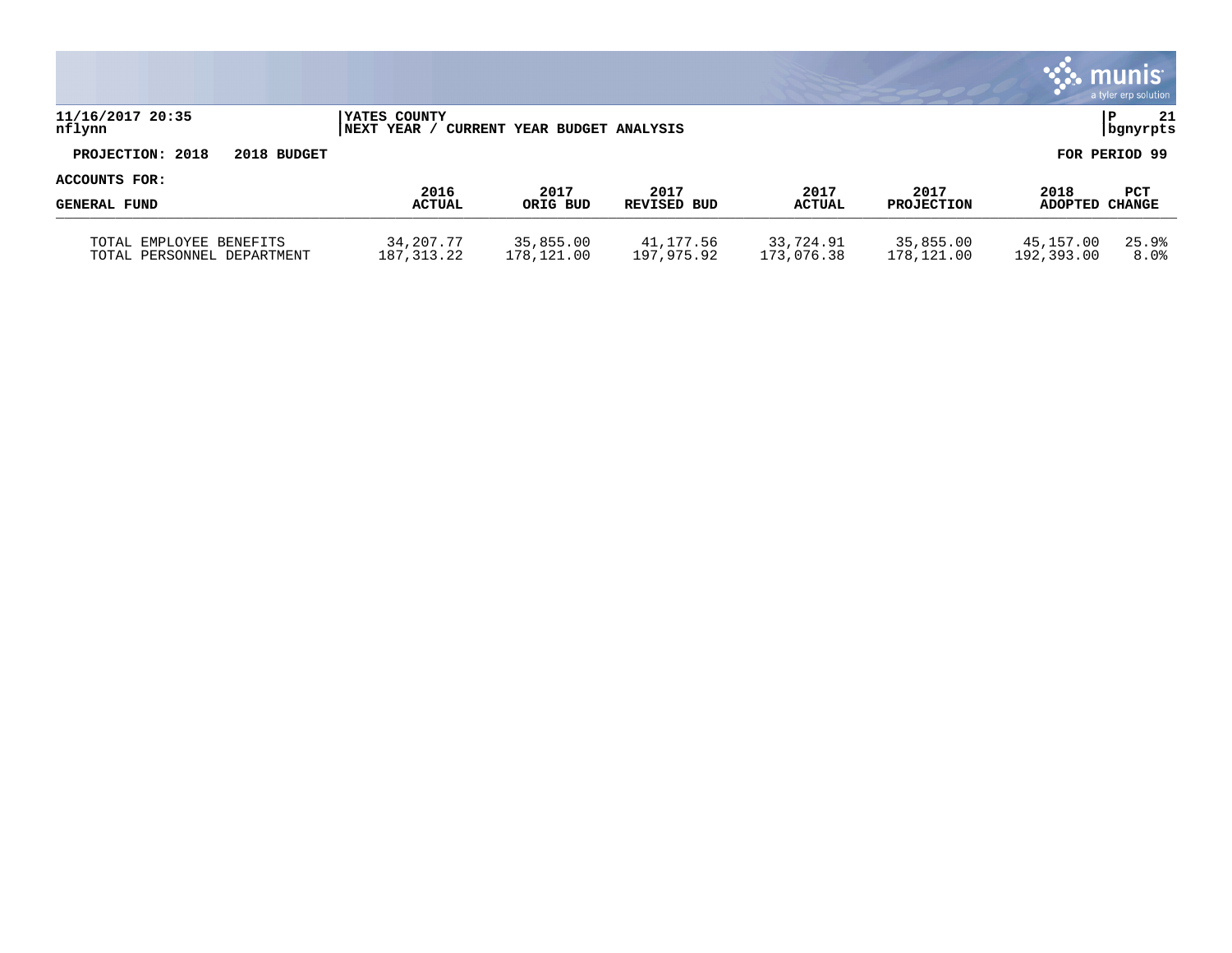YATES COUNTY
NEXT YEAR / CURRENT YEAR BUDGET ANALYSIS

PROJECTION: 2018 2018 BUDGET

FOR PERIOD 99

ACCOUNTS FOR:

| GENERAL FUND | 2016 ACTUAL | 2017 ORIG BUD | 2017 REVISED BUD | 2017 ACTUAL | 2017 PROJECTION | 2018 ADOPTED | PCT CHANGE |
|---|---|---|---|---|---|---|---|
| TOTAL EMPLOYEE BENEFITS | 34,207.77 | 35,855.00 | 41,177.56 | 33,724.91 | 35,855.00 | 45,157.00 | 25.9% |
| TOTAL PERSONNEL DEPARTMENT | 187,313.22 | 178,121.00 | 197,975.92 | 173,076.38 | 178,121.00 | 192,393.00 | 8.0% |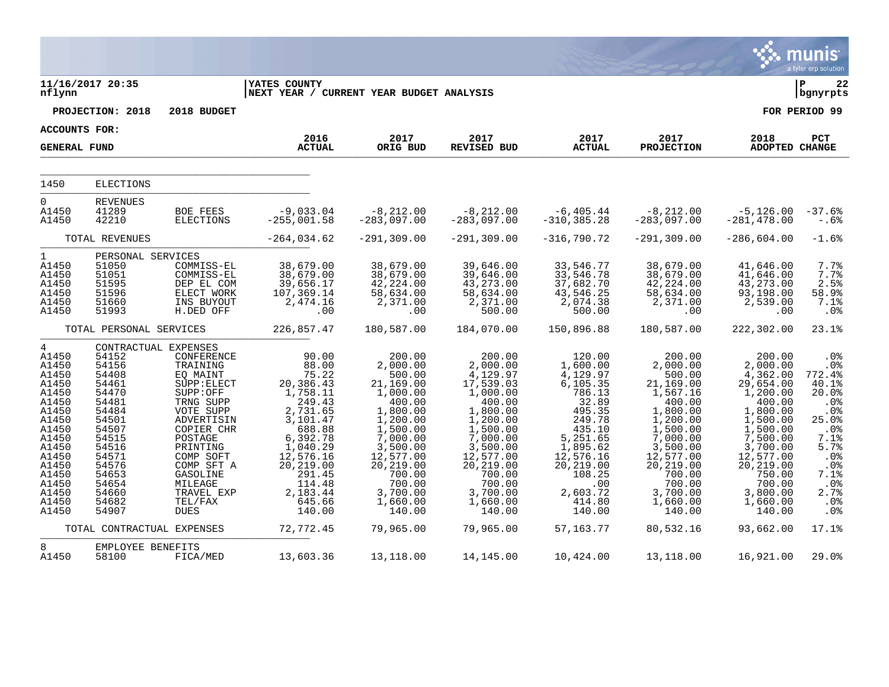**11/16/2017 20:35** | **YATES COUNTY** | **P 22**
**nflynn** | **NEXT YEAR / CURRENT YEAR BUDGET ANALYSIS** | **bgnyrpts**

**PROJECTION: 2018 2018 BUDGET** — **FOR PERIOD 99**

**ACCOUNTS FOR:**

| GENERAL FUND | | | 2016 ACTUAL | 2017 ORIG BUD | 2017 REVISED BUD | 2017 ACTUAL | 2017 PROJECTION | 2018 ADOPTED | PCT CHANGE |
|---|---|---|---|---|---|---|---|---|---|
| 1450 | ELECTIONS | | | | | | | | |
| 0 | REVENUES | | | | | | | | |
| A1450 | 41289 | BOE FEES | -9,033.04 | -8,212.00 | -8,212.00 | -6,405.44 | -8,212.00 | -5,126.00 | -37.6% |
| A1450 | 42210 | ELECTIONS | -255,001.58 | -283,097.00 | -283,097.00 | -310,385.28 | -283,097.00 | -281,478.00 | -.6% |
| | TOTAL REVENUES | | -264,034.62 | -291,309.00 | -291,309.00 | -316,790.72 | -291,309.00 | -286,604.00 | -1.6% |
| 1 | PERSONAL SERVICES | | | | | | | | |
| A1450 | 51050 | COMMISS-EL | 38,679.00 | 38,679.00 | 39,646.00 | 33,546.77 | 38,679.00 | 41,646.00 | 7.7% |
| A1450 | 51051 | COMMISS-EL | 38,679.00 | 38,679.00 | 39,646.00 | 33,546.78 | 38,679.00 | 41,646.00 | 7.7% |
| A1450 | 51595 | DEP EL COM | 39,656.17 | 42,224.00 | 43,273.00 | 37,682.70 | 42,224.00 | 43,273.00 | 2.5% |
| A1450 | 51596 | ELECT WORK | 107,369.14 | 58,634.00 | 58,634.00 | 43,546.25 | 58,634.00 | 93,198.00 | 58.9% |
| A1450 | 51660 | INS BUYOUT | 2,474.16 | 2,371.00 | 2,371.00 | 2,074.38 | 2,371.00 | 2,539.00 | 7.1% |
| A1450 | 51993 | H.DED OFF | .00 | .00 | 500.00 | 500.00 | .00 | .00 | .0% |
| | TOTAL PERSONAL SERVICES | | 226,857.47 | 180,587.00 | 184,070.00 | 150,896.88 | 180,587.00 | 222,302.00 | 23.1% |
| 4 | CONTRACTUAL EXPENSES | | | | | | | | |
| A1450 | 54152 | CONFERENCE | 90.00 | 200.00 | 200.00 | 120.00 | 200.00 | 200.00 | .0% |
| A1450 | 54156 | TRAINING | 88.00 | 2,000.00 | 2,000.00 | 1,600.00 | 2,000.00 | 2,000.00 | .0% |
| A1450 | 54408 | EQ MAINT | 75.22 | 500.00 | 4,129.97 | 4,129.97 | 500.00 | 4,362.00 | 772.4% |
| A1450 | 54461 | SUPP:ELECT | 20,386.43 | 21,169.00 | 17,539.03 | 6,105.35 | 21,169.00 | 29,654.00 | 40.1% |
| A1450 | 54470 | SUPP:OFF | 1,758.11 | 1,000.00 | 1,000.00 | 786.13 | 1,567.16 | 1,200.00 | 20.0% |
| A1450 | 54481 | TRNG SUPP | 249.43 | 400.00 | 400.00 | 32.89 | 400.00 | 400.00 | .0% |
| A1450 | 54484 | VOTE SUPP | 2,731.65 | 1,800.00 | 1,800.00 | 495.35 | 1,800.00 | 1,800.00 | .0% |
| A1450 | 54501 | ADVERTISIN | 3,101.47 | 1,200.00 | 1,200.00 | 249.78 | 1,200.00 | 1,500.00 | 25.0% |
| A1450 | 54507 | COPIER CHR | 688.88 | 1,500.00 | 1,500.00 | 435.10 | 1,500.00 | 1,500.00 | .0% |
| A1450 | 54515 | POSTAGE | 6,392.78 | 7,000.00 | 7,000.00 | 5,251.65 | 7,000.00 | 7,500.00 | 7.1% |
| A1450 | 54516 | PRINTING | 1,040.29 | 3,500.00 | 3,500.00 | 1,895.62 | 3,500.00 | 3,700.00 | 5.7% |
| A1450 | 54571 | COMP SOFT | 12,576.16 | 12,577.00 | 12,577.00 | 12,576.16 | 12,577.00 | 12,577.00 | .0% |
| A1450 | 54576 | COMP SFT A | 20,219.00 | 20,219.00 | 20,219.00 | 20,219.00 | 20,219.00 | 20,219.00 | .0% |
| A1450 | 54653 | GASOLINE | 291.45 | 700.00 | 700.00 | 108.25 | 700.00 | 750.00 | 7.1% |
| A1450 | 54654 | MILEAGE | 114.48 | 700.00 | 700.00 | .00 | 700.00 | 700.00 | .0% |
| A1450 | 54660 | TRAVEL EXP | 2,183.44 | 3,700.00 | 3,700.00 | 2,603.72 | 3,700.00 | 3,800.00 | 2.7% |
| A1450 | 54682 | TEL/FAX | 645.66 | 1,660.00 | 1,660.00 | 414.80 | 1,660.00 | 1,660.00 | .0% |
| A1450 | 54907 | DUES | 140.00 | 140.00 | 140.00 | 140.00 | 140.00 | 140.00 | .0% |
| | TOTAL CONTRACTUAL EXPENSES | | 72,772.45 | 79,965.00 | 79,965.00 | 57,163.77 | 80,532.16 | 93,662.00 | 17.1% |
| 8 | EMPLOYEE BENEFITS | | | | | | | | |
| A1450 | 58100 | FICA/MED | 13,603.36 | 13,118.00 | 14,145.00 | 10,424.00 | 13,118.00 | 16,921.00 | 29.0% |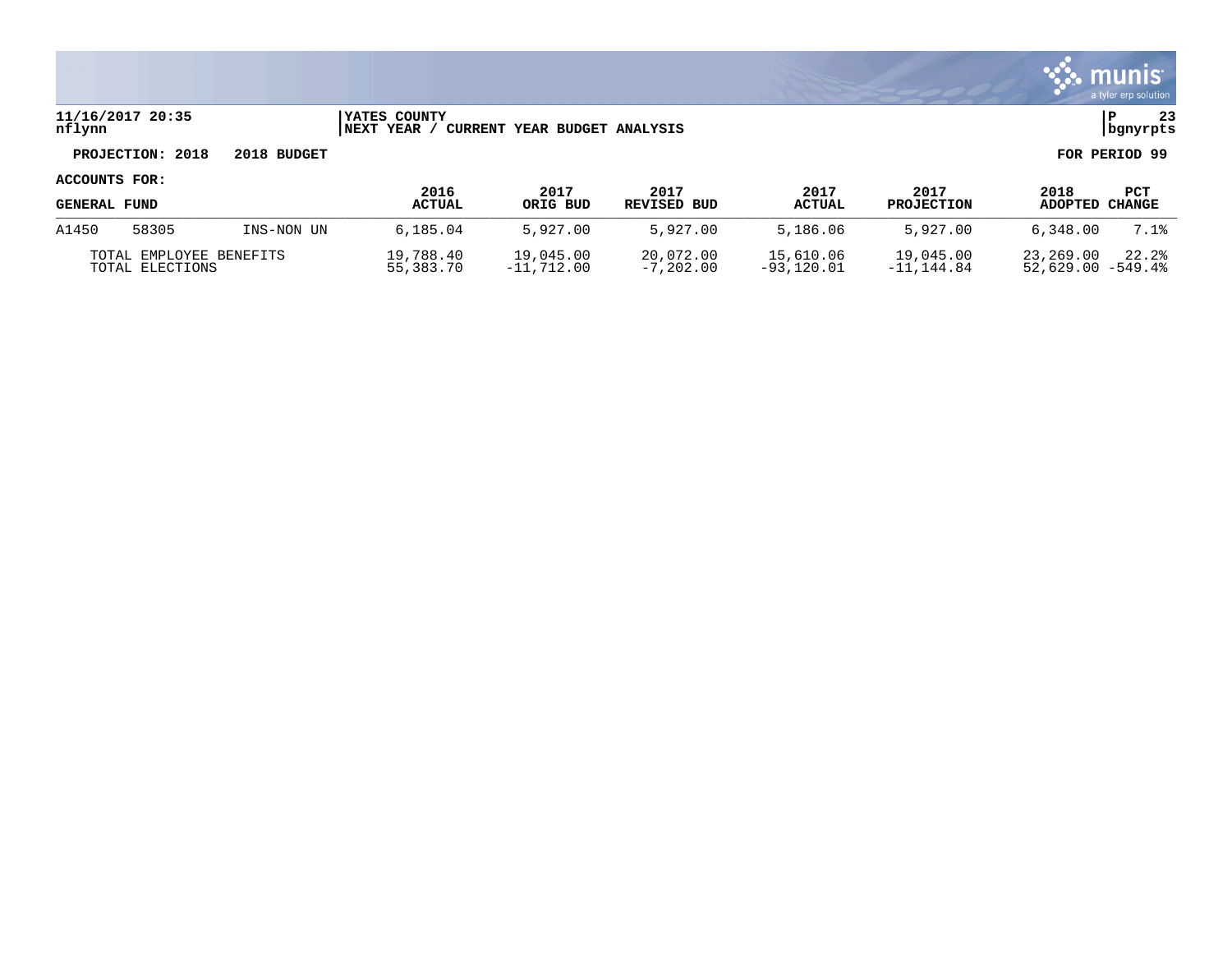**YATES COUNTY**
**NEXT YEAR / CURRENT YEAR BUDGET ANALYSIS**

11/16/2017 20:35
nflynn

P 23
bgnyrpts

**PROJECTION: 2018 2018 BUDGET** **FOR PERIOD 99**

**ACCOUNTS FOR:**

| GENERAL FUND | | | 2016 ACTUAL | 2017 ORIG BUD | 2017 REVISED BUD | 2017 ACTUAL | 2017 PROJECTION | 2018 ADOPTED | PCT CHANGE |
|---|---|---|---|---|---|---|---|---|---|
| A1450 | 58305 | INS-NON UN | 6,185.04 | 5,927.00 | 5,927.00 | 5,186.06 | 5,927.00 | 6,348.00 | 7.1% |
| TOTAL EMPLOYEE BENEFITS | | | 19,788.40 | 19,045.00 | 20,072.00 | 15,610.06 | 19,045.00 | 23,269.00 | 22.2% |
| TOTAL ELECTIONS | | | 55,383.70 | -11,712.00 | -7,202.00 | -93,120.01 | -11,144.84 | 52,629.00 | -549.4% |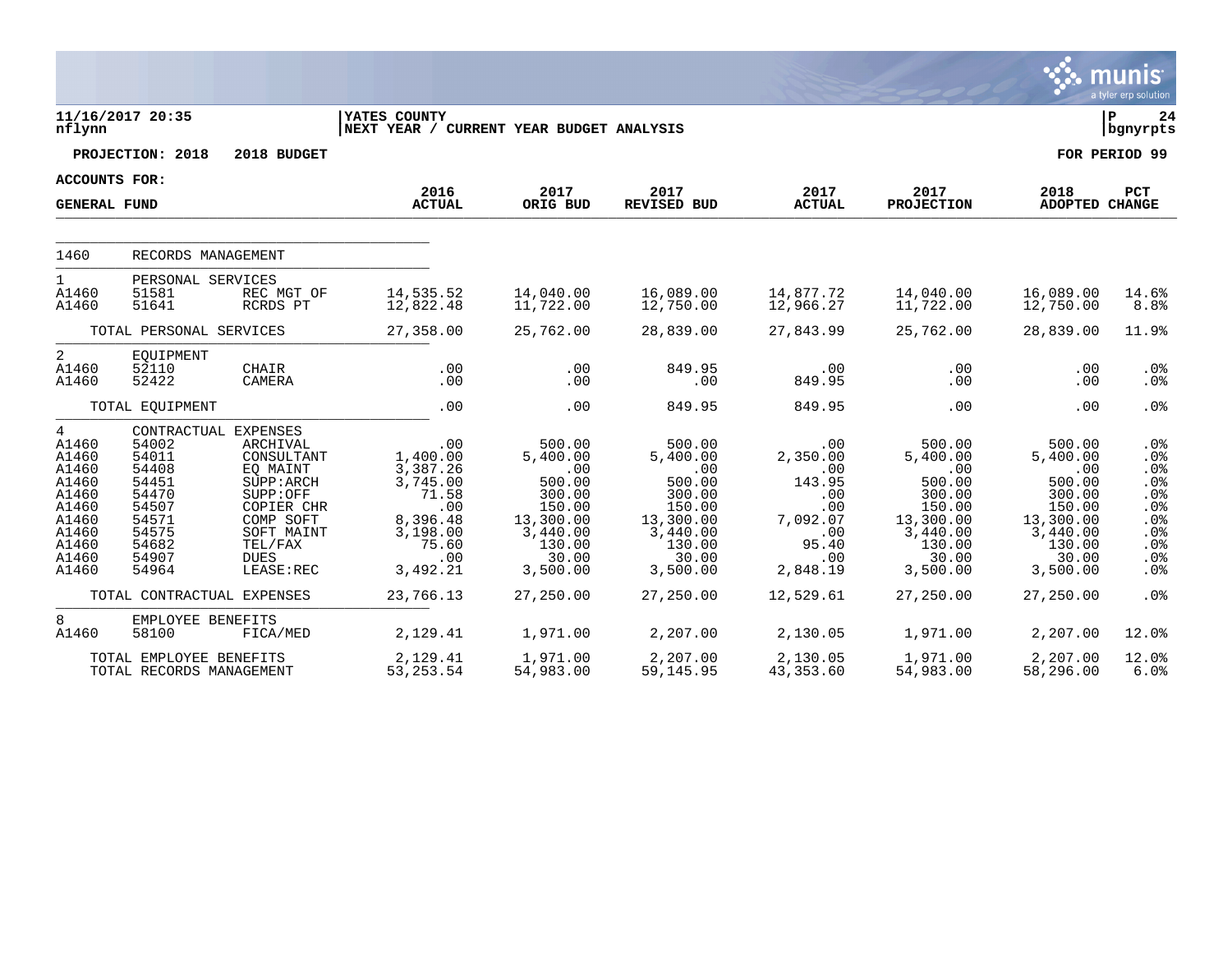11/16/2017 20:35
nflynn

YATES COUNTY
NEXT YEAR / CURRENT YEAR BUDGET ANALYSIS

**PROJECTION: 2018 2018 BUDGET**

**FOR PERIOD 99**

**ACCOUNTS FOR:**

| GENERAL FUND | | | 2016 ACTUAL | 2017 ORIG BUD | 2017 REVISED BUD | 2017 ACTUAL | 2017 PROJECTION | 2018 ADOPTED | PCT CHANGE |
|---|---|---|---|---|---|---|---|---|---|
| 1460 | RECORDS MANAGEMENT | | | | | | | | |
| 1 | PERSONAL SERVICES | | | | | | | | |
| A1460 | 51581 | REC MGT OF | 14,535.52 | 14,040.00 | 16,089.00 | 14,877.72 | 14,040.00 | 16,089.00 | 14.6% |
| A1460 | 51641 | RCRDS PT | 12,822.48 | 11,722.00 | 12,750.00 | 12,966.27 | 11,722.00 | 12,750.00 | 8.8% |
| | TOTAL PERSONAL SERVICES | | 27,358.00 | 25,762.00 | 28,839.00 | 27,843.99 | 25,762.00 | 28,839.00 | 11.9% |
| 2 | EQUIPMENT | | | | | | | | |
| A1460 | 52110 | CHAIR | .00 | .00 | 849.95 | .00 | .00 | .00 | .0% |
| A1460 | 52422 | CAMERA | .00 | .00 | .00 | 849.95 | .00 | .00 | .0% |
| | TOTAL EQUIPMENT | | .00 | .00 | 849.95 | 849.95 | .00 | .00 | .0% |
| 4 | CONTRACTUAL EXPENSES | | | | | | | | |
| A1460 | 54002 | ARCHIVAL | .00 | 500.00 | 500.00 | .00 | 500.00 | 500.00 | .0% |
| A1460 | 54011 | CONSULTANT | 1,400.00 | 5,400.00 | 5,400.00 | 2,350.00 | 5,400.00 | 5,400.00 | .0% |
| A1460 | 54408 | EQ MAINT | 3,387.26 | .00 | .00 | .00 | .00 | .00 | .0% |
| A1460 | 54451 | SUPP:ARCH | 3,745.00 | 500.00 | 500.00 | 143.95 | 500.00 | 500.00 | .0% |
| A1460 | 54470 | SUPP:OFF | 71.58 | 300.00 | 300.00 | .00 | 300.00 | 300.00 | .0% |
| A1460 | 54507 | COPIER CHR | .00 | 150.00 | 150.00 | .00 | 150.00 | 150.00 | .0% |
| A1460 | 54571 | COMP SOFT | 8,396.48 | 13,300.00 | 13,300.00 | 7,092.07 | 13,300.00 | 13,300.00 | .0% |
| A1460 | 54575 | SOFT MAINT | 3,198.00 | 3,440.00 | 3,440.00 | .00 | 3,440.00 | 3,440.00 | .0% |
| A1460 | 54682 | TEL/FAX | 75.60 | 130.00 | 130.00 | 95.40 | 130.00 | 130.00 | .0% |
| A1460 | 54907 | DUES | .00 | 30.00 | 30.00 | .00 | 30.00 | 30.00 | .0% |
| A1460 | 54964 | LEASE:REC | 3,492.21 | 3,500.00 | 3,500.00 | 2,848.19 | 3,500.00 | 3,500.00 | .0% |
| | TOTAL CONTRACTUAL EXPENSES | | 23,766.13 | 27,250.00 | 27,250.00 | 12,529.61 | 27,250.00 | 27,250.00 | .0% |
| 8 | EMPLOYEE BENEFITS | | | | | | | | |
| A1460 | 58100 | FICA/MED | 2,129.41 | 1,971.00 | 2,207.00 | 2,130.05 | 1,971.00 | 2,207.00 | 12.0% |
| | TOTAL EMPLOYEE BENEFITS | | 2,129.41 | 1,971.00 | 2,207.00 | 2,130.05 | 1,971.00 | 2,207.00 | 12.0% |
| | TOTAL RECORDS MANAGEMENT | | 53,253.54 | 54,983.00 | 59,145.95 | 43,353.60 | 54,983.00 | 58,296.00 | 6.0% |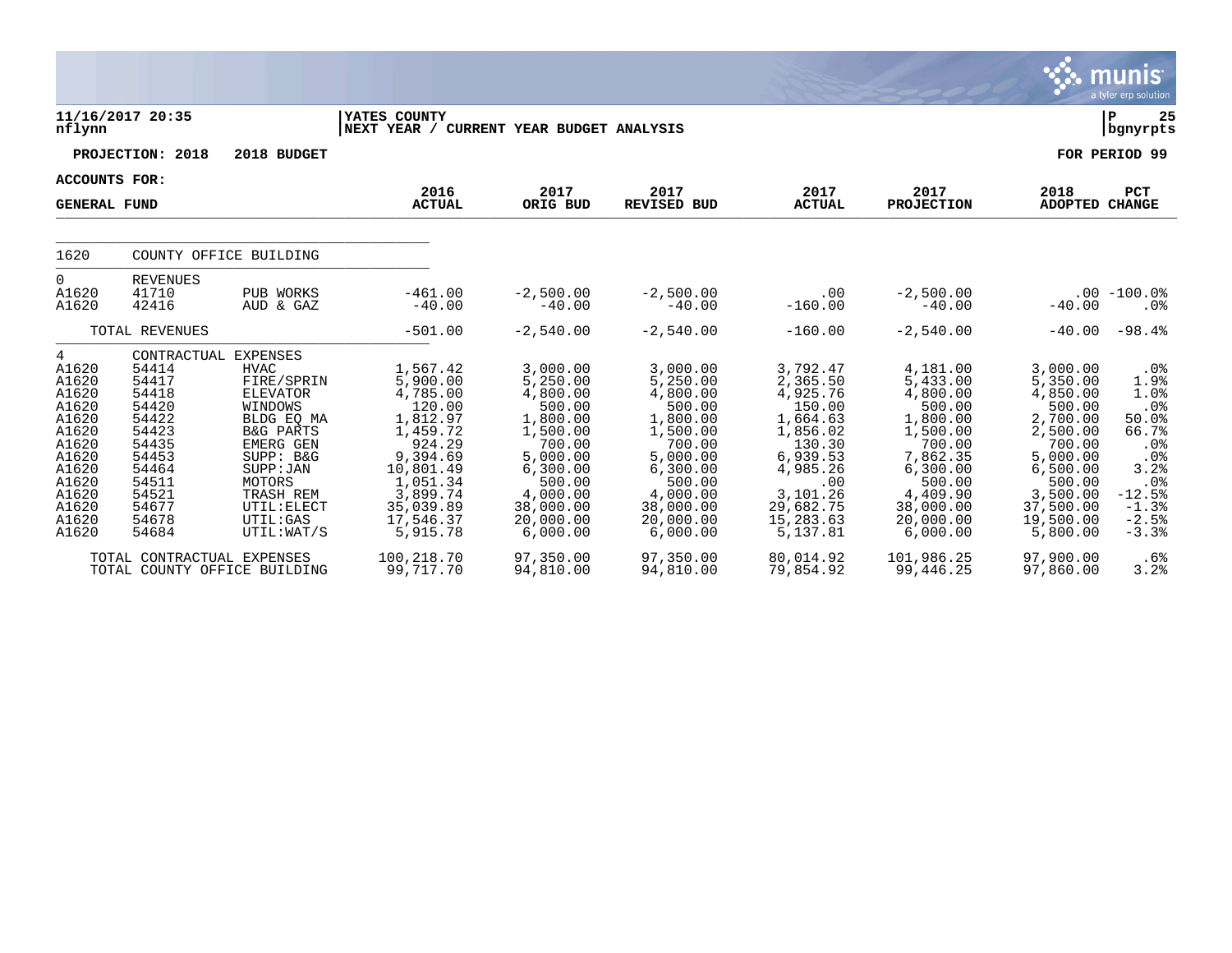**11/16/2017 20:35** | **YATES COUNTY**
**nflynn** | **NEXT YEAR / CURRENT YEAR BUDGET ANALYSIS** | **P 25** | **bgnyrpts**

**PROJECTION: 2018 &nbsp;&nbsp; 2018 BUDGET** &nbsp;&nbsp;&nbsp;&nbsp; **FOR PERIOD 99**

**ACCOUNTS FOR:**
**GENERAL FUND**

| | | | 2016 ACTUAL | 2017 ORIG BUD | 2017 REVISED BUD | 2017 ACTUAL | 2017 PROJECTION | 2018 ADOPTED | PCT CHANGE |
|---|---|---|---|---|---|---|---|---|---|
| 1620 | COUNTY OFFICE BUILDING | | | | | | | | |
| 0 | REVENUES | | | | | | | | |
| A1620 | 41710 | PUB WORKS | -461.00 | -2,500.00 | -2,500.00 | .00 | -2,500.00 | .00 | -100.0% |
| A1620 | 42416 | AUD & GAZ | -40.00 | -40.00 | -40.00 | -160.00 | -40.00 | -40.00 | .0% |
| | TOTAL REVENUES | | -501.00 | -2,540.00 | -2,540.00 | -160.00 | -2,540.00 | -40.00 | -98.4% |
| 4 | CONTRACTUAL EXPENSES | | | | | | | | |
| A1620 | 54414 | HVAC | 1,567.42 | 3,000.00 | 3,000.00 | 3,792.47 | 4,181.00 | 3,000.00 | .0% |
| A1620 | 54417 | FIRE/SPRIN | 5,900.00 | 5,250.00 | 5,250.00 | 2,365.50 | 5,433.00 | 5,350.00 | 1.9% |
| A1620 | 54418 | ELEVATOR | 4,785.00 | 4,800.00 | 4,800.00 | 4,925.76 | 4,800.00 | 4,850.00 | 1.0% |
| A1620 | 54420 | WINDOWS | 120.00 | 500.00 | 500.00 | 150.00 | 500.00 | 500.00 | .0% |
| A1620 | 54422 | BLDG EQ MA | 1,812.97 | 1,800.00 | 1,800.00 | 1,664.63 | 1,800.00 | 2,700.00 | 50.0% |
| A1620 | 54423 | B&G PARTS | 1,459.72 | 1,500.00 | 1,500.00 | 1,856.02 | 1,500.00 | 2,500.00 | 66.7% |
| A1620 | 54435 | EMERG GEN | 924.29 | 700.00 | 700.00 | 130.30 | 700.00 | 700.00 | .0% |
| A1620 | 54453 | SUPP: B&G | 9,394.69 | 5,000.00 | 5,000.00 | 6,939.53 | 7,862.35 | 5,000.00 | .0% |
| A1620 | 54464 | SUPP:JAN | 10,801.49 | 6,300.00 | 6,300.00 | 4,985.26 | 6,300.00 | 6,500.00 | 3.2% |
| A1620 | 54511 | MOTORS | 1,051.34 | 500.00 | 500.00 | .00 | 500.00 | 500.00 | .0% |
| A1620 | 54521 | TRASH REM | 3,899.74 | 4,000.00 | 4,000.00 | 3,101.26 | 4,409.90 | 3,500.00 | -12.5% |
| A1620 | 54677 | UTIL:ELECT | 35,039.89 | 38,000.00 | 38,000.00 | 29,682.75 | 38,000.00 | 37,500.00 | -1.3% |
| A1620 | 54678 | UTIL:GAS | 17,546.37 | 20,000.00 | 20,000.00 | 15,283.63 | 20,000.00 | 19,500.00 | -2.5% |
| A1620 | 54684 | UTIL:WAT/S | 5,915.78 | 6,000.00 | 6,000.00 | 5,137.81 | 6,000.00 | 5,800.00 | -3.3% |
| | TOTAL CONTRACTUAL EXPENSES | | 100,218.70 | 97,350.00 | 97,350.00 | 80,014.92 | 101,986.25 | 97,900.00 | .6% |
| | TOTAL COUNTY OFFICE BUILDING | | 99,717.70 | 94,810.00 | 94,810.00 | 79,854.92 | 99,446.25 | 97,860.00 | 3.2% |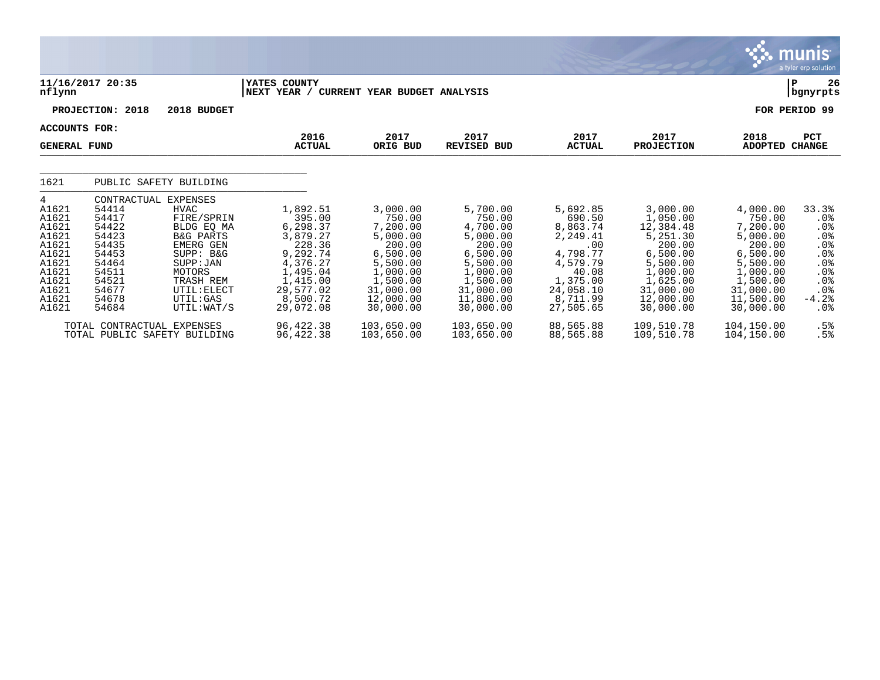**YATES COUNTY**
**NEXT YEAR / CURRENT YEAR BUDGET ANALYSIS**

11/16/2017 20:35
nflynn

P 26
bgnyrpts

**PROJECTION: 2018 — 2018 BUDGET** — FOR PERIOD 99

ACCOUNTS FOR:
GENERAL FUND

| | | | 2016 ACTUAL | 2017 ORIG BUD | 2017 REVISED BUD | 2017 ACTUAL | 2017 PROJECTION | 2018 ADOPTED | PCT CHANGE |
|---|---|---|---|---|---|---|---|---|---|
| 1621 | PUBLIC SAFETY BUILDING | | | | | | | | |
| 4 | CONTRACTUAL EXPENSES | | | | | | | | |
| A1621 | 54414 | HVAC | 1,892.51 | 3,000.00 | 5,700.00 | 5,692.85 | 3,000.00 | 4,000.00 | 33.3% |
| A1621 | 54417 | FIRE/SPRIN | 395.00 | 750.00 | 750.00 | 690.50 | 1,050.00 | 750.00 | .0% |
| A1621 | 54422 | BLDG EQ MA | 6,298.37 | 7,200.00 | 4,700.00 | 8,863.74 | 12,384.48 | 7,200.00 | .0% |
| A1621 | 54423 | B&G PARTS | 3,879.27 | 5,000.00 | 5,000.00 | 2,249.41 | 5,251.30 | 5,000.00 | .0% |
| A1621 | 54435 | EMERG GEN | 228.36 | 200.00 | 200.00 | .00 | 200.00 | 200.00 | .0% |
| A1621 | 54453 | SUPP: B&G | 9,292.74 | 6,500.00 | 6,500.00 | 4,798.77 | 6,500.00 | 6,500.00 | .0% |
| A1621 | 54464 | SUPP:JAN | 4,376.27 | 5,500.00 | 5,500.00 | 4,579.79 | 5,500.00 | 5,500.00 | .0% |
| A1621 | 54511 | MOTORS | 1,495.04 | 1,000.00 | 1,000.00 | 40.08 | 1,000.00 | 1,000.00 | .0% |
| A1621 | 54521 | TRASH REM | 1,415.00 | 1,500.00 | 1,500.00 | 1,375.00 | 1,625.00 | 1,500.00 | .0% |
| A1621 | 54677 | UTIL:ELECT | 29,577.02 | 31,000.00 | 31,000.00 | 24,058.10 | 31,000.00 | 31,000.00 | .0% |
| A1621 | 54678 | UTIL:GAS | 8,500.72 | 12,000.00 | 11,800.00 | 8,711.99 | 12,000.00 | 11,500.00 | -4.2% |
| A1621 | 54684 | UTIL:WAT/S | 29,072.08 | 30,000.00 | 30,000.00 | 27,505.65 | 30,000.00 | 30,000.00 | .0% |
| | TOTAL CONTRACTUAL EXPENSES | | 96,422.38 | 103,650.00 | 103,650.00 | 88,565.88 | 109,510.78 | 104,150.00 | .5% |
| | TOTAL PUBLIC SAFETY BUILDING | | 96,422.38 | 103,650.00 | 103,650.00 | 88,565.88 | 109,510.78 | 104,150.00 | .5% |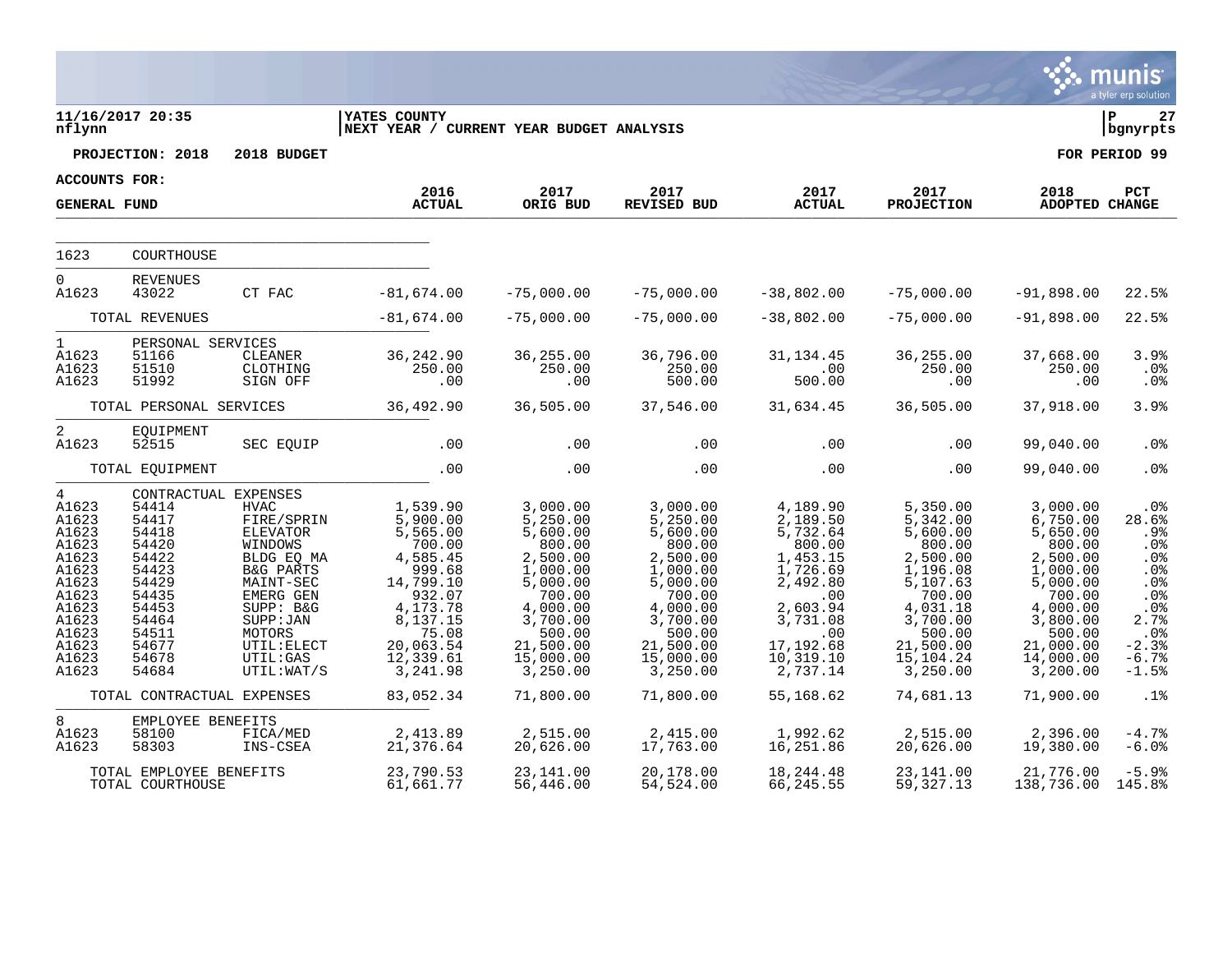**11/16/2017 20:35** | **YATES COUNTY** | **P 27**
**nflynn** | **NEXT YEAR / CURRENT YEAR BUDGET ANALYSIS** | **bgnyrpts**

**PROJECTION: 2018 2018 BUDGET** — **FOR PERIOD 99**

**ACCOUNTS FOR:**

**GENERAL FUND**

| | | | 2016 ACTUAL | 2017 ORIG BUD | 2017 REVISED BUD | 2017 ACTUAL | 2017 PROJECTION | 2018 ADOPTED | PCT CHANGE |
|---|---|---|---|---|---|---|---|---|---|
| 1623 | COURTHOUSE | | | | | | | | |
| 0 | REVENUES | | | | | | | | |
| A1623 | 43022 | CT FAC | -81,674.00 | -75,000.00 | -75,000.00 | -38,802.00 | -75,000.00 | -91,898.00 | 22.5% |
| | TOTAL REVENUES | | -81,674.00 | -75,000.00 | -75,000.00 | -38,802.00 | -75,000.00 | -91,898.00 | 22.5% |
| 1 | PERSONAL SERVICES | | | | | | | | |
| A1623 | 51166 | CLEANER | 36,242.90 | 36,255.00 | 36,796.00 | 31,134.45 | 36,255.00 | 37,668.00 | 3.9% |
| A1623 | 51510 | CLOTHING | 250.00 | 250.00 | 250.00 | .00 | 250.00 | 250.00 | .0% |
| A1623 | 51992 | SIGN OFF | .00 | .00 | 500.00 | 500.00 | .00 | .00 | .0% |
| | TOTAL PERSONAL SERVICES | | 36,492.90 | 36,505.00 | 37,546.00 | 31,634.45 | 36,505.00 | 37,918.00 | 3.9% |
| 2 | EQUIPMENT | | | | | | | | |
| A1623 | 52515 | SEC EQUIP | .00 | .00 | .00 | .00 | .00 | 99,040.00 | .0% |
| | TOTAL EQUIPMENT | | .00 | .00 | .00 | .00 | .00 | 99,040.00 | .0% |
| 4 | CONTRACTUAL EXPENSES | | | | | | | | |
| A1623 | 54414 | HVAC | 1,539.90 | 3,000.00 | 3,000.00 | 4,189.90 | 5,350.00 | 3,000.00 | .0% |
| A1623 | 54417 | FIRE/SPRIN | 5,900.00 | 5,250.00 | 5,250.00 | 2,189.50 | 5,342.00 | 6,750.00 | 28.6% |
| A1623 | 54418 | ELEVATOR | 5,565.00 | 5,600.00 | 5,600.00 | 5,732.64 | 5,600.00 | 5,650.00 | .9% |
| A1623 | 54420 | WINDOWS | 700.00 | 800.00 | 800.00 | 800.00 | 800.00 | 800.00 | .0% |
| A1623 | 54422 | BLDG EQ MA | 4,585.45 | 2,500.00 | 2,500.00 | 1,453.15 | 2,500.00 | 2,500.00 | .0% |
| A1623 | 54423 | B&G PARTS | 999.68 | 1,000.00 | 1,000.00 | 1,726.69 | 1,196.08 | 1,000.00 | .0% |
| A1623 | 54429 | MAINT-SEC | 14,799.10 | 5,000.00 | 5,000.00 | 2,492.80 | 5,107.63 | 5,000.00 | .0% |
| A1623 | 54435 | EMERG GEN | 932.07 | 700.00 | 700.00 | .00 | 700.00 | 700.00 | .0% |
| A1623 | 54453 | SUPP: B&G | 4,173.78 | 4,000.00 | 4,000.00 | 2,603.94 | 4,031.18 | 4,000.00 | .0% |
| A1623 | 54464 | SUPP:JAN | 8,137.15 | 3,700.00 | 3,700.00 | 3,731.08 | 3,700.00 | 3,800.00 | 2.7% |
| A1623 | 54511 | MOTORS | 75.08 | 500.00 | 500.00 | .00 | 500.00 | 500.00 | .0% |
| A1623 | 54677 | UTIL:ELECT | 20,063.54 | 21,500.00 | 21,500.00 | 17,192.68 | 21,500.00 | 21,000.00 | -2.3% |
| A1623 | 54678 | UTIL:GAS | 12,339.61 | 15,000.00 | 15,000.00 | 10,319.10 | 15,104.24 | 14,000.00 | -6.7% |
| A1623 | 54684 | UTIL:WAT/S | 3,241.98 | 3,250.00 | 3,250.00 | 2,737.14 | 3,250.00 | 3,200.00 | -1.5% |
| | TOTAL CONTRACTUAL EXPENSES | | 83,052.34 | 71,800.00 | 71,800.00 | 55,168.62 | 74,681.13 | 71,900.00 | .1% |
| 8 | EMPLOYEE BENEFITS | | | | | | | | |
| A1623 | 58100 | FICA/MED | 2,413.89 | 2,515.00 | 2,415.00 | 1,992.62 | 2,515.00 | 2,396.00 | -4.7% |
| A1623 | 58303 | INS-CSEA | 21,376.64 | 20,626.00 | 17,763.00 | 16,251.86 | 20,626.00 | 19,380.00 | -6.0% |
| | TOTAL EMPLOYEE BENEFITS | | 23,790.53 | 23,141.00 | 20,178.00 | 18,244.48 | 23,141.00 | 21,776.00 | -5.9% |
| | TOTAL COURTHOUSE | | 61,661.77 | 56,446.00 | 54,524.00 | 66,245.55 | 59,327.13 | 138,736.00 | 145.8% |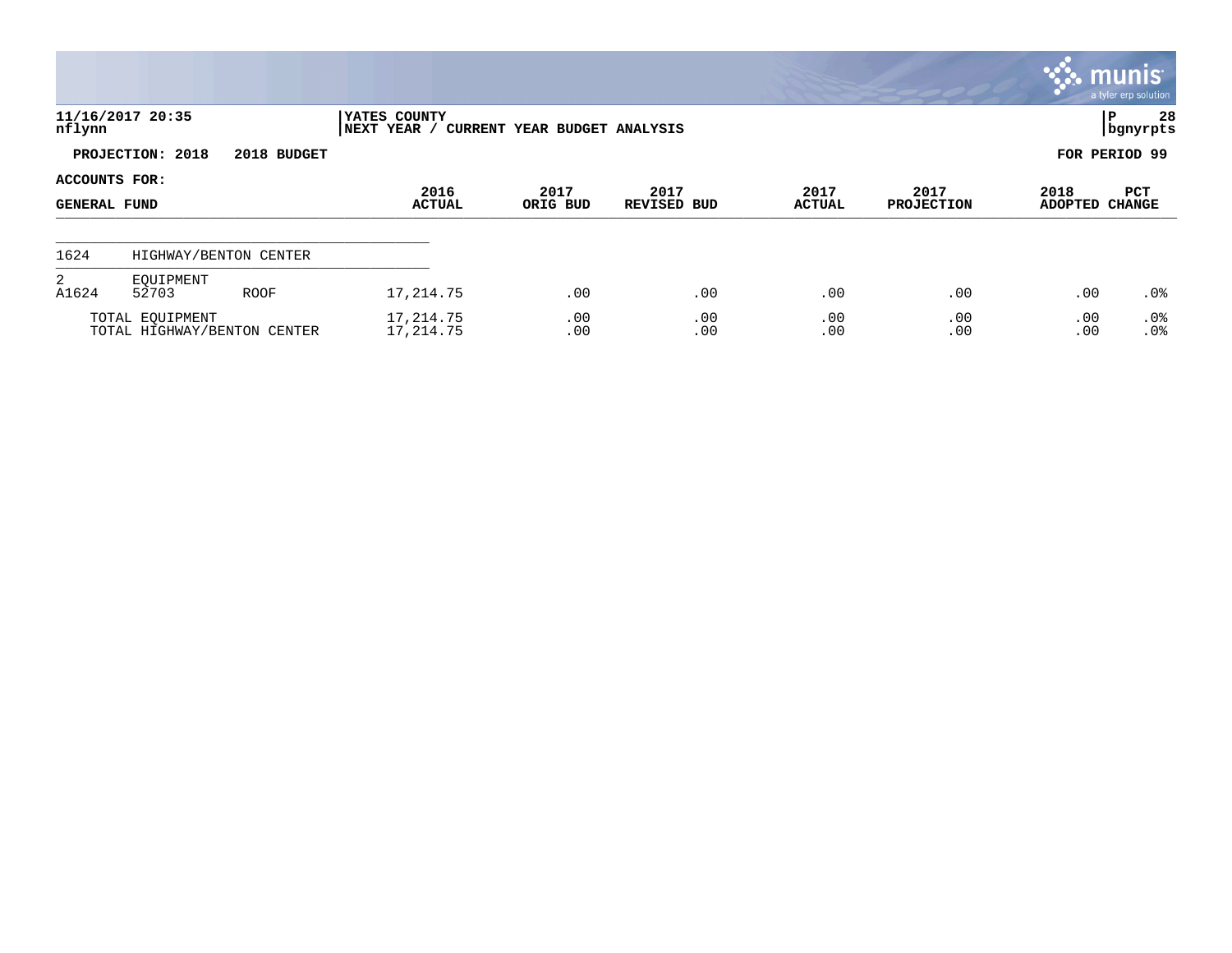**YATES COUNTY**
**NEXT YEAR / CURRENT YEAR BUDGET ANALYSIS**

11/16/2017 20:35
nflynn

**PROJECTION: 2018 2018 BUDGET** | **FOR PERIOD 99**

**ACCOUNTS FOR:**
**GENERAL FUND**

| | | | 2016 ACTUAL | 2017 ORIG BUD | 2017 REVISED BUD | 2017 ACTUAL | 2017 PROJECTION | 2018 ADOPTED | PCT CHANGE |
|---|---|---|---|---|---|---|---|---|---|
| 1624 | HIGHWAY/BENTON CENTER | | | | | | | | |
| 2 | EQUIPMENT | | | | | | | | |
| A1624 | 52703 | ROOF | 17,214.75 | .00 | .00 | .00 | .00 | .00 | .0% |
| | TOTAL EQUIPMENT | | 17,214.75 | .00 | .00 | .00 | .00 | .00 | .0% |
| | TOTAL HIGHWAY/BENTON CENTER | | 17,214.75 | .00 | .00 | .00 | .00 | .00 | .0% |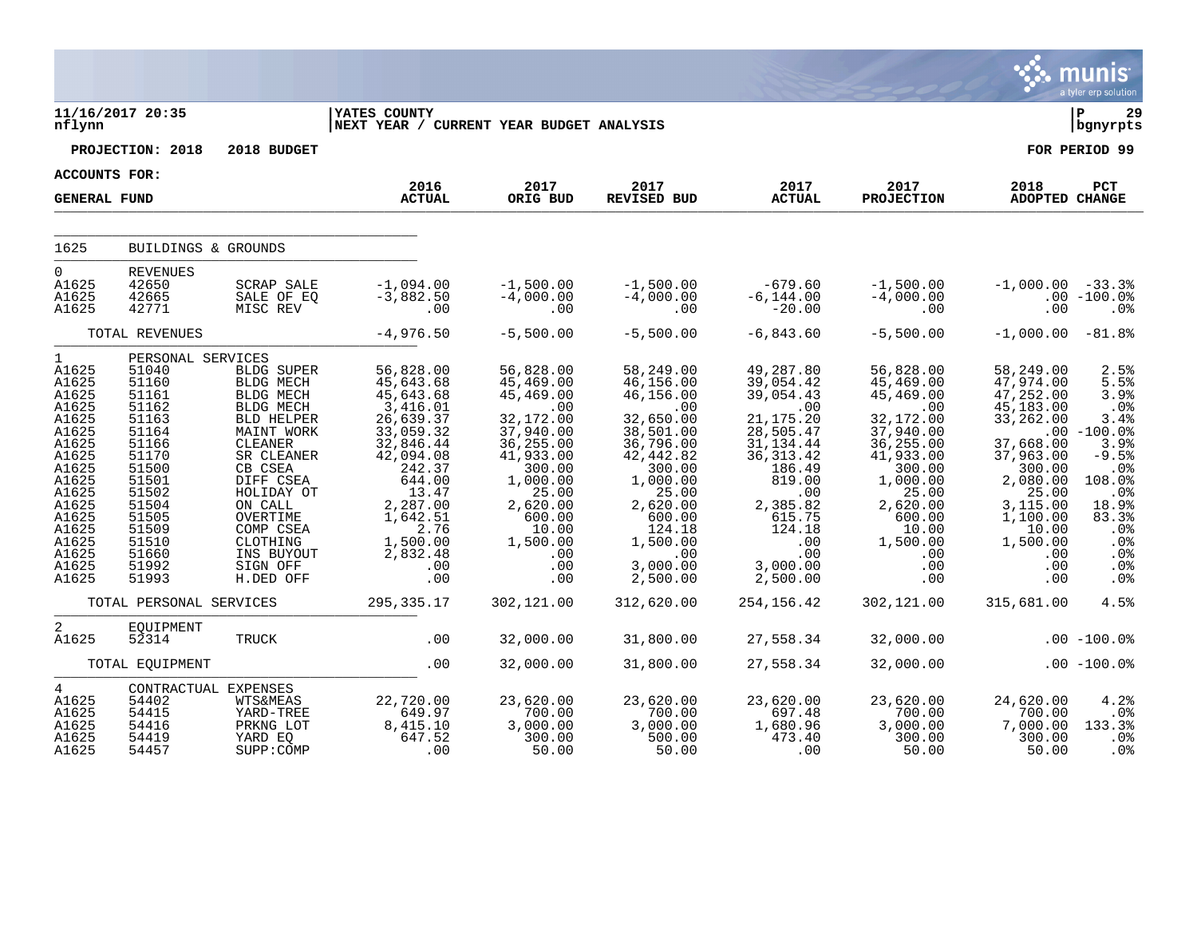11/16/2017 20:35 | YATES COUNTY | P 29
nflynn | NEXT YEAR / CURRENT YEAR BUDGET ANALYSIS | bgnyrpts

**PROJECTION: 2018 2018 BUDGET** **FOR PERIOD 99**

**ACCOUNTS FOR:**

| GENERAL FUND | | | 2016 ACTUAL | 2017 ORIG BUD | 2017 REVISED BUD | 2017 ACTUAL | 2017 PROJECTION | 2018 ADOPTED | PCT CHANGE |
|---|---|---|---|---|---|---|---|---|---|
| 1625 | BUILDINGS & GROUNDS | | | | | | | | |
| 0 | REVENUES | | | | | | | | |
| A1625 | 42650 | SCRAP SALE | -1,094.00 | -1,500.00 | -1,500.00 | -679.60 | -1,500.00 | -1,000.00 | -33.3% |
| A1625 | 42665 | SALE OF EQ | -3,882.50 | -4,000.00 | -4,000.00 | -6,144.00 | -4,000.00 | .00 | -100.0% |
| A1625 | 42771 | MISC REV | .00 | .00 | .00 | -20.00 | .00 | .00 | .0% |
| | TOTAL REVENUES | | -4,976.50 | -5,500.00 | -5,500.00 | -6,843.60 | -5,500.00 | -1,000.00 | -81.8% |
| 1 | PERSONAL SERVICES | | | | | | | | |
| A1625 | 51040 | BLDG SUPER | 56,828.00 | 56,828.00 | 58,249.00 | 49,287.80 | 56,828.00 | 58,249.00 | 2.5% |
| A1625 | 51160 | BLDG MECH | 45,643.68 | 45,469.00 | 46,156.00 | 39,054.42 | 45,469.00 | 47,974.00 | 5.5% |
| A1625 | 51161 | BLDG MECH | 45,643.68 | 45,469.00 | 46,156.00 | 39,054.43 | 45,469.00 | 47,252.00 | 3.9% |
| A1625 | 51162 | BLDG MECH | 3,416.01 | .00 | .00 | .00 | .00 | 45,183.00 | .0% |
| A1625 | 51163 | BLD HELPER | 26,639.37 | 32,172.00 | 32,650.00 | 21,175.20 | 32,172.00 | 33,262.00 | 3.4% |
| A1625 | 51164 | MAINT WORK | 33,059.32 | 37,940.00 | 38,501.00 | 28,505.47 | 37,940.00 | .00 | -100.0% |
| A1625 | 51166 | CLEANER | 32,846.44 | 36,255.00 | 36,796.00 | 31,134.44 | 36,255.00 | 37,668.00 | 3.9% |
| A1625 | 51170 | SR CLEANER | 42,094.08 | 41,933.00 | 42,442.82 | 36,313.42 | 41,933.00 | 37,963.00 | -9.5% |
| A1625 | 51500 | CB CSEA | 242.37 | 300.00 | 300.00 | 186.49 | 300.00 | 300.00 | .0% |
| A1625 | 51501 | DIFF CSEA | 644.00 | 1,000.00 | 1,000.00 | 819.00 | 1,000.00 | 2,080.00 | 108.0% |
| A1625 | 51502 | HOLIDAY OT | 13.47 | 25.00 | 25.00 | .00 | 25.00 | 25.00 | .0% |
| A1625 | 51504 | ON CALL | 2,287.00 | 2,620.00 | 2,620.00 | 2,385.82 | 2,620.00 | 3,115.00 | 18.9% |
| A1625 | 51505 | OVERTIME | 1,642.51 | 600.00 | 600.00 | 615.75 | 600.00 | 1,100.00 | 83.3% |
| A1625 | 51509 | COMP CSEA | 2.76 | 10.00 | 124.18 | 124.18 | 10.00 | 10.00 | .0% |
| A1625 | 51510 | CLOTHING | 1,500.00 | 1,500.00 | 1,500.00 | .00 | 1,500.00 | 1,500.00 | .0% |
| A1625 | 51660 | INS BUYOUT | 2,832.48 | .00 | .00 | .00 | .00 | .00 | .0% |
| A1625 | 51992 | SIGN OFF | .00 | .00 | 3,000.00 | 3,000.00 | .00 | .00 | .0% |
| A1625 | 51993 | H.DED OFF | .00 | .00 | 2,500.00 | 2,500.00 | .00 | .00 | .0% |
| | TOTAL PERSONAL SERVICES | | 295,335.17 | 302,121.00 | 312,620.00 | 254,156.42 | 302,121.00 | 315,681.00 | 4.5% |
| 2 | EQUIPMENT | | | | | | | | |
| A1625 | 52314 | TRUCK | .00 | 32,000.00 | 31,800.00 | 27,558.34 | 32,000.00 | .00 | -100.0% |
| | TOTAL EQUIPMENT | | .00 | 32,000.00 | 31,800.00 | 27,558.34 | 32,000.00 | .00 | -100.0% |
| 4 | CONTRACTUAL EXPENSES | | | | | | | | |
| A1625 | 54402 | WTS&MEAS | 22,720.00 | 23,620.00 | 23,620.00 | 23,620.00 | 23,620.00 | 24,620.00 | 4.2% |
| A1625 | 54415 | YARD-TREE | 649.97 | 700.00 | 700.00 | 697.48 | 700.00 | 700.00 | .0% |
| A1625 | 54416 | PRKNG LOT | 8,415.10 | 3,000.00 | 3,000.00 | 1,680.96 | 3,000.00 | 7,000.00 | 133.3% |
| A1625 | 54419 | YARD EQ | 647.52 | 300.00 | 500.00 | 473.40 | 300.00 | 300.00 | .0% |
| A1625 | 54457 | SUPP:COMP | .00 | 50.00 | 50.00 | .00 | 50.00 | 50.00 | .0% |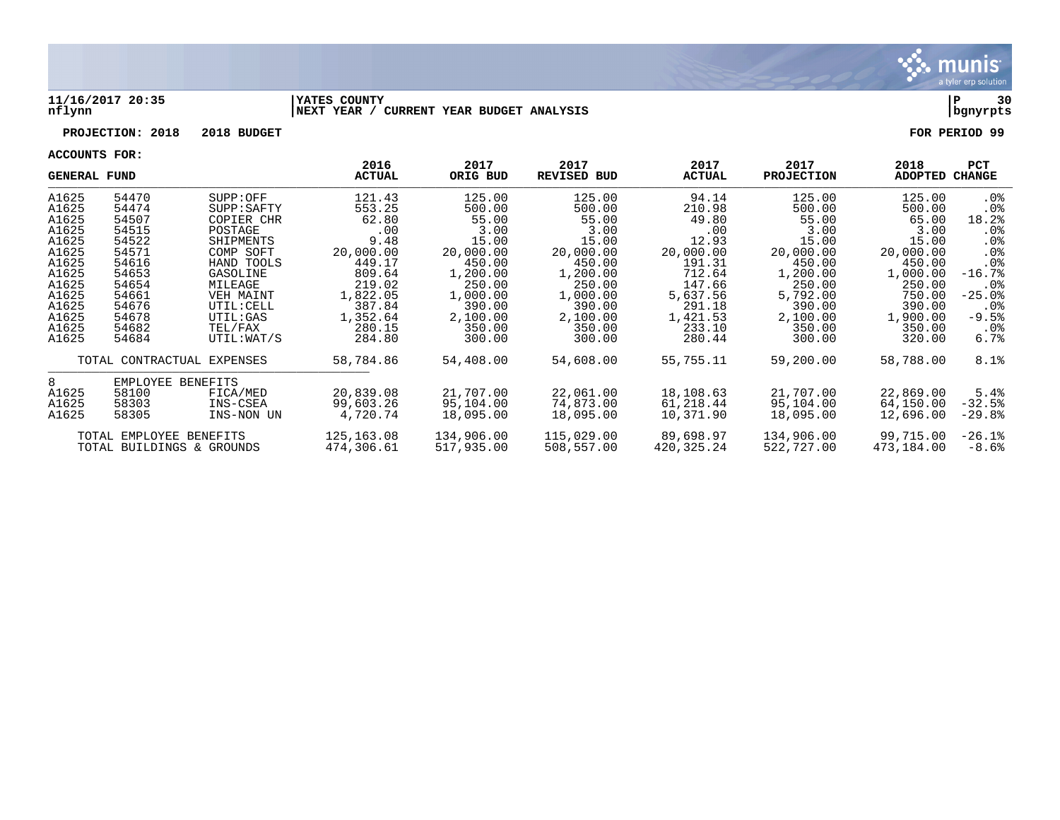**11/16/2017 20:35** | **YATES COUNTY** | **P 30**
**nflynn** | **NEXT YEAR / CURRENT YEAR BUDGET ANALYSIS** | **bgnyrpts**

**PROJECTION: 2018 2018 BUDGET** — **FOR PERIOD 99**

**ACCOUNTS FOR:**

| GENERAL FUND | | | 2016 ACTUAL | 2017 ORIG BUD | 2017 REVISED BUD | 2017 ACTUAL | 2017 PROJECTION | 2018 ADOPTED | PCT CHANGE |
|---|---|---|---|---|---|---|---|---|---|
| A1625 | 54470 | SUPP:OFF | 121.43 | 125.00 | 125.00 | 94.14 | 125.00 | 125.00 | .0% |
| A1625 | 54474 | SUPP:SAFTY | 553.25 | 500.00 | 500.00 | 210.98 | 500.00 | 500.00 | .0% |
| A1625 | 54507 | COPIER CHR | 62.80 | 55.00 | 55.00 | 49.80 | 55.00 | 65.00 | 18.2% |
| A1625 | 54515 | POSTAGE | .00 | 3.00 | 3.00 | .00 | 3.00 | 3.00 | .0% |
| A1625 | 54522 | SHIPMENTS | 9.48 | 15.00 | 15.00 | 12.93 | 15.00 | 15.00 | .0% |
| A1625 | 54571 | COMP SOFT | 20,000.00 | 20,000.00 | 20,000.00 | 20,000.00 | 20,000.00 | 20,000.00 | .0% |
| A1625 | 54616 | HAND TOOLS | 449.17 | 450.00 | 450.00 | 191.31 | 450.00 | 450.00 | .0% |
| A1625 | 54653 | GASOLINE | 809.64 | 1,200.00 | 1,200.00 | 712.64 | 1,200.00 | 1,000.00 | -16.7% |
| A1625 | 54654 | MILEAGE | 219.02 | 250.00 | 250.00 | 147.66 | 250.00 | 250.00 | .0% |
| A1625 | 54661 | VEH MAINT | 1,822.05 | 1,000.00 | 1,000.00 | 5,637.56 | 5,792.00 | 750.00 | -25.0% |
| A1625 | 54676 | UTIL:CELL | 387.84 | 390.00 | 390.00 | 291.18 | 390.00 | 390.00 | .0% |
| A1625 | 54678 | UTIL:GAS | 1,352.64 | 2,100.00 | 2,100.00 | 1,421.53 | 2,100.00 | 1,900.00 | -9.5% |
| A1625 | 54682 | TEL/FAX | 280.15 | 350.00 | 350.00 | 233.10 | 350.00 | 350.00 | .0% |
| A1625 | 54684 | UTIL:WAT/S | 284.80 | 300.00 | 300.00 | 280.44 | 300.00 | 320.00 | 6.7% |
| | TOTAL CONTRACTUAL EXPENSES | | 58,784.86 | 54,408.00 | 54,608.00 | 55,755.11 | 59,200.00 | 58,788.00 | 8.1% |
| 8 | EMPLOYEE BENEFITS | | | | | | | | |
| A1625 | 58100 | FICA/MED | 20,839.08 | 21,707.00 | 22,061.00 | 18,108.63 | 21,707.00 | 22,869.00 | 5.4% |
| A1625 | 58303 | INS-CSEA | 99,603.26 | 95,104.00 | 74,873.00 | 61,218.44 | 95,104.00 | 64,150.00 | -32.5% |
| A1625 | 58305 | INS-NON UN | 4,720.74 | 18,095.00 | 18,095.00 | 10,371.90 | 18,095.00 | 12,696.00 | -29.8% |
| | TOTAL EMPLOYEE BENEFITS | | 125,163.08 | 134,906.00 | 115,029.00 | 89,698.97 | 134,906.00 | 99,715.00 | -26.1% |
| | TOTAL BUILDINGS & GROUNDS | | 474,306.61 | 517,935.00 | 508,557.00 | 420,325.24 | 522,727.00 | 473,184.00 | -8.6% |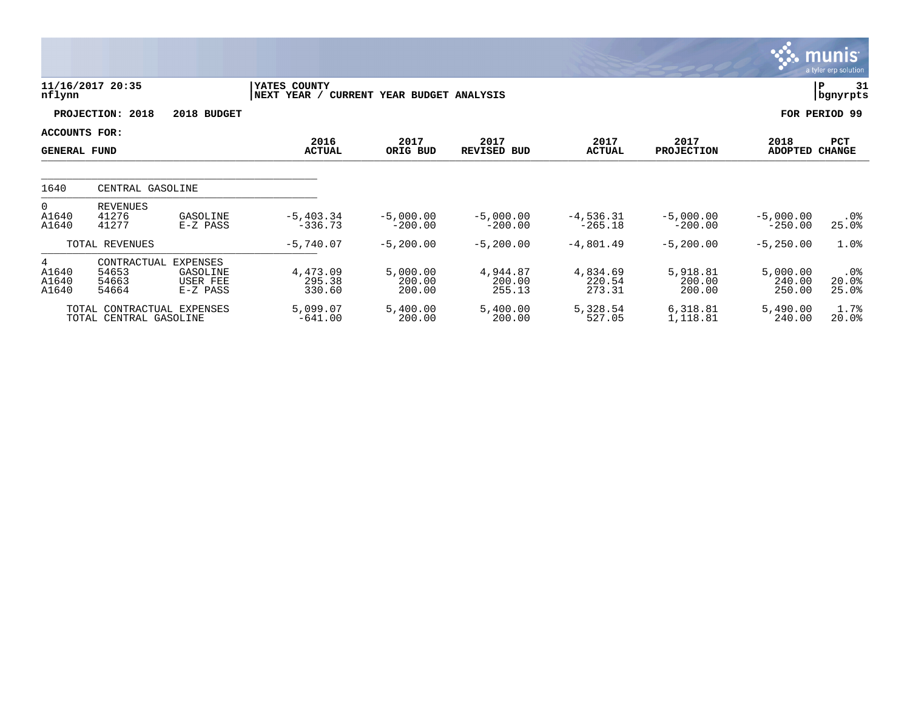11/16/2017 20:35 | YATES COUNTY | P 31
nflynn | NEXT YEAR / CURRENT YEAR BUDGET ANALYSIS | bgnyrpts

PROJECTION: 2018 2018 BUDGET | FOR PERIOD 99

ACCOUNTS FOR:
GENERAL FUND

| | | | 2016 ACTUAL | 2017 ORIG BUD | 2017 REVISED BUD | 2017 ACTUAL | 2017 PROJECTION | 2018 ADOPTED | PCT CHANGE |
|---|---|---|---|---|---|---|---|---|---|
| 1640 | CENTRAL GASOLINE | | | | | | | | |
| 0 | REVENUES | | | | | | | | |
| A1640 | 41276 | GASOLINE | -5,403.34 | -5,000.00 | -5,000.00 | -4,536.31 | -5,000.00 | -5,000.00 | .0% |
| A1640 | 41277 | E-Z PASS | -336.73 | -200.00 | -200.00 | -265.18 | -200.00 | -250.00 | 25.0% |
| | TOTAL REVENUES | | -5,740.07 | -5,200.00 | -5,200.00 | -4,801.49 | -5,200.00 | -5,250.00 | 1.0% |
| 4 | CONTRACTUAL EXPENSES | | | | | | | | |
| A1640 | 54653 | GASOLINE | 4,473.09 | 5,000.00 | 4,944.87 | 4,834.69 | 5,918.81 | 5,000.00 | .0% |
| A1640 | 54663 | USER FEE | 295.38 | 200.00 | 200.00 | 220.54 | 200.00 | 240.00 | 20.0% |
| A1640 | 54664 | E-Z PASS | 330.60 | 200.00 | 255.13 | 273.31 | 200.00 | 250.00 | 25.0% |
| | TOTAL CONTRACTUAL EXPENSES | | 5,099.07 | 5,400.00 | 5,400.00 | 5,328.54 | 6,318.81 | 5,490.00 | 1.7% |
| | TOTAL CENTRAL GASOLINE | | -641.00 | 200.00 | 200.00 | 527.05 | 1,118.81 | 240.00 | 20.0% |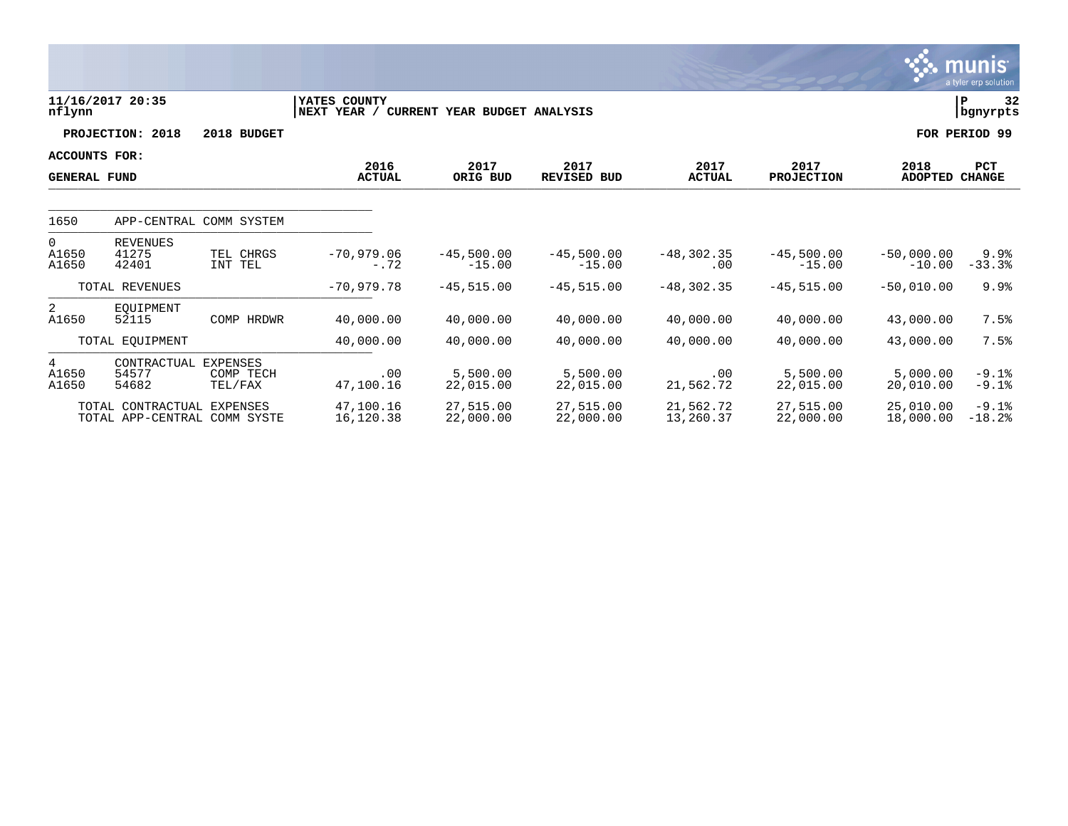**11/16/2017 20:35**
**nflynn**

**YATES COUNTY**
**NEXT YEAR / CURRENT YEAR BUDGET ANALYSIS**

**P 32**
**bgnyrpts**

**PROJECTION: 2018 2018 BUDGET** **FOR PERIOD 99**

**ACCOUNTS FOR:**
**GENERAL FUND**

| | | | 2016 ACTUAL | 2017 ORIG BUD | 2017 REVISED BUD | 2017 ACTUAL | 2017 PROJECTION | 2018 ADOPTED | PCT CHANGE |
|---|---|---|---|---|---|---|---|---|---|
| 1650 | APP-CENTRAL COMM SYSTEM | | | | | | | | |
| 0 | REVENUES | | | | | | | | |
| A1650 | 41275 | TEL CHRGS | -70,979.06 | -45,500.00 | -45,500.00 | -48,302.35 | -45,500.00 | -50,000.00 | 9.9% |
| A1650 | 42401 | INT TEL | -.72 | -15.00 | -15.00 | .00 | -15.00 | -10.00 | -33.3% |
| | TOTAL REVENUES | | -70,979.78 | -45,515.00 | -45,515.00 | -48,302.35 | -45,515.00 | -50,010.00 | 9.9% |
| 2 | EQUIPMENT | | | | | | | | |
| A1650 | 52115 | COMP HRDWR | 40,000.00 | 40,000.00 | 40,000.00 | 40,000.00 | 40,000.00 | 43,000.00 | 7.5% |
| | TOTAL EQUIPMENT | | 40,000.00 | 40,000.00 | 40,000.00 | 40,000.00 | 40,000.00 | 43,000.00 | 7.5% |
| 4 | CONTRACTUAL EXPENSES | | | | | | | | |
| A1650 | 54577 | COMP TECH | .00 | 5,500.00 | 5,500.00 | .00 | 5,500.00 | 5,000.00 | -9.1% |
| A1650 | 54682 | TEL/FAX | 47,100.16 | 22,015.00 | 22,015.00 | 21,562.72 | 22,015.00 | 20,010.00 | -9.1% |
| | TOTAL CONTRACTUAL EXPENSES | | 47,100.16 | 27,515.00 | 27,515.00 | 21,562.72 | 27,515.00 | 25,010.00 | -9.1% |
| | TOTAL APP-CENTRAL COMM SYSTE | | 16,120.38 | 22,000.00 | 22,000.00 | 13,260.37 | 22,000.00 | 18,000.00 | -18.2% |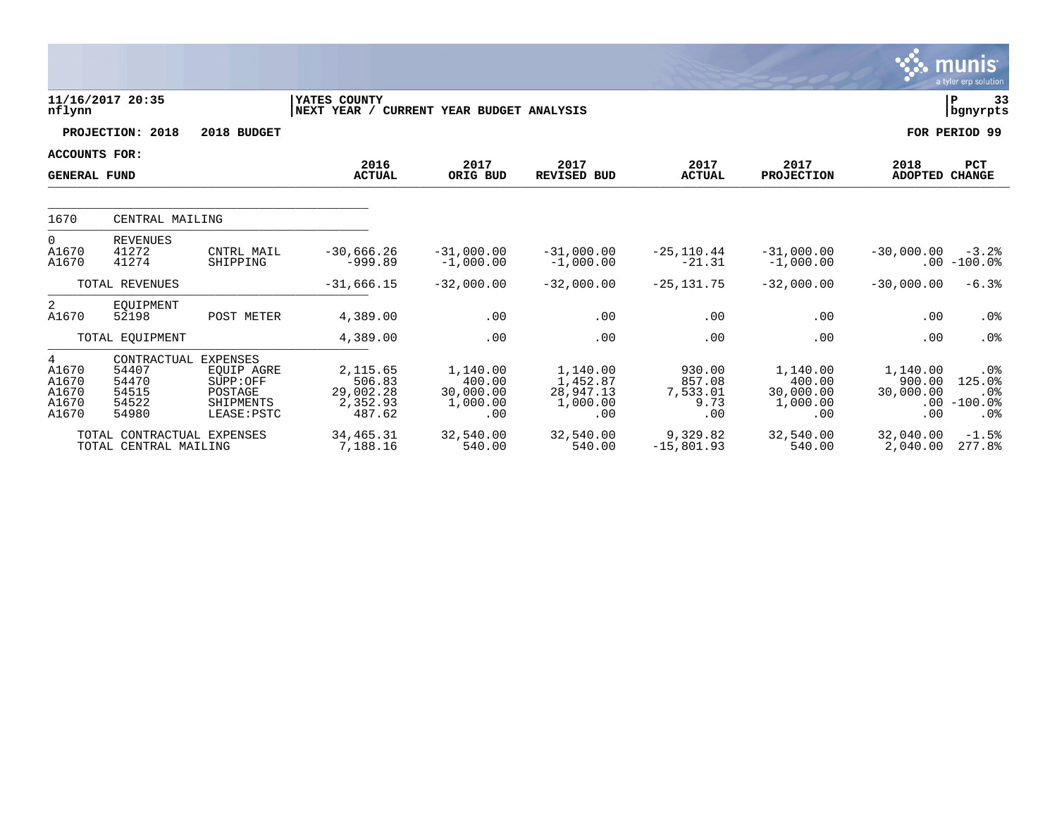**11/16/2017 20:35**
**nflynn**

**YATES COUNTY**
**NEXT YEAR / CURRENT YEAR BUDGET ANALYSIS**

**P 33**
**bgnyrpts**

**PROJECTION: 2018 2018 BUDGET** **FOR PERIOD 99**

**ACCOUNTS FOR:**
**GENERAL FUND**

| | | | 2016 ACTUAL | 2017 ORIG BUD | 2017 REVISED BUD | 2017 ACTUAL | 2017 PROJECTION | 2018 ADOPTED | PCT CHANGE |
|---|---|---|---|---|---|---|---|---|---|
| 1670 | CENTRAL MAILING | | | | | | | | |
| 0 | REVENUES | | | | | | | | |
| A1670 | 41272 | CNTRL MAIL | -30,666.26 | -31,000.00 | -31,000.00 | -25,110.44 | -31,000.00 | -30,000.00 | -3.2% |
| A1670 | 41274 | SHIPPING | -999.89 | -1,000.00 | -1,000.00 | -21.31 | -1,000.00 | .00 | -100.0% |
| | TOTAL REVENUES | | -31,666.15 | -32,000.00 | -32,000.00 | -25,131.75 | -32,000.00 | -30,000.00 | -6.3% |
| 2 | EQUIPMENT | | | | | | | | |
| A1670 | 52198 | POST METER | 4,389.00 | .00 | .00 | .00 | .00 | .00 | .0% |
| | TOTAL EQUIPMENT | | 4,389.00 | .00 | .00 | .00 | .00 | .00 | .0% |
| 4 | CONTRACTUAL EXPENSES | | | | | | | | |
| A1670 | 54407 | EQUIP AGRE | 2,115.65 | 1,140.00 | 1,140.00 | 930.00 | 1,140.00 | 1,140.00 | .0% |
| A1670 | 54470 | SUPP:OFF | 506.83 | 400.00 | 1,452.87 | 857.08 | 400.00 | 900.00 | 125.0% |
| A1670 | 54515 | POSTAGE | 29,002.28 | 30,000.00 | 28,947.13 | 7,533.01 | 30,000.00 | 30,000.00 | .0% |
| A1670 | 54522 | SHIPMENTS | 2,352.93 | 1,000.00 | 1,000.00 | 9.73 | 1,000.00 | .00 | -100.0% |
| A1670 | 54980 | LEASE:PSTC | 487.62 | .00 | .00 | .00 | .00 | .00 | .0% |
| | TOTAL CONTRACTUAL EXPENSES | | 34,465.31 | 32,540.00 | 32,540.00 | 9,329.82 | 32,540.00 | 32,040.00 | -1.5% |
| | TOTAL CENTRAL MAILING | | 7,188.16 | 540.00 | 540.00 | -15,801.93 | 540.00 | 2,040.00 | 277.8% |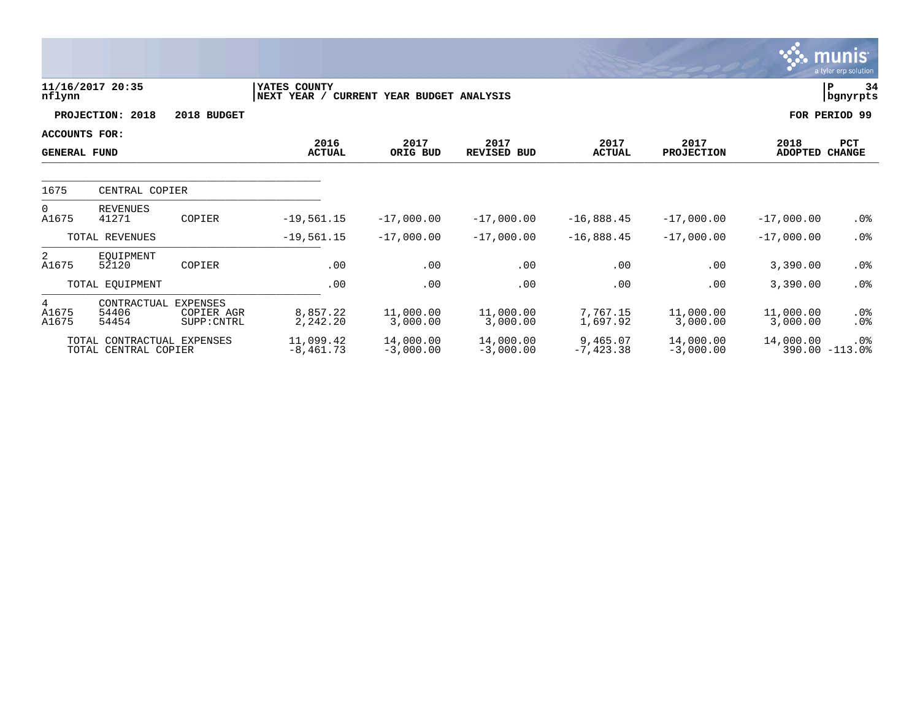11/16/2017 20:35
nflynn

YATES COUNTY
NEXT YEAR / CURRENT YEAR BUDGET ANALYSIS

P 34
bgnyrpts

**PROJECTION: 2018 &nbsp;&nbsp; 2018 BUDGET** &nbsp;&nbsp;&nbsp;&nbsp; **FOR PERIOD 99**

**ACCOUNTS FOR:**
**GENERAL FUND**

| | | | 2016 ACTUAL | 2017 ORIG BUD | 2017 REVISED BUD | 2017 ACTUAL | 2017 PROJECTION | 2018 ADOPTED | PCT CHANGE |
|---|---|---|---|---|---|---|---|---|---|
| 1675 | CENTRAL COPIER | | | | | | | | |
| 0 | REVENUES | | | | | | | | |
| A1675 | 41271 | COPIER | -19,561.15 | -17,000.00 | -17,000.00 | -16,888.45 | -17,000.00 | -17,000.00 | .0% |
| | TOTAL REVENUES | | -19,561.15 | -17,000.00 | -17,000.00 | -16,888.45 | -17,000.00 | -17,000.00 | .0% |
| 2 | EQUIPMENT | | | | | | | | |
| A1675 | 52120 | COPIER | .00 | .00 | .00 | .00 | .00 | 3,390.00 | .0% |
| | TOTAL EQUIPMENT | | .00 | .00 | .00 | .00 | .00 | 3,390.00 | .0% |
| 4 | CONTRACTUAL EXPENSES | | | | | | | | |
| A1675 | 54406 | COPIER AGR | 8,857.22 | 11,000.00 | 11,000.00 | 7,767.15 | 11,000.00 | 11,000.00 | .0% |
| A1675 | 54454 | SUPP:CNTRL | 2,242.20 | 3,000.00 | 3,000.00 | 1,697.92 | 3,000.00 | 3,000.00 | .0% |
| | TOTAL CONTRACTUAL EXPENSES | | 11,099.42 | 14,000.00 | 14,000.00 | 9,465.07 | 14,000.00 | 14,000.00 | .0% |
| | TOTAL CENTRAL COPIER | | -8,461.73 | -3,000.00 | -3,000.00 | -7,423.38 | -3,000.00 | 390.00 | -113.0% |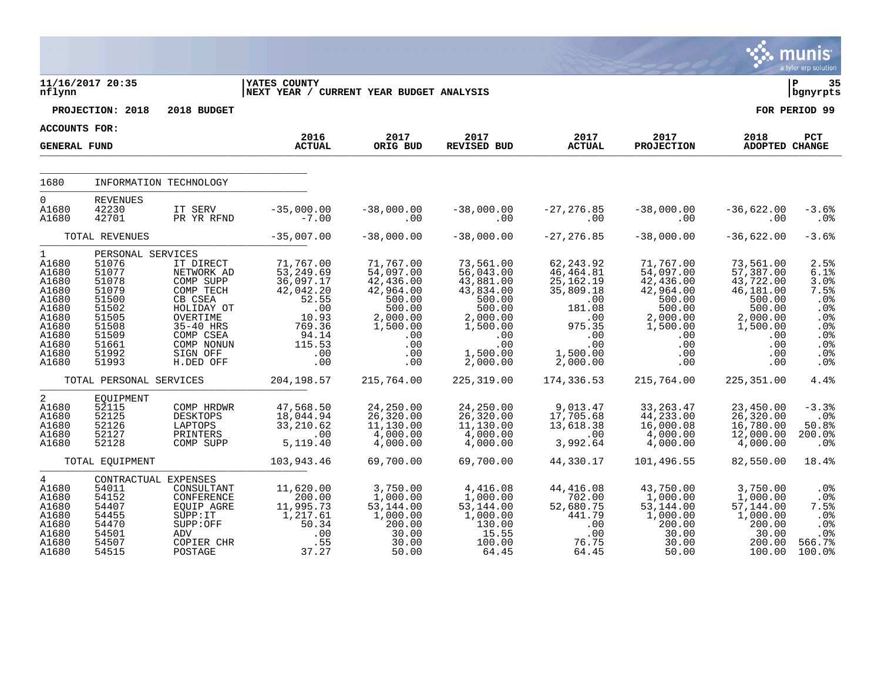11/16/2017 20:35 | YATES COUNTY | P 35
nflynn | NEXT YEAR / CURRENT YEAR BUDGET ANALYSIS | bgnyrpts

**PROJECTION: 2018 2018 BUDGET** | **FOR PERIOD 99**

**ACCOUNTS FOR:**

**GENERAL FUND**

| | | | 2016 ACTUAL | 2017 ORIG BUD | 2017 REVISED BUD | 2017 ACTUAL | 2017 PROJECTION | 2018 ADOPTED | PCT CHANGE |
|---|---|---|---|---|---|---|---|---|---|
| 1680 | INFORMATION TECHNOLOGY | | | | | | | | |
| 0 | REVENUES | | | | | | | | |
| A1680 | 42230 | IT SERV | -35,000.00 | -38,000.00 | -38,000.00 | -27,276.85 | -38,000.00 | -36,622.00 | -3.6% |
| A1680 | 42701 | PR YR RFND | -7.00 | .00 | .00 | .00 | .00 | .00 | .0% |
| | TOTAL REVENUES | | -35,007.00 | -38,000.00 | -38,000.00 | -27,276.85 | -38,000.00 | -36,622.00 | -3.6% |
| 1 | PERSONAL SERVICES | | | | | | | | |
| A1680 | 51076 | IT DIRECT | 71,767.00 | 71,767.00 | 73,561.00 | 62,243.92 | 71,767.00 | 73,561.00 | 2.5% |
| A1680 | 51077 | NETWORK AD | 53,249.69 | 54,097.00 | 56,043.00 | 46,464.81 | 54,097.00 | 57,387.00 | 6.1% |
| A1680 | 51078 | COMP SUPP | 36,097.17 | 42,436.00 | 43,881.00 | 25,162.19 | 42,436.00 | 43,722.00 | 3.0% |
| A1680 | 51079 | COMP TECH | 42,042.20 | 42,964.00 | 43,834.00 | 35,809.18 | 42,964.00 | 46,181.00 | 7.5% |
| A1680 | 51500 | CB CSEA | 52.55 | 500.00 | 500.00 | .00 | 500.00 | 500.00 | .0% |
| A1680 | 51502 | HOLIDAY OT | .00 | 500.00 | 500.00 | 181.08 | 500.00 | 500.00 | .0% |
| A1680 | 51505 | OVERTIME | 10.93 | 2,000.00 | 2,000.00 | .00 | 2,000.00 | 2,000.00 | .0% |
| A1680 | 51508 | 35-40 HRS | 769.36 | 1,500.00 | 1,500.00 | 975.35 | 1,500.00 | 1,500.00 | .0% |
| A1680 | 51509 | COMP CSEA | 94.14 | .00 | .00 | .00 | .00 | .00 | .0% |
| A1680 | 51661 | COMP NONUN | 115.53 | .00 | .00 | .00 | .00 | .00 | .0% |
| A1680 | 51992 | SIGN OFF | .00 | .00 | 1,500.00 | 1,500.00 | .00 | .00 | .0% |
| A1680 | 51993 | H.DED OFF | .00 | .00 | 2,000.00 | 2,000.00 | .00 | .00 | .0% |
| | TOTAL PERSONAL SERVICES | | 204,198.57 | 215,764.00 | 225,319.00 | 174,336.53 | 215,764.00 | 225,351.00 | 4.4% |
| 2 | EQUIPMENT | | | | | | | | |
| A1680 | 52115 | COMP HRDWR | 47,568.50 | 24,250.00 | 24,250.00 | 9,013.47 | 33,263.47 | 23,450.00 | -3.3% |
| A1680 | 52125 | DESKTOPS | 18,044.94 | 26,320.00 | 26,320.00 | 17,705.68 | 44,233.00 | 26,320.00 | .0% |
| A1680 | 52126 | LAPTOPS | 33,210.62 | 11,130.00 | 11,130.00 | 13,618.38 | 16,000.08 | 16,780.00 | 50.8% |
| A1680 | 52127 | PRINTERS | .00 | 4,000.00 | 4,000.00 | .00 | 4,000.00 | 12,000.00 | 200.0% |
| A1680 | 52128 | COMP SUPP | 5,119.40 | 4,000.00 | 4,000.00 | 3,992.64 | 4,000.00 | 4,000.00 | .0% |
| | TOTAL EQUIPMENT | | 103,943.46 | 69,700.00 | 69,700.00 | 44,330.17 | 101,496.55 | 82,550.00 | 18.4% |
| 4 | CONTRACTUAL EXPENSES | | | | | | | | |
| A1680 | 54011 | CONSULTANT | 11,620.00 | 3,750.00 | 4,416.08 | 44,416.08 | 43,750.00 | 3,750.00 | .0% |
| A1680 | 54152 | CONFERENCE | 200.00 | 1,000.00 | 1,000.00 | 702.00 | 1,000.00 | 1,000.00 | .0% |
| A1680 | 54407 | EQUIP AGRE | 11,995.73 | 53,144.00 | 53,144.00 | 52,680.75 | 53,144.00 | 57,144.00 | 7.5% |
| A1680 | 54455 | SUPP:IT | 1,217.61 | 1,000.00 | 1,000.00 | 441.79 | 1,000.00 | 1,000.00 | .0% |
| A1680 | 54470 | SUPP:OFF | 50.34 | 200.00 | 130.00 | .00 | 200.00 | 200.00 | .0% |
| A1680 | 54501 | ADV | .00 | 30.00 | 15.55 | .00 | 30.00 | 30.00 | .0% |
| A1680 | 54507 | COPIER CHR | .55 | 30.00 | 100.00 | 76.75 | 30.00 | 200.00 | 566.7% |
| A1680 | 54515 | POSTAGE | 37.27 | 50.00 | 64.45 | 64.45 | 50.00 | 100.00 | 100.0% |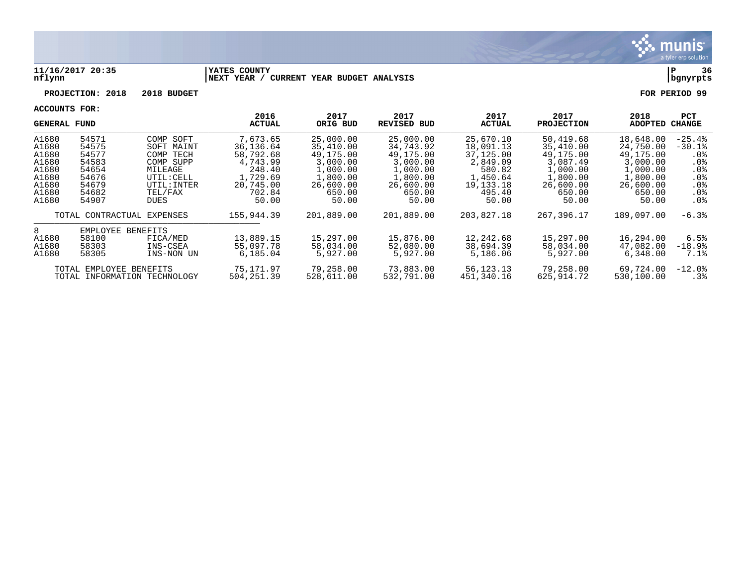**11/16/2017 20:35** | **YATES COUNTY** | **P 36**
**nflynn** | **NEXT YEAR / CURRENT YEAR BUDGET ANALYSIS** | **bgnyrpts**

**PROJECTION: 2018 2018 BUDGET** **FOR PERIOD 99**

**ACCOUNTS FOR:**

| GENERAL FUND | | | 2016 ACTUAL | 2017 ORIG BUD | 2017 REVISED BUD | 2017 ACTUAL | 2017 PROJECTION | 2018 ADOPTED | PCT CHANGE |
|---|---|---|---|---|---|---|---|---|---|
| A1680 | 54571 | COMP SOFT | 7,673.65 | 25,000.00 | 25,000.00 | 25,670.10 | 50,419.68 | 18,648.00 | -25.4% |
| A1680 | 54575 | SOFT MAINT | 36,136.64 | 35,410.00 | 34,743.92 | 18,091.13 | 35,410.00 | 24,750.00 | -30.1% |
| A1680 | 54577 | COMP TECH | 58,792.68 | 49,175.00 | 49,175.00 | 37,125.00 | 49,175.00 | 49,175.00 | .0% |
| A1680 | 54583 | COMP SUPP | 4,743.99 | 3,000.00 | 3,000.00 | 2,849.09 | 3,087.49 | 3,000.00 | .0% |
| A1680 | 54654 | MILEAGE | 248.40 | 1,000.00 | 1,000.00 | 580.82 | 1,000.00 | 1,000.00 | .0% |
| A1680 | 54676 | UTIL:CELL | 1,729.69 | 1,800.00 | 1,800.00 | 1,450.64 | 1,800.00 | 1,800.00 | .0% |
| A1680 | 54679 | UTIL:INTER | 20,745.00 | 26,600.00 | 26,600.00 | 19,133.18 | 26,600.00 | 26,600.00 | .0% |
| A1680 | 54682 | TEL/FAX | 702.84 | 650.00 | 650.00 | 495.40 | 650.00 | 650.00 | .0% |
| A1680 | 54907 | DUES | 50.00 | 50.00 | 50.00 | 50.00 | 50.00 | 50.00 | .0% |
| TOTAL CONTRACTUAL EXPENSES | | | 155,944.39 | 201,889.00 | 201,889.00 | 203,827.18 | 267,396.17 | 189,097.00 | -6.3% |
| 8 | EMPLOYEE BENEFITS | | | | | | | | |
| A1680 | 58100 | FICA/MED | 13,889.15 | 15,297.00 | 15,876.00 | 12,242.68 | 15,297.00 | 16,294.00 | 6.5% |
| A1680 | 58303 | INS-CSEA | 55,097.78 | 58,034.00 | 52,080.00 | 38,694.39 | 58,034.00 | 47,082.00 | -18.9% |
| A1680 | 58305 | INS-NON UN | 6,185.04 | 5,927.00 | 5,927.00 | 5,186.06 | 5,927.00 | 6,348.00 | 7.1% |
| TOTAL EMPLOYEE BENEFITS | | | 75,171.97 | 79,258.00 | 73,883.00 | 56,123.13 | 79,258.00 | 69,724.00 | -12.0% |
| TOTAL INFORMATION TECHNOLOGY | | | 504,251.39 | 528,611.00 | 532,791.00 | 451,340.16 | 625,914.72 | 530,100.00 | .3% |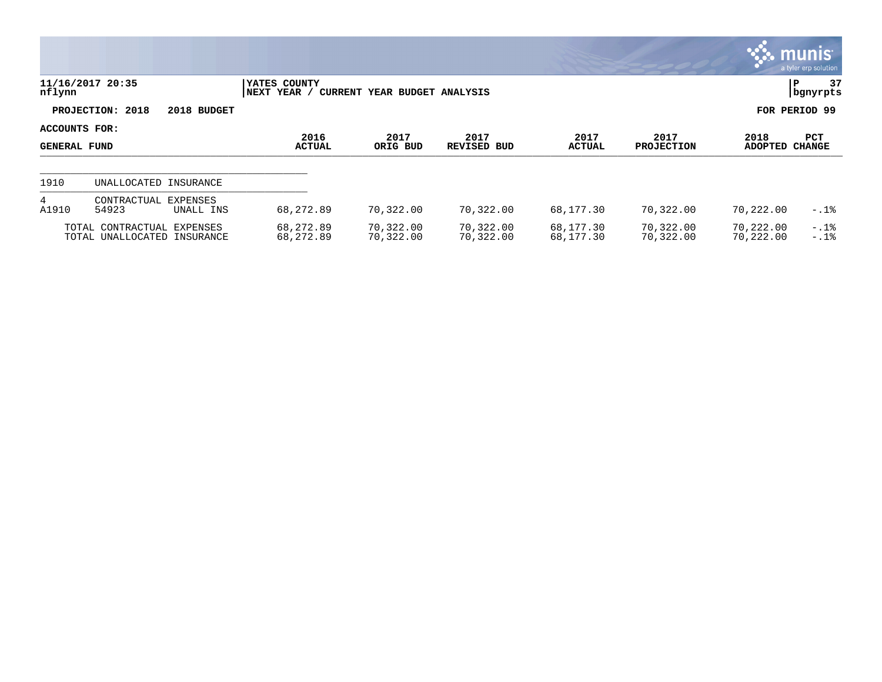**YATES COUNTY**
**NEXT YEAR / CURRENT YEAR BUDGET ANALYSIS**

11/16/2017 20:35
nflynn

P 37
bgnyrpts

**PROJECTION: 2018 2018 BUDGET**

**FOR PERIOD 99**

**ACCOUNTS FOR:**
**GENERAL FUND**

| | | | 2016 ACTUAL | 2017 ORIG BUD | 2017 REVISED BUD | 2017 ACTUAL | 2017 PROJECTION | 2018 ADOPTED | PCT CHANGE |
|---|---|---|---|---|---|---|---|---|---|
| 1910 | UNALLOCATED INSURANCE | | | | | | | | |
| 4 | CONTRACTUAL EXPENSES | | | | | | | | |
| A1910 | 54923 | UNALL INS | 68,272.89 | 70,322.00 | 70,322.00 | 68,177.30 | 70,322.00 | 70,222.00 | -.1% |
| TOTAL CONTRACTUAL EXPENSES | | | 68,272.89 | 70,322.00 | 70,322.00 | 68,177.30 | 70,322.00 | 70,222.00 | -.1% |
| TOTAL UNALLOCATED INSURANCE | | | 68,272.89 | 70,322.00 | 70,322.00 | 68,177.30 | 70,322.00 | 70,222.00 | -.1% |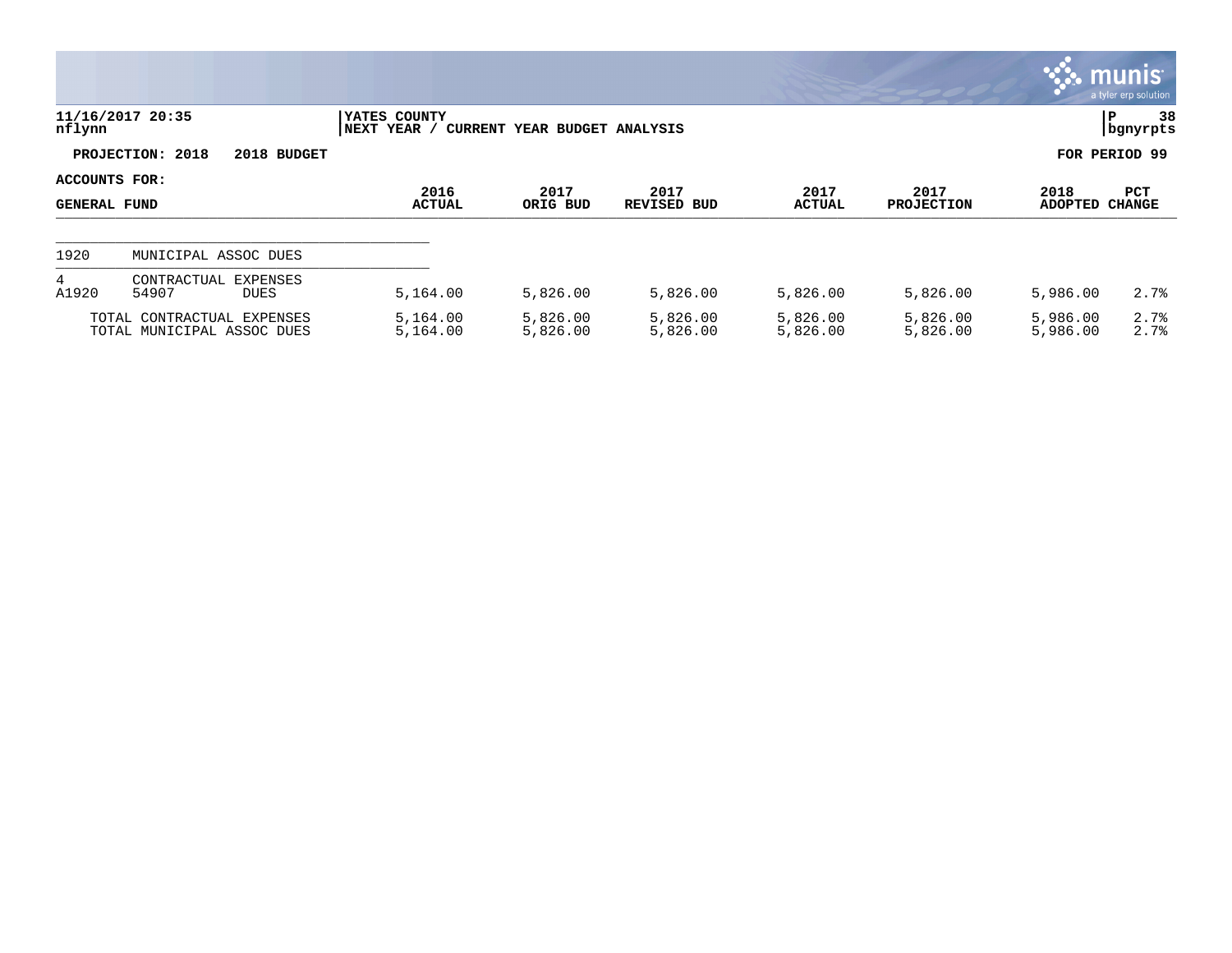11/16/2017 20:35
nflynn

YATES COUNTY
NEXT YEAR / CURRENT YEAR BUDGET ANALYSIS

P 38
bgnyrpts

**PROJECTION: 2018 2018 BUDGET** | **FOR PERIOD 99**

**ACCOUNTS FOR:**

| GENERAL FUND | | | 2016 ACTUAL | 2017 ORIG BUD | 2017 REVISED BUD | 2017 ACTUAL | 2017 PROJECTION | 2018 ADOPTED | PCT CHANGE |
|---|---|---|---|---|---|---|---|---|---|
| 1920 | MUNICIPAL ASSOC DUES | | | | | | | | |
| 4 | CONTRACTUAL EXPENSES | | | | | | | | |
| A1920 | 54907 | DUES | 5,164.00 | 5,826.00 | 5,826.00 | 5,826.00 | 5,826.00 | 5,986.00 | 2.7% |
| | TOTAL CONTRACTUAL EXPENSES | | 5,164.00 | 5,826.00 | 5,826.00 | 5,826.00 | 5,826.00 | 5,986.00 | 2.7% |
| | TOTAL MUNICIPAL ASSOC DUES | | 5,164.00 | 5,826.00 | 5,826.00 | 5,826.00 | 5,826.00 | 5,986.00 | 2.7% |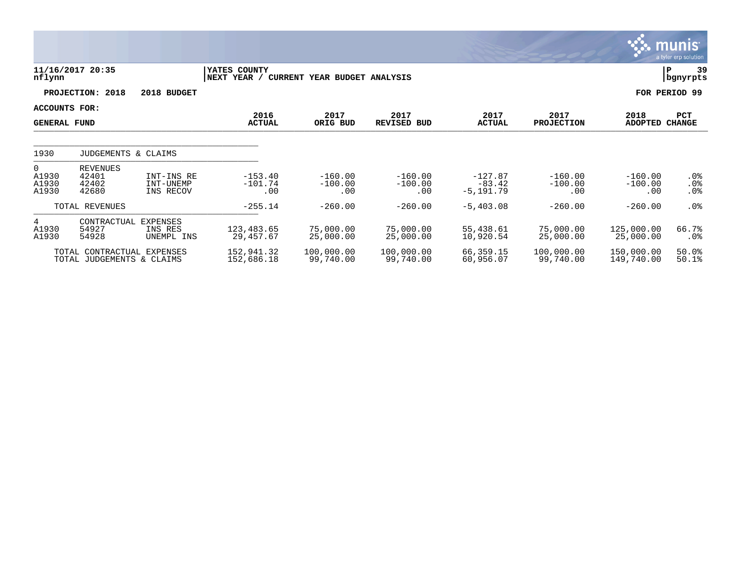**11/16/2017 20:35**
**nflynn**

**YATES COUNTY**
**NEXT YEAR / CURRENT YEAR BUDGET ANALYSIS**

**PROJECTION: 2018 2018 BUDGET** **FOR PERIOD 99**

**ACCOUNTS FOR:**
**GENERAL FUND**

| | | | 2016 ACTUAL | 2017 ORIG BUD | 2017 REVISED BUD | 2017 ACTUAL | 2017 PROJECTION | 2018 ADOPTED | PCT CHANGE |
|---|---|---|---|---|---|---|---|---|---|
| 1930 | JUDGEMENTS & CLAIMS | | | | | | | | |
| 0 | REVENUES | | | | | | | | |
| A1930 | 42401 | INT-INS RE | -153.40 | -160.00 | -160.00 | -127.87 | -160.00 | -160.00 | .0% |
| A1930 | 42402 | INT-UNEMP | -101.74 | -100.00 | -100.00 | -83.42 | -100.00 | -100.00 | .0% |
| A1930 | 42680 | INS RECOV | .00 | .00 | .00 | -5,191.79 | .00 | .00 | .0% |
| | TOTAL REVENUES | | -255.14 | -260.00 | -260.00 | -5,403.08 | -260.00 | -260.00 | .0% |
| 4 | CONTRACTUAL EXPENSES | | | | | | | | |
| A1930 | 54927 | INS RES | 123,483.65 | 75,000.00 | 75,000.00 | 55,438.61 | 75,000.00 | 125,000.00 | 66.7% |
| A1930 | 54928 | UNEMPL INS | 29,457.67 | 25,000.00 | 25,000.00 | 10,920.54 | 25,000.00 | 25,000.00 | .0% |
| | TOTAL CONTRACTUAL EXPENSES | | 152,941.32 | 100,000.00 | 100,000.00 | 66,359.15 | 100,000.00 | 150,000.00 | 50.0% |
| | TOTAL JUDGEMENTS & CLAIMS | | 152,686.18 | 99,740.00 | 99,740.00 | 60,956.07 | 99,740.00 | 149,740.00 | 50.1% |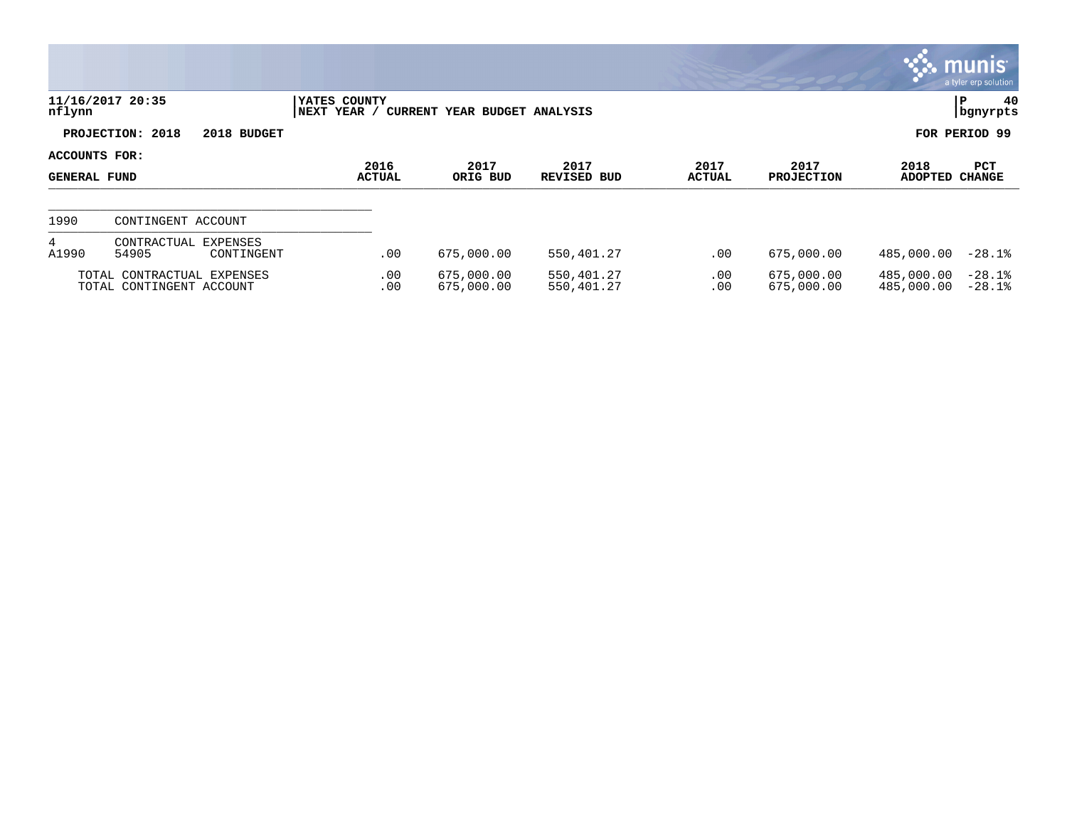11/16/2017 20:35
nflynn

YATES COUNTY
NEXT YEAR / CURRENT YEAR BUDGET ANALYSIS

PROJECTION: 2018 2018 BUDGET

FOR PERIOD 99

ACCOUNTS FOR:

| GENERAL FUND | | | 2016 ACTUAL | 2017 ORIG BUD | 2017 REVISED BUD | 2017 ACTUAL | 2017 PROJECTION | 2018 ADOPTED | PCT CHANGE |
|---|---|---|---|---|---|---|---|---|---|
| 1990 | CONTINGENT ACCOUNT | | | | | | | | |
| 4 | CONTRACTUAL EXPENSES | | | | | | | | |
| A1990 | 54905 | CONTINGENT | .00 | 675,000.00 | 550,401.27 | .00 | 675,000.00 | 485,000.00 | -28.1% |
| TOTAL CONTRACTUAL EXPENSES | | | .00 | 675,000.00 | 550,401.27 | .00 | 675,000.00 | 485,000.00 | -28.1% |
| TOTAL CONTINGENT ACCOUNT | | | .00 | 675,000.00 | 550,401.27 | .00 | 675,000.00 | 485,000.00 | -28.1% |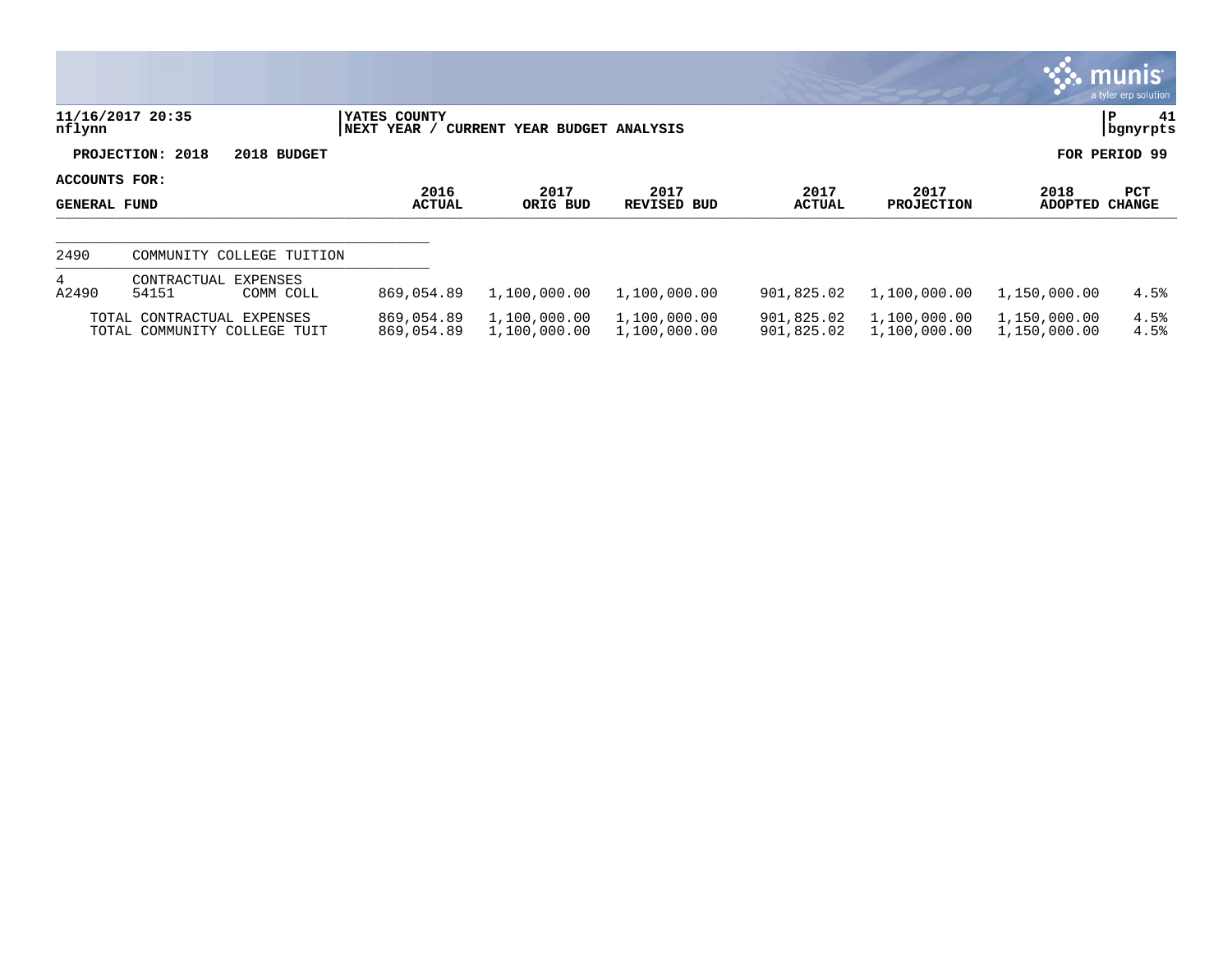**11/16/2017 20:35**
**nflynn**

**YATES COUNTY**
**NEXT YEAR / CURRENT YEAR BUDGET ANALYSIS**

**P 41**
**bgnyrpts**

**PROJECTION: 2018 2018 BUDGET**

**FOR PERIOD 99**

**ACCOUNTS FOR:**
**GENERAL FUND**

| | | | 2016 ACTUAL | 2017 ORIG BUD | 2017 REVISED BUD | 2017 ACTUAL | 2017 PROJECTION | 2018 ADOPTED | PCT CHANGE |
|---|---|---|---|---|---|---|---|---|---|
| 2490 | COMMUNITY COLLEGE TUITION | | | | | | | | |
| 4 | CONTRACTUAL EXPENSES | | | | | | | | |
| A2490 | 54151 | COMM COLL | 869,054.89 | 1,100,000.00 | 1,100,000.00 | 901,825.02 | 1,100,000.00 | 1,150,000.00 | 4.5% |
| TOTAL CONTRACTUAL EXPENSES | | | 869,054.89 | 1,100,000.00 | 1,100,000.00 | 901,825.02 | 1,100,000.00 | 1,150,000.00 | 4.5% |
| TOTAL COMMUNITY COLLEGE TUIT | | | 869,054.89 | 1,100,000.00 | 1,100,000.00 | 901,825.02 | 1,100,000.00 | 1,150,000.00 | 4.5% |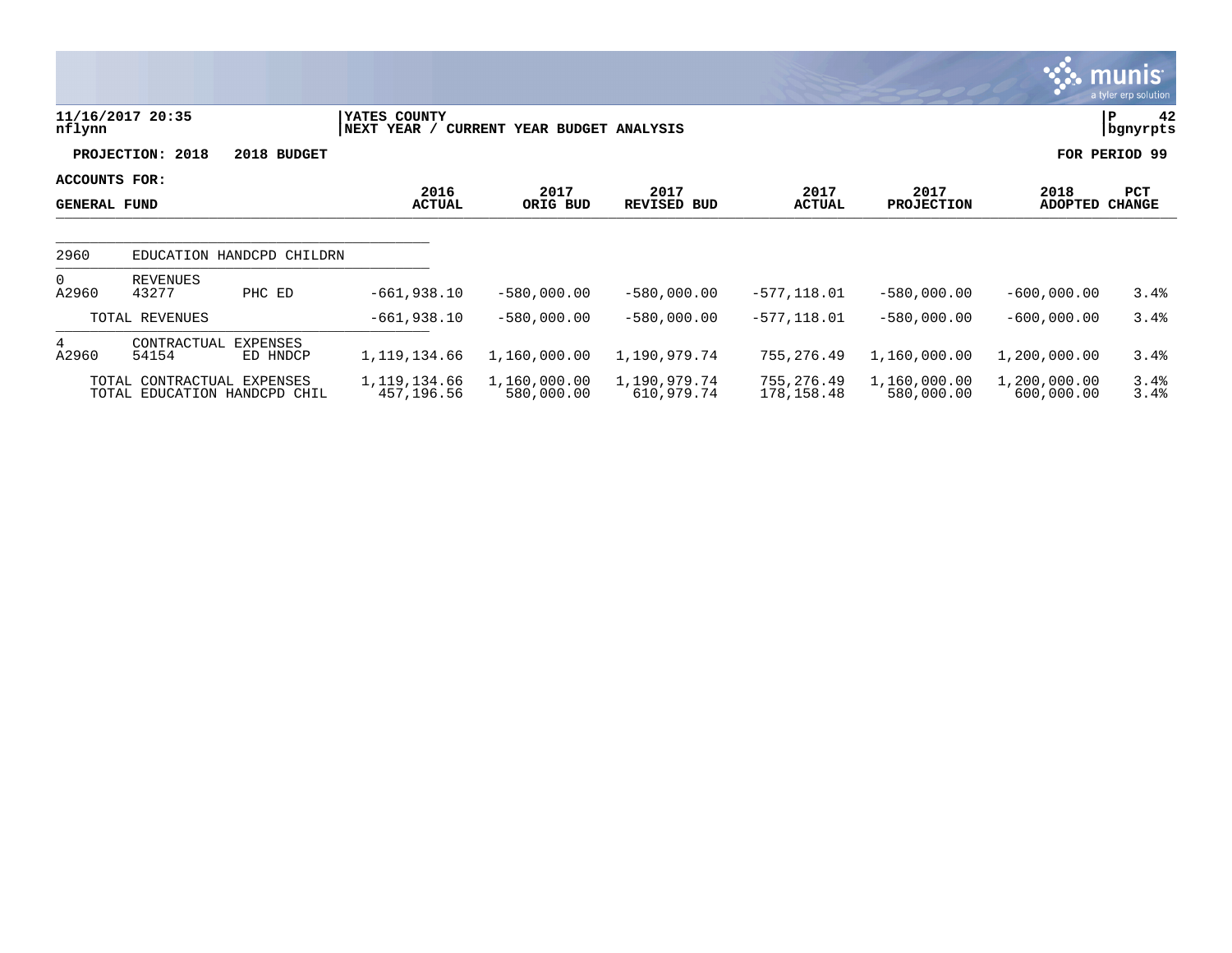**YATES COUNTY**
**NEXT YEAR / CURRENT YEAR BUDGET ANALYSIS**

11/16/2017 20:35
nflynn

bgnyrpts

**PROJECTION: 2018 2018 BUDGET** — **FOR PERIOD 99**

**ACCOUNTS FOR: GENERAL FUND**

| | | | 2016 ACTUAL | 2017 ORIG BUD | 2017 REVISED BUD | 2017 ACTUAL | 2017 PROJECTION | 2018 ADOPTED | PCT CHANGE |
|---|---|---|---|---|---|---|---|---|---|
| 2960 | EDUCATION HANDCPD CHILDRN | | | | | | | | |
| 0 | REVENUES | | | | | | | | |
| A2960 | 43277 | PHC ED | -661,938.10 | -580,000.00 | -580,000.00 | -577,118.01 | -580,000.00 | -600,000.00 | 3.4% |
| | TOTAL REVENUES | | -661,938.10 | -580,000.00 | -580,000.00 | -577,118.01 | -580,000.00 | -600,000.00 | 3.4% |
| 4 | CONTRACTUAL EXPENSES | | | | | | | | |
| A2960 | 54154 | ED HNDCP | 1,119,134.66 | 1,160,000.00 | 1,190,979.74 | 755,276.49 | 1,160,000.00 | 1,200,000.00 | 3.4% |
| | TOTAL CONTRACTUAL EXPENSES | | 1,119,134.66 | 1,160,000.00 | 1,190,979.74 | 755,276.49 | 1,160,000.00 | 1,200,000.00 | 3.4% |
| | TOTAL EDUCATION HANDCPD CHIL | | 457,196.56 | 580,000.00 | 610,979.74 | 178,158.48 | 580,000.00 | 600,000.00 | 3.4% |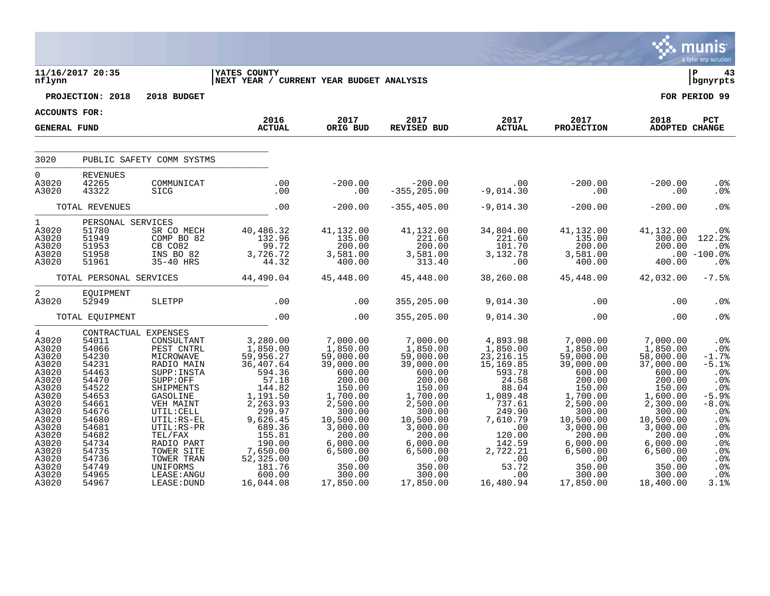11/16/2017 20:35
nflynn

YATES COUNTY
NEXT YEAR / CURRENT YEAR BUDGET ANALYSIS

P 43
bgnyrpts

PROJECTION: 2018 2018 BUDGET

FOR PERIOD 99

ACCOUNTS FOR:
GENERAL FUND

| | | | 2016 ACTUAL | 2017 ORIG BUD | 2017 REVISED BUD | 2017 ACTUAL | 2017 PROJECTION | 2018 ADOPTED | PCT CHANGE |
|---|---|---|---|---|---|---|---|---|---|
| 3020 | PUBLIC SAFETY COMM SYSTMS | | | | | | | | |
| 0 | REVENUES | | | | | | | | |
| A3020 | 42265 | COMMUNICAT | .00 | -200.00 | -200.00 | .00 | -200.00 | -200.00 | .0% |
| A3020 | 43322 | SICG | .00 | .00 | -355,205.00 | -9,014.30 | .00 | .00 | .0% |
| | TOTAL REVENUES | | .00 | -200.00 | -355,405.00 | -9,014.30 | -200.00 | -200.00 | .0% |
| 1 | PERSONAL SERVICES | | | | | | | | |
| A3020 | 51780 | SR CO MECH | 40,486.32 | 41,132.00 | 41,132.00 | 34,804.00 | 41,132.00 | 41,132.00 | .0% |
| A3020 | 51949 | COMP BO 82 | 132.96 | 135.00 | 221.60 | 221.60 | 135.00 | 300.00 | 122.2% |
| A3020 | 51953 | CB CO82 | 99.72 | 200.00 | 200.00 | 101.70 | 200.00 | 200.00 | .0% |
| A3020 | 51958 | INS BO 82 | 3,726.72 | 3,581.00 | 3,581.00 | 3,132.78 | 3,581.00 | .00 | -100.0% |
| A3020 | 51961 | 35-40 HRS | 44.32 | 400.00 | 313.40 | .00 | 400.00 | 400.00 | .0% |
| | TOTAL PERSONAL SERVICES | | 44,490.04 | 45,448.00 | 45,448.00 | 38,260.08 | 45,448.00 | 42,032.00 | -7.5% |
| 2 | EQUIPMENT | | | | | | | | |
| A3020 | 52949 | SLETPP | .00 | .00 | 355,205.00 | 9,014.30 | .00 | .00 | .0% |
| | TOTAL EQUIPMENT | | .00 | .00 | 355,205.00 | 9,014.30 | .00 | .00 | .0% |
| 4 | CONTRACTUAL EXPENSES | | | | | | | | |
| A3020 | 54011 | CONSULTANT | 3,280.00 | 7,000.00 | 7,000.00 | 4,893.98 | 7,000.00 | 7,000.00 | .0% |
| A3020 | 54066 | PEST CNTRL | 1,850.00 | 1,850.00 | 1,850.00 | 1,850.00 | 1,850.00 | 1,850.00 | .0% |
| A3020 | 54230 | MICROWAVE | 59,956.27 | 59,000.00 | 59,000.00 | 23,216.15 | 59,000.00 | 58,000.00 | -1.7% |
| A3020 | 54231 | RADIO MAIN | 36,407.64 | 39,000.00 | 39,000.00 | 15,169.85 | 39,000.00 | 37,000.00 | -5.1% |
| A3020 | 54463 | SUPP:INSTA | 594.36 | 600.00 | 600.00 | 593.78 | 600.00 | 600.00 | .0% |
| A3020 | 54470 | SUPP:OFF | 57.18 | 200.00 | 200.00 | 24.58 | 200.00 | 200.00 | .0% |
| A3020 | 54522 | SHIPMENTS | 144.82 | 150.00 | 150.00 | 88.04 | 150.00 | 150.00 | .0% |
| A3020 | 54653 | GASOLINE | 1,191.50 | 1,700.00 | 1,700.00 | 1,089.48 | 1,700.00 | 1,600.00 | -5.9% |
| A3020 | 54661 | VEH MAINT | 2,263.93 | 2,500.00 | 2,500.00 | 737.61 | 2,500.00 | 2,300.00 | -8.0% |
| A3020 | 54676 | UTIL:CELL | 299.97 | 300.00 | 300.00 | 249.90 | 300.00 | 300.00 | .0% |
| A3020 | 54680 | UTIL:RS-EL | 9,626.45 | 10,500.00 | 10,500.00 | 7,610.79 | 10,500.00 | 10,500.00 | .0% |
| A3020 | 54681 | UTIL:RS-PR | 689.36 | 3,000.00 | 3,000.00 | .00 | 3,000.00 | 3,000.00 | .0% |
| A3020 | 54682 | TEL/FAX | 155.81 | 200.00 | 200.00 | 120.00 | 200.00 | 200.00 | .0% |
| A3020 | 54734 | RADIO PART | 190.00 | 6,000.00 | 6,000.00 | 142.59 | 6,000.00 | 6,000.00 | .0% |
| A3020 | 54735 | TOWER SITE | 7,650.00 | 6,500.00 | 6,500.00 | 2,722.21 | 6,500.00 | 6,500.00 | .0% |
| A3020 | 54736 | TOWER TRAN | 52,325.00 | .00 | .00 | .00 | .00 | .00 | .0% |
| A3020 | 54749 | UNIFORMS | 181.76 | 350.00 | 350.00 | 53.72 | 350.00 | 350.00 | .0% |
| A3020 | 54965 | LEASE:ANGU | 600.00 | 300.00 | 300.00 | .00 | 300.00 | 300.00 | .0% |
| A3020 | 54967 | LEASE:DUND | 16,044.08 | 17,850.00 | 17,850.00 | 16,480.94 | 17,850.00 | 18,400.00 | 3.1% |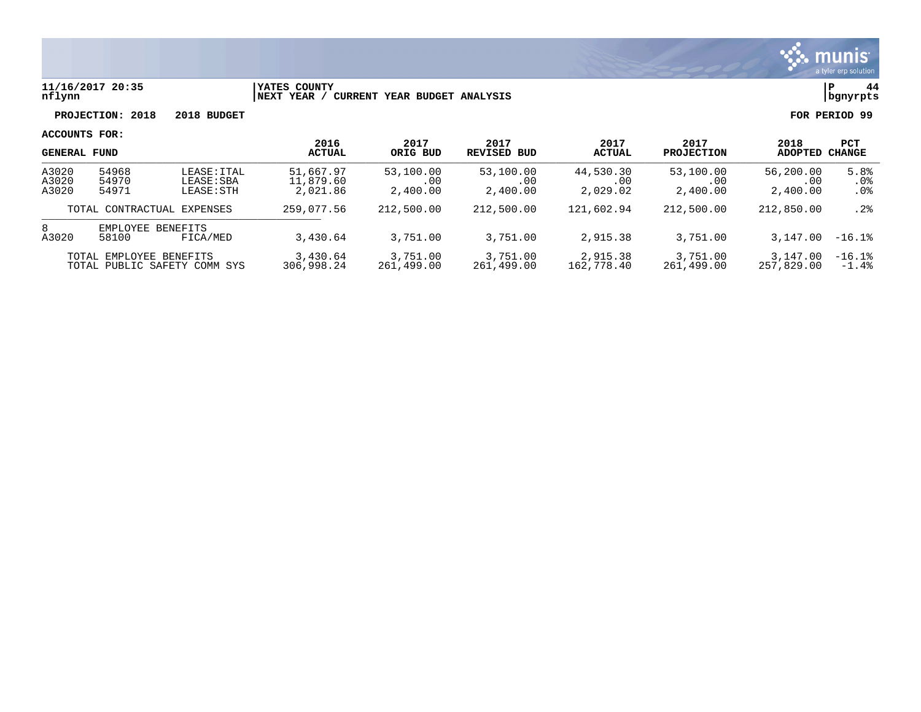**11/16/2017 20:35** | **YATES COUNTY** | **P 44**
**nflynn** | **NEXT YEAR / CURRENT YEAR BUDGET ANALYSIS** | **bgnyrpts**

**PROJECTION: 2018 2018 BUDGET** — **FOR PERIOD 99**

**ACCOUNTS FOR:**

| GENERAL FUND | | | 2016 ACTUAL | 2017 ORIG BUD | 2017 REVISED BUD | 2017 ACTUAL | 2017 PROJECTION | 2018 ADOPTED | PCT CHANGE |
|---|---|---|---|---|---|---|---|---|---|
| A3020 | 54968 | LEASE:ITAL | 51,667.97 | 53,100.00 | 53,100.00 | 44,530.30 | 53,100.00 | 56,200.00 | 5.8% |
| A3020 | 54970 | LEASE:SBA | 11,879.60 | .00 | .00 | .00 | .00 | .00 | .0% |
| A3020 | 54971 | LEASE:STH | 2,021.86 | 2,400.00 | 2,400.00 | 2,029.02 | 2,400.00 | 2,400.00 | .0% |
| | TOTAL CONTRACTUAL EXPENSES | | 259,077.56 | 212,500.00 | 212,500.00 | 121,602.94 | 212,500.00 | 212,850.00 | .2% |
| 8 | EMPLOYEE BENEFITS | | | | | | | | |
| A3020 | 58100 | FICA/MED | 3,430.64 | 3,751.00 | 3,751.00 | 2,915.38 | 3,751.00 | 3,147.00 | -16.1% |
| | TOTAL EMPLOYEE BENEFITS | | 3,430.64 | 3,751.00 | 3,751.00 | 2,915.38 | 3,751.00 | 3,147.00 | -16.1% |
| | TOTAL PUBLIC SAFETY COMM SYS | | 306,998.24 | 261,499.00 | 261,499.00 | 162,778.40 | 261,499.00 | 257,829.00 | -1.4% |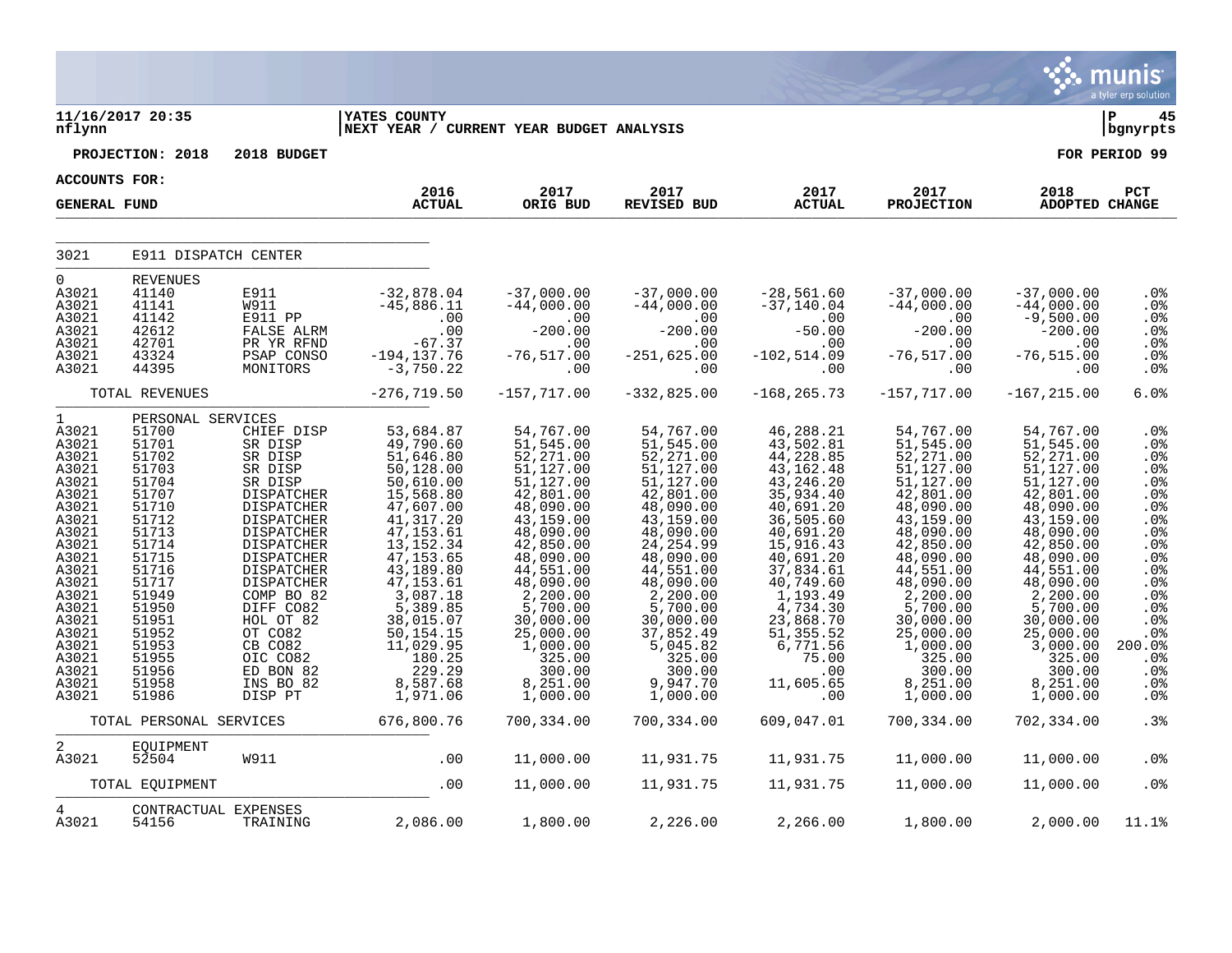11/16/2017 20:35 | YATES COUNTY | P 45
nflynn | NEXT YEAR / CURRENT YEAR BUDGET ANALYSIS | bgnyrpts

**PROJECTION: 2018 2018 BUDGET** **FOR PERIOD 99**

**ACCOUNTS FOR:**

| GENERAL FUND | | | 2016 ACTUAL | 2017 ORIG BUD | 2017 REVISED BUD | 2017 ACTUAL | 2017 PROJECTION | 2018 ADOPTED | PCT CHANGE |
|---|---|---|---|---|---|---|---|---|---|
| 3021 | E911 DISPATCH CENTER | | | | | | | | |
| 0 | REVENUES | | | | | | | | |
| A3021 | 41140 | E911 | -32,878.04 | -37,000.00 | -37,000.00 | -28,561.60 | -37,000.00 | -37,000.00 | .0% |
| A3021 | 41141 | W911 | -45,886.11 | -44,000.00 | -44,000.00 | -37,140.04 | -44,000.00 | -44,000.00 | .0% |
| A3021 | 41142 | E911 PP | .00 | .00 | .00 | .00 | .00 | -9,500.00 | .0% |
| A3021 | 42612 | FALSE ALRM | .00 | -200.00 | -200.00 | -50.00 | -200.00 | -200.00 | .0% |
| A3021 | 42701 | PR YR RFND | -67.37 | .00 | .00 | .00 | .00 | .00 | .0% |
| A3021 | 43324 | PSAP CONSO | -194,137.76 | -76,517.00 | -251,625.00 | -102,514.09 | -76,517.00 | -76,515.00 | .0% |
| A3021 | 44395 | MONITORS | -3,750.22 | .00 | .00 | .00 | .00 | .00 | .0% |
| | TOTAL REVENUES | | -276,719.50 | -157,717.00 | -332,825.00 | -168,265.73 | -157,717.00 | -167,215.00 | 6.0% |
| 1 | PERSONAL SERVICES | | | | | | | | |
| A3021 | 51700 | CHIEF DISP | 53,684.87 | 54,767.00 | 54,767.00 | 46,288.21 | 54,767.00 | 54,767.00 | .0% |
| A3021 | 51701 | SR DISP | 49,790.60 | 51,545.00 | 51,545.00 | 43,502.81 | 51,545.00 | 51,545.00 | .0% |
| A3021 | 51702 | SR DISP | 51,646.80 | 52,271.00 | 52,271.00 | 44,228.85 | 52,271.00 | 52,271.00 | .0% |
| A3021 | 51703 | SR DISP | 50,128.00 | 51,127.00 | 51,127.00 | 43,162.48 | 51,127.00 | 51,127.00 | .0% |
| A3021 | 51704 | SR DISP | 50,610.00 | 51,127.00 | 51,127.00 | 43,246.20 | 51,127.00 | 51,127.00 | .0% |
| A3021 | 51707 | DISPATCHER | 15,568.80 | 42,801.00 | 42,801.00 | 35,934.40 | 42,801.00 | 42,801.00 | .0% |
| A3021 | 51710 | DISPATCHER | 47,607.00 | 48,090.00 | 48,090.00 | 40,691.20 | 48,090.00 | 48,090.00 | .0% |
| A3021 | 51712 | DISPATCHER | 41,317.20 | 43,159.00 | 43,159.00 | 36,505.60 | 43,159.00 | 43,159.00 | .0% |
| A3021 | 51713 | DISPATCHER | 47,153.61 | 48,090.00 | 48,090.00 | 40,691.20 | 48,090.00 | 48,090.00 | .0% |
| A3021 | 51714 | DISPATCHER | 13,152.34 | 42,850.00 | 24,254.99 | 15,916.43 | 42,850.00 | 42,850.00 | .0% |
| A3021 | 51715 | DISPATCHER | 47,153.65 | 48,090.00 | 48,090.00 | 40,691.20 | 48,090.00 | 48,090.00 | .0% |
| A3021 | 51716 | DISPATCHER | 43,189.80 | 44,551.00 | 44,551.00 | 37,834.61 | 44,551.00 | 44,551.00 | .0% |
| A3021 | 51717 | DISPATCHER | 47,153.61 | 48,090.00 | 48,090.00 | 40,749.60 | 48,090.00 | 48,090.00 | .0% |
| A3021 | 51949 | COMP BO 82 | 3,087.18 | 2,200.00 | 2,200.00 | 1,193.49 | 2,200.00 | 2,200.00 | .0% |
| A3021 | 51950 | DIFF CO82 | 5,389.85 | 5,700.00 | 5,700.00 | 4,734.30 | 5,700.00 | 5,700.00 | .0% |
| A3021 | 51951 | HOL OT 82 | 38,015.07 | 30,000.00 | 30,000.00 | 23,868.70 | 30,000.00 | 30,000.00 | .0% |
| A3021 | 51952 | OT CO82 | 50,154.15 | 25,000.00 | 37,852.49 | 51,355.52 | 25,000.00 | 25,000.00 | .0% |
| A3021 | 51953 | CB CO82 | 11,029.95 | 1,000.00 | 5,045.82 | 6,771.56 | 1,000.00 | 3,000.00 | 200.0% |
| A3021 | 51955 | OIC CO82 | 180.25 | 325.00 | 325.00 | 75.00 | 325.00 | 325.00 | .0% |
| A3021 | 51956 | ED BON 82 | 229.29 | 300.00 | 300.00 | .00 | 300.00 | 300.00 | .0% |
| A3021 | 51958 | INS BO 82 | 8,587.68 | 8,251.00 | 9,947.70 | 11,605.65 | 8,251.00 | 8,251.00 | .0% |
| A3021 | 51986 | DISP PT | 1,971.06 | 1,000.00 | 1,000.00 | .00 | 1,000.00 | 1,000.00 | .0% |
| | TOTAL PERSONAL SERVICES | | 676,800.76 | 700,334.00 | 700,334.00 | 609,047.01 | 700,334.00 | 702,334.00 | .3% |
| 2 | EQUIPMENT | | | | | | | | |
| A3021 | 52504 | W911 | .00 | 11,000.00 | 11,931.75 | 11,931.75 | 11,000.00 | 11,000.00 | .0% |
| | TOTAL EQUIPMENT | | .00 | 11,000.00 | 11,931.75 | 11,931.75 | 11,000.00 | 11,000.00 | .0% |
| 4 | CONTRACTUAL EXPENSES | | | | | | | | |
| A3021 | 54156 | TRAINING | 2,086.00 | 1,800.00 | 2,226.00 | 2,266.00 | 1,800.00 | 2,000.00 | 11.1% |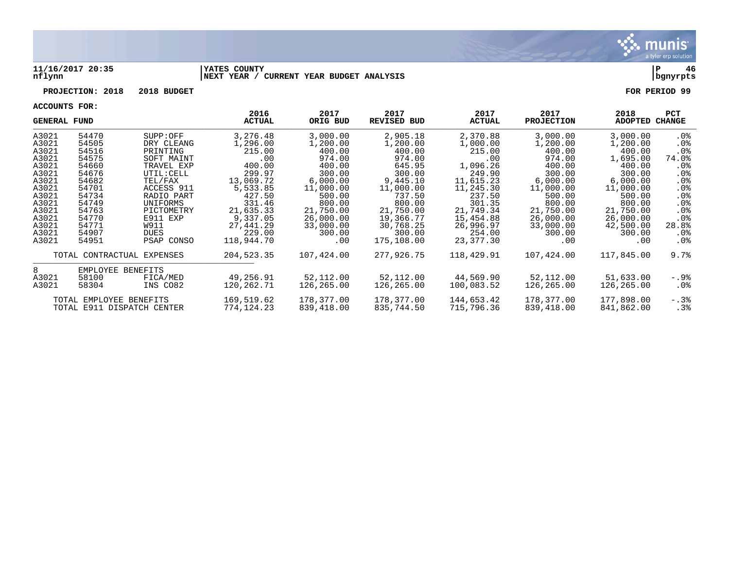**11/16/2017 20:35** | **YATES COUNTY** | **P 46**
**nflynn** | **NEXT YEAR / CURRENT YEAR BUDGET ANALYSIS** | **bgnyrpts**

**PROJECTION: 2018 2018 BUDGET** — **FOR PERIOD 99**

**ACCOUNTS FOR:**

| GENERAL FUND | | | 2016 ACTUAL | 2017 ORIG BUD | 2017 REVISED BUD | 2017 ACTUAL | 2017 PROJECTION | 2018 ADOPTED | PCT CHANGE |
|---|---|---|---|---|---|---|---|---|---|
| A3021 | 54470 | SUPP:OFF | 3,276.48 | 3,000.00 | 2,905.18 | 2,370.88 | 3,000.00 | 3,000.00 | .0% |
| A3021 | 54505 | DRY CLEANG | 1,296.00 | 1,200.00 | 1,200.00 | 1,000.00 | 1,200.00 | 1,200.00 | .0% |
| A3021 | 54516 | PRINTING | 215.00 | 400.00 | 400.00 | 215.00 | 400.00 | 400.00 | .0% |
| A3021 | 54575 | SOFT MAINT | .00 | 974.00 | 974.00 | .00 | 974.00 | 1,695.00 | 74.0% |
| A3021 | 54660 | TRAVEL EXP | 400.00 | 400.00 | 645.95 | 1,096.26 | 400.00 | 400.00 | .0% |
| A3021 | 54676 | UTIL:CELL | 299.97 | 300.00 | 300.00 | 249.90 | 300.00 | 300.00 | .0% |
| A3021 | 54682 | TEL/FAX | 13,069.72 | 6,000.00 | 9,445.10 | 11,615.23 | 6,000.00 | 6,000.00 | .0% |
| A3021 | 54701 | ACCESS 911 | 5,533.85 | 11,000.00 | 11,000.00 | 11,245.30 | 11,000.00 | 11,000.00 | .0% |
| A3021 | 54734 | RADIO PART | 427.50 | 500.00 | 737.50 | 237.50 | 500.00 | 500.00 | .0% |
| A3021 | 54749 | UNIFORMS | 331.46 | 800.00 | 800.00 | 301.35 | 800.00 | 800.00 | .0% |
| A3021 | 54763 | PICTOMETRY | 21,635.33 | 21,750.00 | 21,750.00 | 21,749.34 | 21,750.00 | 21,750.00 | .0% |
| A3021 | 54770 | E911 EXP | 9,337.05 | 26,000.00 | 19,366.77 | 15,454.88 | 26,000.00 | 26,000.00 | .0% |
| A3021 | 54771 | W911 | 27,441.29 | 33,000.00 | 30,768.25 | 26,996.97 | 33,000.00 | 42,500.00 | 28.8% |
| A3021 | 54907 | DUES | 229.00 | 300.00 | 300.00 | 254.00 | 300.00 | 300.00 | .0% |
| A3021 | 54951 | PSAP CONSO | 118,944.70 | .00 | 175,108.00 | 23,377.30 | .00 | .00 | .0% |
| TOTAL CONTRACTUAL EXPENSES | | | 204,523.35 | 107,424.00 | 277,926.75 | 118,429.91 | 107,424.00 | 117,845.00 | 9.7% |
| 8 | EMPLOYEE BENEFITS | | | | | | | | |
| A3021 | 58100 | FICA/MED | 49,256.91 | 52,112.00 | 52,112.00 | 44,569.90 | 52,112.00 | 51,633.00 | -.9% |
| A3021 | 58304 | INS CO82 | 120,262.71 | 126,265.00 | 126,265.00 | 100,083.52 | 126,265.00 | 126,265.00 | .0% |
| TOTAL EMPLOYEE BENEFITS | | | 169,519.62 | 178,377.00 | 178,377.00 | 144,653.42 | 178,377.00 | 177,898.00 | -.3% |
| TOTAL E911 DISPATCH CENTER | | | 774,124.23 | 839,418.00 | 835,744.50 | 715,796.36 | 839,418.00 | 841,862.00 | .3% |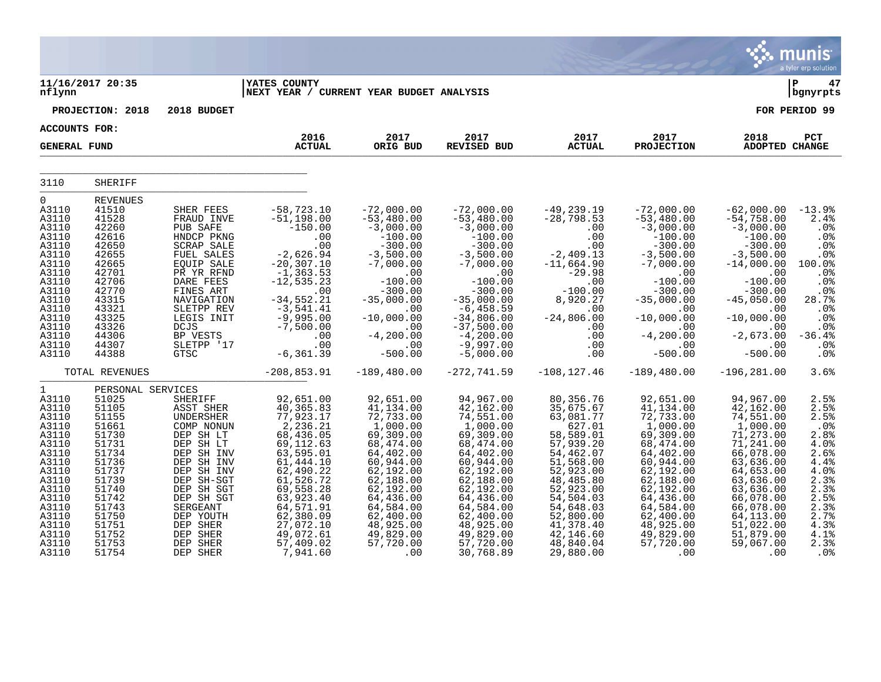**11/16/2017 20:35**
**nflynn**

**YATES COUNTY**
**NEXT YEAR / CURRENT YEAR BUDGET ANALYSIS**

**P 47**
**bgnyrpts**

**PROJECTION: 2018 2018 BUDGET**

**FOR PERIOD 99**

**ACCOUNTS FOR:**

**GENERAL FUND**

| | | | 2016 ACTUAL | 2017 ORIG BUD | 2017 REVISED BUD | 2017 ACTUAL | 2017 PROJECTION | 2018 ADOPTED | PCT CHANGE |
|---|---|---|---|---|---|---|---|---|---|
| 3110 | SHERIFF | | | | | | | | |
| 0 | REVENUES | | | | | | | | |
| A3110 | 41510 | SHER FEES | -58,723.10 | -72,000.00 | -72,000.00 | -49,239.19 | -72,000.00 | -62,000.00 | -13.9% |
| A3110 | 41528 | FRAUD INVE | -51,198.00 | -53,480.00 | -53,480.00 | -28,798.53 | -53,480.00 | -54,758.00 | 2.4% |
| A3110 | 42260 | PUB SAFE | -150.00 | -3,000.00 | -3,000.00 | .00 | -3,000.00 | -3,000.00 | .0% |
| A3110 | 42616 | HNDCP PKNG | .00 | -100.00 | -100.00 | .00 | -100.00 | -100.00 | .0% |
| A3110 | 42650 | SCRAP SALE | .00 | -300.00 | -300.00 | .00 | -300.00 | -300.00 | .0% |
| A3110 | 42655 | FUEL SALES | -2,626.94 | -3,500.00 | -3,500.00 | -2,409.13 | -3,500.00 | -3,500.00 | .0% |
| A3110 | 42665 | EQUIP SALE | -20,307.10 | -7,000.00 | -7,000.00 | -11,664.90 | -7,000.00 | -14,000.00 | 100.0% |
| A3110 | 42701 | PR YR RFND | -1,363.53 | .00 | .00 | -29.98 | .00 | .00 | .0% |
| A3110 | 42706 | DARE FEES | -12,535.23 | -100.00 | -100.00 | .00 | -100.00 | -100.00 | .0% |
| A3110 | 42770 | FINES ART | .00 | -300.00 | -300.00 | -100.00 | -300.00 | -300.00 | .0% |
| A3110 | 43315 | NAVIGATION | -34,552.21 | -35,000.00 | -35,000.00 | 8,920.27 | -35,000.00 | -45,050.00 | 28.7% |
| A3110 | 43321 | SLETPP REV | -3,541.41 | .00 | -6,458.59 | .00 | .00 | .00 | .0% |
| A3110 | 43325 | LEGIS INIT | -9,995.00 | -10,000.00 | -34,806.00 | -24,806.00 | -10,000.00 | -10,000.00 | .0% |
| A3110 | 43326 | DCJS | -7,500.00 | .00 | -37,500.00 | .00 | .00 | .00 | .0% |
| A3110 | 44306 | BP VESTS | .00 | -4,200.00 | -4,200.00 | .00 | -4,200.00 | -2,673.00 | -36.4% |
| A3110 | 44307 | SLETPP '17 | .00 | .00 | -9,997.00 | .00 | .00 | .00 | .0% |
| A3110 | 44388 | GTSC | -6,361.39 | -500.00 | -5,000.00 | .00 | -500.00 | -500.00 | .0% |
| | TOTAL REVENUES | | -208,853.91 | -189,480.00 | -272,741.59 | -108,127.46 | -189,480.00 | -196,281.00 | 3.6% |
| 1 | PERSONAL SERVICES | | | | | | | | |
| A3110 | 51025 | SHERIFF | 92,651.00 | 92,651.00 | 94,967.00 | 80,356.76 | 92,651.00 | 94,967.00 | 2.5% |
| A3110 | 51105 | ASST SHER | 40,365.83 | 41,134.00 | 42,162.00 | 35,675.67 | 41,134.00 | 42,162.00 | 2.5% |
| A3110 | 51155 | UNDERSHER | 77,923.17 | 72,733.00 | 74,551.00 | 63,081.77 | 72,733.00 | 74,551.00 | 2.5% |
| A3110 | 51661 | COMP NONUN | 2,236.21 | 1,000.00 | 1,000.00 | 627.01 | 1,000.00 | 1,000.00 | .0% |
| A3110 | 51730 | DEP SH LT | 68,436.05 | 69,309.00 | 69,309.00 | 58,589.01 | 69,309.00 | 71,273.00 | 2.8% |
| A3110 | 51731 | DEP SH LT | 69,112.63 | 68,474.00 | 68,474.00 | 57,939.20 | 68,474.00 | 71,241.00 | 4.0% |
| A3110 | 51734 | DEP SH INV | 63,595.01 | 64,402.00 | 64,402.00 | 54,462.07 | 64,402.00 | 66,078.00 | 2.6% |
| A3110 | 51736 | DEP SH INV | 61,444.10 | 60,944.00 | 60,944.00 | 51,568.00 | 60,944.00 | 63,636.00 | 4.4% |
| A3110 | 51737 | DEP SH INV | 62,490.22 | 62,192.00 | 62,192.00 | 52,923.00 | 62,192.00 | 64,653.00 | 4.0% |
| A3110 | 51739 | DEP SH-SGT | 61,526.72 | 62,188.00 | 62,188.00 | 48,485.80 | 62,188.00 | 63,636.00 | 2.3% |
| A3110 | 51740 | DEP SH SGT | 69,558.28 | 62,192.00 | 62,192.00 | 52,923.00 | 62,192.00 | 63,636.00 | 2.3% |
| A3110 | 51742 | DEP SH SGT | 63,923.40 | 64,436.00 | 64,436.00 | 54,504.03 | 64,436.00 | 66,078.00 | 2.5% |
| A3110 | 51743 | SERGEANT | 64,571.91 | 64,584.00 | 64,584.00 | 54,648.03 | 64,584.00 | 66,078.00 | 2.3% |
| A3110 | 51750 | DEP YOUTH | 62,380.09 | 62,400.00 | 62,400.00 | 52,800.00 | 62,400.00 | 64,113.00 | 2.7% |
| A3110 | 51751 | DEP SHER | 27,072.10 | 48,925.00 | 48,925.00 | 41,378.40 | 48,925.00 | 51,022.00 | 4.3% |
| A3110 | 51752 | DEP SHER | 49,072.61 | 49,829.00 | 49,829.00 | 42,146.60 | 49,829.00 | 51,879.00 | 4.1% |
| A3110 | 51753 | DEP SHER | 57,409.02 | 57,720.00 | 57,720.00 | 48,840.04 | 57,720.00 | 59,067.00 | 2.3% |
| A3110 | 51754 | DEP SHER | 7,941.60 | .00 | 30,768.89 | 29,880.00 | .00 | .00 | .0% |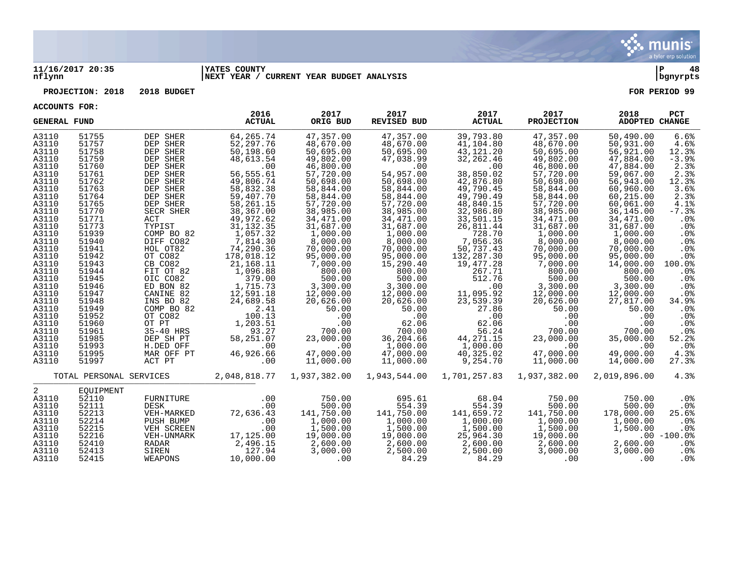11/16/2017 20:35 | YATES COUNTY | P 48
nflynn | NEXT YEAR / CURRENT YEAR BUDGET ANALYSIS | bgnyrpts

**PROJECTION: 2018 2018 BUDGET** **FOR PERIOD 99**

**ACCOUNTS FOR:**

| GENERAL FUND | | | 2016 ACTUAL | 2017 ORIG BUD | 2017 REVISED BUD | 2017 ACTUAL | 2017 PROJECTION | 2018 ADOPTED | PCT CHANGE |
|---|---|---|---|---|---|---|---|---|---|
| A3110 | 51755 | DEP SHER | 64,265.74 | 47,357.00 | 47,357.00 | 39,793.80 | 47,357.00 | 50,490.00 | 6.6% |
| A3110 | 51757 | DEP SHER | 52,297.76 | 48,670.00 | 48,670.00 | 41,104.80 | 48,670.00 | 50,931.00 | 4.6% |
| A3110 | 51758 | DEP SHER | 50,198.60 | 50,695.00 | 50,695.00 | 43,121.20 | 50,695.00 | 56,921.00 | 12.3% |
| A3110 | 51759 | DEP SHER | 48,613.54 | 49,802.00 | 47,038.99 | 32,262.46 | 49,802.00 | 47,884.00 | -3.9% |
| A3110 | 51760 | DEP SHER | .00 | 46,800.00 | .00 | .00 | 46,800.00 | 47,884.00 | 2.3% |
| A3110 | 51761 | DEP SHER | 56,555.61 | 57,720.00 | 54,957.00 | 38,850.02 | 57,720.00 | 59,067.00 | 2.3% |
| A3110 | 51762 | DEP SHER | 49,806.74 | 50,698.00 | 50,698.00 | 42,876.80 | 50,698.00 | 56,943.00 | 12.3% |
| A3110 | 51763 | DEP SHER | 58,832.38 | 58,844.00 | 58,844.00 | 49,790.45 | 58,844.00 | 60,960.00 | 3.6% |
| A3110 | 51764 | DEP SHER | 59,407.70 | 58,844.00 | 58,844.00 | 49,790.49 | 58,844.00 | 60,215.00 | 2.3% |
| A3110 | 51765 | DEP SHER | 58,261.15 | 57,720.00 | 57,720.00 | 48,840.15 | 57,720.00 | 60,061.00 | 4.1% |
| A3110 | 51770 | SECR SHER | 38,367.00 | 38,985.00 | 38,985.00 | 32,986.80 | 38,985.00 | 36,145.00 | -7.3% |
| A3110 | 51771 | ACT | 49,972.62 | 34,471.00 | 34,471.00 | 33,501.15 | 34,471.00 | 34,471.00 | .0% |
| A3110 | 51773 | TYPIST | 31,132.35 | 31,687.00 | 31,687.00 | 26,811.44 | 31,687.00 | 31,687.00 | .0% |
| A3110 | 51939 | COMP BO 82 | 1,057.32 | 1,000.00 | 1,000.00 | 728.70 | 1,000.00 | 1,000.00 | .0% |
| A3110 | 51940 | DIFF CO82 | 7,814.30 | 8,000.00 | 8,000.00 | 7,056.36 | 8,000.00 | 8,000.00 | .0% |
| A3110 | 51941 | HOL OT82 | 74,290.36 | 70,000.00 | 70,000.00 | 50,737.43 | 70,000.00 | 70,000.00 | .0% |
| A3110 | 51942 | OT CO82 | 178,018.12 | 95,000.00 | 95,000.00 | 132,287.30 | 95,000.00 | 95,000.00 | .0% |
| A3110 | 51943 | CB CO82 | 21,168.11 | 7,000.00 | 15,290.40 | 19,477.28 | 7,000.00 | 14,000.00 | 100.0% |
| A3110 | 51944 | FIT OT 82 | 1,096.88 | 800.00 | 800.00 | 267.71 | 800.00 | 800.00 | .0% |
| A3110 | 51945 | OIC CO82 | 379.00 | 500.00 | 500.00 | 512.76 | 500.00 | 500.00 | .0% |
| A3110 | 51946 | ED BON 82 | 1,715.73 | 3,300.00 | 3,300.00 | .00 | 3,300.00 | 3,300.00 | .0% |
| A3110 | 51947 | CANINE 82 | 12,591.18 | 12,000.00 | 12,000.00 | 11,095.92 | 12,000.00 | 12,000.00 | .0% |
| A3110 | 51948 | INS BO 82 | 24,689.58 | 20,626.00 | 20,626.00 | 23,539.39 | 20,626.00 | 27,817.00 | 34.9% |
| A3110 | 51949 | COMP BO 82 | 2.41 | 50.00 | 50.00 | 27.86 | 50.00 | 50.00 | .0% |
| A3110 | 51952 | OT CO82 | 100.13 | .00 | .00 | .00 | .00 | .00 | .0% |
| A3110 | 51960 | OT PT | 1,203.51 | .00 | 62.06 | 62.06 | .00 | .00 | .0% |
| A3110 | 51961 | 35-40 HRS | 93.27 | 700.00 | 700.00 | 56.24 | 700.00 | 700.00 | .0% |
| A3110 | 51985 | DEP SH PT | 58,251.07 | 23,000.00 | 36,204.66 | 44,271.15 | 23,000.00 | 35,000.00 | 52.2% |
| A3110 | 51993 | H.DED OFF | .00 | .00 | 1,000.00 | 1,000.00 | .00 | .00 | .0% |
| A3110 | 51995 | MAR OFF PT | 46,926.66 | 47,000.00 | 47,000.00 | 40,325.02 | 47,000.00 | 49,000.00 | 4.3% |
| A3110 | 51997 | ACT PT | .00 | 11,000.00 | 11,000.00 | 9,254.70 | 11,000.00 | 14,000.00 | 27.3% |
| TOTAL PERSONAL SERVICES | | | 2,048,818.77 | 1,937,382.00 | 1,943,544.00 | 1,701,257.83 | 1,937,382.00 | 2,019,896.00 | 4.3% |
| 2 | EQUIPMENT | | | | | | | | |
| A3110 | 52110 | FURNITURE | .00 | 750.00 | 695.61 | 68.04 | 750.00 | 750.00 | .0% |
| A3110 | 52111 | DESK | .00 | 500.00 | 554.39 | 554.39 | 500.00 | 500.00 | .0% |
| A3110 | 52213 | VEH-MARKED | 72,636.43 | 141,750.00 | 141,750.00 | 141,659.72 | 141,750.00 | 178,000.00 | 25.6% |
| A3110 | 52214 | PUSH BUMP | .00 | 1,000.00 | 1,000.00 | 1,000.00 | 1,000.00 | 1,000.00 | .0% |
| A3110 | 52215 | VEH SCREEN | .00 | 1,500.00 | 1,500.00 | 1,500.00 | 1,500.00 | 1,500.00 | .0% |
| A3110 | 52216 | VEH-UNMARK | 17,125.00 | 19,000.00 | 19,000.00 | 25,964.30 | 19,000.00 | .00 | -100.0% |
| A3110 | 52410 | RADAR | 2,496.15 | 2,600.00 | 2,600.00 | 2,600.00 | 2,600.00 | 2,600.00 | .0% |
| A3110 | 52413 | SIREN | 127.94 | 3,000.00 | 2,500.00 | 2,500.00 | 3,000.00 | 3,000.00 | .0% |
| A3110 | 52415 | WEAPONS | 10,000.00 | .00 | 84.29 | 84.29 | .00 | .00 | .0% |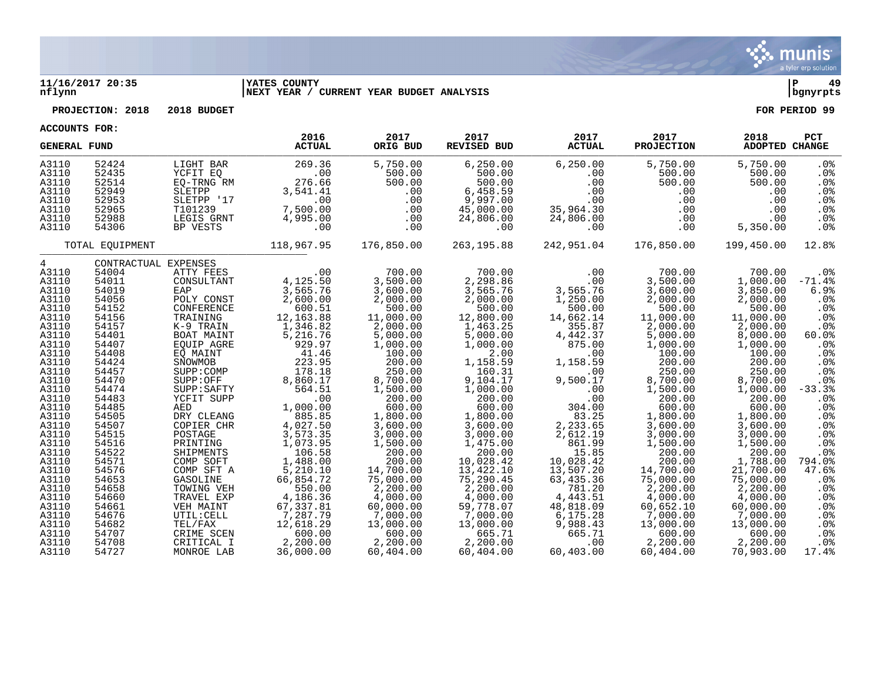**11/16/2017 20:35** — YATES COUNTY — P 49
nflynn — NEXT YEAR / CURRENT YEAR BUDGET ANALYSIS — bgnyrpts

**PROJECTION: 2018 — 2018 BUDGET** — FOR PERIOD 99

**ACCOUNTS FOR:**

| GENERAL FUND | | | 2016 ACTUAL | 2017 ORIG BUD | 2017 REVISED BUD | 2017 ACTUAL | 2017 PROJECTION | 2018 ADOPTED | PCT CHANGE |
|---|---|---|---|---|---|---|---|---|---|
| A3110 | 52424 | LIGHT BAR | 269.36 | 5,750.00 | 6,250.00 | 6,250.00 | 5,750.00 | 5,750.00 | .0% |
| A3110 | 52435 | YCFIT EQ | .00 | 500.00 | 500.00 | .00 | 500.00 | 500.00 | .0% |
| A3110 | 52514 | EQ-TRNG RM | 276.66 | 500.00 | 500.00 | .00 | 500.00 | 500.00 | .0% |
| A3110 | 52949 | SLETPP | 3,541.41 | .00 | 6,458.59 | .00 | .00 | .00 | .0% |
| A3110 | 52953 | SLETPP '17 | .00 | .00 | 9,997.00 | .00 | .00 | .00 | .0% |
| A3110 | 52965 | T101239 | 7,500.00 | .00 | 45,000.00 | 35,964.30 | .00 | .00 | .0% |
| A3110 | 52988 | LEGIS GRNT | 4,995.00 | .00 | 24,806.00 | 24,806.00 | .00 | .00 | .0% |
| A3110 | 54306 | BP VESTS | .00 | .00 | .00 | .00 | .00 | 5,350.00 | .0% |
| | TOTAL EQUIPMENT | | 118,967.95 | 176,850.00 | 263,195.88 | 242,951.04 | 176,850.00 | 199,450.00 | 12.8% |
| 4 | CONTRACTUAL EXPENSES | | | | | | | | |
| A3110 | 54004 | ATTY FEES | .00 | 700.00 | 700.00 | .00 | 700.00 | 700.00 | .0% |
| A3110 | 54011 | CONSULTANT | 4,125.50 | 3,500.00 | 2,298.86 | .00 | 3,500.00 | 1,000.00 | -71.4% |
| A3110 | 54019 | EAP | 3,565.76 | 3,600.00 | 3,565.76 | 3,565.76 | 3,600.00 | 3,850.00 | 6.9% |
| A3110 | 54056 | POLY CONST | 2,600.00 | 2,000.00 | 2,000.00 | 1,250.00 | 2,000.00 | 2,000.00 | .0% |
| A3110 | 54152 | CONFERENCE | 600.51 | 500.00 | 500.00 | 500.00 | 500.00 | 500.00 | .0% |
| A3110 | 54156 | TRAINING | 12,163.88 | 11,000.00 | 12,800.00 | 14,662.14 | 11,000.00 | 11,000.00 | .0% |
| A3110 | 54157 | K-9 TRAIN | 1,346.82 | 2,000.00 | 1,463.25 | 355.87 | 2,000.00 | 2,000.00 | .0% |
| A3110 | 54401 | BOAT MAINT | 5,216.76 | 5,000.00 | 5,000.00 | 4,442.37 | 5,000.00 | 8,000.00 | 60.0% |
| A3110 | 54407 | EQUIP AGRE | 929.97 | 1,000.00 | 1,000.00 | 875.00 | 1,000.00 | 1,000.00 | .0% |
| A3110 | 54408 | EQ MAINT | 41.46 | 100.00 | 2.00 | .00 | 100.00 | 100.00 | .0% |
| A3110 | 54424 | SNOWMOB | 223.95 | 200.00 | 1,158.59 | 1,158.59 | 200.00 | 200.00 | .0% |
| A3110 | 54457 | SUPP:COMP | 178.18 | 250.00 | 160.31 | .00 | 250.00 | 250.00 | .0% |
| A3110 | 54470 | SUPP:OFF | 8,860.17 | 8,700.00 | 9,104.17 | 9,500.17 | 8,700.00 | 8,700.00 | .0% |
| A3110 | 54474 | SUPP:SAFTY | 564.51 | 1,500.00 | 1,000.00 | .00 | 1,500.00 | 1,000.00 | -33.3% |
| A3110 | 54483 | YCFIT SUPP | .00 | 200.00 | 200.00 | .00 | 200.00 | 200.00 | .0% |
| A3110 | 54485 | AED | 1,000.00 | 600.00 | 600.00 | 304.00 | 600.00 | 600.00 | .0% |
| A3110 | 54505 | DRY CLEANG | 885.85 | 1,800.00 | 1,800.00 | 83.25 | 1,800.00 | 1,800.00 | .0% |
| A3110 | 54507 | COPIER CHR | 4,027.50 | 3,600.00 | 3,600.00 | 2,233.65 | 3,600.00 | 3,600.00 | .0% |
| A3110 | 54515 | POSTAGE | 3,573.35 | 3,000.00 | 3,000.00 | 2,612.19 | 3,000.00 | 3,000.00 | .0% |
| A3110 | 54516 | PRINTING | 1,073.95 | 1,500.00 | 1,475.00 | 861.99 | 1,500.00 | 1,500.00 | .0% |
| A3110 | 54522 | SHIPMENTS | 106.58 | 200.00 | 200.00 | 15.85 | 200.00 | 200.00 | .0% |
| A3110 | 54571 | COMP SOFT | 1,488.00 | 200.00 | 10,028.42 | 10,028.42 | 200.00 | 1,788.00 | 794.0% |
| A3110 | 54576 | COMP SFT A | 5,210.10 | 14,700.00 | 13,422.10 | 13,507.20 | 14,700.00 | 21,700.00 | 47.6% |
| A3110 | 54653 | GASOLINE | 66,854.72 | 75,000.00 | 75,290.45 | 63,435.36 | 75,000.00 | 75,000.00 | .0% |
| A3110 | 54658 | TOWING VEH | 550.00 | 2,200.00 | 2,200.00 | 781.20 | 2,200.00 | 2,200.00 | .0% |
| A3110 | 54660 | TRAVEL EXP | 4,186.36 | 4,000.00 | 4,000.00 | 4,443.51 | 4,000.00 | 4,000.00 | .0% |
| A3110 | 54661 | VEH MAINT | 67,337.81 | 60,000.00 | 59,778.07 | 48,818.09 | 60,652.10 | 60,000.00 | .0% |
| A3110 | 54676 | UTIL:CELL | 7,287.79 | 7,000.00 | 7,000.00 | 6,175.28 | 7,000.00 | 7,000.00 | .0% |
| A3110 | 54682 | TEL/FAX | 12,618.29 | 13,000.00 | 13,000.00 | 9,988.43 | 13,000.00 | 13,000.00 | .0% |
| A3110 | 54707 | CRIME SCEN | 600.00 | 600.00 | 665.71 | 665.71 | 600.00 | 600.00 | .0% |
| A3110 | 54708 | CRITICAL I | 2,200.00 | 2,200.00 | 2,200.00 | .00 | 2,200.00 | 2,200.00 | .0% |
| A3110 | 54727 | MONROE LAB | 36,000.00 | 60,404.00 | 60,404.00 | 60,403.00 | 60,404.00 | 70,903.00 | 17.4% |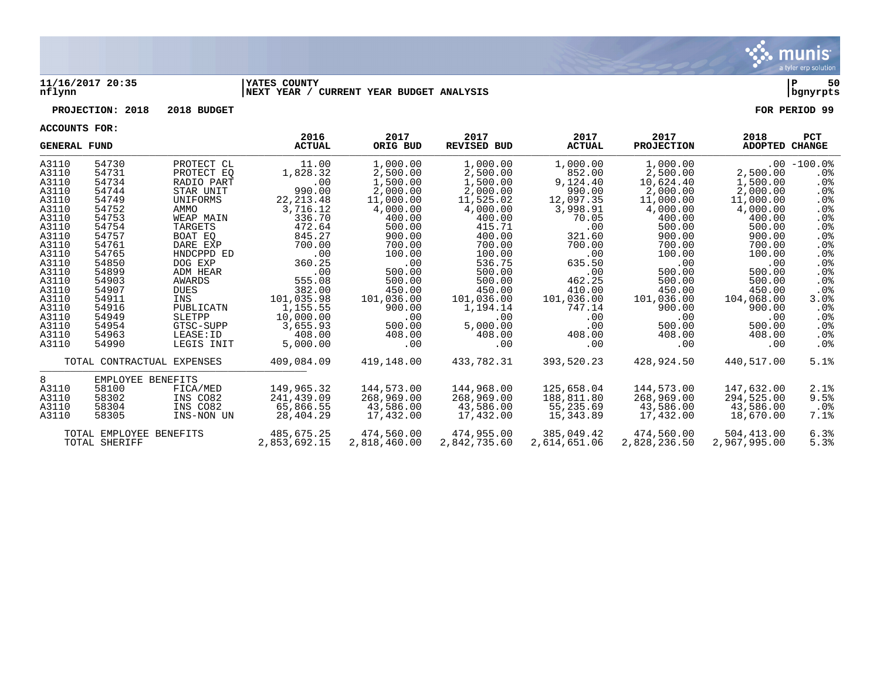**11/16/2017 20:35** | **YATES COUNTY** | **P 50**
**nflynn** | **NEXT YEAR / CURRENT YEAR BUDGET ANALYSIS** | **bgnyrpts**

**PROJECTION: 2018 2018 BUDGET** | **FOR PERIOD 99**

**ACCOUNTS FOR:**

| GENERAL FUND | | | 2016 ACTUAL | 2017 ORIG BUD | 2017 REVISED BUD | 2017 ACTUAL | 2017 PROJECTION | 2018 ADOPTED | PCT CHANGE |
|---|---|---|---|---|---|---|---|---|---|
| A3110 | 54730 | PROTECT CL | 11.00 | 1,000.00 | 1,000.00 | 1,000.00 | 1,000.00 | .00 | -100.0% |
| A3110 | 54731 | PROTECT EQ | 1,828.32 | 2,500.00 | 2,500.00 | 852.00 | 2,500.00 | 2,500.00 | .0% |
| A3110 | 54734 | RADIO PART | .00 | 1,500.00 | 1,500.00 | 9,124.40 | 10,624.40 | 1,500.00 | .0% |
| A3110 | 54744 | STAR UNIT | 990.00 | 2,000.00 | 2,000.00 | 990.00 | 2,000.00 | 2,000.00 | .0% |
| A3110 | 54749 | UNIFORMS | 22,213.48 | 11,000.00 | 11,525.02 | 12,097.35 | 11,000.00 | 11,000.00 | .0% |
| A3110 | 54752 | AMMO | 3,716.12 | 4,000.00 | 4,000.00 | 3,998.91 | 4,000.00 | 4,000.00 | .0% |
| A3110 | 54753 | WEAP MAIN | 336.70 | 400.00 | 400.00 | 70.05 | 400.00 | 400.00 | .0% |
| A3110 | 54754 | TARGETS | 472.64 | 500.00 | 415.71 | .00 | 500.00 | 500.00 | .0% |
| A3110 | 54757 | BOAT EQ | 845.27 | 900.00 | 400.00 | 321.60 | 900.00 | 900.00 | .0% |
| A3110 | 54761 | DARE EXP | 700.00 | 700.00 | 700.00 | 700.00 | 700.00 | 700.00 | .0% |
| A3110 | 54765 | HNDCPPD ED | .00 | 100.00 | 100.00 | .00 | 100.00 | 100.00 | .0% |
| A3110 | 54850 | DOG EXP | 360.25 | .00 | 536.75 | 635.50 | .00 | .00 | .0% |
| A3110 | 54899 | ADM HEAR | .00 | 500.00 | 500.00 | .00 | 500.00 | 500.00 | .0% |
| A3110 | 54903 | AWARDS | 555.08 | 500.00 | 500.00 | 462.25 | 500.00 | 500.00 | .0% |
| A3110 | 54907 | DUES | 382.00 | 450.00 | 450.00 | 410.00 | 450.00 | 450.00 | .0% |
| A3110 | 54911 | INS | 101,035.98 | 101,036.00 | 101,036.00 | 101,036.00 | 101,036.00 | 104,068.00 | 3.0% |
| A3110 | 54916 | PUBLICATN | 1,155.55 | 900.00 | 1,194.14 | 747.14 | 900.00 | 900.00 | .0% |
| A3110 | 54949 | SLETPP | 10,000.00 | .00 | .00 | .00 | .00 | .00 | .0% |
| A3110 | 54954 | GTSC-SUPP | 3,655.93 | 500.00 | 5,000.00 | .00 | 500.00 | 500.00 | .0% |
| A3110 | 54963 | LEASE:ID | 408.00 | 408.00 | 408.00 | 408.00 | 408.00 | 408.00 | .0% |
| A3110 | 54990 | LEGIS INIT | 5,000.00 | .00 | .00 | .00 | .00 | .00 | .0% |
| | TOTAL CONTRACTUAL EXPENSES | | 409,084.09 | 419,148.00 | 433,782.31 | 393,520.23 | 428,924.50 | 440,517.00 | 5.1% |
| 8 | EMPLOYEE BENEFITS | | | | | | | | |
| A3110 | 58100 | FICA/MED | 149,965.32 | 144,573.00 | 144,968.00 | 125,658.04 | 144,573.00 | 147,632.00 | 2.1% |
| A3110 | 58302 | INS CO82 | 241,439.09 | 268,969.00 | 268,969.00 | 188,811.80 | 268,969.00 | 294,525.00 | 9.5% |
| A3110 | 58304 | INS CO82 | 65,866.55 | 43,586.00 | 43,586.00 | 55,235.69 | 43,586.00 | 43,586.00 | .0% |
| A3110 | 58305 | INS-NON UN | 28,404.29 | 17,432.00 | 17,432.00 | 15,343.89 | 17,432.00 | 18,670.00 | 7.1% |
| | TOTAL EMPLOYEE BENEFITS | | 485,675.25 | 474,560.00 | 474,955.00 | 385,049.42 | 474,560.00 | 504,413.00 | 6.3% |
| | TOTAL SHERIFF | | 2,853,692.15 | 2,818,460.00 | 2,842,735.60 | 2,614,651.06 | 2,828,236.50 | 2,967,995.00 | 5.3% |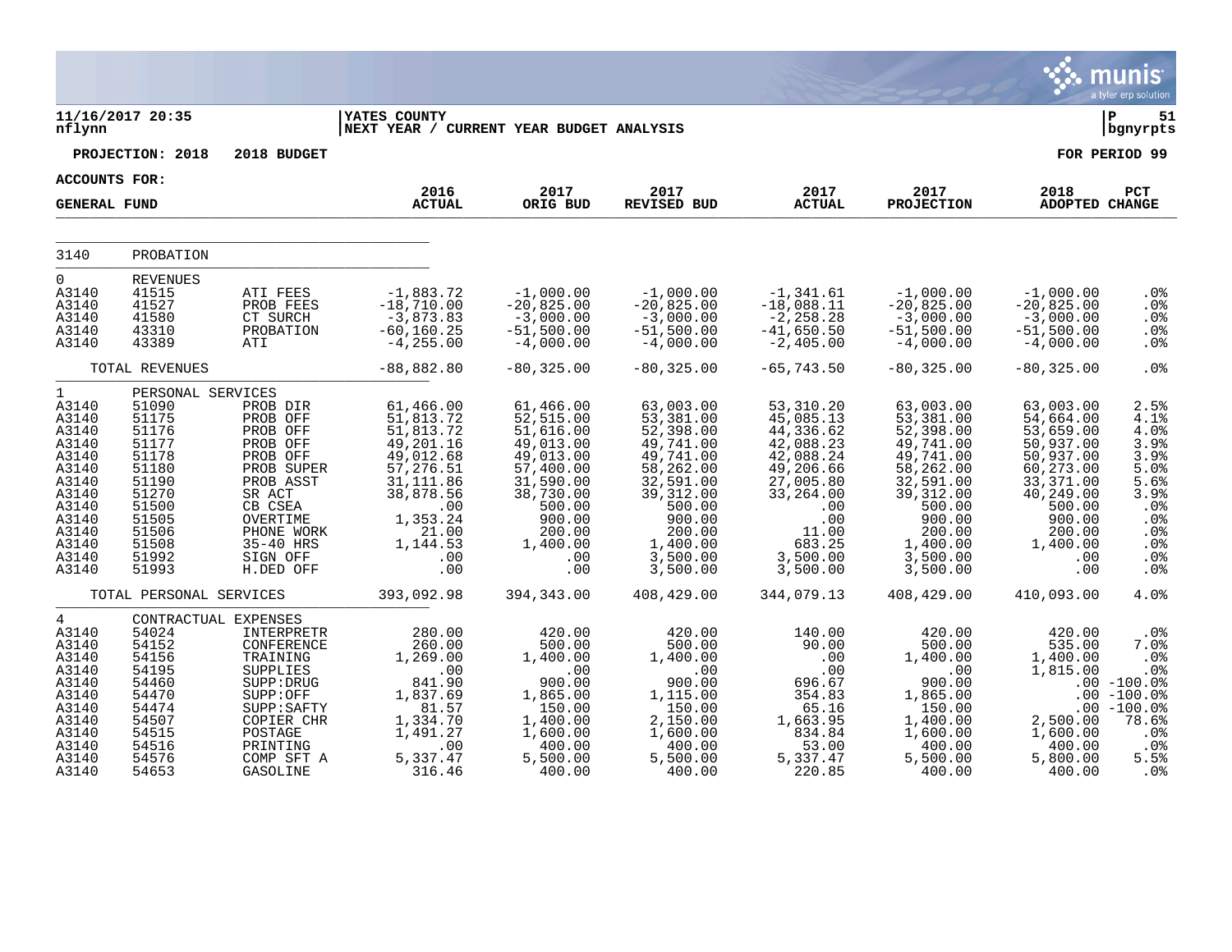11/16/2017 20:35
nflynn

YATES COUNTY
NEXT YEAR / CURRENT YEAR BUDGET ANALYSIS

P 51
bgnyrpts

PROJECTION: 2018 2018 BUDGET

FOR PERIOD 99

ACCOUNTS FOR:
GENERAL FUND

| | | | 2016 ACTUAL | 2017 ORIG BUD | 2017 REVISED BUD | 2017 ACTUAL | 2017 PROJECTION | 2018 ADOPTED | PCT CHANGE |
|---|---|---|---|---|---|---|---|---|---|
| 3140 | PROBATION | | | | | | | | |
| 0 | REVENUES | | | | | | | | |
| A3140 | 41515 | ATI FEES | -1,883.72 | -1,000.00 | -1,000.00 | -1,341.61 | -1,000.00 | -1,000.00 | .0% |
| A3140 | 41527 | PROB FEES | -18,710.00 | -20,825.00 | -20,825.00 | -18,088.11 | -20,825.00 | -20,825.00 | .0% |
| A3140 | 41580 | CT SURCH | -3,873.83 | -3,000.00 | -3,000.00 | -2,258.28 | -3,000.00 | -3,000.00 | .0% |
| A3140 | 43310 | PROBATION | -60,160.25 | -51,500.00 | -51,500.00 | -41,650.50 | -51,500.00 | -51,500.00 | .0% |
| A3140 | 43389 | ATI | -4,255.00 | -4,000.00 | -4,000.00 | -2,405.00 | -4,000.00 | -4,000.00 | .0% |
| | TOTAL REVENUES | | -88,882.80 | -80,325.00 | -80,325.00 | -65,743.50 | -80,325.00 | -80,325.00 | .0% |
| 1 | PERSONAL SERVICES | | | | | | | | |
| A3140 | 51090 | PROB DIR | 61,466.00 | 61,466.00 | 63,003.00 | 53,310.20 | 63,003.00 | 63,003.00 | 2.5% |
| A3140 | 51175 | PROB OFF | 51,813.72 | 52,515.00 | 53,381.00 | 45,085.13 | 53,381.00 | 54,664.00 | 4.1% |
| A3140 | 51176 | PROB OFF | 51,813.72 | 51,616.00 | 52,398.00 | 44,336.62 | 52,398.00 | 53,659.00 | 4.0% |
| A3140 | 51177 | PROB OFF | 49,201.16 | 49,013.00 | 49,741.00 | 42,088.23 | 49,741.00 | 50,937.00 | 3.9% |
| A3140 | 51178 | PROB OFF | 49,012.68 | 49,013.00 | 49,741.00 | 42,088.24 | 49,741.00 | 50,937.00 | 3.9% |
| A3140 | 51180 | PROB SUPER | 57,276.51 | 57,400.00 | 58,262.00 | 49,206.66 | 58,262.00 | 60,273.00 | 5.0% |
| A3140 | 51190 | PROB ASST | 31,111.86 | 31,590.00 | 32,591.00 | 27,005.80 | 32,591.00 | 33,371.00 | 5.6% |
| A3140 | 51270 | SR ACT | 38,878.56 | 38,730.00 | 39,312.00 | 33,264.00 | 39,312.00 | 40,249.00 | 3.9% |
| A3140 | 51500 | CB CSEA | .00 | 500.00 | 500.00 | .00 | 500.00 | 500.00 | .0% |
| A3140 | 51505 | OVERTIME | 1,353.24 | 900.00 | 900.00 | .00 | 900.00 | 900.00 | .0% |
| A3140 | 51506 | PHONE WORK | 21.00 | 200.00 | 200.00 | 11.00 | 200.00 | 200.00 | .0% |
| A3140 | 51508 | 35-40 HRS | 1,144.53 | 1,400.00 | 1,400.00 | 683.25 | 1,400.00 | 1,400.00 | .0% |
| A3140 | 51992 | SIGN OFF | .00 | .00 | 3,500.00 | 3,500.00 | 3,500.00 | .00 | .0% |
| A3140 | 51993 | H.DED OFF | .00 | .00 | 3,500.00 | 3,500.00 | 3,500.00 | .00 | .0% |
| | TOTAL PERSONAL SERVICES | | 393,092.98 | 394,343.00 | 408,429.00 | 344,079.13 | 408,429.00 | 410,093.00 | 4.0% |
| 4 | CONTRACTUAL EXPENSES | | | | | | | | |
| A3140 | 54024 | INTERPRETR | 280.00 | 420.00 | 420.00 | 140.00 | 420.00 | 420.00 | .0% |
| A3140 | 54152 | CONFERENCE | 260.00 | 500.00 | 500.00 | 90.00 | 500.00 | 535.00 | 7.0% |
| A3140 | 54156 | TRAINING | 1,269.00 | 1,400.00 | 1,400.00 | .00 | 1,400.00 | 1,400.00 | .0% |
| A3140 | 54195 | SUPPLIES | .00 | .00 | .00 | .00 | .00 | 1,815.00 | .0% |
| A3140 | 54460 | SUPP:DRUG | 841.90 | 900.00 | 900.00 | 696.67 | 900.00 | .00 | -100.0% |
| A3140 | 54470 | SUPP:OFF | 1,837.69 | 1,865.00 | 1,115.00 | 354.83 | 1,865.00 | .00 | -100.0% |
| A3140 | 54474 | SUPP:SAFTY | 81.57 | 150.00 | 150.00 | 65.16 | 150.00 | .00 | -100.0% |
| A3140 | 54507 | COPIER CHR | 1,334.70 | 1,400.00 | 2,150.00 | 1,663.95 | 1,400.00 | 2,500.00 | 78.6% |
| A3140 | 54515 | POSTAGE | 1,491.27 | 1,600.00 | 1,600.00 | 834.84 | 1,600.00 | 1,600.00 | .0% |
| A3140 | 54516 | PRINTING | .00 | 400.00 | 400.00 | 53.00 | 400.00 | 400.00 | .0% |
| A3140 | 54576 | COMP SFT A | 5,337.47 | 5,500.00 | 5,500.00 | 5,337.47 | 5,500.00 | 5,800.00 | 5.5% |
| A3140 | 54653 | GASOLINE | 316.46 | 400.00 | 400.00 | 220.85 | 400.00 | 400.00 | .0% |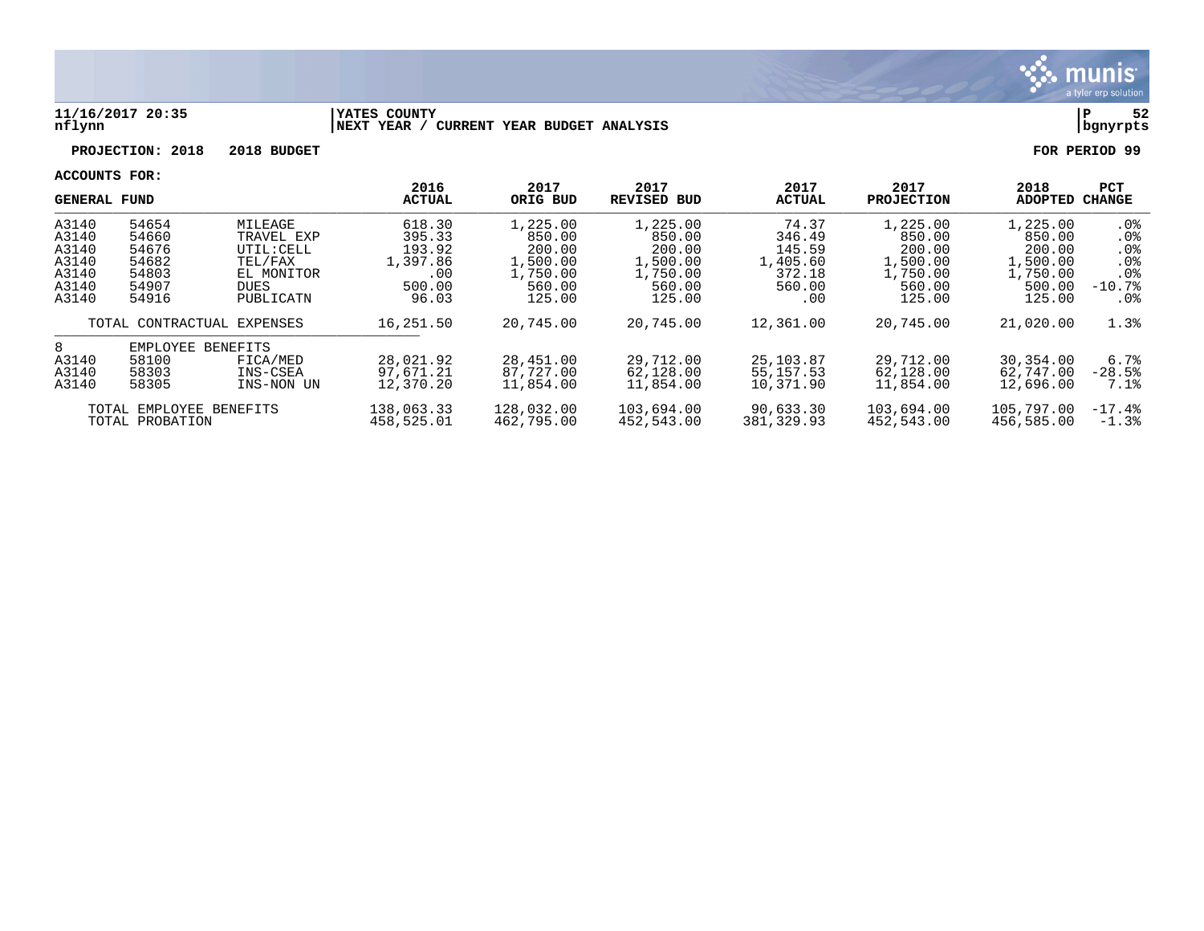**11/16/2017 20:35** | **YATES COUNTY** | **P 52**
**nflynn** | **NEXT YEAR / CURRENT YEAR BUDGET ANALYSIS** | **bgnyrpts**

**PROJECTION: 2018 2018 BUDGET** **FOR PERIOD 99**

**ACCOUNTS FOR:**

| GENERAL FUND | | | 2016 ACTUAL | 2017 ORIG BUD | 2017 REVISED BUD | 2017 ACTUAL | 2017 PROJECTION | 2018 ADOPTED | PCT CHANGE |
|---|---|---|---|---|---|---|---|---|---|
| A3140 | 54654 | MILEAGE | 618.30 | 1,225.00 | 1,225.00 | 74.37 | 1,225.00 | 1,225.00 | .0% |
| A3140 | 54660 | TRAVEL EXP | 395.33 | 850.00 | 850.00 | 346.49 | 850.00 | 850.00 | .0% |
| A3140 | 54676 | UTIL:CELL | 193.92 | 200.00 | 200.00 | 145.59 | 200.00 | 200.00 | .0% |
| A3140 | 54682 | TEL/FAX | 1,397.86 | 1,500.00 | 1,500.00 | 1,405.60 | 1,500.00 | 1,500.00 | .0% |
| A3140 | 54803 | EL MONITOR | .00 | 1,750.00 | 1,750.00 | 372.18 | 1,750.00 | 1,750.00 | .0% |
| A3140 | 54907 | DUES | 500.00 | 560.00 | 560.00 | 560.00 | 560.00 | 500.00 | -10.7% |
| A3140 | 54916 | PUBLICATN | 96.03 | 125.00 | 125.00 | .00 | 125.00 | 125.00 | .0% |
| | TOTAL CONTRACTUAL EXPENSES | | 16,251.50 | 20,745.00 | 20,745.00 | 12,361.00 | 20,745.00 | 21,020.00 | 1.3% |
| 8 | EMPLOYEE BENEFITS | | | | | | | | |
| A3140 | 58100 | FICA/MED | 28,021.92 | 28,451.00 | 29,712.00 | 25,103.87 | 29,712.00 | 30,354.00 | 6.7% |
| A3140 | 58303 | INS-CSEA | 97,671.21 | 87,727.00 | 62,128.00 | 55,157.53 | 62,128.00 | 62,747.00 | -28.5% |
| A3140 | 58305 | INS-NON UN | 12,370.20 | 11,854.00 | 11,854.00 | 10,371.90 | 11,854.00 | 12,696.00 | 7.1% |
| | TOTAL EMPLOYEE BENEFITS | | 138,063.33 | 128,032.00 | 103,694.00 | 90,633.30 | 103,694.00 | 105,797.00 | -17.4% |
| | TOTAL PROBATION | | 458,525.01 | 462,795.00 | 452,543.00 | 381,329.93 | 452,543.00 | 456,585.00 | -1.3% |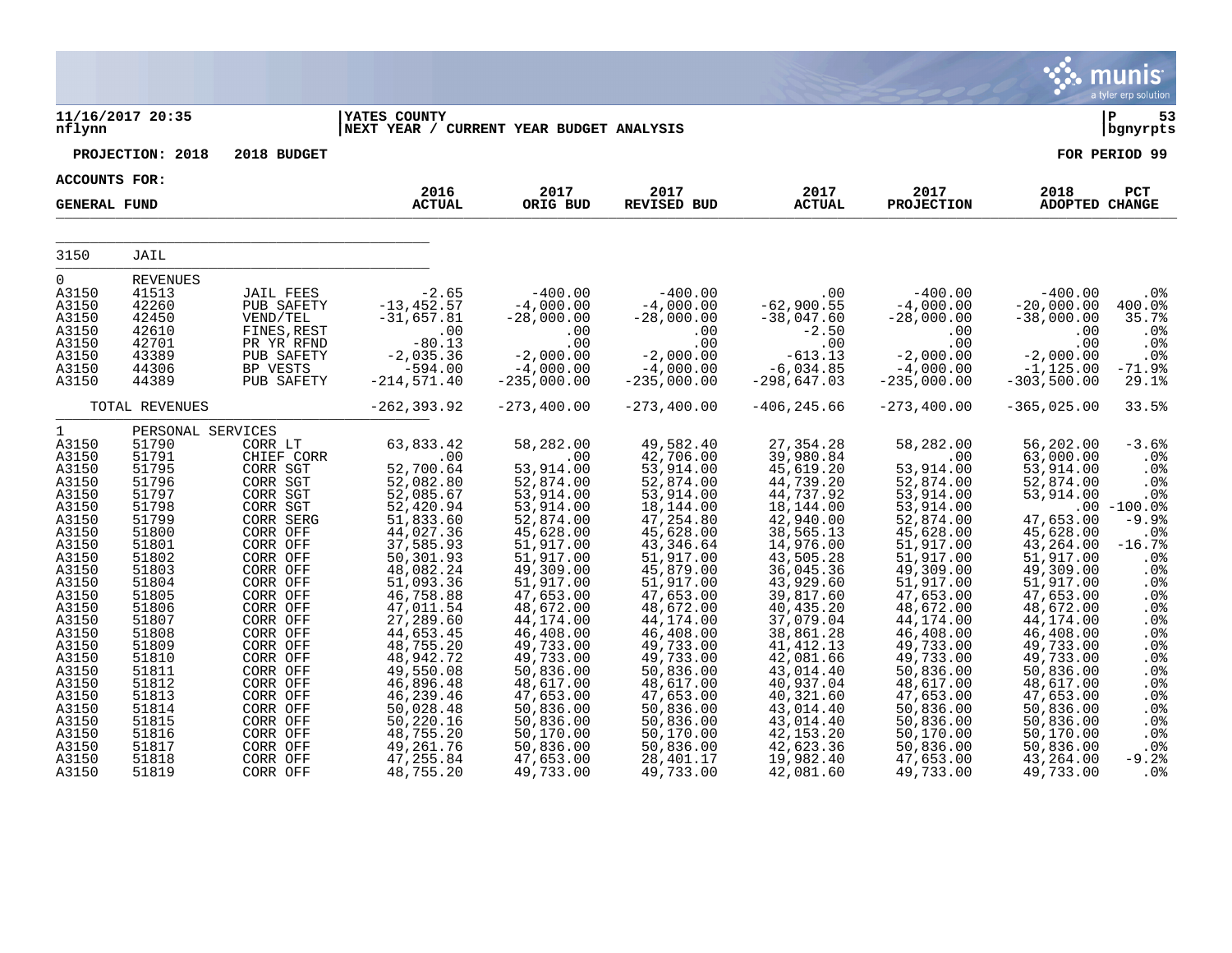**11/16/2017 20:35** | **YATES COUNTY** | **P 53**
**nflynn** | **NEXT YEAR / CURRENT YEAR BUDGET ANALYSIS** | **bgnyrpts**

**PROJECTION: 2018 2018 BUDGET** — **FOR PERIOD 99**

**ACCOUNTS FOR:**
**GENERAL FUND**

| | | | 2016 ACTUAL | 2017 ORIG BUD | 2017 REVISED BUD | 2017 ACTUAL | 2017 PROJECTION | 2018 ADOPTED | PCT CHANGE |
|---|---|---|---|---|---|---|---|---|---|
| 3150 | JAIL | | | | | | | | |
| 0 | REVENUES | | | | | | | | |
| A3150 | 41513 | JAIL FEES | -2.65 | -400.00 | -400.00 | .00 | -400.00 | -400.00 | .0% |
| A3150 | 42260 | PUB SAFETY | -13,452.57 | -4,000.00 | -4,000.00 | -62,900.55 | -4,000.00 | -20,000.00 | 400.0% |
| A3150 | 42450 | VEND/TEL | -31,657.81 | -28,000.00 | -28,000.00 | -38,047.60 | -28,000.00 | -38,000.00 | 35.7% |
| A3150 | 42610 | FINES,REST | .00 | .00 | .00 | -2.50 | .00 | .00 | .0% |
| A3150 | 42701 | PR YR RFND | -80.13 | .00 | .00 | .00 | .00 | .00 | .0% |
| A3150 | 43389 | PUB SAFETY | -2,035.36 | -2,000.00 | -2,000.00 | -613.13 | -2,000.00 | -2,000.00 | .0% |
| A3150 | 44306 | BP VESTS | -594.00 | -4,000.00 | -4,000.00 | -6,034.85 | -4,000.00 | -1,125.00 | -71.9% |
| A3150 | 44389 | PUB SAFETY | -214,571.40 | -235,000.00 | -235,000.00 | -298,647.03 | -235,000.00 | -303,500.00 | 29.1% |
| | TOTAL REVENUES | | -262,393.92 | -273,400.00 | -273,400.00 | -406,245.66 | -273,400.00 | -365,025.00 | 33.5% |
| 1 | PERSONAL SERVICES | | | | | | | | |
| A3150 | 51790 | CORR LT | 63,833.42 | 58,282.00 | 49,582.40 | 27,354.28 | 58,282.00 | 56,202.00 | -3.6% |
| A3150 | 51791 | CHIEF CORR | .00 | .00 | 42,706.00 | 39,980.84 | .00 | 63,000.00 | .0% |
| A3150 | 51795 | CORR SGT | 52,700.64 | 53,914.00 | 53,914.00 | 45,619.20 | 53,914.00 | 53,914.00 | .0% |
| A3150 | 51796 | CORR SGT | 52,082.80 | 52,874.00 | 52,874.00 | 44,739.20 | 52,874.00 | 52,874.00 | .0% |
| A3150 | 51797 | CORR SGT | 52,085.67 | 53,914.00 | 53,914.00 | 44,737.92 | 53,914.00 | 53,914.00 | .0% |
| A3150 | 51798 | CORR SGT | 52,420.94 | 53,914.00 | 18,144.00 | 18,144.00 | 53,914.00 | .00 | -100.0% |
| A3150 | 51799 | CORR SERG | 51,833.60 | 52,874.00 | 47,254.80 | 42,940.00 | 52,874.00 | 47,653.00 | -9.9% |
| A3150 | 51800 | CORR OFF | 44,027.36 | 45,628.00 | 45,628.00 | 38,565.13 | 45,628.00 | 45,628.00 | .0% |
| A3150 | 51801 | CORR OFF | 37,585.93 | 51,917.00 | 43,346.64 | 14,976.00 | 51,917.00 | 43,264.00 | -16.7% |
| A3150 | 51802 | CORR OFF | 50,301.93 | 51,917.00 | 51,917.00 | 43,505.28 | 51,917.00 | 51,917.00 | .0% |
| A3150 | 51803 | CORR OFF | 48,082.24 | 49,309.00 | 45,879.00 | 36,045.36 | 49,309.00 | 49,309.00 | .0% |
| A3150 | 51804 | CORR OFF | 51,093.36 | 51,917.00 | 51,917.00 | 43,929.60 | 51,917.00 | 51,917.00 | .0% |
| A3150 | 51805 | CORR OFF | 46,758.88 | 47,653.00 | 47,653.00 | 39,817.60 | 47,653.00 | 47,653.00 | .0% |
| A3150 | 51806 | CORR OFF | 47,011.54 | 48,672.00 | 48,672.00 | 40,435.20 | 48,672.00 | 48,672.00 | .0% |
| A3150 | 51807 | CORR OFF | 27,289.60 | 44,174.00 | 44,174.00 | 37,079.04 | 44,174.00 | 44,174.00 | .0% |
| A3150 | 51808 | CORR OFF | 44,653.45 | 46,408.00 | 46,408.00 | 38,861.28 | 46,408.00 | 46,408.00 | .0% |
| A3150 | 51809 | CORR OFF | 48,755.20 | 49,733.00 | 49,733.00 | 41,412.13 | 49,733.00 | 49,733.00 | .0% |
| A3150 | 51810 | CORR OFF | 48,942.72 | 49,733.00 | 49,733.00 | 42,081.66 | 49,733.00 | 49,733.00 | .0% |
| A3150 | 51811 | CORR OFF | 49,550.08 | 50,836.00 | 50,836.00 | 43,014.40 | 50,836.00 | 50,836.00 | .0% |
| A3150 | 51812 | CORR OFF | 46,896.48 | 48,617.00 | 48,617.00 | 40,937.04 | 48,617.00 | 48,617.00 | .0% |
| A3150 | 51813 | CORR OFF | 46,239.46 | 47,653.00 | 47,653.00 | 40,321.60 | 47,653.00 | 47,653.00 | .0% |
| A3150 | 51814 | CORR OFF | 50,028.48 | 50,836.00 | 50,836.00 | 43,014.40 | 50,836.00 | 50,836.00 | .0% |
| A3150 | 51815 | CORR OFF | 50,220.16 | 50,836.00 | 50,836.00 | 43,014.40 | 50,836.00 | 50,836.00 | .0% |
| A3150 | 51816 | CORR OFF | 48,755.20 | 50,170.00 | 50,170.00 | 42,153.20 | 50,170.00 | 50,170.00 | .0% |
| A3150 | 51817 | CORR OFF | 49,261.76 | 50,836.00 | 50,836.00 | 42,623.36 | 50,836.00 | 50,836.00 | .0% |
| A3150 | 51818 | CORR OFF | 47,255.84 | 47,653.00 | 28,401.17 | 19,982.40 | 47,653.00 | 43,264.00 | -9.2% |
| A3150 | 51819 | CORR OFF | 48,755.20 | 49,733.00 | 49,733.00 | 42,081.60 | 49,733.00 | 49,733.00 | .0% |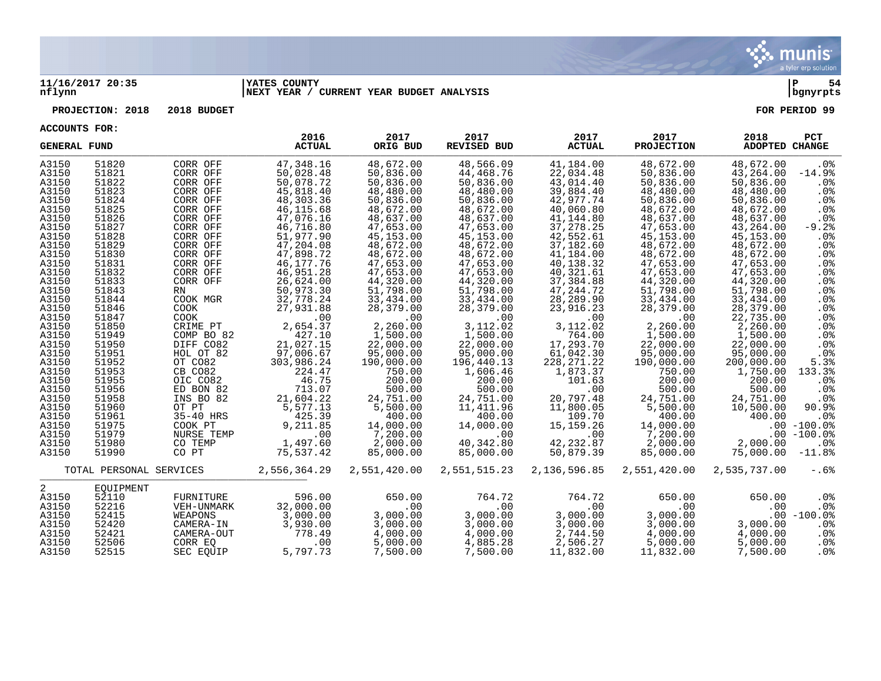**11/16/2017 20:35** | **YATES COUNTY** | **P 54**
**nflynn** | **NEXT YEAR / CURRENT YEAR BUDGET ANALYSIS** | **bgnyrpts**

**PROJECTION: 2018 2018 BUDGET** — **FOR PERIOD 99**

**ACCOUNTS FOR:**

| GENERAL FUND | | | 2016 ACTUAL | 2017 ORIG BUD | 2017 REVISED BUD | 2017 ACTUAL | 2017 PROJECTION | 2018 ADOPTED | PCT CHANGE |
|---|---|---|---|---|---|---|---|---|---|
| A3150 | 51820 | CORR OFF | 47,348.16 | 48,672.00 | 48,566.09 | 41,184.00 | 48,672.00 | 48,672.00 | .0% |
| A3150 | 51821 | CORR OFF | 50,028.48 | 50,836.00 | 44,468.76 | 22,034.48 | 50,836.00 | 43,264.00 | -14.9% |
| A3150 | 51822 | CORR OFF | 50,078.72 | 50,836.00 | 50,836.00 | 43,014.40 | 50,836.00 | 50,836.00 | .0% |
| A3150 | 51823 | CORR OFF | 45,818.40 | 48,480.00 | 48,480.00 | 39,884.40 | 48,480.00 | 48,480.00 | .0% |
| A3150 | 51824 | CORR OFF | 48,303.36 | 50,836.00 | 50,836.00 | 42,977.74 | 50,836.00 | 50,836.00 | .0% |
| A3150 | 51825 | CORR OFF | 46,115.68 | 48,672.00 | 48,672.00 | 40,060.80 | 48,672.00 | 48,672.00 | .0% |
| A3150 | 51826 | CORR OFF | 47,076.16 | 48,637.00 | 48,637.00 | 41,144.80 | 48,637.00 | 48,637.00 | .0% |
| A3150 | 51827 | CORR OFF | 46,716.80 | 47,653.00 | 47,653.00 | 37,278.25 | 47,653.00 | 43,264.00 | -9.2% |
| A3150 | 51828 | CORR OFF | 51,977.90 | 45,153.00 | 45,153.00 | 42,552.61 | 45,153.00 | 45,153.00 | .0% |
| A3150 | 51829 | CORR OFF | 47,204.08 | 48,672.00 | 48,672.00 | 37,182.60 | 48,672.00 | 48,672.00 | .0% |
| A3150 | 51830 | CORR OFF | 47,898.72 | 48,672.00 | 48,672.00 | 41,184.00 | 48,672.00 | 48,672.00 | .0% |
| A3150 | 51831 | CORR OFF | 46,177.76 | 47,653.00 | 47,653.00 | 40,138.32 | 47,653.00 | 47,653.00 | .0% |
| A3150 | 51832 | CORR OFF | 46,951.28 | 47,653.00 | 47,653.00 | 40,321.61 | 47,653.00 | 47,653.00 | .0% |
| A3150 | 51833 | CORR OFF | 26,624.00 | 44,320.00 | 44,320.00 | 37,384.88 | 44,320.00 | 44,320.00 | .0% |
| A3150 | 51843 | RN | 50,973.30 | 51,798.00 | 51,798.00 | 47,244.72 | 51,798.00 | 51,798.00 | .0% |
| A3150 | 51844 | COOK MGR | 32,778.24 | 33,434.00 | 33,434.00 | 28,289.90 | 33,434.00 | 33,434.00 | .0% |
| A3150 | 51846 | COOK | 27,931.88 | 28,379.00 | 28,379.00 | 23,916.23 | 28,379.00 | 28,379.00 | .0% |
| A3150 | 51847 | COOK | .00 | .00 | .00 | .00 | .00 | 22,735.00 | .0% |
| A3150 | 51850 | CRIME PT | 2,654.37 | 2,260.00 | 3,112.02 | 3,112.02 | 2,260.00 | 2,260.00 | .0% |
| A3150 | 51949 | COMP BO 82 | 427.10 | 1,500.00 | 1,500.00 | 764.00 | 1,500.00 | 1,500.00 | .0% |
| A3150 | 51950 | DIFF CO82 | 21,027.15 | 22,000.00 | 22,000.00 | 17,293.70 | 22,000.00 | 22,000.00 | .0% |
| A3150 | 51951 | HOL OT 82 | 97,006.67 | 95,000.00 | 95,000.00 | 61,042.30 | 95,000.00 | 95,000.00 | .0% |
| A3150 | 51952 | OT CO82 | 303,986.24 | 190,000.00 | 196,440.13 | 228,271.22 | 190,000.00 | 200,000.00 | 5.3% |
| A3150 | 51953 | CB CO82 | 224.47 | 750.00 | 1,606.46 | 1,873.37 | 750.00 | 1,750.00 | 133.3% |
| A3150 | 51955 | OIC CO82 | 46.75 | 200.00 | 200.00 | 101.63 | 200.00 | 200.00 | .0% |
| A3150 | 51956 | ED BON 82 | 713.07 | 500.00 | 500.00 | .00 | 500.00 | 500.00 | .0% |
| A3150 | 51958 | INS BO 82 | 21,604.22 | 24,751.00 | 24,751.00 | 20,797.48 | 24,751.00 | 24,751.00 | .0% |
| A3150 | 51960 | OT PT | 5,577.13 | 5,500.00 | 11,411.96 | 11,800.05 | 5,500.00 | 10,500.00 | 90.9% |
| A3150 | 51961 | 35-40 HRS | 425.39 | 400.00 | 400.00 | 109.70 | 400.00 | 400.00 | .0% |
| A3150 | 51975 | COOK PT | 9,211.85 | 14,000.00 | 14,000.00 | 15,159.26 | 14,000.00 | .00 | -100.0% |
| A3150 | 51979 | NURSE TEMP | .00 | 7,200.00 | .00 | .00 | 7,200.00 | .00 | -100.0% |
| A3150 | 51980 | CO TEMP | 1,497.60 | 2,000.00 | 40,342.80 | 42,232.87 | 2,000.00 | 2,000.00 | .0% |
| A3150 | 51990 | CO PT | 75,537.42 | 85,000.00 | 85,000.00 | 50,879.39 | 85,000.00 | 75,000.00 | -11.8% |
| TOTAL PERSONAL SERVICES | | | 2,556,364.29 | 2,551,420.00 | 2,551,515.23 | 2,136,596.85 | 2,551,420.00 | 2,535,737.00 | -.6% |
| 2 | EQUIPMENT | | | | | | | | |
| A3150 | 52110 | FURNITURE | 596.00 | 650.00 | 764.72 | 764.72 | 650.00 | 650.00 | .0% |
| A3150 | 52216 | VEH-UNMARK | 32,000.00 | .00 | .00 | .00 | .00 | .00 | .0% |
| A3150 | 52415 | WEAPONS | 3,000.00 | 3,000.00 | 3,000.00 | 3,000.00 | 3,000.00 | .00 | -100.0% |
| A3150 | 52420 | CAMERA-IN | 3,930.00 | 3,000.00 | 3,000.00 | 3,000.00 | 3,000.00 | 3,000.00 | .0% |
| A3150 | 52421 | CAMERA-OUT | 778.49 | 4,000.00 | 4,000.00 | 2,744.50 | 4,000.00 | 4,000.00 | .0% |
| A3150 | 52506 | CORR EQ | .00 | 5,000.00 | 4,885.28 | 2,506.27 | 5,000.00 | 5,000.00 | .0% |
| A3150 | 52515 | SEC EQUIP | 5,797.73 | 7,500.00 | 7,500.00 | 11,832.00 | 11,832.00 | 7,500.00 | .0% |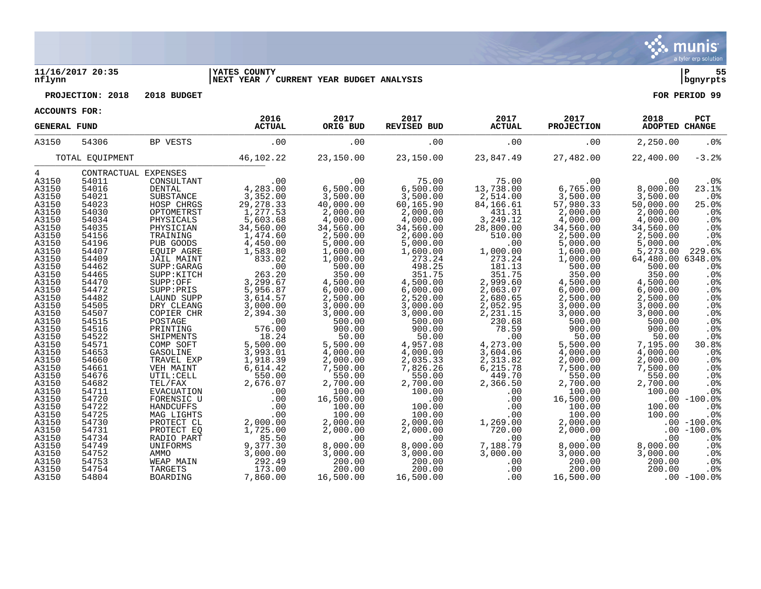11/16/2017 20:35 nflynn | YATES COUNTY NEXT YEAR / CURRENT YEAR BUDGET ANALYSIS | P 55 bgnyrpts

PROJECTION: 2018 2018 BUDGET | FOR PERIOD 99

ACCOUNTS FOR:

| GENERAL FUND | | | 2016 ACTUAL | 2017 ORIG BUD | 2017 REVISED BUD | 2017 ACTUAL | 2017 PROJECTION | 2018 ADOPTED | PCT CHANGE |
|---|---|---|---|---|---|---|---|---|---|
| A3150 | 54306 | BP VESTS | .00 | .00 | .00 | .00 | .00 | 2,250.00 | .0% |
| TOTAL EQUIPMENT | | | 46,102.22 | 23,150.00 | 23,150.00 | 23,847.49 | 27,482.00 | 22,400.00 | -3.2% |
| 4 | CONTRACTUAL EXPENSES | | | | | | | | |
| A3150 | 54011 | CONSULTANT | .00 | .00 | 75.00 | 75.00 | .00 | .00 | .0% |
| A3150 | 54016 | DENTAL | 4,283.00 | 6,500.00 | 6,500.00 | 13,738.00 | 6,765.00 | 8,000.00 | 23.1% |
| A3150 | 54021 | SUBSTANCE | 3,352.00 | 3,500.00 | 3,500.00 | 2,514.00 | 3,500.00 | 3,500.00 | .0% |
| A3150 | 54023 | HOSP CHRGS | 29,278.33 | 40,000.00 | 60,165.90 | 84,166.61 | 57,980.33 | 50,000.00 | 25.0% |
| A3150 | 54030 | OPTOMETRST | 1,277.53 | 2,000.00 | 2,000.00 | 431.31 | 2,000.00 | 2,000.00 | .0% |
| A3150 | 54034 | PHYSICALS | 5,603.68 | 4,000.00 | 4,000.00 | 3,249.12 | 4,000.00 | 4,000.00 | .0% |
| A3150 | 54035 | PHYSICIAN | 34,560.00 | 34,560.00 | 34,560.00 | 28,800.00 | 34,560.00 | 34,560.00 | .0% |
| A3150 | 54156 | TRAINING | 1,474.60 | 2,500.00 | 2,600.00 | 510.00 | 2,500.00 | 2,500.00 | .0% |
| A3150 | 54196 | PUB GOODS | 4,450.00 | 5,000.00 | 5,000.00 | .00 | 5,000.00 | 5,000.00 | .0% |
| A3150 | 54407 | EQUIP AGRE | 1,583.80 | 1,600.00 | 1,600.00 | 1,000.00 | 1,600.00 | 5,273.00 | 229.6% |
| A3150 | 54409 | JAIL MAINT | 833.02 | 1,000.00 | 273.24 | 273.24 | 1,000.00 | 64,480.00 | 6348.0% |
| A3150 | 54462 | SUPP:GARAG | .00 | 500.00 | 498.25 | 181.13 | 500.00 | 500.00 | .0% |
| A3150 | 54465 | SUPP:KITCH | 263.20 | 350.00 | 351.75 | 351.75 | 350.00 | 350.00 | .0% |
| A3150 | 54470 | SUPP:OFF | 3,299.67 | 4,500.00 | 4,500.00 | 2,999.60 | 4,500.00 | 4,500.00 | .0% |
| A3150 | 54472 | SUPP:PRIS | 5,956.87 | 6,000.00 | 6,000.00 | 2,063.07 | 6,000.00 | 6,000.00 | .0% |
| A3150 | 54482 | LAUND SUPP | 3,614.57 | 2,500.00 | 2,520.00 | 2,680.65 | 2,500.00 | 2,500.00 | .0% |
| A3150 | 54505 | DRY CLEANG | 3,000.00 | 3,000.00 | 3,000.00 | 2,052.95 | 3,000.00 | 3,000.00 | .0% |
| A3150 | 54507 | COPIER CHR | 2,394.30 | 3,000.00 | 3,000.00 | 2,231.15 | 3,000.00 | 3,000.00 | .0% |
| A3150 | 54515 | POSTAGE | .00 | 500.00 | 500.00 | 230.68 | 500.00 | 500.00 | .0% |
| A3150 | 54516 | PRINTING | 576.00 | 900.00 | 900.00 | 78.59 | 900.00 | 900.00 | .0% |
| A3150 | 54522 | SHIPMENTS | 18.24 | 50.00 | 50.00 | .00 | 50.00 | 50.00 | .0% |
| A3150 | 54571 | COMP SOFT | 5,500.00 | 5,500.00 | 4,957.08 | 4,273.00 | 5,500.00 | 7,195.00 | 30.8% |
| A3150 | 54653 | GASOLINE | 3,993.01 | 4,000.00 | 4,000.00 | 3,604.06 | 4,000.00 | 4,000.00 | .0% |
| A3150 | 54660 | TRAVEL EXP | 1,918.39 | 2,000.00 | 2,035.33 | 2,313.82 | 2,000.00 | 2,000.00 | .0% |
| A3150 | 54661 | VEH MAINT | 6,614.42 | 7,500.00 | 7,826.26 | 6,215.78 | 7,500.00 | 7,500.00 | .0% |
| A3150 | 54676 | UTIL:CELL | 550.00 | 550.00 | 550.00 | 449.70 | 550.00 | 550.00 | .0% |
| A3150 | 54682 | TEL/FAX | 2,676.07 | 2,700.00 | 2,700.00 | 2,366.50 | 2,700.00 | 2,700.00 | .0% |
| A3150 | 54711 | EVACUATION | .00 | 100.00 | 100.00 | .00 | 100.00 | 100.00 | .0% |
| A3150 | 54720 | FORENSIC U | .00 | 16,500.00 | .00 | .00 | 16,500.00 | .00 | -100.0% |
| A3150 | 54722 | HANDCUFFS | .00 | 100.00 | 100.00 | .00 | 100.00 | 100.00 | .0% |
| A3150 | 54725 | MAG LIGHTS | .00 | 100.00 | 100.00 | .00 | 100.00 | 100.00 | .0% |
| A3150 | 54730 | PROTECT CL | 2,000.00 | 2,000.00 | 2,000.00 | 1,269.00 | 2,000.00 | .00 | -100.0% |
| A3150 | 54731 | PROTECT EQ | 1,725.00 | 2,000.00 | 2,000.00 | 720.00 | 2,000.00 | .00 | -100.0% |
| A3150 | 54734 | RADIO PART | 85.50 | .00 | .00 | .00 | .00 | .00 | .0% |
| A3150 | 54749 | UNIFORMS | 9,377.30 | 8,000.00 | 8,000.00 | 7,188.79 | 8,000.00 | 8,000.00 | .0% |
| A3150 | 54752 | AMMO | 3,000.00 | 3,000.00 | 3,000.00 | 3,000.00 | 3,000.00 | 3,000.00 | .0% |
| A3150 | 54753 | WEAP MAIN | 292.49 | 200.00 | 200.00 | .00 | 200.00 | 200.00 | .0% |
| A3150 | 54754 | TARGETS | 173.00 | 200.00 | 200.00 | .00 | 200.00 | 200.00 | .0% |
| A3150 | 54804 | BOARDING | 7,860.00 | 16,500.00 | 16,500.00 | .00 | 16,500.00 | .00 | -100.0% |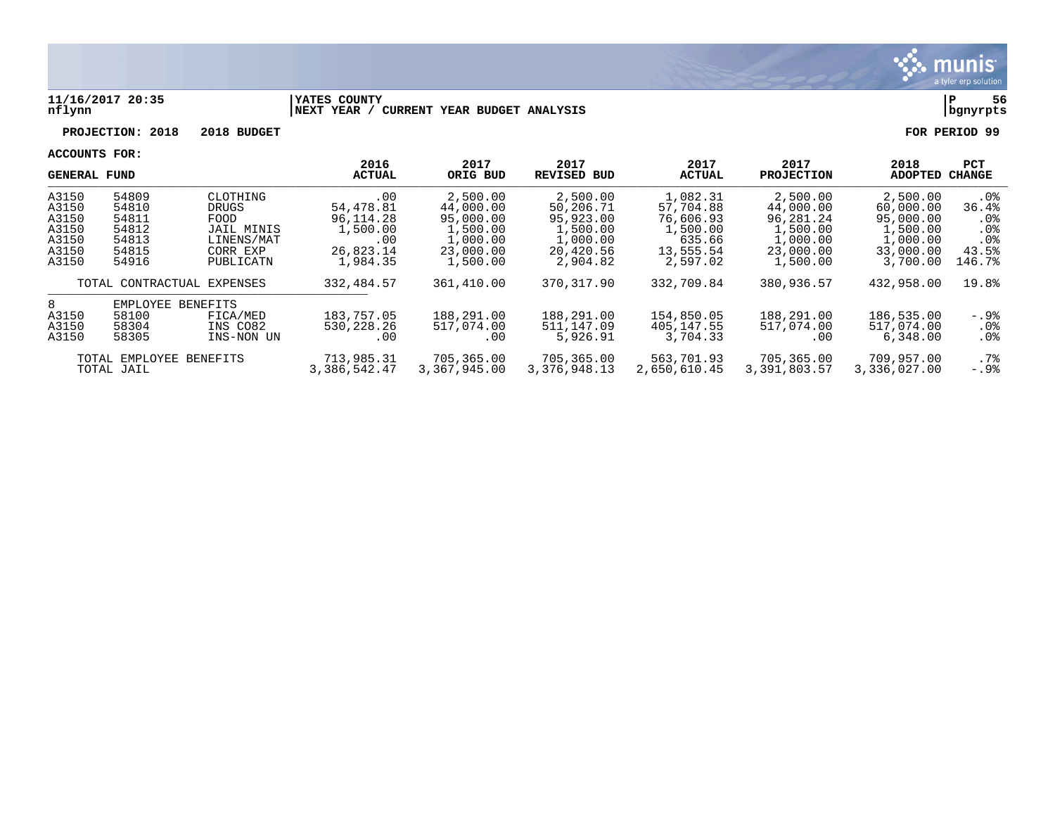11/16/2017 20:35 | YATES COUNTY
nflynn | NEXT YEAR / CURRENT YEAR BUDGET ANALYSIS | bgnyrpts

**PROJECTION: 2018 2018 BUDGET** | **FOR PERIOD 99**

**ACCOUNTS FOR:**

| GENERAL FUND | | | 2016 ACTUAL | 2017 ORIG BUD | 2017 REVISED BUD | 2017 ACTUAL | 2017 PROJECTION | 2018 ADOPTED | PCT CHANGE |
|---|---|---|---|---|---|---|---|---|---|
| A3150 | 54809 | CLOTHING | .00 | 2,500.00 | 2,500.00 | 1,082.31 | 2,500.00 | 2,500.00 | .0% |
| A3150 | 54810 | DRUGS | 54,478.81 | 44,000.00 | 50,206.71 | 57,704.88 | 44,000.00 | 60,000.00 | 36.4% |
| A3150 | 54811 | FOOD | 96,114.28 | 95,000.00 | 95,923.00 | 76,606.93 | 96,281.24 | 95,000.00 | .0% |
| A3150 | 54812 | JAIL MINIS | 1,500.00 | 1,500.00 | 1,500.00 | 1,500.00 | 1,500.00 | 1,500.00 | .0% |
| A3150 | 54813 | LINENS/MAT | .00 | 1,000.00 | 1,000.00 | 635.66 | 1,000.00 | 1,000.00 | .0% |
| A3150 | 54815 | CORR EXP | 26,823.14 | 23,000.00 | 20,420.56 | 13,555.54 | 23,000.00 | 33,000.00 | 43.5% |
| A3150 | 54916 | PUBLICATN | 1,984.35 | 1,500.00 | 2,904.82 | 2,597.02 | 1,500.00 | 3,700.00 | 146.7% |
| TOTAL CONTRACTUAL EXPENSES | | | 332,484.57 | 361,410.00 | 370,317.90 | 332,709.84 | 380,936.57 | 432,958.00 | 19.8% |
| 8 | EMPLOYEE BENEFITS | | | | | | | | |
| A3150 | 58100 | FICA/MED | 183,757.05 | 188,291.00 | 188,291.00 | 154,850.05 | 188,291.00 | 186,535.00 | -.9% |
| A3150 | 58304 | INS CO82 | 530,228.26 | 517,074.00 | 511,147.09 | 405,147.55 | 517,074.00 | 517,074.00 | .0% |
| A3150 | 58305 | INS-NON UN | .00 | .00 | 5,926.91 | 3,704.33 | .00 | 6,348.00 | .0% |
| TOTAL EMPLOYEE BENEFITS | | | 713,985.31 | 705,365.00 | 705,365.00 | 563,701.93 | 705,365.00 | 709,957.00 | .7% |
| TOTAL JAIL | | | 3,386,542.47 | 3,367,945.00 | 3,376,948.13 | 2,650,610.45 | 3,391,803.57 | 3,336,027.00 | -.9% |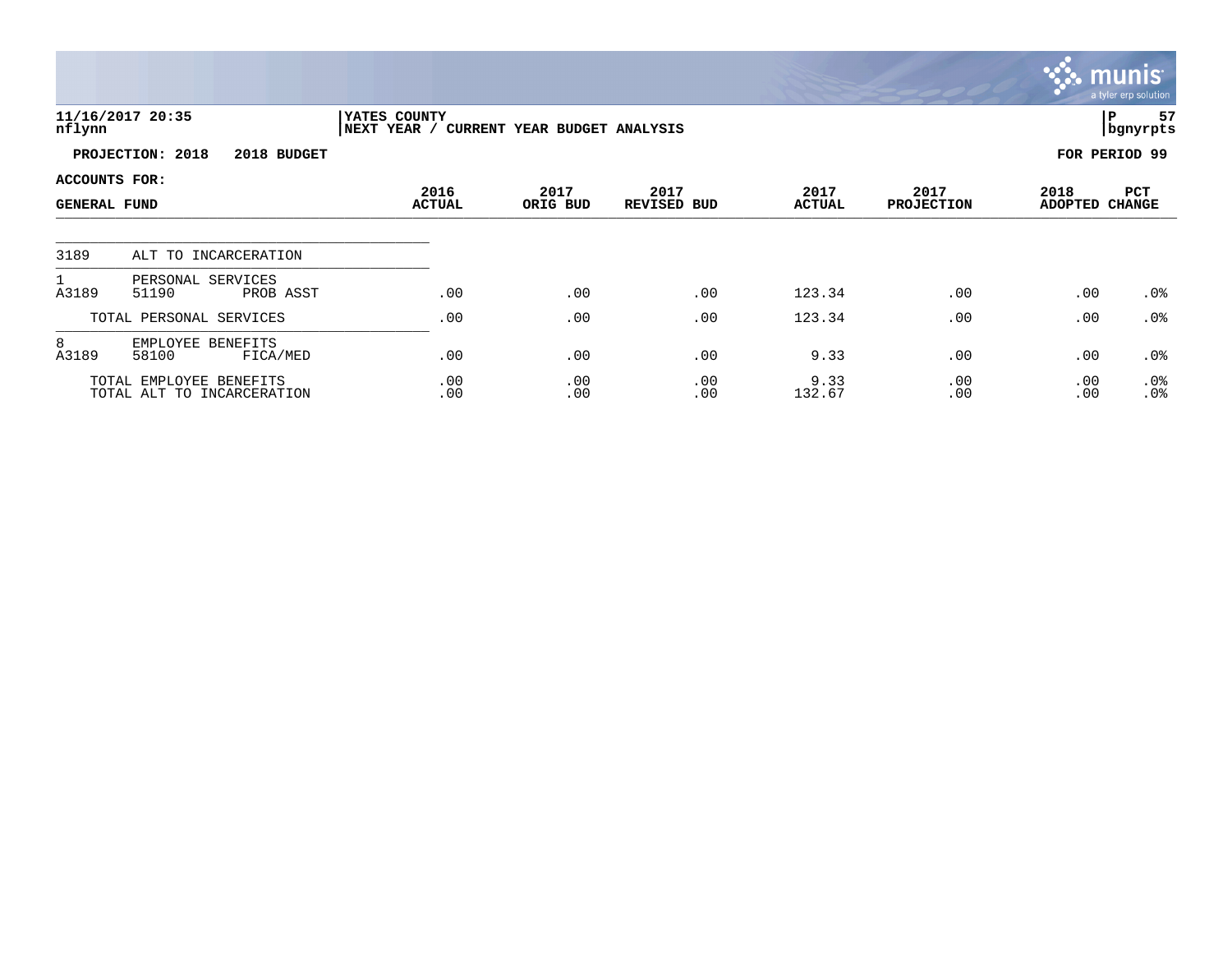**YATES COUNTY**
**NEXT YEAR / CURRENT YEAR BUDGET ANALYSIS**

11/16/2017 20:35
nflynn

**PROJECTION: 2018 2018 BUDGET** — **FOR PERIOD 99**

**ACCOUNTS FOR: GENERAL FUND**

| | | | 2016 ACTUAL | 2017 ORIG BUD | 2017 REVISED BUD | 2017 ACTUAL | 2017 PROJECTION | 2018 ADOPTED | PCT CHANGE |
|---|---|---|---|---|---|---|---|---|---|
| 3189 | ALT TO INCARCERATION | | | | | | | | |
| 1 | PERSONAL SERVICES | | | | | | | | |
| A3189 | 51190 | PROB ASST | .00 | .00 | .00 | 123.34 | .00 | .00 | .0% |
| | TOTAL PERSONAL SERVICES | | .00 | .00 | .00 | 123.34 | .00 | .00 | .0% |
| 8 | EMPLOYEE BENEFITS | | | | | | | | |
| A3189 | 58100 | FICA/MED | .00 | .00 | .00 | 9.33 | .00 | .00 | .0% |
| | TOTAL EMPLOYEE BENEFITS | | .00 | .00 | .00 | 9.33 | .00 | .00 | .0% |
| | TOTAL ALT TO INCARCERATION | | .00 | .00 | .00 | 132.67 | .00 | .00 | .0% |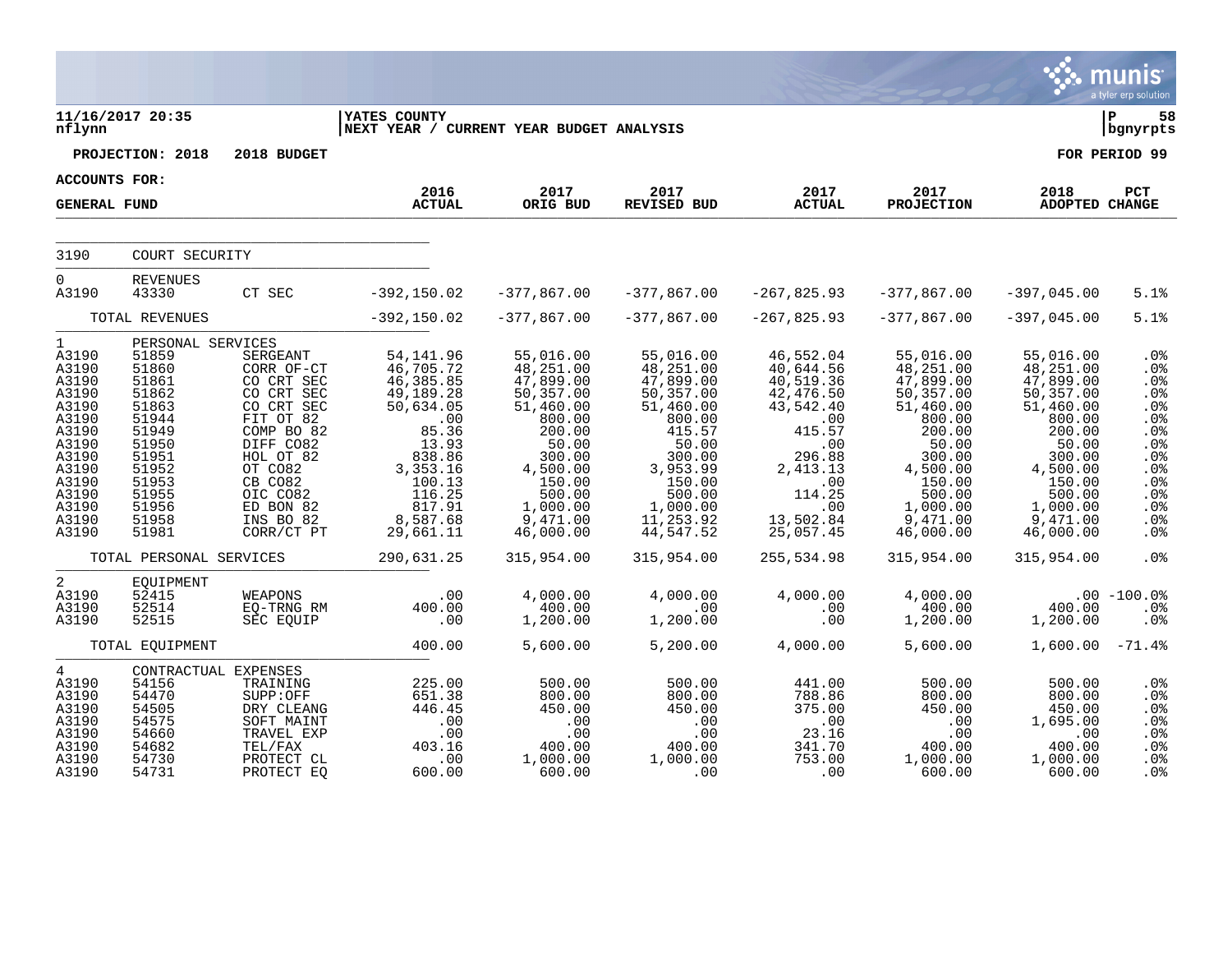11/16/2017 20:35 | YATES COUNTY | P 58
nflynn | NEXT YEAR / CURRENT YEAR BUDGET ANALYSIS | bgnyrpts

**PROJECTION: 2018 — 2018 BUDGET — FOR PERIOD 99**

ACCOUNTS FOR:

| GENERAL FUND | | | 2016 ACTUAL | 2017 ORIG BUD | 2017 REVISED BUD | 2017 ACTUAL | 2017 PROJECTION | 2018 ADOPTED | PCT CHANGE |
|---|---|---|---|---|---|---|---|---|---|
| 3190 | COURT SECURITY | | | | | | | | |
| 0 | REVENUES | | | | | | | | |
| A3190 | 43330 | CT SEC | -392,150.02 | -377,867.00 | -377,867.00 | -267,825.93 | -377,867.00 | -397,045.00 | 5.1% |
| | TOTAL REVENUES | | -392,150.02 | -377,867.00 | -377,867.00 | -267,825.93 | -377,867.00 | -397,045.00 | 5.1% |
| 1 | PERSONAL SERVICES | | | | | | | | |
| A3190 | 51859 | SERGEANT | 54,141.96 | 55,016.00 | 55,016.00 | 46,552.04 | 55,016.00 | 55,016.00 | .0% |
| A3190 | 51860 | CORR OF-CT | 46,705.72 | 48,251.00 | 48,251.00 | 40,644.56 | 48,251.00 | 48,251.00 | .0% |
| A3190 | 51861 | CO CRT SEC | 46,385.85 | 47,899.00 | 47,899.00 | 40,519.36 | 47,899.00 | 47,899.00 | .0% |
| A3190 | 51862 | CO CRT SEC | 49,189.28 | 50,357.00 | 50,357.00 | 42,476.50 | 50,357.00 | 50,357.00 | .0% |
| A3190 | 51863 | CO CRT SEC | 50,634.05 | 51,460.00 | 51,460.00 | 43,542.40 | 51,460.00 | 51,460.00 | .0% |
| A3190 | 51944 | FIT OT 82 | .00 | 800.00 | 800.00 | .00 | 800.00 | 800.00 | .0% |
| A3190 | 51949 | COMP BO 82 | 85.36 | 200.00 | 415.57 | 415.57 | 200.00 | 200.00 | .0% |
| A3190 | 51950 | DIFF CO82 | 13.93 | 50.00 | 50.00 | .00 | 50.00 | 50.00 | .0% |
| A3190 | 51951 | HOL OT 82 | 838.86 | 300.00 | 300.00 | 296.88 | 300.00 | 300.00 | .0% |
| A3190 | 51952 | OT CO82 | 3,353.16 | 4,500.00 | 3,953.99 | 2,413.13 | 4,500.00 | 4,500.00 | .0% |
| A3190 | 51953 | CB CO82 | 100.13 | 150.00 | 150.00 | .00 | 150.00 | 150.00 | .0% |
| A3190 | 51955 | OIC CO82 | 116.25 | 500.00 | 500.00 | 114.25 | 500.00 | 500.00 | .0% |
| A3190 | 51956 | ED BON 82 | 817.91 | 1,000.00 | 1,000.00 | .00 | 1,000.00 | 1,000.00 | .0% |
| A3190 | 51958 | INS BO 82 | 8,587.68 | 9,471.00 | 11,253.92 | 13,502.84 | 9,471.00 | 9,471.00 | .0% |
| A3190 | 51981 | CORR/CT PT | 29,661.11 | 46,000.00 | 44,547.52 | 25,057.45 | 46,000.00 | 46,000.00 | .0% |
| | TOTAL PERSONAL SERVICES | | 290,631.25 | 315,954.00 | 315,954.00 | 255,534.98 | 315,954.00 | 315,954.00 | .0% |
| 2 | EQUIPMENT | | | | | | | | |
| A3190 | 52415 | WEAPONS | .00 | 4,000.00 | 4,000.00 | 4,000.00 | 4,000.00 | .00 | -100.0% |
| A3190 | 52514 | EQ-TRNG RM | 400.00 | 400.00 | .00 | .00 | 400.00 | 400.00 | .0% |
| A3190 | 52515 | SEC EQUIP | .00 | 1,200.00 | 1,200.00 | .00 | 1,200.00 | 1,200.00 | .0% |
| | TOTAL EQUIPMENT | | 400.00 | 5,600.00 | 5,200.00 | 4,000.00 | 5,600.00 | 1,600.00 | -71.4% |
| 4 | CONTRACTUAL EXPENSES | | | | | | | | |
| A3190 | 54156 | TRAINING | 225.00 | 500.00 | 500.00 | 441.00 | 500.00 | 500.00 | .0% |
| A3190 | 54470 | SUPP:OFF | 651.38 | 800.00 | 800.00 | 788.86 | 800.00 | 800.00 | .0% |
| A3190 | 54505 | DRY CLEANG | 446.45 | 450.00 | 450.00 | 375.00 | 450.00 | 450.00 | .0% |
| A3190 | 54575 | SOFT MAINT | .00 | .00 | .00 | .00 | .00 | 1,695.00 | .0% |
| A3190 | 54660 | TRAVEL EXP | .00 | .00 | .00 | 23.16 | .00 | .00 | .0% |
| A3190 | 54682 | TEL/FAX | 403.16 | 400.00 | 400.00 | 341.70 | 400.00 | 400.00 | .0% |
| A3190 | 54730 | PROTECT CL | .00 | 1,000.00 | 1,000.00 | 753.00 | 1,000.00 | 1,000.00 | .0% |
| A3190 | 54731 | PROTECT EQ | 600.00 | 600.00 | .00 | .00 | 600.00 | 600.00 | .0% |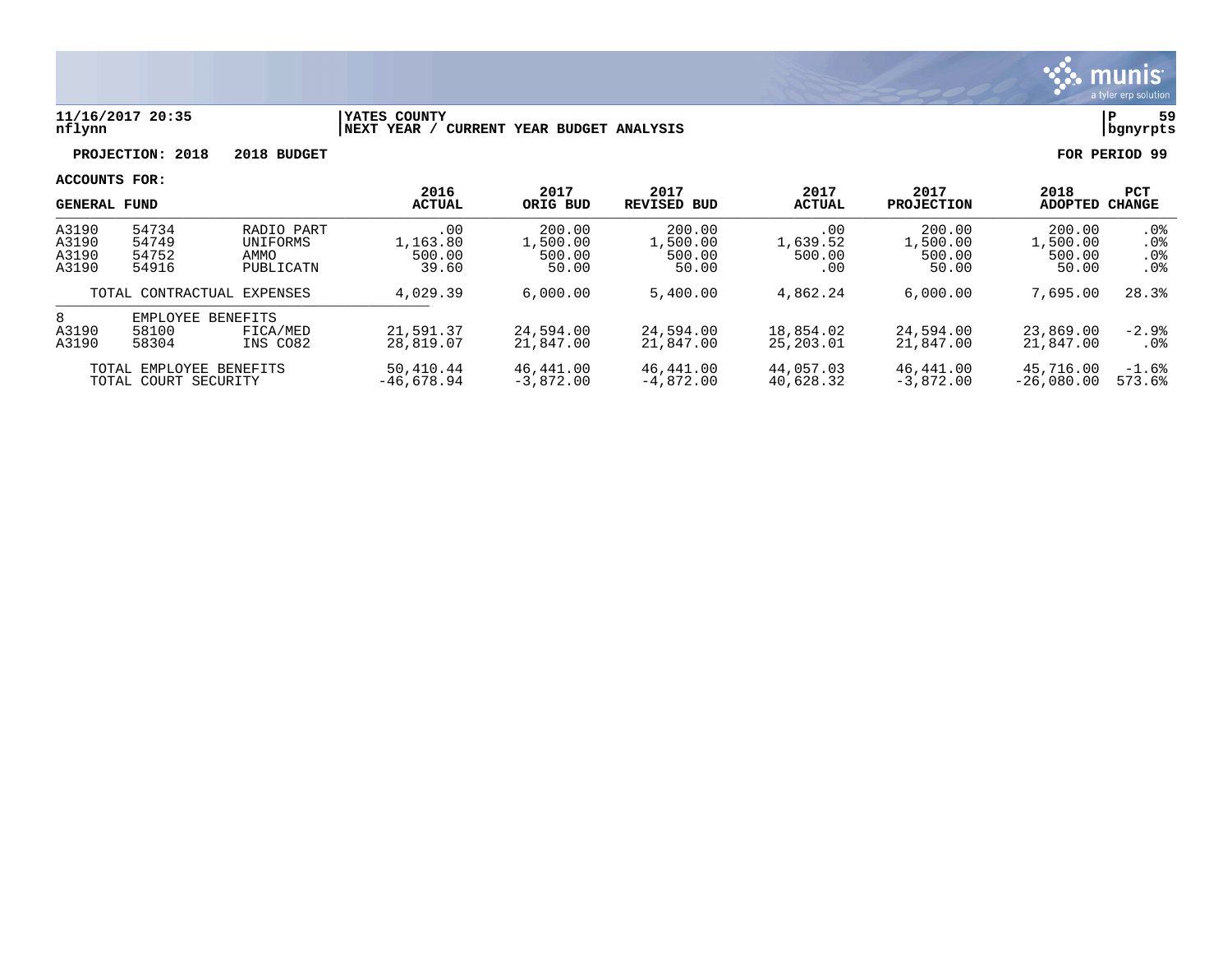**11/16/2017 20:35** | **YATES COUNTY**
**nflynn** | **NEXT YEAR / CURRENT YEAR BUDGET ANALYSIS**

**PROJECTION: 2018 2018 BUDGET** — **FOR PERIOD 99**

**ACCOUNTS FOR:**

| GENERAL FUND | | | 2016 ACTUAL | 2017 ORIG BUD | 2017 REVISED BUD | 2017 ACTUAL | 2017 PROJECTION | 2018 ADOPTED | PCT CHANGE |
|---|---|---|---|---|---|---|---|---|---|
| A3190 | 54734 | RADIO PART | .00 | 200.00 | 200.00 | .00 | 200.00 | 200.00 | .0% |
| A3190 | 54749 | UNIFORMS | 1,163.80 | 1,500.00 | 1,500.00 | 1,639.52 | 1,500.00 | 1,500.00 | .0% |
| A3190 | 54752 | AMMO | 500.00 | 500.00 | 500.00 | 500.00 | 500.00 | 500.00 | .0% |
| A3190 | 54916 | PUBLICATN | 39.60 | 50.00 | 50.00 | .00 | 50.00 | 50.00 | .0% |
| TOTAL CONTRACTUAL EXPENSES | | | 4,029.39 | 6,000.00 | 5,400.00 | 4,862.24 | 6,000.00 | 7,695.00 | 28.3% |
| 8 | EMPLOYEE BENEFITS | | | | | | | | |
| A3190 | 58100 | FICA/MED | 21,591.37 | 24,594.00 | 24,594.00 | 18,854.02 | 24,594.00 | 23,869.00 | -2.9% |
| A3190 | 58304 | INS CO82 | 28,819.07 | 21,847.00 | 21,847.00 | 25,203.01 | 21,847.00 | 21,847.00 | .0% |
| TOTAL EMPLOYEE BENEFITS | | | 50,410.44 | 46,441.00 | 46,441.00 | 44,057.03 | 46,441.00 | 45,716.00 | -1.6% |
| TOTAL COURT SECURITY | | | -46,678.94 | -3,872.00 | -4,872.00 | 40,628.32 | -3,872.00 | -26,080.00 | 573.6% |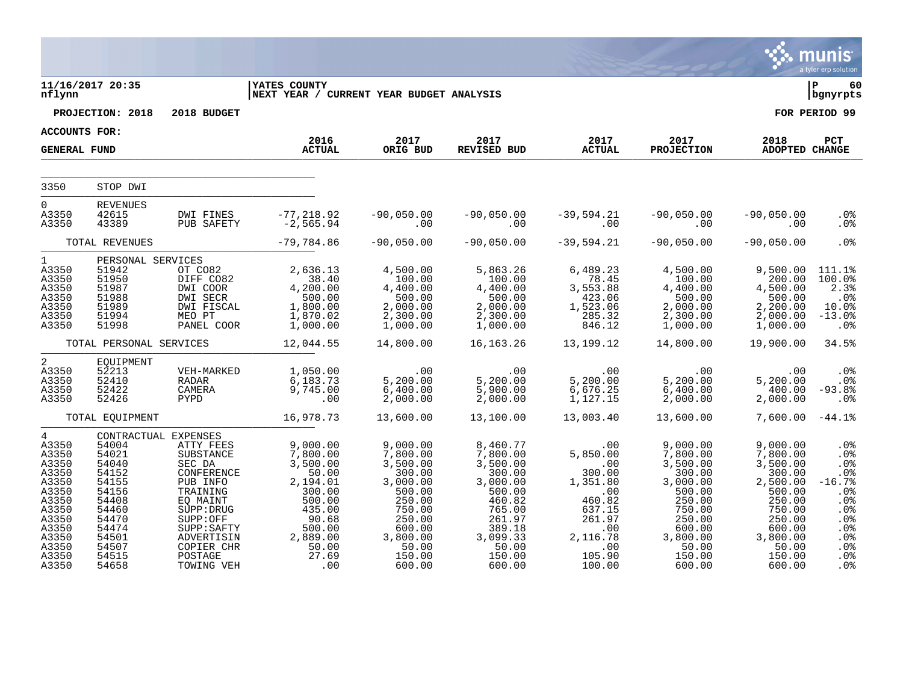**11/16/2017 20:35**
**nflynn**

**YATES COUNTY**
**NEXT YEAR / CURRENT YEAR BUDGET ANALYSIS**

**P 60**
**bgnyrpts**

**PROJECTION: 2018 2018 BUDGET**

**FOR PERIOD 99**

**ACCOUNTS FOR:**

**GENERAL FUND**

| | | | 2016 ACTUAL | 2017 ORIG BUD | 2017 REVISED BUD | 2017 ACTUAL | 2017 PROJECTION | 2018 ADOPTED | PCT CHANGE |
|---|---|---|---|---|---|---|---|---|---|
| 3350 | STOP DWI | | | | | | | | |
| 0 | REVENUES | | | | | | | | |
| A3350 | 42615 | DWI FINES | -77,218.92 | -90,050.00 | -90,050.00 | -39,594.21 | -90,050.00 | -90,050.00 | .0% |
| A3350 | 43389 | PUB SAFETY | -2,565.94 | .00 | .00 | .00 | .00 | .00 | .0% |
| | TOTAL REVENUES | | -79,784.86 | -90,050.00 | -90,050.00 | -39,594.21 | -90,050.00 | -90,050.00 | .0% |
| 1 | PERSONAL SERVICES | | | | | | | | |
| A3350 | 51942 | OT CO82 | 2,636.13 | 4,500.00 | 5,863.26 | 6,489.23 | 4,500.00 | 9,500.00 | 111.1% |
| A3350 | 51950 | DIFF CO82 | 38.40 | 100.00 | 100.00 | 78.45 | 100.00 | 200.00 | 100.0% |
| A3350 | 51987 | DWI COOR | 4,200.00 | 4,400.00 | 4,400.00 | 3,553.88 | 4,400.00 | 4,500.00 | 2.3% |
| A3350 | 51988 | DWI SECR | 500.00 | 500.00 | 500.00 | 423.06 | 500.00 | 500.00 | .0% |
| A3350 | 51989 | DWI FISCAL | 1,800.00 | 2,000.00 | 2,000.00 | 1,523.06 | 2,000.00 | 2,200.00 | 10.0% |
| A3350 | 51994 | MEO PT | 1,870.02 | 2,300.00 | 2,300.00 | 285.32 | 2,300.00 | 2,000.00 | -13.0% |
| A3350 | 51998 | PANEL COOR | 1,000.00 | 1,000.00 | 1,000.00 | 846.12 | 1,000.00 | 1,000.00 | .0% |
| | TOTAL PERSONAL SERVICES | | 12,044.55 | 14,800.00 | 16,163.26 | 13,199.12 | 14,800.00 | 19,900.00 | 34.5% |
| 2 | EQUIPMENT | | | | | | | | |
| A3350 | 52213 | VEH-MARKED | 1,050.00 | .00 | .00 | .00 | .00 | .00 | .0% |
| A3350 | 52410 | RADAR | 6,183.73 | 5,200.00 | 5,200.00 | 5,200.00 | 5,200.00 | 5,200.00 | .0% |
| A3350 | 52422 | CAMERA | 9,745.00 | 6,400.00 | 5,900.00 | 6,676.25 | 6,400.00 | 400.00 | -93.8% |
| A3350 | 52426 | PYPD | .00 | 2,000.00 | 2,000.00 | 1,127.15 | 2,000.00 | 2,000.00 | .0% |
| | TOTAL EQUIPMENT | | 16,978.73 | 13,600.00 | 13,100.00 | 13,003.40 | 13,600.00 | 7,600.00 | -44.1% |
| 4 | CONTRACTUAL EXPENSES | | | | | | | | |
| A3350 | 54004 | ATTY FEES | 9,000.00 | 9,000.00 | 8,460.77 | .00 | 9,000.00 | 9,000.00 | .0% |
| A3350 | 54021 | SUBSTANCE | 7,800.00 | 7,800.00 | 7,800.00 | 5,850.00 | 7,800.00 | 7,800.00 | .0% |
| A3350 | 54040 | SEC DA | 3,500.00 | 3,500.00 | 3,500.00 | .00 | 3,500.00 | 3,500.00 | .0% |
| A3350 | 54152 | CONFERENCE | 50.00 | 300.00 | 300.00 | 300.00 | 300.00 | 300.00 | .0% |
| A3350 | 54155 | PUB INFO | 2,194.01 | 3,000.00 | 3,000.00 | 1,351.80 | 3,000.00 | 2,500.00 | -16.7% |
| A3350 | 54156 | TRAINING | 300.00 | 500.00 | 500.00 | .00 | 500.00 | 500.00 | .0% |
| A3350 | 54408 | EQ MAINT | 500.00 | 250.00 | 460.82 | 460.82 | 250.00 | 250.00 | .0% |
| A3350 | 54460 | SUPP:DRUG | 435.00 | 750.00 | 765.00 | 637.15 | 750.00 | 750.00 | .0% |
| A3350 | 54470 | SUPP:OFF | 90.68 | 250.00 | 261.97 | 261.97 | 250.00 | 250.00 | .0% |
| A3350 | 54474 | SUPP:SAFTY | 500.00 | 600.00 | 389.18 | .00 | 600.00 | 600.00 | .0% |
| A3350 | 54501 | ADVERTISIN | 2,889.00 | 3,800.00 | 3,099.33 | 2,116.78 | 3,800.00 | 3,800.00 | .0% |
| A3350 | 54507 | COPIER CHR | 50.00 | 50.00 | 50.00 | .00 | 50.00 | 50.00 | .0% |
| A3350 | 54515 | POSTAGE | 27.69 | 150.00 | 150.00 | 105.90 | 150.00 | 150.00 | .0% |
| A3350 | 54658 | TOWING VEH | .00 | 600.00 | 600.00 | 100.00 | 600.00 | 600.00 | .0% |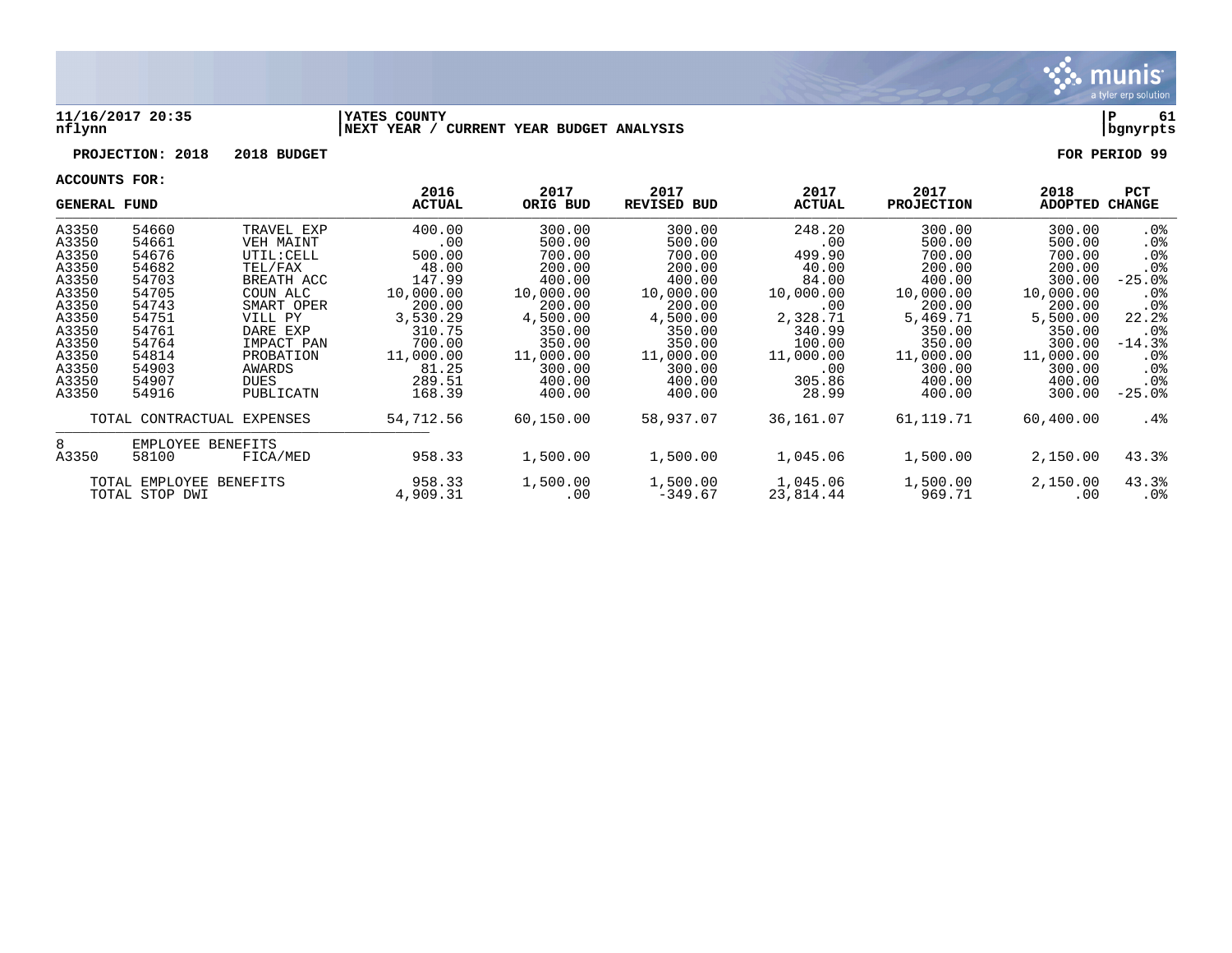11/16/2017 20:35
nflynn

YATES COUNTY
NEXT YEAR / CURRENT YEAR BUDGET ANALYSIS

P 61
bgnyrpts

**PROJECTION: 2018 2018 BUDGET** **FOR PERIOD 99**

**ACCOUNTS FOR:**

| GENERAL FUND | | | 2016 ACTUAL | 2017 ORIG BUD | 2017 REVISED BUD | 2017 ACTUAL | 2017 PROJECTION | 2018 ADOPTED | PCT CHANGE |
|---|---|---|---|---|---|---|---|---|---|
| A3350 | 54660 | TRAVEL EXP | 400.00 | 300.00 | 300.00 | 248.20 | 300.00 | 300.00 | .0% |
| A3350 | 54661 | VEH MAINT | .00 | 500.00 | 500.00 | .00 | 500.00 | 500.00 | .0% |
| A3350 | 54676 | UTIL:CELL | 500.00 | 700.00 | 700.00 | 499.90 | 700.00 | 700.00 | .0% |
| A3350 | 54682 | TEL/FAX | 48.00 | 200.00 | 200.00 | 40.00 | 200.00 | 200.00 | .0% |
| A3350 | 54703 | BREATH ACC | 147.99 | 400.00 | 400.00 | 84.00 | 400.00 | 300.00 | -25.0% |
| A3350 | 54705 | COUN ALC | 10,000.00 | 10,000.00 | 10,000.00 | 10,000.00 | 10,000.00 | 10,000.00 | .0% |
| A3350 | 54743 | SMART OPER | 200.00 | 200.00 | 200.00 | .00 | 200.00 | 200.00 | .0% |
| A3350 | 54751 | VILL PY | 3,530.29 | 4,500.00 | 4,500.00 | 2,328.71 | 5,469.71 | 5,500.00 | 22.2% |
| A3350 | 54761 | DARE EXP | 310.75 | 350.00 | 350.00 | 340.99 | 350.00 | 350.00 | .0% |
| A3350 | 54764 | IMPACT PAN | 700.00 | 350.00 | 350.00 | 100.00 | 350.00 | 300.00 | -14.3% |
| A3350 | 54814 | PROBATION | 11,000.00 | 11,000.00 | 11,000.00 | 11,000.00 | 11,000.00 | 11,000.00 | .0% |
| A3350 | 54903 | AWARDS | 81.25 | 300.00 | 300.00 | .00 | 300.00 | 300.00 | .0% |
| A3350 | 54907 | DUES | 289.51 | 400.00 | 400.00 | 305.86 | 400.00 | 400.00 | .0% |
| A3350 | 54916 | PUBLICATN | 168.39 | 400.00 | 400.00 | 28.99 | 400.00 | 300.00 | -25.0% |
| TOTAL CONTRACTUAL EXPENSES | | | 54,712.56 | 60,150.00 | 58,937.07 | 36,161.07 | 61,119.71 | 60,400.00 | .4% |
| 8 | EMPLOYEE BENEFITS | | | | | | | | |
| A3350 | 58100 | FICA/MED | 958.33 | 1,500.00 | 1,500.00 | 1,045.06 | 1,500.00 | 2,150.00 | 43.3% |
| TOTAL EMPLOYEE BENEFITS | | | 958.33 | 1,500.00 | 1,500.00 | 1,045.06 | 1,500.00 | 2,150.00 | 43.3% |
| TOTAL STOP DWI | | | 4,909.31 | .00 | -349.67 | 23,814.44 | 969.71 | .00 | .0% |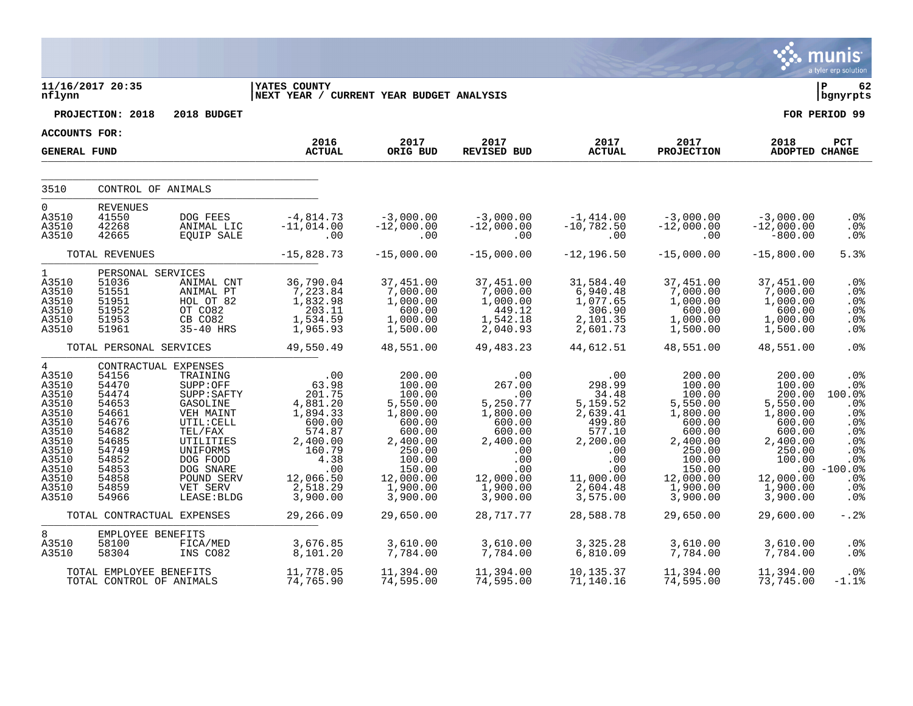**11/16/2017 20:35**
**nflynn**

**YATES COUNTY**
**NEXT YEAR / CURRENT YEAR BUDGET ANALYSIS**

**P 62**
**bgnyrpts**

**PROJECTION: 2018 2018 BUDGET** | **FOR PERIOD 99**

**ACCOUNTS FOR:**

| GENERAL FUND | | | 2016 ACTUAL | 2017 ORIG BUD | 2017 REVISED BUD | 2017 ACTUAL | 2017 PROJECTION | 2018 ADOPTED | PCT CHANGE |
|---|---|---|---|---|---|---|---|---|---|
| 3510 | CONTROL OF ANIMALS | | | | | | | | |
| 0 | REVENUES | | | | | | | | |
| A3510 | 41550 | DOG FEES | -4,814.73 | -3,000.00 | -3,000.00 | -1,414.00 | -3,000.00 | -3,000.00 | .0% |
| A3510 | 42268 | ANIMAL LIC | -11,014.00 | -12,000.00 | -12,000.00 | -10,782.50 | -12,000.00 | -12,000.00 | .0% |
| A3510 | 42665 | EQUIP SALE | .00 | .00 | .00 | .00 | .00 | -800.00 | .0% |
| | TOTAL REVENUES | | -15,828.73 | -15,000.00 | -15,000.00 | -12,196.50 | -15,000.00 | -15,800.00 | 5.3% |
| 1 | PERSONAL SERVICES | | | | | | | | |
| A3510 | 51036 | ANIMAL CNT | 36,790.04 | 37,451.00 | 37,451.00 | 31,584.40 | 37,451.00 | 37,451.00 | .0% |
| A3510 | 51551 | ANIMAL PT | 7,223.84 | 7,000.00 | 7,000.00 | 6,940.48 | 7,000.00 | 7,000.00 | .0% |
| A3510 | 51951 | HOL OT 82 | 1,832.98 | 1,000.00 | 1,000.00 | 1,077.65 | 1,000.00 | 1,000.00 | .0% |
| A3510 | 51952 | OT CO82 | 203.11 | 600.00 | 449.12 | 306.90 | 600.00 | 600.00 | .0% |
| A3510 | 51953 | CB CO82 | 1,534.59 | 1,000.00 | 1,542.18 | 2,101.35 | 1,000.00 | 1,000.00 | .0% |
| A3510 | 51961 | 35-40 HRS | 1,965.93 | 1,500.00 | 2,040.93 | 2,601.73 | 1,500.00 | 1,500.00 | .0% |
| | TOTAL PERSONAL SERVICES | | 49,550.49 | 48,551.00 | 49,483.23 | 44,612.51 | 48,551.00 | 48,551.00 | .0% |
| 4 | CONTRACTUAL EXPENSES | | | | | | | | |
| A3510 | 54156 | TRAINING | .00 | 200.00 | .00 | .00 | 200.00 | 200.00 | .0% |
| A3510 | 54470 | SUPP:OFF | 63.98 | 100.00 | 267.00 | 298.99 | 100.00 | 100.00 | .0% |
| A3510 | 54474 | SUPP:SAFTY | 201.75 | 100.00 | .00 | 34.48 | 100.00 | 200.00 | 100.0% |
| A3510 | 54653 | GASOLINE | 4,881.20 | 5,550.00 | 5,250.77 | 5,159.52 | 5,550.00 | 5,550.00 | .0% |
| A3510 | 54661 | VEH MAINT | 1,894.33 | 1,800.00 | 1,800.00 | 2,639.41 | 1,800.00 | 1,800.00 | .0% |
| A3510 | 54676 | UTIL:CELL | 600.00 | 600.00 | 600.00 | 499.80 | 600.00 | 600.00 | .0% |
| A3510 | 54682 | TEL/FAX | 574.87 | 600.00 | 600.00 | 577.10 | 600.00 | 600.00 | .0% |
| A3510 | 54685 | UTILITIES | 2,400.00 | 2,400.00 | 2,400.00 | 2,200.00 | 2,400.00 | 2,400.00 | .0% |
| A3510 | 54749 | UNIFORMS | 160.79 | 250.00 | .00 | .00 | 250.00 | 250.00 | .0% |
| A3510 | 54852 | DOG FOOD | 4.38 | 100.00 | .00 | .00 | 100.00 | 100.00 | .0% |
| A3510 | 54853 | DOG SNARE | .00 | 150.00 | .00 | .00 | 150.00 | .00 | -100.0% |
| A3510 | 54858 | POUND SERV | 12,066.50 | 12,000.00 | 12,000.00 | 11,000.00 | 12,000.00 | 12,000.00 | .0% |
| A3510 | 54859 | VET SERV | 2,518.29 | 1,900.00 | 1,900.00 | 2,604.48 | 1,900.00 | 1,900.00 | .0% |
| A3510 | 54966 | LEASE:BLDG | 3,900.00 | 3,900.00 | 3,900.00 | 3,575.00 | 3,900.00 | 3,900.00 | .0% |
| | TOTAL CONTRACTUAL EXPENSES | | 29,266.09 | 29,650.00 | 28,717.77 | 28,588.78 | 29,650.00 | 29,600.00 | -.2% |
| 8 | EMPLOYEE BENEFITS | | | | | | | | |
| A3510 | 58100 | FICA/MED | 3,676.85 | 3,610.00 | 3,610.00 | 3,325.28 | 3,610.00 | 3,610.00 | .0% |
| A3510 | 58304 | INS CO82 | 8,101.20 | 7,784.00 | 7,784.00 | 6,810.09 | 7,784.00 | 7,784.00 | .0% |
| | TOTAL EMPLOYEE BENEFITS | | 11,778.05 | 11,394.00 | 11,394.00 | 10,135.37 | 11,394.00 | 11,394.00 | .0% |
| | TOTAL CONTROL OF ANIMALS | | 74,765.90 | 74,595.00 | 74,595.00 | 71,140.16 | 74,595.00 | 73,745.00 | -1.1% |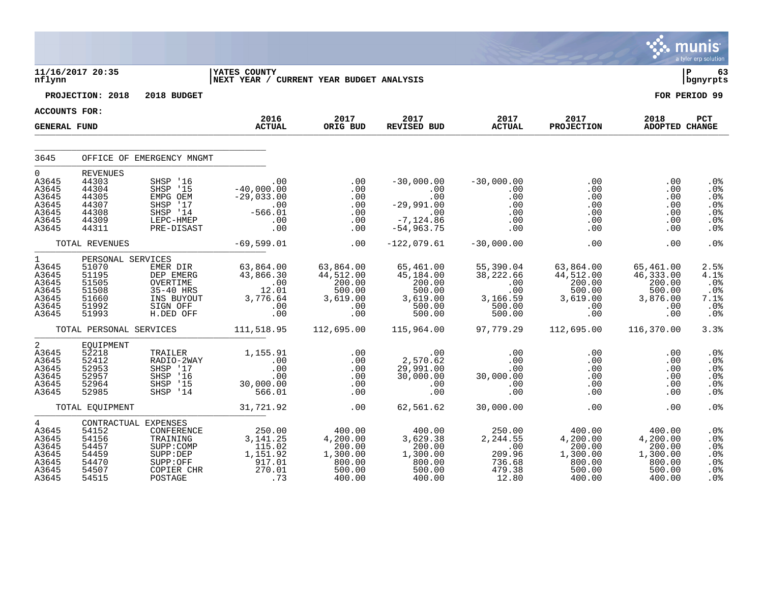11/16/2017 20:35
nflynn

YATES COUNTY
NEXT YEAR / CURRENT YEAR BUDGET ANALYSIS

P 63
bgnyrpts

**PROJECTION: 2018 2018 BUDGET** **FOR PERIOD 99**

**ACCOUNTS FOR:**
**GENERAL FUND**

| | | | 2016 ACTUAL | 2017 ORIG BUD | 2017 REVISED BUD | 2017 ACTUAL | 2017 PROJECTION | 2018 ADOPTED | PCT CHANGE |
|---|---|---|---|---|---|---|---|---|---|
| 3645 | OFFICE OF EMERGENCY MNGMT | | | | | | | | |
| 0 | REVENUES | | | | | | | | |
| A3645 | 44303 | SHSP '16 | .00 | .00 | -30,000.00 | -30,000.00 | .00 | .00 | .0% |
| A3645 | 44304 | SHSP '15 | -40,000.00 | .00 | .00 | .00 | .00 | .00 | .0% |
| A3645 | 44305 | EMPG OEM | -29,033.00 | .00 | .00 | .00 | .00 | .00 | .0% |
| A3645 | 44307 | SHSP '17 | .00 | .00 | -29,991.00 | .00 | .00 | .00 | .0% |
| A3645 | 44308 | SHSP '14 | -566.01 | .00 | .00 | .00 | .00 | .00 | .0% |
| A3645 | 44309 | LEPC-HMEP | .00 | .00 | -7,124.86 | .00 | .00 | .00 | .0% |
| A3645 | 44311 | PRE-DISAST | .00 | .00 | -54,963.75 | .00 | .00 | .00 | .0% |
| | TOTAL REVENUES | | -69,599.01 | .00 | -122,079.61 | -30,000.00 | .00 | .00 | .0% |
| 1 | PERSONAL SERVICES | | | | | | | | |
| A3645 | 51070 | EMER DIR | 63,864.00 | 63,864.00 | 65,461.00 | 55,390.04 | 63,864.00 | 65,461.00 | 2.5% |
| A3645 | 51195 | DEP EMERG | 43,866.30 | 44,512.00 | 45,184.00 | 38,222.66 | 44,512.00 | 46,333.00 | 4.1% |
| A3645 | 51505 | OVERTIME | .00 | 200.00 | 200.00 | .00 | 200.00 | 200.00 | .0% |
| A3645 | 51508 | 35-40 HRS | 12.01 | 500.00 | 500.00 | .00 | 500.00 | 500.00 | .0% |
| A3645 | 51660 | INS BUYOUT | 3,776.64 | 3,619.00 | 3,619.00 | 3,166.59 | 3,619.00 | 3,876.00 | 7.1% |
| A3645 | 51992 | SIGN OFF | .00 | .00 | 500.00 | 500.00 | .00 | .00 | .0% |
| A3645 | 51993 | H.DED OFF | .00 | .00 | 500.00 | 500.00 | .00 | .00 | .0% |
| | TOTAL PERSONAL SERVICES | | 111,518.95 | 112,695.00 | 115,964.00 | 97,779.29 | 112,695.00 | 116,370.00 | 3.3% |
| 2 | EQUIPMENT | | | | | | | | |
| A3645 | 52218 | TRAILER | 1,155.91 | .00 | .00 | .00 | .00 | .00 | .0% |
| A3645 | 52412 | RADIO-2WAY | .00 | .00 | 2,570.62 | .00 | .00 | .00 | .0% |
| A3645 | 52953 | SHSP '17 | .00 | .00 | 29,991.00 | .00 | .00 | .00 | .0% |
| A3645 | 52957 | SHSP '16 | .00 | .00 | 30,000.00 | 30,000.00 | .00 | .00 | .0% |
| A3645 | 52964 | SHSP '15 | 30,000.00 | .00 | .00 | .00 | .00 | .00 | .0% |
| A3645 | 52985 | SHSP '14 | 566.01 | .00 | .00 | .00 | .00 | .00 | .0% |
| | TOTAL EQUIPMENT | | 31,721.92 | .00 | 62,561.62 | 30,000.00 | .00 | .00 | .0% |
| 4 | CONTRACTUAL EXPENSES | | | | | | | | |
| A3645 | 54152 | CONFERENCE | 250.00 | 400.00 | 400.00 | 250.00 | 400.00 | 400.00 | .0% |
| A3645 | 54156 | TRAINING | 3,141.25 | 4,200.00 | 3,629.38 | 2,244.55 | 4,200.00 | 4,200.00 | .0% |
| A3645 | 54457 | SUPP:COMP | 115.02 | 200.00 | 200.00 | .00 | 200.00 | 200.00 | .0% |
| A3645 | 54459 | SUPP:DEP | 1,151.92 | 1,300.00 | 1,300.00 | 209.96 | 1,300.00 | 1,300.00 | .0% |
| A3645 | 54470 | SUPP:OFF | 917.01 | 800.00 | 800.00 | 736.68 | 800.00 | 800.00 | .0% |
| A3645 | 54507 | COPIER CHR | 270.01 | 500.00 | 500.00 | 479.38 | 500.00 | 500.00 | .0% |
| A3645 | 54515 | POSTAGE | .73 | 400.00 | 400.00 | 12.80 | 400.00 | 400.00 | .0% |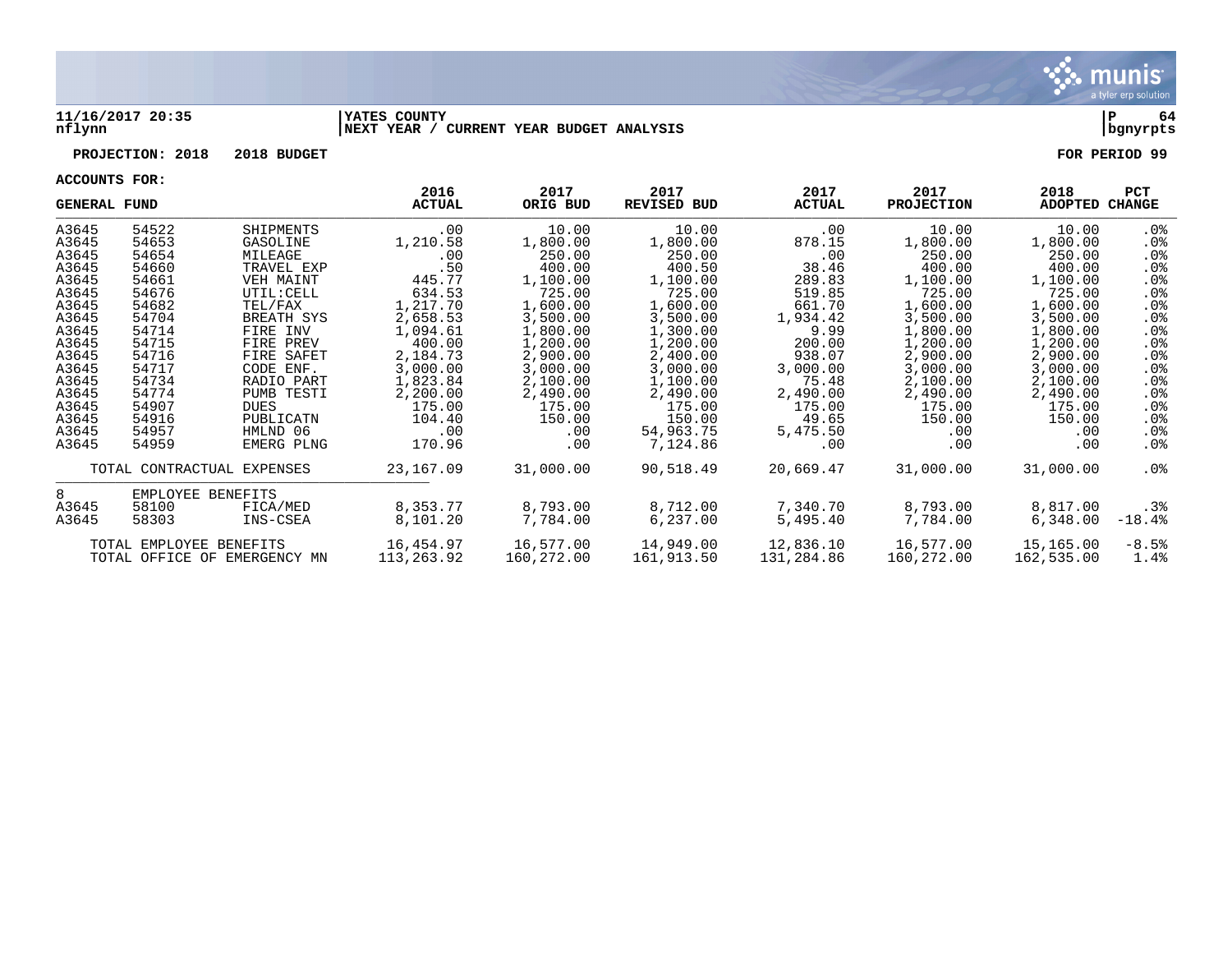11/16/2017 20:35 | YATES COUNTY | P 64
nflynn | NEXT YEAR / CURRENT YEAR BUDGET ANALYSIS | bgnyrpts

**PROJECTION: 2018 2018 BUDGET** **FOR PERIOD 99**

**ACCOUNTS FOR:**

| GENERAL FUND | | | 2016 ACTUAL | 2017 ORIG BUD | 2017 REVISED BUD | 2017 ACTUAL | 2017 PROJECTION | 2018 ADOPTED | PCT CHANGE |
|---|---|---|---|---|---|---|---|---|---|
| A3645 | 54522 | SHIPMENTS | .00 | 10.00 | 10.00 | .00 | 10.00 | 10.00 | .0% |
| A3645 | 54653 | GASOLINE | 1,210.58 | 1,800.00 | 1,800.00 | 878.15 | 1,800.00 | 1,800.00 | .0% |
| A3645 | 54654 | MILEAGE | .00 | 250.00 | 250.00 | .00 | 250.00 | 250.00 | .0% |
| A3645 | 54660 | TRAVEL EXP | .50 | 400.00 | 400.50 | 38.46 | 400.00 | 400.00 | .0% |
| A3645 | 54661 | VEH MAINT | 445.77 | 1,100.00 | 1,100.00 | 289.83 | 1,100.00 | 1,100.00 | .0% |
| A3645 | 54676 | UTIL:CELL | 634.53 | 725.00 | 725.00 | 519.85 | 725.00 | 725.00 | .0% |
| A3645 | 54682 | TEL/FAX | 1,217.70 | 1,600.00 | 1,600.00 | 661.70 | 1,600.00 | 1,600.00 | .0% |
| A3645 | 54704 | BREATH SYS | 2,658.53 | 3,500.00 | 3,500.00 | 1,934.42 | 3,500.00 | 3,500.00 | .0% |
| A3645 | 54714 | FIRE INV | 1,094.61 | 1,800.00 | 1,300.00 | 9.99 | 1,800.00 | 1,800.00 | .0% |
| A3645 | 54715 | FIRE PREV | 400.00 | 1,200.00 | 1,200.00 | 200.00 | 1,200.00 | 1,200.00 | .0% |
| A3645 | 54716 | FIRE SAFET | 2,184.73 | 2,900.00 | 2,400.00 | 938.07 | 2,900.00 | 2,900.00 | .0% |
| A3645 | 54717 | CODE ENF. | 3,000.00 | 3,000.00 | 3,000.00 | 3,000.00 | 3,000.00 | 3,000.00 | .0% |
| A3645 | 54734 | RADIO PART | 1,823.84 | 2,100.00 | 1,100.00 | 75.48 | 2,100.00 | 2,100.00 | .0% |
| A3645 | 54774 | PUMB TESTI | 2,200.00 | 2,490.00 | 2,490.00 | 2,490.00 | 2,490.00 | 2,490.00 | .0% |
| A3645 | 54907 | DUES | 175.00 | 175.00 | 175.00 | 175.00 | 175.00 | 175.00 | .0% |
| A3645 | 54916 | PUBLICATN | 104.40 | 150.00 | 150.00 | 49.65 | 150.00 | 150.00 | .0% |
| A3645 | 54957 | HMLND 06 | .00 | .00 | 54,963.75 | 5,475.50 | .00 | .00 | .0% |
| A3645 | 54959 | EMERG PLNG | 170.96 | .00 | 7,124.86 | .00 | .00 | .00 | .0% |
| TOTAL CONTRACTUAL EXPENSES | | | 23,167.09 | 31,000.00 | 90,518.49 | 20,669.47 | 31,000.00 | 31,000.00 | .0% |
| 8 | EMPLOYEE BENEFITS | | | | | | | | |
| A3645 | 58100 | FICA/MED | 8,353.77 | 8,793.00 | 8,712.00 | 7,340.70 | 8,793.00 | 8,817.00 | .3% |
| A3645 | 58303 | INS-CSEA | 8,101.20 | 7,784.00 | 6,237.00 | 5,495.40 | 7,784.00 | 6,348.00 | -18.4% |
| TOTAL EMPLOYEE BENEFITS | | | 16,454.97 | 16,577.00 | 14,949.00 | 12,836.10 | 16,577.00 | 15,165.00 | -8.5% |
| TOTAL OFFICE OF EMERGENCY MN | | | 113,263.92 | 160,272.00 | 161,913.50 | 131,284.86 | 160,272.00 | 162,535.00 | 1.4% |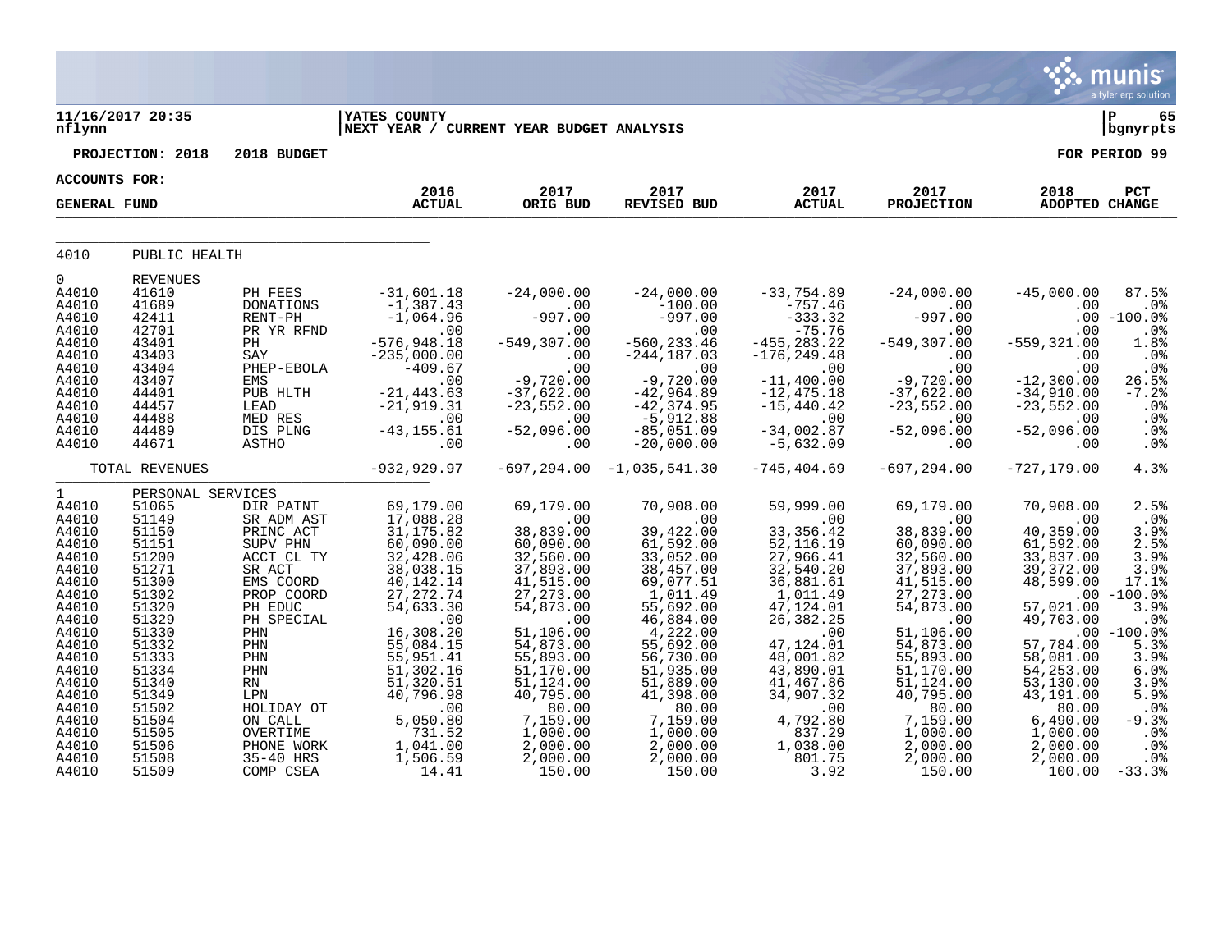11/16/2017 20:35 nflynn | YATES COUNTY NEXT YEAR / CURRENT YEAR BUDGET ANALYSIS | P 65 bgnyrpts

PROJECTION: 2018 2018 BUDGET | FOR PERIOD 99

ACCOUNTS FOR:

GENERAL FUND

| | | | 2016 ACTUAL | 2017 ORIG BUD | 2017 REVISED BUD | 2017 ACTUAL | 2017 PROJECTION | 2018 ADOPTED | PCT CHANGE |
|---|---|---|---|---|---|---|---|---|---|
| 4010 | PUBLIC HEALTH | | | | | | | | |
| 0 | REVENUES | | | | | | | | |
| A4010 | 41610 | PH FEES | -31,601.18 | -24,000.00 | -24,000.00 | -33,754.89 | -24,000.00 | -45,000.00 | 87.5% |
| A4010 | 41689 | DONATIONS | -1,387.43 | .00 | -100.00 | -757.46 | .00 | .00 | .0% |
| A4010 | 42411 | RENT-PH | -1,064.96 | -997.00 | -997.00 | -333.32 | -997.00 | .00 | -100.0% |
| A4010 | 42701 | PR YR RFND | .00 | .00 | .00 | -75.76 | .00 | .00 | .0% |
| A4010 | 43401 | PH | -576,948.18 | -549,307.00 | -560,233.46 | -455,283.22 | -549,307.00 | -559,321.00 | 1.8% |
| A4010 | 43403 | SAY | -235,000.00 | .00 | -244,187.03 | -176,249.48 | .00 | .00 | .0% |
| A4010 | 43404 | PHEP-EBOLA | -409.67 | .00 | .00 | .00 | .00 | .00 | .0% |
| A4010 | 43407 | EMS | .00 | -9,720.00 | -9,720.00 | -11,400.00 | -9,720.00 | -12,300.00 | 26.5% |
| A4010 | 44401 | PUB HLTH | -21,443.63 | -37,622.00 | -42,964.89 | -12,475.18 | -37,622.00 | -34,910.00 | -7.2% |
| A4010 | 44457 | LEAD | -21,919.31 | -23,552.00 | -42,374.95 | -15,440.42 | -23,552.00 | -23,552.00 | .0% |
| A4010 | 44488 | MED RES | .00 | .00 | -5,912.88 | .00 | .00 | .00 | .0% |
| A4010 | 44489 | DIS PLNG | -43,155.61 | -52,096.00 | -85,051.09 | -34,002.87 | -52,096.00 | -52,096.00 | .0% |
| A4010 | 44671 | ASTHO | .00 | .00 | -20,000.00 | -5,632.09 | .00 | .00 | .0% |
| | TOTAL REVENUES | | -932,929.97 | -697,294.00 | -1,035,541.30 | -745,404.69 | -697,294.00 | -727,179.00 | 4.3% |
| 1 | PERSONAL SERVICES | | | | | | | | |
| A4010 | 51065 | DIR PATNT | 69,179.00 | 69,179.00 | 70,908.00 | 59,999.00 | 69,179.00 | 70,908.00 | 2.5% |
| A4010 | 51149 | SR ADM AST | 17,088.28 | .00 | .00 | .00 | .00 | .00 | .0% |
| A4010 | 51150 | PRINC ACT | 31,175.82 | 38,839.00 | 39,422.00 | 33,356.42 | 38,839.00 | 40,359.00 | 3.9% |
| A4010 | 51151 | SUPV PHN | 60,090.00 | 60,090.00 | 61,592.00 | 52,116.19 | 60,090.00 | 61,592.00 | 2.5% |
| A4010 | 51200 | ACCT CL TY | 32,428.06 | 32,560.00 | 33,052.00 | 27,966.41 | 32,560.00 | 33,837.00 | 3.9% |
| A4010 | 51271 | SR ACT | 38,038.15 | 37,893.00 | 38,457.00 | 32,540.20 | 37,893.00 | 39,372.00 | 3.9% |
| A4010 | 51300 | EMS COORD | 40,142.14 | 41,515.00 | 69,077.51 | 36,881.61 | 41,515.00 | 48,599.00 | 17.1% |
| A4010 | 51302 | PROP COORD | 27,272.74 | 27,273.00 | 1,011.49 | 1,011.49 | 27,273.00 | .00 | -100.0% |
| A4010 | 51320 | PH EDUC | 54,633.30 | 54,873.00 | 55,692.00 | 47,124.01 | 54,873.00 | 57,021.00 | 3.9% |
| A4010 | 51329 | PH SPECIAL | .00 | .00 | 46,884.00 | 26,382.25 | .00 | 49,703.00 | .0% |
| A4010 | 51330 | PHN | 16,308.20 | 51,106.00 | 4,222.00 | .00 | 51,106.00 | .00 | -100.0% |
| A4010 | 51332 | PHN | 55,084.15 | 54,873.00 | 55,692.00 | 47,124.01 | 54,873.00 | 57,784.00 | 5.3% |
| A4010 | 51333 | PHN | 55,951.41 | 55,893.00 | 56,730.00 | 48,001.82 | 55,893.00 | 58,081.00 | 3.9% |
| A4010 | 51334 | PHN | 51,302.16 | 51,170.00 | 51,935.00 | 43,890.01 | 51,170.00 | 54,253.00 | 6.0% |
| A4010 | 51340 | RN | 51,320.51 | 51,124.00 | 51,889.00 | 41,467.86 | 51,124.00 | 53,130.00 | 3.9% |
| A4010 | 51349 | LPN | 40,796.98 | 40,795.00 | 41,398.00 | 34,907.32 | 40,795.00 | 43,191.00 | 5.9% |
| A4010 | 51502 | HOLIDAY OT | .00 | 80.00 | 80.00 | .00 | 80.00 | 80.00 | .0% |
| A4010 | 51504 | ON CALL | 5,050.80 | 7,159.00 | 7,159.00 | 4,792.80 | 7,159.00 | 6,490.00 | -9.3% |
| A4010 | 51505 | OVERTIME | 731.52 | 1,000.00 | 1,000.00 | 837.29 | 1,000.00 | 1,000.00 | .0% |
| A4010 | 51506 | PHONE WORK | 1,041.00 | 2,000.00 | 2,000.00 | 1,038.00 | 2,000.00 | 2,000.00 | .0% |
| A4010 | 51508 | 35-40 HRS | 1,506.59 | 2,000.00 | 2,000.00 | 801.75 | 2,000.00 | 2,000.00 | .0% |
| A4010 | 51509 | COMP CSEA | 14.41 | 150.00 | 150.00 | 3.92 | 150.00 | 100.00 | -33.3% |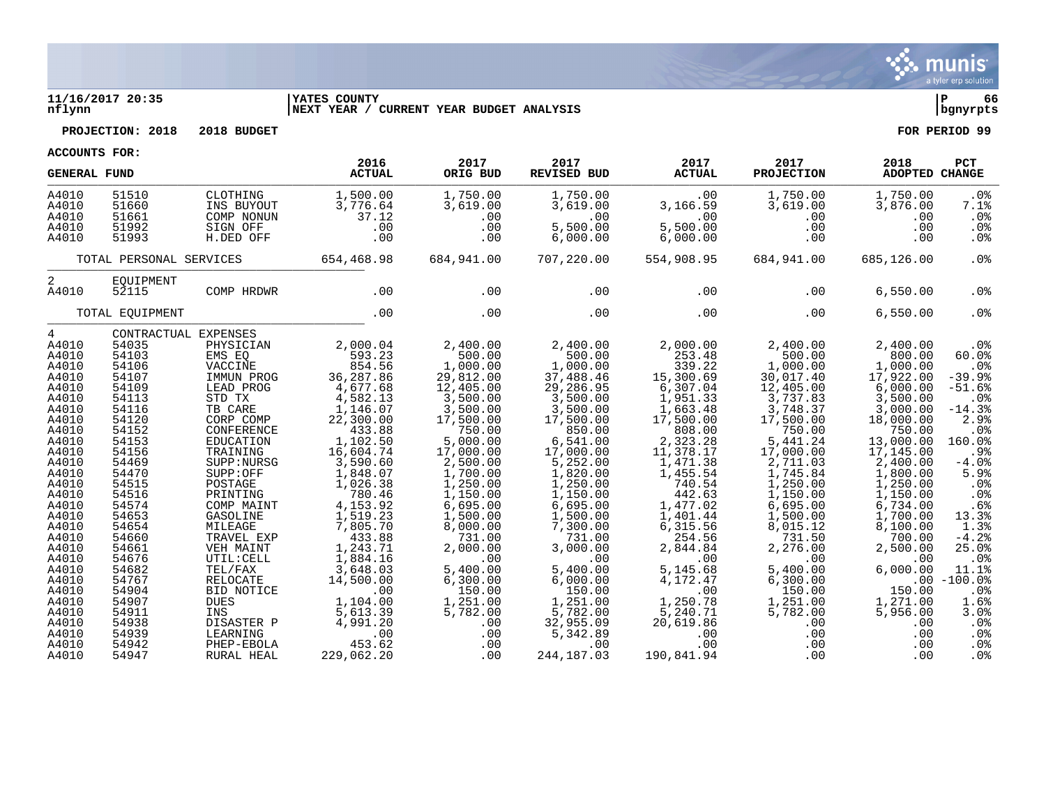11/16/2017 20:35 | YATES COUNTY | P 66
nflynn | NEXT YEAR / CURRENT YEAR BUDGET ANALYSIS | bgnyrpts

**PROJECTION: 2018 2018 BUDGET** **FOR PERIOD 99**

**ACCOUNTS FOR:**

| GENERAL FUND | | | 2016 ACTUAL | 2017 ORIG BUD | 2017 REVISED BUD | 2017 ACTUAL | 2017 PROJECTION | 2018 ADOPTED | PCT CHANGE |
|---|---|---|---|---|---|---|---|---|---|
| A4010 | 51510 | CLOTHING | 1,500.00 | 1,750.00 | 1,750.00 | .00 | 1,750.00 | 1,750.00 | .0% |
| A4010 | 51660 | INS BUYOUT | 3,776.64 | 3,619.00 | 3,619.00 | 3,166.59 | 3,619.00 | 3,876.00 | 7.1% |
| A4010 | 51661 | COMP NONUN | 37.12 | .00 | .00 | .00 | .00 | .00 | .0% |
| A4010 | 51992 | SIGN OFF | .00 | .00 | 5,500.00 | 5,500.00 | .00 | .00 | .0% |
| A4010 | 51993 | H.DED OFF | .00 | .00 | 6,000.00 | 6,000.00 | .00 | .00 | .0% |
| | TOTAL PERSONAL SERVICES | | 654,468.98 | 684,941.00 | 707,220.00 | 554,908.95 | 684,941.00 | 685,126.00 | .0% |
| 2 | EQUIPMENT | | | | | | | | |
| A4010 | 52115 | COMP HRDWR | .00 | .00 | .00 | .00 | .00 | 6,550.00 | .0% |
| | TOTAL EQUIPMENT | | .00 | .00 | .00 | .00 | .00 | 6,550.00 | .0% |
| 4 | CONTRACTUAL EXPENSES | | | | | | | | |
| A4010 | 54035 | PHYSICIAN | 2,000.04 | 2,400.00 | 2,400.00 | 2,000.00 | 2,400.00 | 2,400.00 | .0% |
| A4010 | 54103 | EMS EQ | 593.23 | 500.00 | 500.00 | 253.48 | 500.00 | 800.00 | 60.0% |
| A4010 | 54106 | VACCINE | 854.56 | 1,000.00 | 1,000.00 | 339.22 | 1,000.00 | 1,000.00 | .0% |
| A4010 | 54107 | IMMUN PROG | 36,287.86 | 29,812.00 | 37,488.46 | 15,300.69 | 30,017.40 | 17,922.00 | -39.9% |
| A4010 | 54109 | LEAD PROG | 4,677.68 | 12,405.00 | 29,286.95 | 6,307.04 | 12,405.00 | 6,000.00 | -51.6% |
| A4010 | 54113 | STD TX | 4,582.13 | 3,500.00 | 3,500.00 | 1,951.33 | 3,737.83 | 3,500.00 | .0% |
| A4010 | 54116 | TB CARE | 1,146.07 | 3,500.00 | 3,500.00 | 1,663.48 | 3,748.37 | 3,000.00 | -14.3% |
| A4010 | 54120 | CORP COMP | 22,300.00 | 17,500.00 | 17,500.00 | 17,500.00 | 17,500.00 | 18,000.00 | 2.9% |
| A4010 | 54152 | CONFERENCE | 433.88 | 750.00 | 850.00 | 808.00 | 750.00 | 750.00 | .0% |
| A4010 | 54153 | EDUCATION | 1,102.50 | 5,000.00 | 6,541.00 | 2,323.28 | 5,441.24 | 13,000.00 | 160.0% |
| A4010 | 54156 | TRAINING | 16,604.74 | 17,000.00 | 17,000.00 | 11,378.17 | 17,000.00 | 17,145.00 | .9% |
| A4010 | 54469 | SUPP:NURSG | 3,590.60 | 2,500.00 | 5,252.00 | 1,471.38 | 2,711.03 | 2,400.00 | -4.0% |
| A4010 | 54470 | SUPP:OFF | 1,848.07 | 1,700.00 | 1,820.00 | 1,455.54 | 1,745.84 | 1,800.00 | 5.9% |
| A4010 | 54515 | POSTAGE | 1,026.38 | 1,250.00 | 1,250.00 | 740.54 | 1,250.00 | 1,250.00 | .0% |
| A4010 | 54516 | PRINTING | 780.46 | 1,150.00 | 1,150.00 | 442.63 | 1,150.00 | 1,150.00 | .0% |
| A4010 | 54574 | COMP MAINT | 4,153.92 | 6,695.00 | 6,695.00 | 1,477.02 | 6,695.00 | 6,734.00 | .6% |
| A4010 | 54653 | GASOLINE | 1,519.23 | 1,500.00 | 1,500.00 | 1,401.44 | 1,500.00 | 1,700.00 | 13.3% |
| A4010 | 54654 | MILEAGE | 7,805.70 | 8,000.00 | 7,300.00 | 6,315.56 | 8,015.12 | 8,100.00 | 1.3% |
| A4010 | 54660 | TRAVEL EXP | 433.88 | 731.00 | 731.00 | 254.56 | 731.50 | 700.00 | -4.2% |
| A4010 | 54661 | VEH MAINT | 1,243.71 | 2,000.00 | 3,000.00 | 2,844.84 | 2,276.00 | 2,500.00 | 25.0% |
| A4010 | 54676 | UTIL:CELL | 1,884.16 | .00 | .00 | .00 | .00 | .00 | .0% |
| A4010 | 54682 | TEL/FAX | 3,648.03 | 5,400.00 | 5,400.00 | 5,145.68 | 5,400.00 | 6,000.00 | 11.1% |
| A4010 | 54767 | RELOCATE | 14,500.00 | 6,300.00 | 6,000.00 | 4,172.47 | 6,300.00 | .00 | -100.0% |
| A4010 | 54904 | BID NOTICE | .00 | 150.00 | 150.00 | .00 | 150.00 | 150.00 | .0% |
| A4010 | 54907 | DUES | 1,104.00 | 1,251.00 | 1,251.00 | 1,250.78 | 1,251.00 | 1,271.00 | 1.6% |
| A4010 | 54911 | INS | 5,613.39 | 5,782.00 | 5,782.00 | 5,240.71 | 5,782.00 | 5,956.00 | 3.0% |
| A4010 | 54938 | DISASTER P | 4,991.20 | .00 | 32,955.09 | 20,619.86 | .00 | .00 | .0% |
| A4010 | 54939 | LEARNING | .00 | .00 | 5,342.89 | .00 | .00 | .00 | .0% |
| A4010 | 54942 | PHEP-EBOLA | 453.62 | .00 | .00 | .00 | .00 | .00 | .0% |
| A4010 | 54947 | RURAL HEAL | 229,062.20 | .00 | 244,187.03 | 190,841.94 | .00 | .00 | .0% |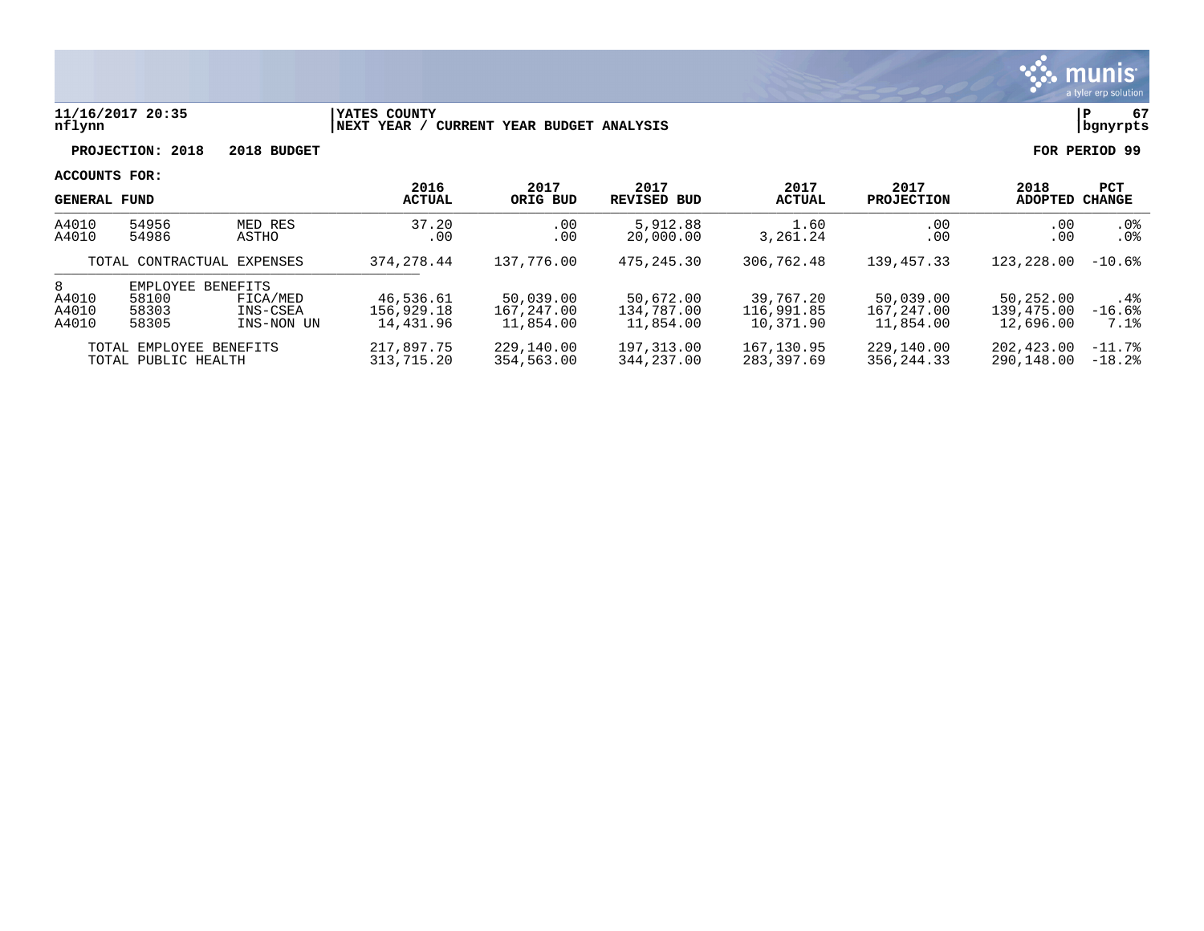**11/16/2017 20:35** | **YATES COUNTY** | **P 67**
**nflynn** | **NEXT YEAR / CURRENT YEAR BUDGET ANALYSIS** | **bgnyrpts**

**PROJECTION: 2018 2018 BUDGET** — **FOR PERIOD 99**

**ACCOUNTS FOR:**

| GENERAL FUND | | | 2016 ACTUAL | 2017 ORIG BUD | 2017 REVISED BUD | 2017 ACTUAL | 2017 PROJECTION | 2018 ADOPTED | PCT CHANGE |
|---|---|---|---|---|---|---|---|---|---|
| A4010 | 54956 | MED RES | 37.20 | .00 | 5,912.88 | 1.60 | .00 | .00 | .0% |
| A4010 | 54986 | ASTHO | .00 | .00 | 20,000.00 | 3,261.24 | .00 | .00 | .0% |
| | TOTAL CONTRACTUAL EXPENSES | | 374,278.44 | 137,776.00 | 475,245.30 | 306,762.48 | 139,457.33 | 123,228.00 | -10.6% |
| 8 | EMPLOYEE BENEFITS | | | | | | | | |
| A4010 | 58100 | FICA/MED | 46,536.61 | 50,039.00 | 50,672.00 | 39,767.20 | 50,039.00 | 50,252.00 | .4% |
| A4010 | 58303 | INS-CSEA | 156,929.18 | 167,247.00 | 134,787.00 | 116,991.85 | 167,247.00 | 139,475.00 | -16.6% |
| A4010 | 58305 | INS-NON UN | 14,431.96 | 11,854.00 | 11,854.00 | 10,371.90 | 11,854.00 | 12,696.00 | 7.1% |
| | TOTAL EMPLOYEE BENEFITS | | 217,897.75 | 229,140.00 | 197,313.00 | 167,130.95 | 229,140.00 | 202,423.00 | -11.7% |
| | TOTAL PUBLIC HEALTH | | 313,715.20 | 354,563.00 | 344,237.00 | 283,397.69 | 356,244.33 | 290,148.00 | -18.2% |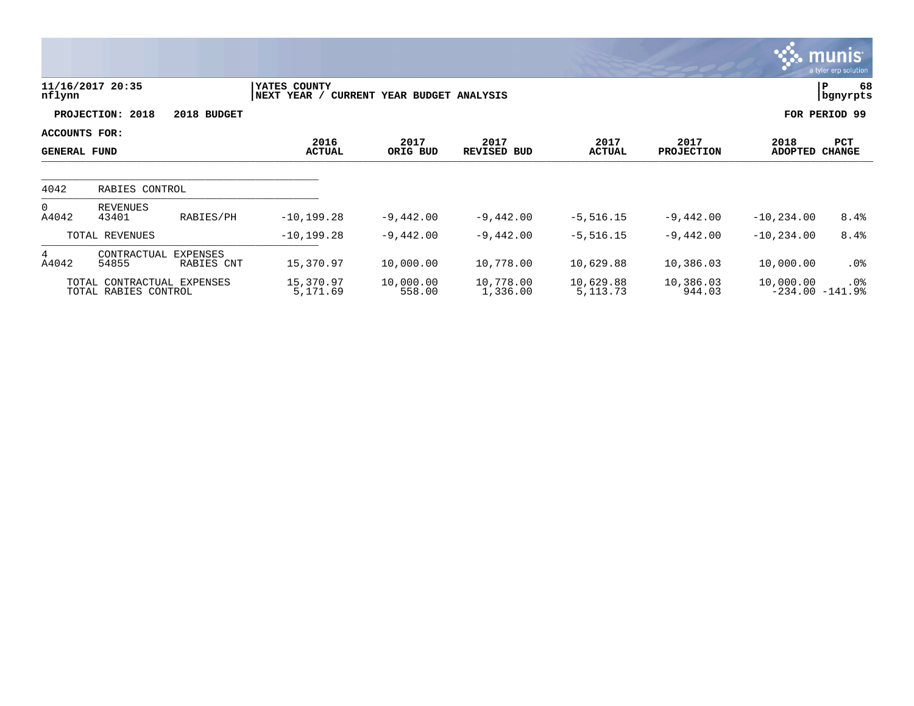**11/16/2017 20:35**
**nflynn**

**YATES COUNTY**
**NEXT YEAR / CURRENT YEAR BUDGET ANALYSIS**

**P 68**
**bgnyrpts**

**PROJECTION: 2018 2018 BUDGET** **FOR PERIOD 99**

**ACCOUNTS FOR:**
**GENERAL FUND**

| | | | 2016 ACTUAL | 2017 ORIG BUD | 2017 REVISED BUD | 2017 ACTUAL | 2017 PROJECTION | 2018 ADOPTED | PCT CHANGE |
|---|---|---|---|---|---|---|---|---|---|
| 4042 | RABIES CONTROL | | | | | | | | |
| 0 | REVENUES | | | | | | | | |
| A4042 | 43401 | RABIES/PH | -10,199.28 | -9,442.00 | -9,442.00 | -5,516.15 | -9,442.00 | -10,234.00 | 8.4% |
| | TOTAL REVENUES | | -10,199.28 | -9,442.00 | -9,442.00 | -5,516.15 | -9,442.00 | -10,234.00 | 8.4% |
| 4 | CONTRACTUAL EXPENSES | | | | | | | | |
| A4042 | 54855 | RABIES CNT | 15,370.97 | 10,000.00 | 10,778.00 | 10,629.88 | 10,386.03 | 10,000.00 | .0% |
| | TOTAL CONTRACTUAL EXPENSES | | 15,370.97 | 10,000.00 | 10,778.00 | 10,629.88 | 10,386.03 | 10,000.00 | .0% |
| | TOTAL RABIES CONTROL | | 5,171.69 | 558.00 | 1,336.00 | 5,113.73 | 944.03 | -234.00 | -141.9% |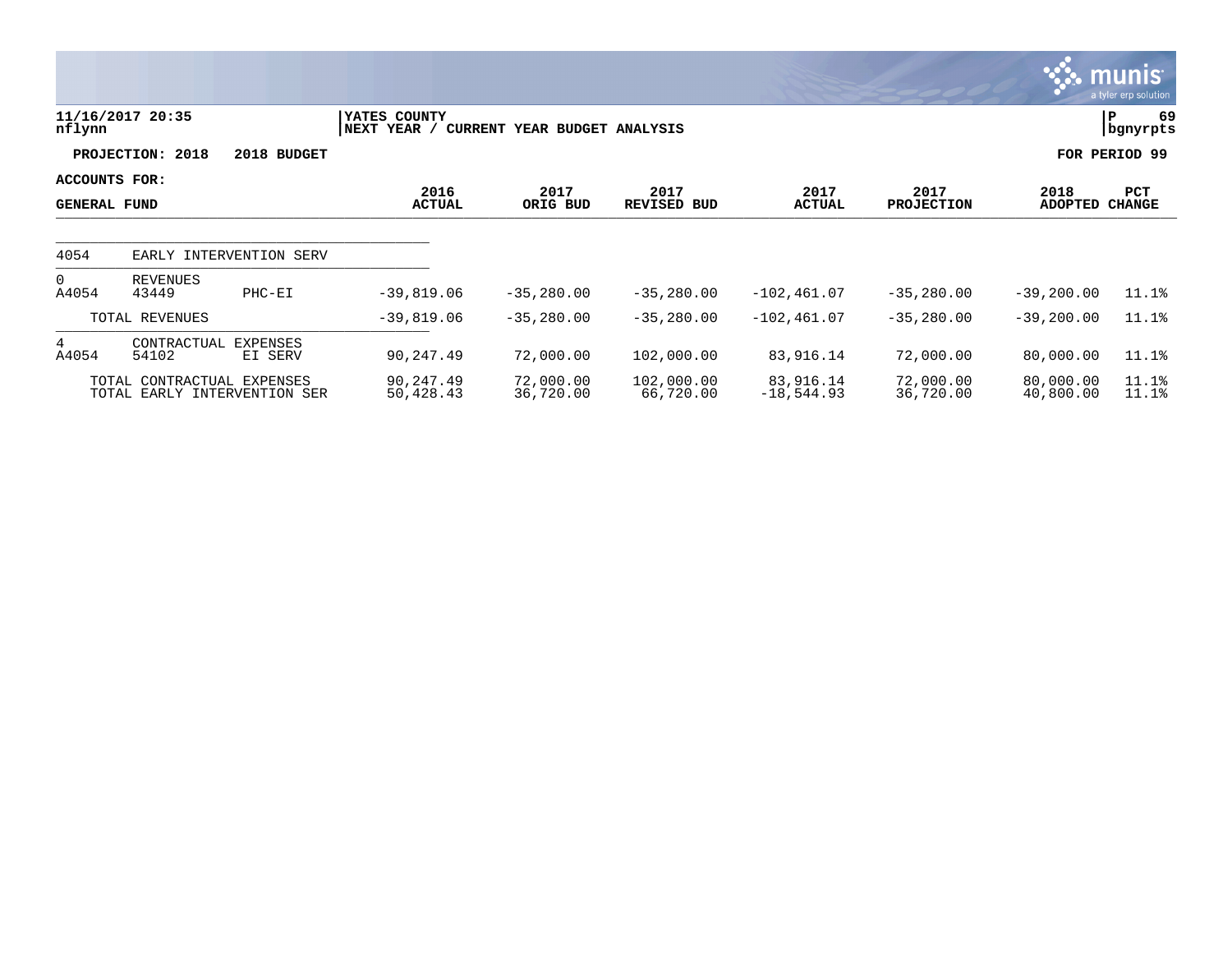11/16/2017 20:35
nflynn

YATES COUNTY
NEXT YEAR / CURRENT YEAR BUDGET ANALYSIS

P 69
bgnyrpts

**PROJECTION: 2018 2018 BUDGET** — **FOR PERIOD 99**

**ACCOUNTS FOR:**

| GENERAL FUND | | | 2016 ACTUAL | 2017 ORIG BUD | 2017 REVISED BUD | 2017 ACTUAL | 2017 PROJECTION | 2018 ADOPTED | PCT CHANGE |
|---|---|---|---|---|---|---|---|---|---|
| 4054 | EARLY INTERVENTION SERV | | | | | | | | |
| 0 | REVENUES | | | | | | | | |
| A4054 | 43449 | PHC-EI | -39,819.06 | -35,280.00 | -35,280.00 | -102,461.07 | -35,280.00 | -39,200.00 | 11.1% |
| | TOTAL REVENUES | | -39,819.06 | -35,280.00 | -35,280.00 | -102,461.07 | -35,280.00 | -39,200.00 | 11.1% |
| 4 | CONTRACTUAL EXPENSES | | | | | | | | |
| A4054 | 54102 | EI SERV | 90,247.49 | 72,000.00 | 102,000.00 | 83,916.14 | 72,000.00 | 80,000.00 | 11.1% |
| | TOTAL CONTRACTUAL EXPENSES | | 90,247.49 | 72,000.00 | 102,000.00 | 83,916.14 | 72,000.00 | 80,000.00 | 11.1% |
| | TOTAL EARLY INTERVENTION SER | | 50,428.43 | 36,720.00 | 66,720.00 | -18,544.93 | 36,720.00 | 40,800.00 | 11.1% |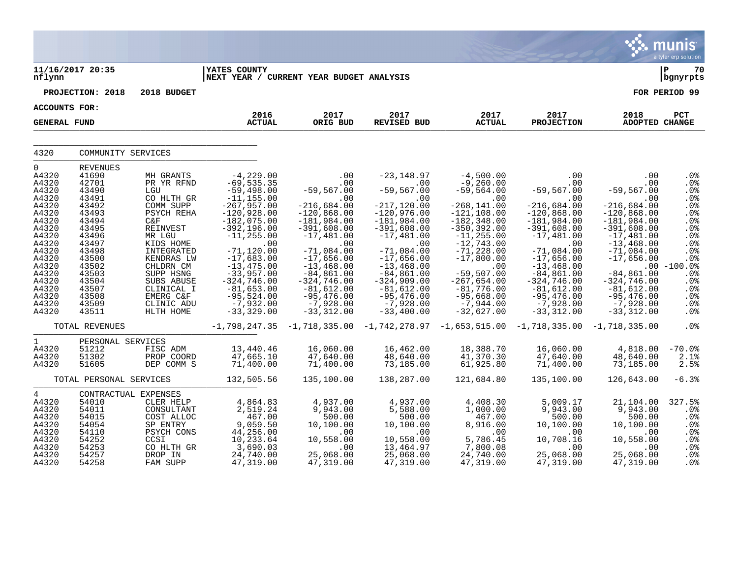11/16/2017 20:35 | YATES COUNTY | P 70
nflynn | NEXT YEAR / CURRENT YEAR BUDGET ANALYSIS | bgnyrpts

PROJECTION: 2018 2018 BUDGET | FOR PERIOD 99

ACCOUNTS FOR:

GENERAL FUND

| | | | 2016 ACTUAL | 2017 ORIG BUD | 2017 REVISED BUD | 2017 ACTUAL | 2017 PROJECTION | 2018 ADOPTED | PCT CHANGE |
|---|---|---|---|---|---|---|---|---|---|
| 4320 | COMMUNITY SERVICES | | | | | | | | |
| 0 | REVENUES | | | | | | | | |
| A4320 | 41690 | MH GRANTS | -4,229.00 | .00 | -23,148.97 | -4,500.00 | .00 | .00 | .0% |
| A4320 | 42701 | PR YR RFND | -69,535.35 | .00 | .00 | -9,260.00 | .00 | .00 | .0% |
| A4320 | 43490 | LGU | -59,498.00 | -59,567.00 | -59,567.00 | -59,564.00 | -59,567.00 | -59,567.00 | .0% |
| A4320 | 43491 | CO HLTH GR | -11,155.00 | .00 | .00 | .00 | .00 | .00 | .0% |
| A4320 | 43492 | COMM SUPP | -267,957.00 | -216,684.00 | -217,120.00 | -268,141.00 | -216,684.00 | -216,684.00 | .0% |
| A4320 | 43493 | PSYCH REHA | -120,928.00 | -120,868.00 | -120,976.00 | -121,108.00 | -120,868.00 | -120,868.00 | .0% |
| A4320 | 43494 | C&F | -182,075.00 | -181,984.00 | -181,984.00 | -182,348.00 | -181,984.00 | -181,984.00 | .0% |
| A4320 | 43495 | REINVEST | -392,196.00 | -391,608.00 | -391,608.00 | -350,392.00 | -391,608.00 | -391,608.00 | .0% |
| A4320 | 43496 | MR LGU | -11,255.00 | -17,481.00 | -17,481.00 | -11,255.00 | -17,481.00 | -17,481.00 | .0% |
| A4320 | 43497 | KIDS HOME | .00 | .00 | .00 | -12,743.00 | .00 | -13,468.00 | .0% |
| A4320 | 43498 | INTEGRATED | -71,120.00 | -71,084.00 | -71,084.00 | -71,228.00 | -71,084.00 | -71,084.00 | .0% |
| A4320 | 43500 | KENDRAS LW | -17,683.00 | -17,656.00 | -17,656.00 | -17,800.00 | -17,656.00 | -17,656.00 | .0% |
| A4320 | 43502 | CHLDRN CM | -13,475.00 | -13,468.00 | -13,468.00 | .00 | -13,468.00 | .00 | -100.0% |
| A4320 | 43503 | SUPP HSNG | -33,957.00 | -84,861.00 | -84,861.00 | -59,507.00 | -84,861.00 | -84,861.00 | .0% |
| A4320 | 43504 | SUBS ABUSE | -324,746.00 | -324,746.00 | -324,909.00 | -267,654.00 | -324,746.00 | -324,746.00 | .0% |
| A4320 | 43507 | CLINICAL I | -81,653.00 | -81,612.00 | -81,612.00 | -81,776.00 | -81,612.00 | -81,612.00 | .0% |
| A4320 | 43508 | EMERG C&F | -95,524.00 | -95,476.00 | -95,476.00 | -95,668.00 | -95,476.00 | -95,476.00 | .0% |
| A4320 | 43509 | CLINIC ADU | -7,932.00 | -7,928.00 | -7,928.00 | -7,944.00 | -7,928.00 | -7,928.00 | .0% |
| A4320 | 43511 | HLTH HOME | -33,329.00 | -33,312.00 | -33,400.00 | -32,627.00 | -33,312.00 | -33,312.00 | .0% |
| | TOTAL REVENUES | | -1,798,247.35 | -1,718,335.00 | -1,742,278.97 | -1,653,515.00 | -1,718,335.00 | -1,718,335.00 | .0% |
| 1 | PERSONAL SERVICES | | | | | | | | |
| A4320 | 51212 | FISC ADM | 13,440.46 | 16,060.00 | 16,462.00 | 18,388.70 | 16,060.00 | 4,818.00 | -70.0% |
| A4320 | 51302 | PROP COORD | 47,665.10 | 47,640.00 | 48,640.00 | 41,370.30 | 47,640.00 | 48,640.00 | 2.1% |
| A4320 | 51605 | DEP COMM S | 71,400.00 | 71,400.00 | 73,185.00 | 61,925.80 | 71,400.00 | 73,185.00 | 2.5% |
| | TOTAL PERSONAL SERVICES | | 132,505.56 | 135,100.00 | 138,287.00 | 121,684.80 | 135,100.00 | 126,643.00 | -6.3% |
| 4 | CONTRACTUAL EXPENSES | | | | | | | | |
| A4320 | 54010 | CLER HELP | 4,864.83 | 4,937.00 | 4,937.00 | 4,408.30 | 5,009.17 | 21,104.00 | 327.5% |
| A4320 | 54011 | CONSULTANT | 2,519.24 | 9,943.00 | 5,588.00 | 1,000.00 | 9,943.00 | 9,943.00 | .0% |
| A4320 | 54015 | COST ALLOC | 467.00 | 500.00 | 500.00 | 467.00 | 500.00 | 500.00 | .0% |
| A4320 | 54054 | SP ENTRY | 9,059.50 | 10,100.00 | 10,100.00 | 8,916.00 | 10,100.00 | 10,100.00 | .0% |
| A4320 | 54110 | PSYCH CONS | 44,256.00 | .00 | .00 | .00 | .00 | .00 | .0% |
| A4320 | 54252 | CCSI | 10,233.64 | 10,558.00 | 10,558.00 | 5,786.45 | 10,708.16 | 10,558.00 | .0% |
| A4320 | 54253 | CO HLTH GR | 3,690.03 | .00 | 13,464.97 | 7,800.08 | .00 | .00 | .0% |
| A4320 | 54257 | DROP IN | 24,740.00 | 25,068.00 | 25,068.00 | 24,740.00 | 25,068.00 | 25,068.00 | .0% |
| A4320 | 54258 | FAM SUPP | 47,319.00 | 47,319.00 | 47,319.00 | 47,319.00 | 47,319.00 | 47,319.00 | .0% |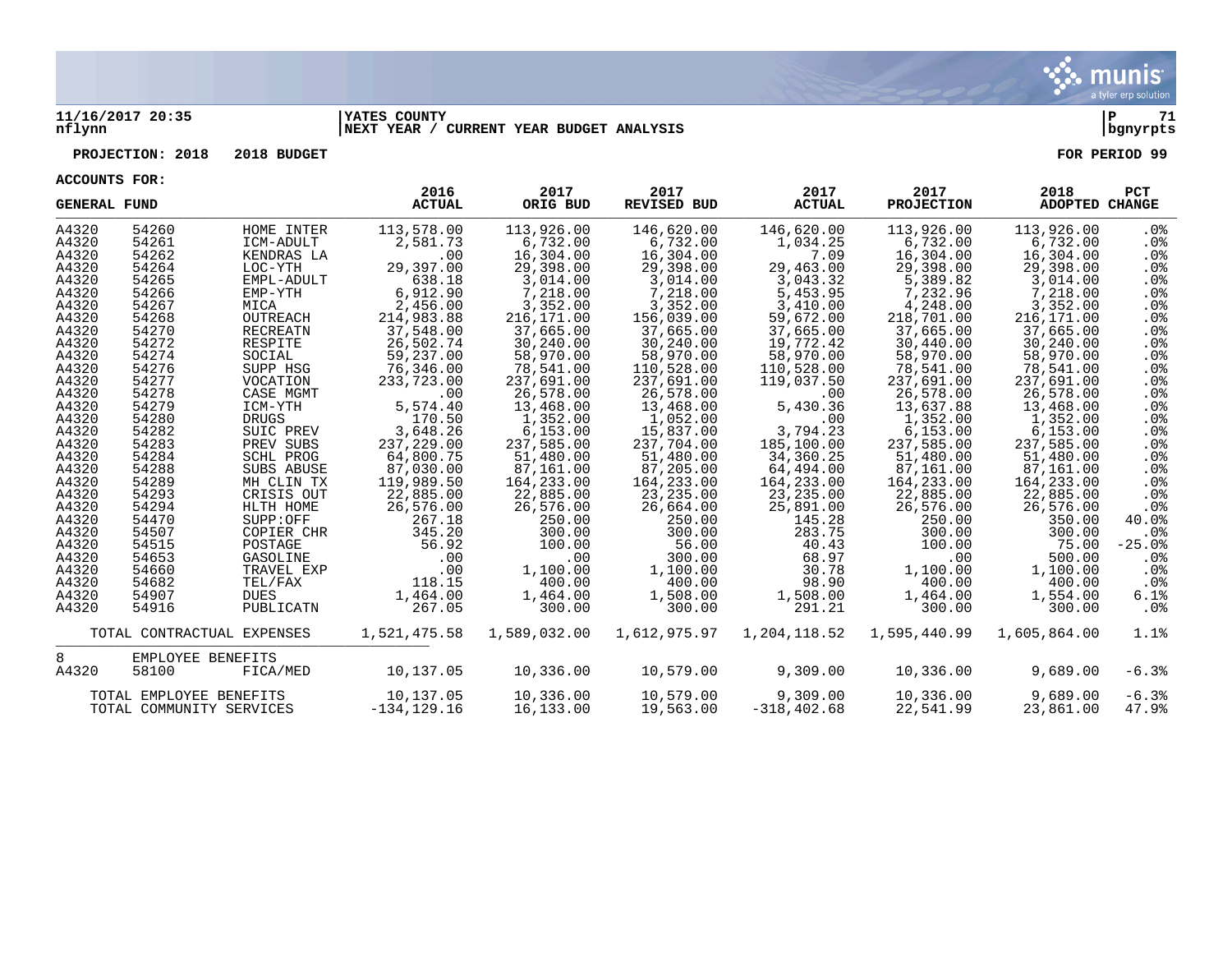**11/16/2017 20:35** | **YATES COUNTY** | **P 71**
**nflynn** | **NEXT YEAR / CURRENT YEAR BUDGET ANALYSIS** | **bgnyrpts**

**PROJECTION: 2018 2018 BUDGET** | **FOR PERIOD 99**

**ACCOUNTS FOR:**

| GENERAL FUND | | | 2016 ACTUAL | 2017 ORIG BUD | 2017 REVISED BUD | 2017 ACTUAL | 2017 PROJECTION | 2018 ADOPTED | PCT CHANGE |
|---|---|---|---|---|---|---|---|---|---|
| A4320 | 54260 | HOME INTER | 113,578.00 | 113,926.00 | 146,620.00 | 146,620.00 | 113,926.00 | 113,926.00 | .0% |
| A4320 | 54261 | ICM-ADULT | 2,581.73 | 6,732.00 | 6,732.00 | 1,034.25 | 6,732.00 | 6,732.00 | .0% |
| A4320 | 54262 | KENDRAS LA | .00 | 16,304.00 | 16,304.00 | 7.09 | 16,304.00 | 16,304.00 | .0% |
| A4320 | 54264 | LOC-YTH | 29,397.00 | 29,398.00 | 29,398.00 | 29,463.00 | 29,398.00 | 29,398.00 | .0% |
| A4320 | 54265 | EMPL-ADULT | 638.18 | 3,014.00 | 3,014.00 | 3,043.32 | 5,389.82 | 3,014.00 | .0% |
| A4320 | 54266 | EMP-YTH | 6,912.90 | 7,218.00 | 7,218.00 | 5,453.95 | 7,232.96 | 7,218.00 | .0% |
| A4320 | 54267 | MICA | 2,456.00 | 3,352.00 | 3,352.00 | 3,410.00 | 4,248.00 | 3,352.00 | .0% |
| A4320 | 54268 | OUTREACH | 214,983.88 | 216,171.00 | 156,039.00 | 59,672.00 | 218,701.00 | 216,171.00 | .0% |
| A4320 | 54270 | RECREATN | 37,548.00 | 37,665.00 | 37,665.00 | 37,665.00 | 37,665.00 | 37,665.00 | .0% |
| A4320 | 54272 | RESPITE | 26,502.74 | 30,240.00 | 30,240.00 | 19,772.42 | 30,440.00 | 30,240.00 | .0% |
| A4320 | 54274 | SOCIAL | 59,237.00 | 58,970.00 | 58,970.00 | 58,970.00 | 58,970.00 | 58,970.00 | .0% |
| A4320 | 54276 | SUPP HSG | 76,346.00 | 78,541.00 | 110,528.00 | 110,528.00 | 78,541.00 | 78,541.00 | .0% |
| A4320 | 54277 | VOCATION | 233,723.00 | 237,691.00 | 237,691.00 | 119,037.50 | 237,691.00 | 237,691.00 | .0% |
| A4320 | 54278 | CASE MGMT | .00 | 26,578.00 | 26,578.00 | .00 | 26,578.00 | 26,578.00 | .0% |
| A4320 | 54279 | ICM-YTH | 5,574.40 | 13,468.00 | 13,468.00 | 5,430.36 | 13,637.88 | 13,468.00 | .0% |
| A4320 | 54280 | DRUGS | 170.50 | 1,352.00 | 1,052.00 | .00 | 1,352.00 | 1,352.00 | .0% |
| A4320 | 54282 | SUIC PREV | 3,648.26 | 6,153.00 | 15,837.00 | 3,794.23 | 6,153.00 | 6,153.00 | .0% |
| A4320 | 54283 | PREV SUBS | 237,229.00 | 237,585.00 | 237,704.00 | 185,100.00 | 237,585.00 | 237,585.00 | .0% |
| A4320 | 54284 | SCHL PROG | 64,800.75 | 51,480.00 | 51,480.00 | 34,360.25 | 51,480.00 | 51,480.00 | .0% |
| A4320 | 54288 | SUBS ABUSE | 87,030.00 | 87,161.00 | 87,205.00 | 64,494.00 | 87,161.00 | 87,161.00 | .0% |
| A4320 | 54289 | MH CLIN TX | 119,989.50 | 164,233.00 | 164,233.00 | 164,233.00 | 164,233.00 | 164,233.00 | .0% |
| A4320 | 54293 | CRISIS OUT | 22,885.00 | 22,885.00 | 23,235.00 | 23,235.00 | 22,885.00 | 22,885.00 | .0% |
| A4320 | 54294 | HLTH HOME | 26,576.00 | 26,576.00 | 26,664.00 | 25,891.00 | 26,576.00 | 26,576.00 | .0% |
| A4320 | 54470 | SUPP:OFF | 267.18 | 250.00 | 250.00 | 145.28 | 250.00 | 350.00 | 40.0% |
| A4320 | 54507 | COPIER CHR | 345.20 | 300.00 | 300.00 | 283.75 | 300.00 | 300.00 | .0% |
| A4320 | 54515 | POSTAGE | 56.92 | 100.00 | 56.00 | 40.43 | 100.00 | 75.00 | -25.0% |
| A4320 | 54653 | GASOLINE | .00 | .00 | 300.00 | 68.97 | .00 | 500.00 | .0% |
| A4320 | 54660 | TRAVEL EXP | .00 | 1,100.00 | 1,100.00 | 30.78 | 1,100.00 | 1,100.00 | .0% |
| A4320 | 54682 | TEL/FAX | 118.15 | 400.00 | 400.00 | 98.90 | 400.00 | 400.00 | .0% |
| A4320 | 54907 | DUES | 1,464.00 | 1,464.00 | 1,508.00 | 1,508.00 | 1,464.00 | 1,554.00 | 6.1% |
| A4320 | 54916 | PUBLICATN | 267.05 | 300.00 | 300.00 | 291.21 | 300.00 | 300.00 | .0% |
| TOTAL CONTRACTUAL EXPENSES | | | 1,521,475.58 | 1,589,032.00 | 1,612,975.97 | 1,204,118.52 | 1,595,440.99 | 1,605,864.00 | 1.1% |
| 8 | EMPLOYEE BENEFITS | | | | | | | | |
| A4320 | 58100 | FICA/MED | 10,137.05 | 10,336.00 | 10,579.00 | 9,309.00 | 10,336.00 | 9,689.00 | -6.3% |
| TOTAL EMPLOYEE BENEFITS | | | 10,137.05 | 10,336.00 | 10,579.00 | 9,309.00 | 10,336.00 | 9,689.00 | -6.3% |
| TOTAL COMMUNITY SERVICES | | | -134,129.16 | 16,133.00 | 19,563.00 | -318,402.68 | 22,541.99 | 23,861.00 | 47.9% |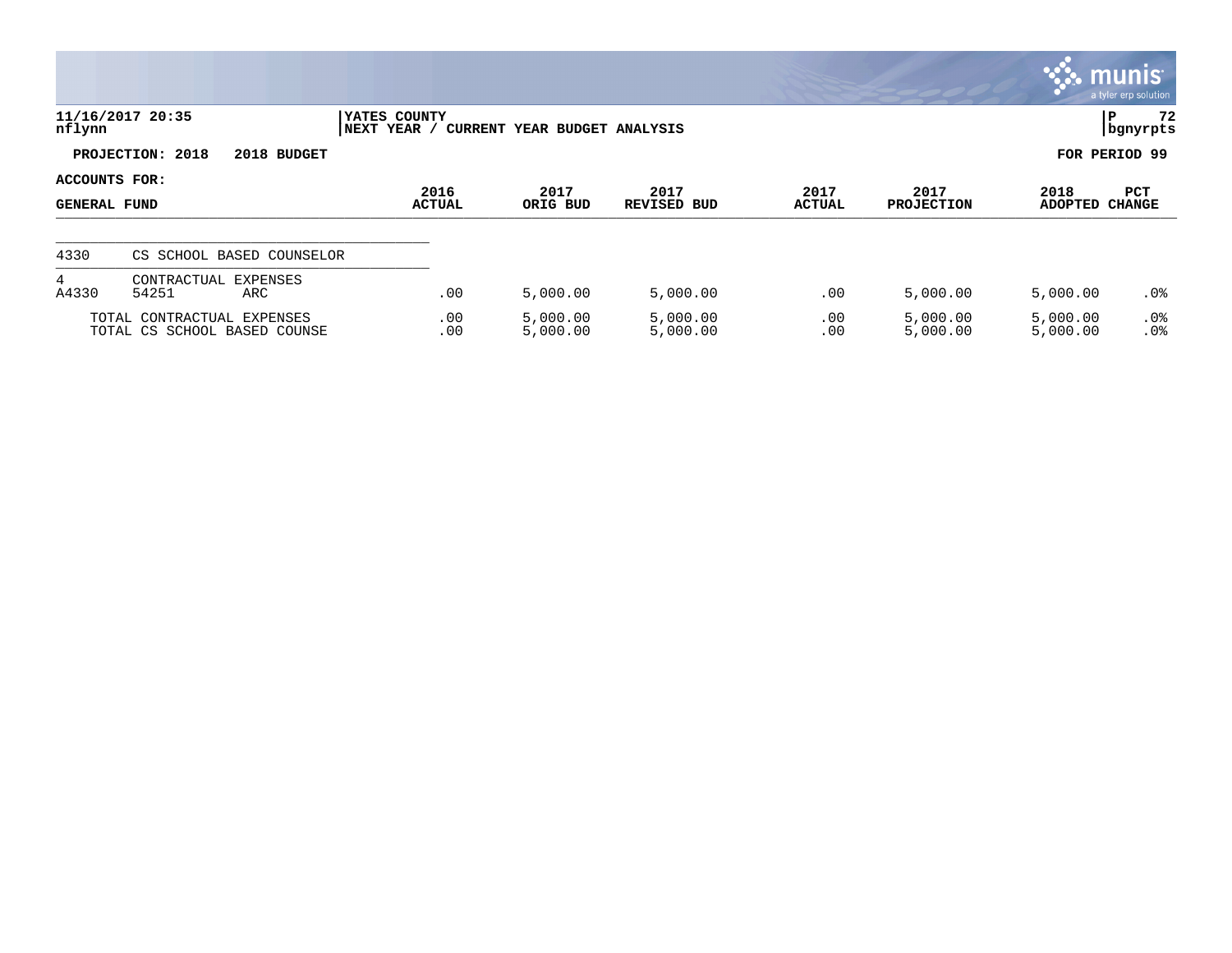11/16/2017 20:35
nflynn

YATES COUNTY
NEXT YEAR / CURRENT YEAR BUDGET ANALYSIS

P 72
bgnyrpts

**PROJECTION: 2018 2018 BUDGET** **FOR PERIOD 99**

**ACCOUNTS FOR:**

| GENERAL FUND | | | 2016 ACTUAL | 2017 ORIG BUD | 2017 REVISED BUD | 2017 ACTUAL | 2017 PROJECTION | 2018 ADOPTED | PCT CHANGE |
|---|---|---|---|---|---|---|---|---|---|
| 4330 | CS SCHOOL BASED COUNSELOR | | | | | | | | |
| 4 | CONTRACTUAL EXPENSES | | | | | | | | |
| A4330 | 54251 | ARC | .00 | 5,000.00 | 5,000.00 | .00 | 5,000.00 | 5,000.00 | .0% |
| TOTAL CONTRACTUAL EXPENSES | | | .00 | 5,000.00 | 5,000.00 | .00 | 5,000.00 | 5,000.00 | .0% |
| TOTAL CS SCHOOL BASED COUNSE | | | .00 | 5,000.00 | 5,000.00 | .00 | 5,000.00 | 5,000.00 | .0% |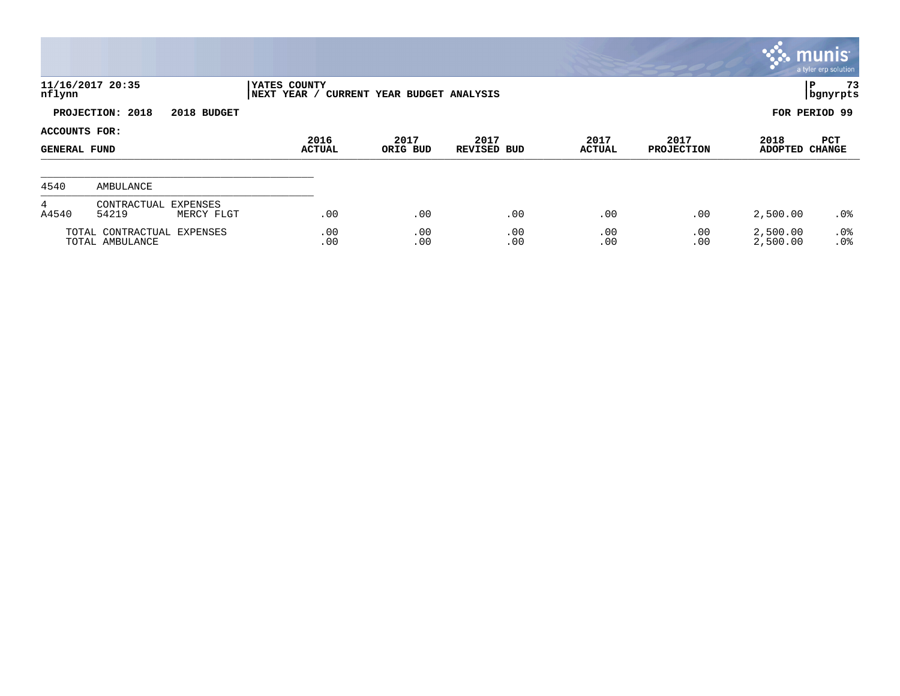**11/16/2017 20:35**
**nflynn**

**YATES COUNTY**
**NEXT YEAR / CURRENT YEAR BUDGET ANALYSIS**

**P 73**
**bgnyrpts**

**PROJECTION: 2018 2018 BUDGET**

**FOR PERIOD 99**

**ACCOUNTS FOR:**

| GENERAL FUND | | | 2016 ACTUAL | 2017 ORIG BUD | 2017 REVISED BUD | 2017 ACTUAL | 2017 PROJECTION | 2018 ADOPTED | PCT CHANGE |
|---|---|---|---|---|---|---|---|---|---|
| 4540 | AMBULANCE | | | | | | | | |
| 4 | CONTRACTUAL EXPENSES | | | | | | | | |
| A4540 | 54219 | MERCY FLGT | .00 | .00 | .00 | .00 | .00 | 2,500.00 | .0% |
| TOTAL CONTRACTUAL EXPENSES | | | .00 | .00 | .00 | .00 | .00 | 2,500.00 | .0% |
| TOTAL AMBULANCE | | | .00 | .00 | .00 | .00 | .00 | 2,500.00 | .0% |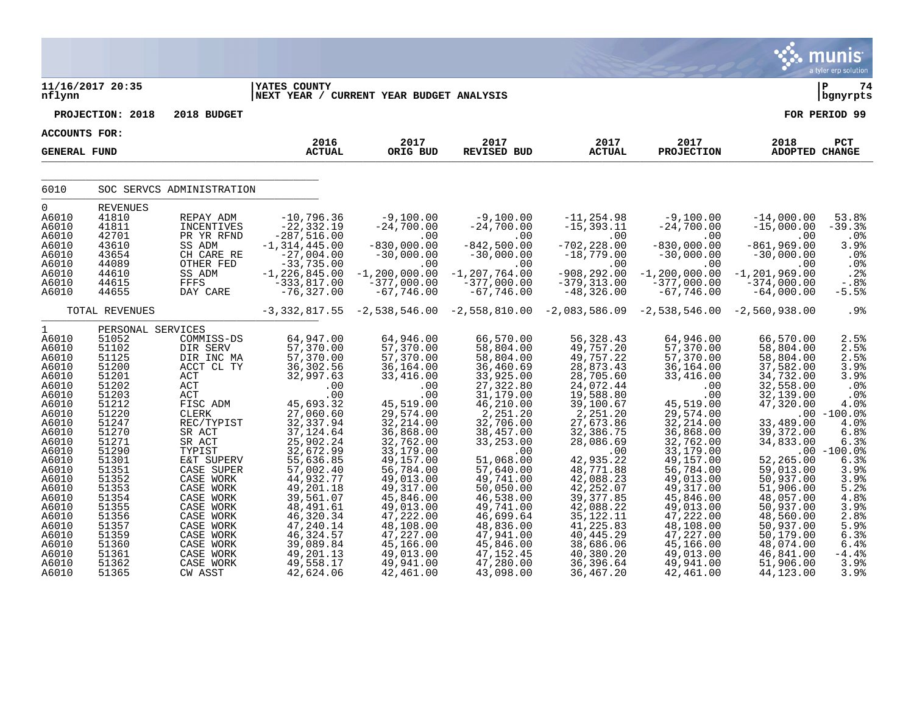11/16/2017 20:35 | YATES COUNTY | P 74
nflynn | NEXT YEAR / CURRENT YEAR BUDGET ANALYSIS | bgnyrpts

PROJECTION: 2018 2018 BUDGET — FOR PERIOD 99

ACCOUNTS FOR: GENERAL FUND

| | | | 2016 ACTUAL | 2017 ORIG BUD | 2017 REVISED BUD | 2017 ACTUAL | 2017 PROJECTION | 2018 ADOPTED | PCT CHANGE |
|---|---|---|---|---|---|---|---|---|---|
| 6010 | SOC SERVCS ADMINISTRATION | | | | | | | | |
| 0 | REVENUES | | | | | | | | |
| A6010 | 41810 | REPAY ADM | -10,796.36 | -9,100.00 | -9,100.00 | -11,254.98 | -9,100.00 | -14,000.00 | 53.8% |
| A6010 | 41811 | INCENTIVES | -22,332.19 | -24,700.00 | -24,700.00 | -15,393.11 | -24,700.00 | -15,000.00 | -39.3% |
| A6010 | 42701 | PR YR RFND | -287,516.00 | .00 | .00 | .00 | .00 | .00 | .0% |
| A6010 | 43610 | SS ADM | -1,314,445.00 | -830,000.00 | -842,500.00 | -702,228.00 | -830,000.00 | -861,969.00 | 3.9% |
| A6010 | 43654 | CH CARE RE | -27,004.00 | -30,000.00 | -30,000.00 | -18,779.00 | -30,000.00 | -30,000.00 | .0% |
| A6010 | 44089 | OTHER FED | -33,735.00 | .00 | .00 | .00 | .00 | .00 | .0% |
| A6010 | 44610 | SS ADM | -1,226,845.00 | -1,200,000.00 | -1,207,764.00 | -908,292.00 | -1,200,000.00 | -1,201,969.00 | .2% |
| A6010 | 44615 | FFFS | -333,817.00 | -377,000.00 | -377,000.00 | -379,313.00 | -377,000.00 | -374,000.00 | -.8% |
| A6010 | 44655 | DAY CARE | -76,327.00 | -67,746.00 | -67,746.00 | -48,326.00 | -67,746.00 | -64,000.00 | -5.5% |
| | TOTAL REVENUES | | -3,332,817.55 | -2,538,546.00 | -2,558,810.00 | -2,083,586.09 | -2,538,546.00 | -2,560,938.00 | .9% |
| 1 | PERSONAL SERVICES | | | | | | | | |
| A6010 | 51052 | COMMISS-DS | 64,947.00 | 64,946.00 | 66,570.00 | 56,328.43 | 64,946.00 | 66,570.00 | 2.5% |
| A6010 | 51102 | DIR SERV | 57,370.00 | 57,370.00 | 58,804.00 | 49,757.20 | 57,370.00 | 58,804.00 | 2.5% |
| A6010 | 51125 | DIR INC MA | 57,370.00 | 57,370.00 | 58,804.00 | 49,757.22 | 57,370.00 | 58,804.00 | 2.5% |
| A6010 | 51200 | ACCT CL TY | 36,302.56 | 36,164.00 | 36,460.69 | 28,873.43 | 36,164.00 | 37,582.00 | 3.9% |
| A6010 | 51201 | ACT | 32,997.63 | 33,416.00 | 33,925.00 | 28,705.60 | 33,416.00 | 34,732.00 | 3.9% |
| A6010 | 51202 | ACT | .00 | .00 | 27,322.80 | 24,072.44 | .00 | 32,558.00 | .0% |
| A6010 | 51203 | ACT | .00 | .00 | 31,179.00 | 19,588.80 | .00 | 32,139.00 | .0% |
| A6010 | 51212 | FISC ADM | 45,693.32 | 45,519.00 | 46,210.00 | 39,100.67 | 45,519.00 | 47,320.00 | 4.0% |
| A6010 | 51220 | CLERK | 27,060.60 | 29,574.00 | 2,251.20 | 2,251.20 | 29,574.00 | .00 | -100.0% |
| A6010 | 51247 | REC/TYPIST | 32,337.94 | 32,214.00 | 32,706.00 | 27,673.86 | 32,214.00 | 33,489.00 | 4.0% |
| A6010 | 51270 | SR ACT | 37,124.64 | 36,868.00 | 38,457.00 | 32,386.75 | 36,868.00 | 39,372.00 | 6.8% |
| A6010 | 51271 | SR ACT | 25,902.24 | 32,762.00 | 33,253.00 | 28,086.69 | 32,762.00 | 34,833.00 | 6.3% |
| A6010 | 51290 | TYPIST | 32,672.99 | 33,179.00 | .00 | .00 | 33,179.00 | .00 | -100.0% |
| A6010 | 51301 | E&T SUPERV | 55,636.85 | 49,157.00 | 51,068.00 | 42,935.22 | 49,157.00 | 52,265.00 | 6.3% |
| A6010 | 51351 | CASE SUPER | 57,002.40 | 56,784.00 | 57,640.00 | 48,771.88 | 56,784.00 | 59,013.00 | 3.9% |
| A6010 | 51352 | CASE WORK | 44,932.77 | 49,013.00 | 49,741.00 | 42,088.23 | 49,013.00 | 50,937.00 | 3.9% |
| A6010 | 51353 | CASE WORK | 49,201.18 | 49,317.00 | 50,050.00 | 42,252.07 | 49,317.00 | 51,906.00 | 5.2% |
| A6010 | 51354 | CASE WORK | 39,561.07 | 45,846.00 | 46,538.00 | 39,377.85 | 45,846.00 | 48,057.00 | 4.8% |
| A6010 | 51355 | CASE WORK | 48,491.61 | 49,013.00 | 49,741.00 | 42,088.22 | 49,013.00 | 50,937.00 | 3.9% |
| A6010 | 51356 | CASE WORK | 46,320.34 | 47,222.00 | 46,699.64 | 35,122.11 | 47,222.00 | 48,560.00 | 2.8% |
| A6010 | 51357 | CASE WORK | 47,240.14 | 48,108.00 | 48,836.00 | 41,225.83 | 48,108.00 | 50,937.00 | 5.9% |
| A6010 | 51359 | CASE WORK | 46,324.57 | 47,227.00 | 47,941.00 | 40,445.29 | 47,227.00 | 50,179.00 | 6.3% |
| A6010 | 51360 | CASE WORK | 39,089.84 | 45,166.00 | 45,846.00 | 38,686.06 | 45,166.00 | 48,074.00 | 6.4% |
| A6010 | 51361 | CASE WORK | 49,201.13 | 49,013.00 | 47,152.45 | 40,380.20 | 49,013.00 | 46,841.00 | -4.4% |
| A6010 | 51362 | CASE WORK | 49,558.17 | 49,941.00 | 47,280.00 | 36,396.64 | 49,941.00 | 51,906.00 | 3.9% |
| A6010 | 51365 | CW ASST | 42,624.06 | 42,461.00 | 43,098.00 | 36,467.20 | 42,461.00 | 44,123.00 | 3.9% |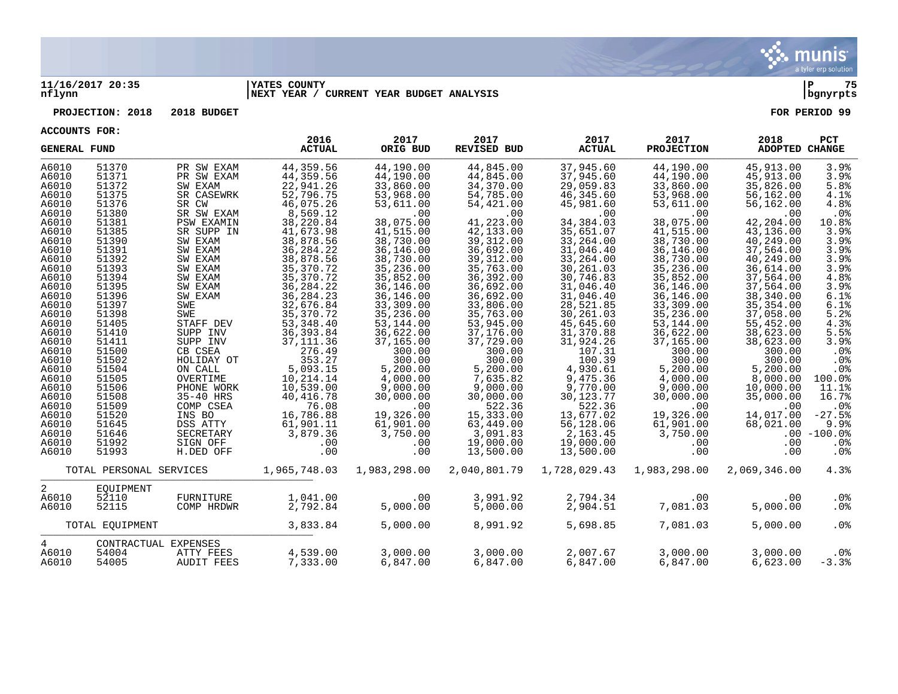11/16/2017 20:35 | YATES COUNTY | P 75
nflynn | NEXT YEAR / CURRENT YEAR BUDGET ANALYSIS | bgnyrpts

**PROJECTION: 2018 2018 BUDGET** **FOR PERIOD 99**

**ACCOUNTS FOR:**

| GENERAL FUND | | | 2016 ACTUAL | 2017 ORIG BUD | 2017 REVISED BUD | 2017 ACTUAL | 2017 PROJECTION | 2018 ADOPTED | PCT CHANGE |
|---|---|---|---|---|---|---|---|---|---|
| A6010 | 51370 | PR SW EXAM | 44,359.56 | 44,190.00 | 44,845.00 | 37,945.60 | 44,190.00 | 45,913.00 | 3.9% |
| A6010 | 51371 | PR SW EXAM | 44,359.56 | 44,190.00 | 44,845.00 | 37,945.60 | 44,190.00 | 45,913.00 | 3.9% |
| A6010 | 51372 | SW EXAM | 22,941.26 | 33,860.00 | 34,370.00 | 29,059.83 | 33,860.00 | 35,826.00 | 5.8% |
| A6010 | 51375 | SR CASEWRK | 52,796.75 | 53,968.00 | 54,785.00 | 46,345.60 | 53,968.00 | 56,162.00 | 4.1% |
| A6010 | 51376 | SR CW | 46,075.26 | 53,611.00 | 54,421.00 | 45,981.60 | 53,611.00 | 56,162.00 | 4.8% |
| A6010 | 51380 | SR SW EXAM | 8,569.12 | .00 | .00 | .00 | .00 | .00 | .0% |
| A6010 | 51381 | PSW EXAMIN | 38,220.84 | 38,075.00 | 41,223.00 | 34,384.03 | 38,075.00 | 42,204.00 | 10.8% |
| A6010 | 51385 | SR SUPP IN | 41,673.98 | 41,515.00 | 42,133.00 | 35,651.07 | 41,515.00 | 43,136.00 | 3.9% |
| A6010 | 51390 | SW EXAM | 38,878.56 | 38,730.00 | 39,312.00 | 33,264.00 | 38,730.00 | 40,249.00 | 3.9% |
| A6010 | 51391 | SW EXAM | 36,284.22 | 36,146.00 | 36,692.00 | 31,046.40 | 36,146.00 | 37,564.00 | 3.9% |
| A6010 | 51392 | SW EXAM | 38,878.56 | 38,730.00 | 39,312.00 | 33,264.00 | 38,730.00 | 40,249.00 | 3.9% |
| A6010 | 51393 | SW EXAM | 35,370.72 | 35,236.00 | 35,763.00 | 30,261.03 | 35,236.00 | 36,614.00 | 3.9% |
| A6010 | 51394 | SW EXAM | 35,370.72 | 35,852.00 | 36,392.00 | 30,746.83 | 35,852.00 | 37,564.00 | 4.8% |
| A6010 | 51395 | SW EXAM | 36,284.22 | 36,146.00 | 36,692.00 | 31,046.40 | 36,146.00 | 37,564.00 | 3.9% |
| A6010 | 51396 | SW EXAM | 36,284.23 | 36,146.00 | 36,692.00 | 31,046.40 | 36,146.00 | 38,340.00 | 6.1% |
| A6010 | 51397 | SWE | 32,676.84 | 33,309.00 | 33,806.00 | 28,521.85 | 33,309.00 | 35,354.00 | 6.1% |
| A6010 | 51398 | SWE | 35,370.72 | 35,236.00 | 35,763.00 | 30,261.03 | 35,236.00 | 37,058.00 | 5.2% |
| A6010 | 51405 | STAFF DEV | 53,348.40 | 53,144.00 | 53,945.00 | 45,645.60 | 53,144.00 | 55,452.00 | 4.3% |
| A6010 | 51410 | SUPP INV | 36,393.84 | 36,622.00 | 37,176.00 | 31,370.88 | 36,622.00 | 38,623.00 | 5.5% |
| A6010 | 51411 | SUPP INV | 37,111.36 | 37,165.00 | 37,729.00 | 31,924.26 | 37,165.00 | 38,623.00 | 3.9% |
| A6010 | 51500 | CB CSEA | 276.49 | 300.00 | 300.00 | 107.31 | 300.00 | 300.00 | .0% |
| A6010 | 51502 | HOLIDAY OT | 353.27 | 300.00 | 300.00 | 100.39 | 300.00 | 300.00 | .0% |
| A6010 | 51504 | ON CALL | 5,093.15 | 5,200.00 | 5,200.00 | 4,930.61 | 5,200.00 | 5,200.00 | .0% |
| A6010 | 51505 | OVERTIME | 10,214.14 | 4,000.00 | 7,635.82 | 9,475.36 | 4,000.00 | 8,000.00 | 100.0% |
| A6010 | 51506 | PHONE WORK | 10,539.00 | 9,000.00 | 9,000.00 | 9,770.00 | 9,000.00 | 10,000.00 | 11.1% |
| A6010 | 51508 | 35-40 HRS | 40,416.78 | 30,000.00 | 30,000.00 | 30,123.77 | 30,000.00 | 35,000.00 | 16.7% |
| A6010 | 51509 | COMP CSEA | 76.08 | .00 | 522.36 | 522.36 | .00 | .00 | .0% |
| A6010 | 51520 | INS BO | 16,786.88 | 19,326.00 | 15,333.00 | 13,677.02 | 19,326.00 | 14,017.00 | -27.5% |
| A6010 | 51645 | DSS ATTY | 61,901.11 | 61,901.00 | 63,449.00 | 56,128.06 | 61,901.00 | 68,021.00 | 9.9% |
| A6010 | 51646 | SECRETARY | 3,879.36 | 3,750.00 | 3,091.83 | 2,163.45 | 3,750.00 | .00 | -100.0% |
| A6010 | 51992 | SIGN OFF | .00 | .00 | 19,000.00 | 19,000.00 | .00 | .00 | .0% |
| A6010 | 51993 | H.DED OFF | .00 | .00 | 13,500.00 | 13,500.00 | .00 | .00 | .0% |
| TOTAL PERSONAL SERVICES | | | 1,965,748.03 | 1,983,298.00 | 2,040,801.79 | 1,728,029.43 | 1,983,298.00 | 2,069,346.00 | 4.3% |
| 2 | EQUIPMENT | | | | | | | | |
| A6010 | 52110 | FURNITURE | 1,041.00 | .00 | 3,991.92 | 2,794.34 | .00 | .00 | .0% |
| A6010 | 52115 | COMP HRDWR | 2,792.84 | 5,000.00 | 5,000.00 | 2,904.51 | 7,081.03 | 5,000.00 | .0% |
| TOTAL EQUIPMENT | | | 3,833.84 | 5,000.00 | 8,991.92 | 5,698.85 | 7,081.03 | 5,000.00 | .0% |
| 4 | CONTRACTUAL EXPENSES | | | | | | | | |
| A6010 | 54004 | ATTY FEES | 4,539.00 | 3,000.00 | 3,000.00 | 2,007.67 | 3,000.00 | 3,000.00 | .0% |
| A6010 | 54005 | AUDIT FEES | 7,333.00 | 6,847.00 | 6,847.00 | 6,847.00 | 6,847.00 | 6,623.00 | -3.3% |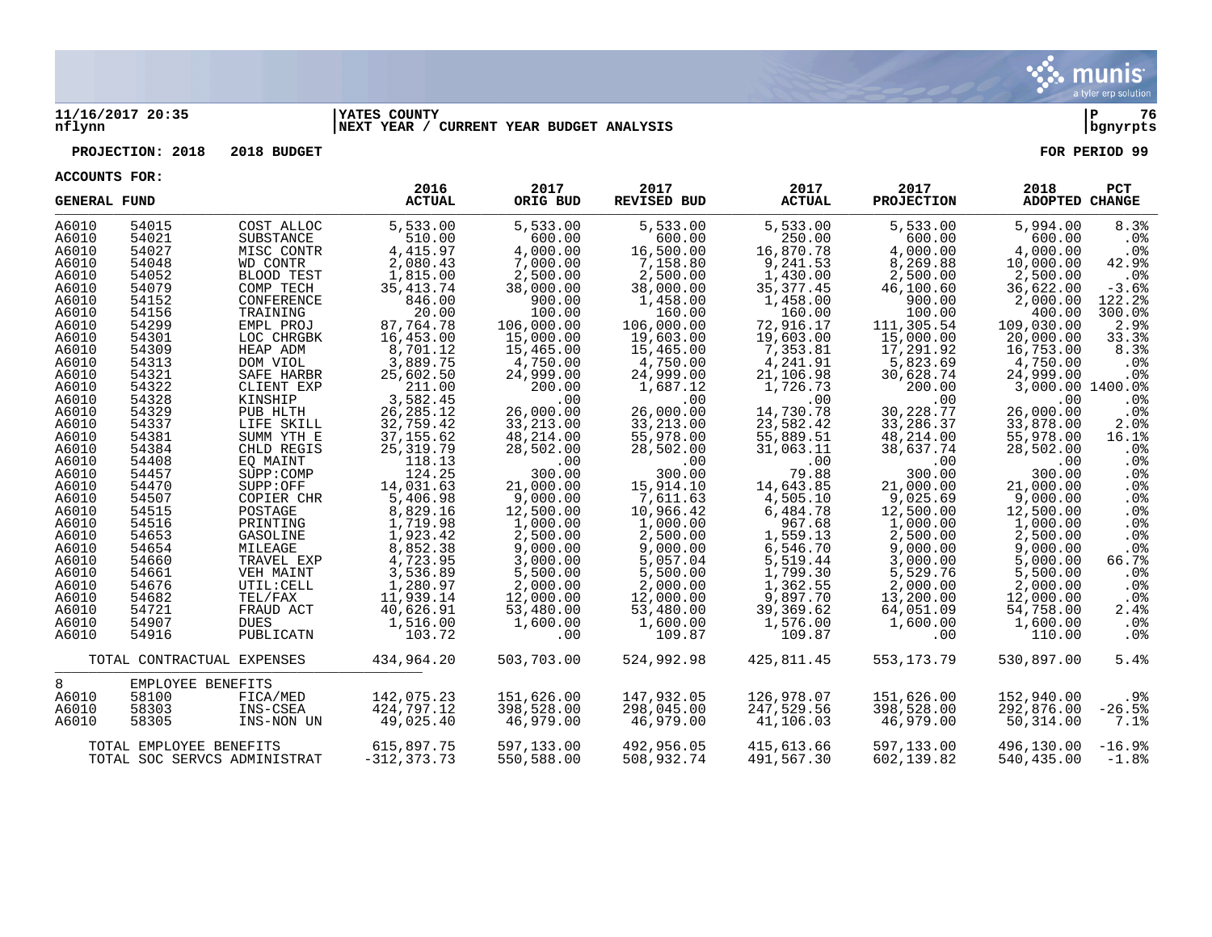**11/16/2017 20:35** | **YATES COUNTY** | **P 76**
**nflynn** | **NEXT YEAR / CURRENT YEAR BUDGET ANALYSIS** | **bgnyrpts**

**PROJECTION: 2018 2018 BUDGET** **FOR PERIOD 99**

**ACCOUNTS FOR:**

| GENERAL FUND | | | 2016 ACTUAL | 2017 ORIG BUD | 2017 REVISED BUD | 2017 ACTUAL | 2017 PROJECTION | 2018 ADOPTED | PCT CHANGE |
|---|---|---|---|---|---|---|---|---|---|
| A6010 | 54015 | COST ALLOC | 5,533.00 | 5,533.00 | 5,533.00 | 5,533.00 | 5,533.00 | 5,994.00 | 8.3% |
| A6010 | 54021 | SUBSTANCE | 510.00 | 600.00 | 600.00 | 250.00 | 600.00 | 600.00 | .0% |
| A6010 | 54027 | MISC CONTR | 4,415.97 | 4,000.00 | 16,500.00 | 16,870.78 | 4,000.00 | 4,000.00 | .0% |
| A6010 | 54048 | WD CONTR | 2,080.43 | 7,000.00 | 7,158.80 | 9,241.53 | 8,269.88 | 10,000.00 | 42.9% |
| A6010 | 54052 | BLOOD TEST | 1,815.00 | 2,500.00 | 2,500.00 | 1,430.00 | 2,500.00 | 2,500.00 | .0% |
| A6010 | 54079 | COMP TECH | 35,413.74 | 38,000.00 | 38,000.00 | 35,377.45 | 46,100.60 | 36,622.00 | -3.6% |
| A6010 | 54152 | CONFERENCE | 846.00 | 900.00 | 1,458.00 | 1,458.00 | 900.00 | 2,000.00 | 122.2% |
| A6010 | 54156 | TRAINING | 20.00 | 100.00 | 160.00 | 160.00 | 100.00 | 400.00 | 300.0% |
| A6010 | 54299 | EMPL PROJ | 87,764.78 | 106,000.00 | 106,000.00 | 72,916.17 | 111,305.54 | 109,030.00 | 2.9% |
| A6010 | 54301 | LOC CHRGBK | 16,453.00 | 15,000.00 | 19,603.00 | 19,603.00 | 15,000.00 | 20,000.00 | 33.3% |
| A6010 | 54309 | HEAP ADM | 8,701.12 | 15,465.00 | 15,465.00 | 7,353.81 | 17,291.92 | 16,753.00 | 8.3% |
| A6010 | 54313 | DOM VIOL | 3,889.75 | 4,750.00 | 4,750.00 | 4,241.91 | 5,823.69 | 4,750.00 | .0% |
| A6010 | 54321 | SAFE HARBR | 25,602.50 | 24,999.00 | 24,999.00 | 21,106.98 | 30,628.74 | 24,999.00 | .0% |
| A6010 | 54322 | CLIENT EXP | 211.00 | 200.00 | 1,687.12 | 1,726.73 | 200.00 | 3,000.00 | 1400.0% |
| A6010 | 54328 | KINSHIP | 3,582.45 | .00 | .00 | .00 | .00 | .00 | .0% |
| A6010 | 54329 | PUB HLTH | 26,285.12 | 26,000.00 | 26,000.00 | 14,730.78 | 30,228.77 | 26,000.00 | .0% |
| A6010 | 54337 | LIFE SKILL | 32,759.42 | 33,213.00 | 33,213.00 | 23,582.42 | 33,286.37 | 33,878.00 | 2.0% |
| A6010 | 54381 | SUMM YTH E | 37,155.62 | 48,214.00 | 55,978.00 | 55,889.51 | 48,214.00 | 55,978.00 | 16.1% |
| A6010 | 54384 | CHLD REGIS | 25,319.79 | 28,502.00 | 28,502.00 | 31,063.11 | 38,637.74 | 28,502.00 | .0% |
| A6010 | 54408 | EQ MAINT | 118.13 | .00 | .00 | .00 | .00 | .00 | .0% |
| A6010 | 54457 | SUPP:COMP | 124.25 | 300.00 | 300.00 | 79.88 | 300.00 | 300.00 | .0% |
| A6010 | 54470 | SUPP:OFF | 14,031.63 | 21,000.00 | 15,914.10 | 14,643.85 | 21,000.00 | 21,000.00 | .0% |
| A6010 | 54507 | COPIER CHR | 5,406.98 | 9,000.00 | 7,611.63 | 4,505.10 | 9,025.69 | 9,000.00 | .0% |
| A6010 | 54515 | POSTAGE | 8,829.16 | 12,500.00 | 10,966.42 | 6,484.78 | 12,500.00 | 12,500.00 | .0% |
| A6010 | 54516 | PRINTING | 1,719.98 | 1,000.00 | 1,000.00 | 967.68 | 1,000.00 | 1,000.00 | .0% |
| A6010 | 54653 | GASOLINE | 1,923.42 | 2,500.00 | 2,500.00 | 1,559.13 | 2,500.00 | 2,500.00 | .0% |
| A6010 | 54654 | MILEAGE | 8,852.38 | 9,000.00 | 9,000.00 | 6,546.70 | 9,000.00 | 9,000.00 | .0% |
| A6010 | 54660 | TRAVEL EXP | 4,723.95 | 3,000.00 | 5,057.04 | 5,519.44 | 3,000.00 | 5,000.00 | 66.7% |
| A6010 | 54661 | VEH MAINT | 3,536.89 | 5,500.00 | 5,500.00 | 1,799.30 | 5,529.76 | 5,500.00 | .0% |
| A6010 | 54676 | UTIL:CELL | 1,280.97 | 2,000.00 | 2,000.00 | 1,362.55 | 2,000.00 | 2,000.00 | .0% |
| A6010 | 54682 | TEL/FAX | 11,939.14 | 12,000.00 | 12,000.00 | 9,897.70 | 13,200.00 | 12,000.00 | .0% |
| A6010 | 54721 | FRAUD ACT | 40,626.91 | 53,480.00 | 53,480.00 | 39,369.62 | 64,051.09 | 54,758.00 | 2.4% |
| A6010 | 54907 | DUES | 1,516.00 | 1,600.00 | 1,600.00 | 1,576.00 | 1,600.00 | 1,600.00 | .0% |
| A6010 | 54916 | PUBLICATN | 103.72 | .00 | 109.87 | 109.87 | .00 | 110.00 | .0% |
| | TOTAL CONTRACTUAL EXPENSES | | 434,964.20 | 503,703.00 | 524,992.98 | 425,811.45 | 553,173.79 | 530,897.00 | 5.4% |
| 8 | EMPLOYEE BENEFITS | | | | | | | | |
| A6010 | 58100 | FICA/MED | 142,075.23 | 151,626.00 | 147,932.05 | 126,978.07 | 151,626.00 | 152,940.00 | .9% |
| A6010 | 58303 | INS-CSEA | 424,797.12 | 398,528.00 | 298,045.00 | 247,529.56 | 398,528.00 | 292,876.00 | -26.5% |
| A6010 | 58305 | INS-NON UN | 49,025.40 | 46,979.00 | 46,979.00 | 41,106.03 | 46,979.00 | 50,314.00 | 7.1% |
| | TOTAL EMPLOYEE BENEFITS | | 615,897.75 | 597,133.00 | 492,956.05 | 415,613.66 | 597,133.00 | 496,130.00 | -16.9% |
| | TOTAL SOC SERVCS ADMINISTRAT | | -312,373.73 | 550,588.00 | 508,932.74 | 491,567.30 | 602,139.82 | 540,435.00 | -1.8% |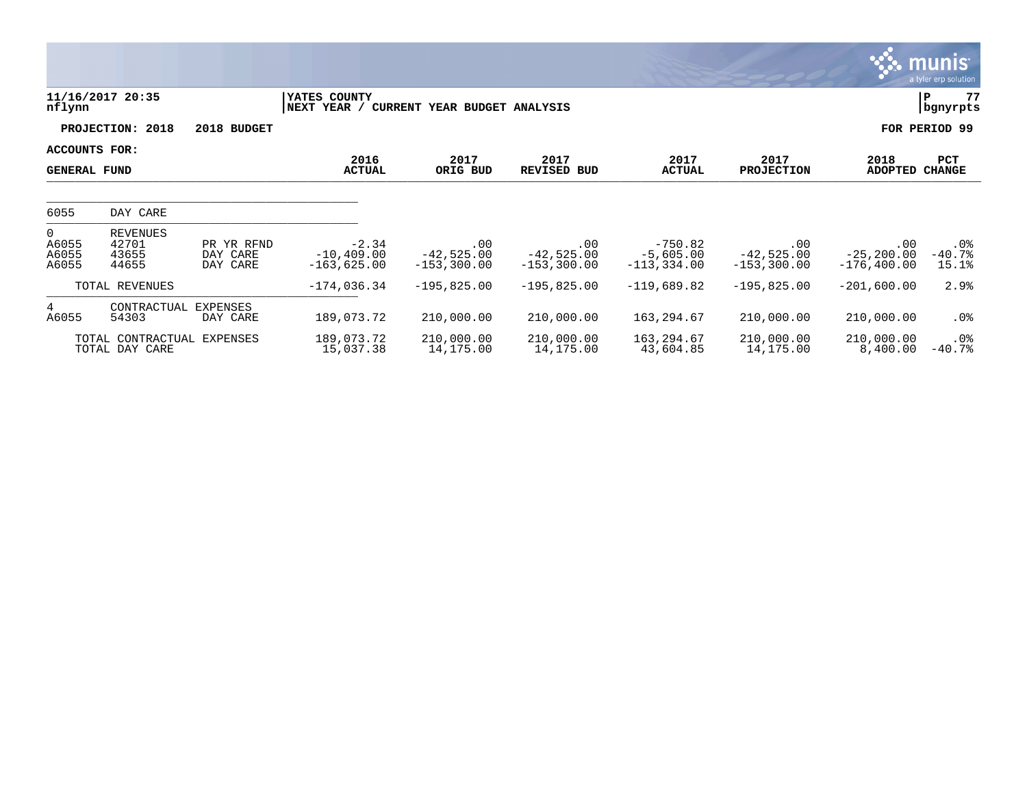**11/16/2017 20:35**
**nflynn**

**YATES COUNTY**
**NEXT YEAR / CURRENT YEAR BUDGET ANALYSIS**

**P 77**
**bgnyrpts**

**PROJECTION: 2018 2018 BUDGET** **FOR PERIOD 99**

**ACCOUNTS FOR:**
**GENERAL FUND**

| | | | 2016 ACTUAL | 2017 ORIG BUD | 2017 REVISED BUD | 2017 ACTUAL | 2017 PROJECTION | 2018 ADOPTED | PCT CHANGE |
|---|---|---|---|---|---|---|---|---|---|
| 6055 | DAY CARE | | | | | | | | |
| 0 | REVENUES | | | | | | | | |
| A6055 | 42701 | PR YR RFND | -2.34 | .00 | .00 | -750.82 | .00 | .00 | .0% |
| A6055 | 43655 | DAY CARE | -10,409.00 | -42,525.00 | -42,525.00 | -5,605.00 | -42,525.00 | -25,200.00 | -40.7% |
| A6055 | 44655 | DAY CARE | -163,625.00 | -153,300.00 | -153,300.00 | -113,334.00 | -153,300.00 | -176,400.00 | 15.1% |
| | TOTAL REVENUES | | -174,036.34 | -195,825.00 | -195,825.00 | -119,689.82 | -195,825.00 | -201,600.00 | 2.9% |
| 4 | CONTRACTUAL EXPENSES | | | | | | | | |
| A6055 | 54303 | DAY CARE | 189,073.72 | 210,000.00 | 210,000.00 | 163,294.67 | 210,000.00 | 210,000.00 | .0% |
| | TOTAL CONTRACTUAL EXPENSES | | 189,073.72 | 210,000.00 | 210,000.00 | 163,294.67 | 210,000.00 | 210,000.00 | .0% |
| | TOTAL DAY CARE | | 15,037.38 | 14,175.00 | 14,175.00 | 43,604.85 | 14,175.00 | 8,400.00 | -40.7% |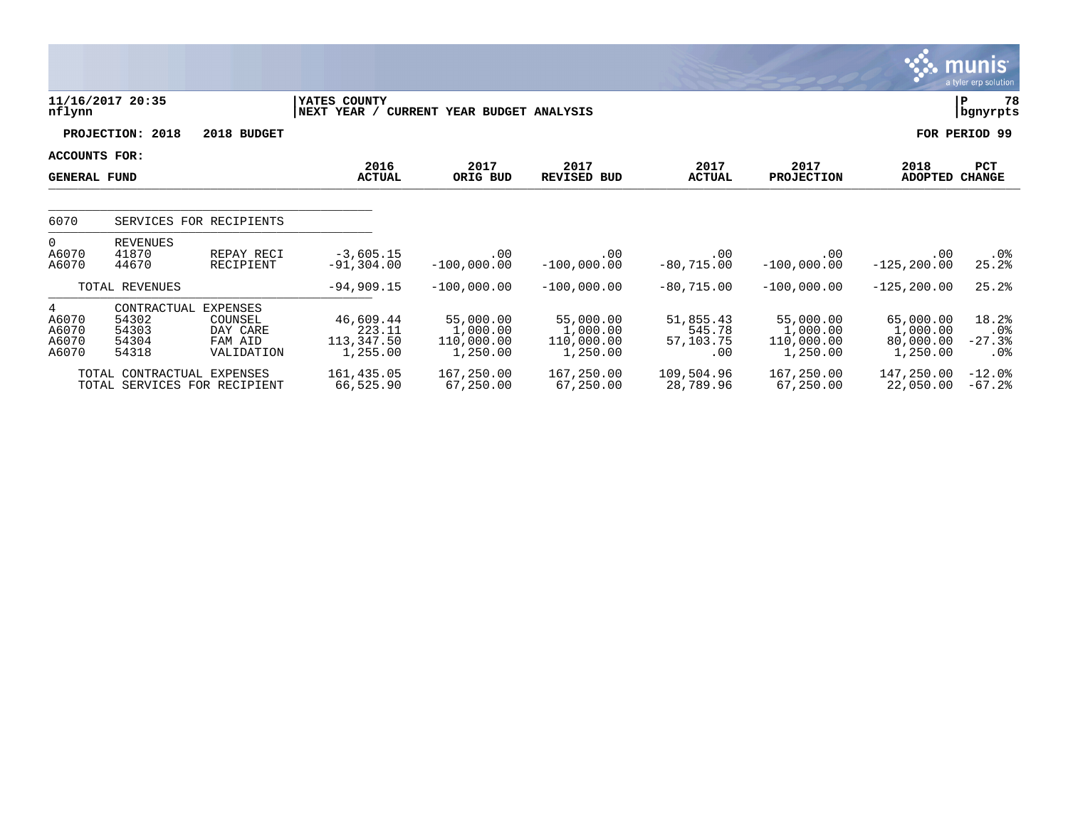11/16/2017 20:35
nflynn

YATES COUNTY
NEXT YEAR / CURRENT YEAR BUDGET ANALYSIS

P 78
bgnyrpts

**PROJECTION: 2018 — 2018 BUDGET** — FOR PERIOD 99

ACCOUNTS FOR:
GENERAL FUND

| | | | 2016 ACTUAL | 2017 ORIG BUD | 2017 REVISED BUD | 2017 ACTUAL | 2017 PROJECTION | 2018 ADOPTED | PCT CHANGE |
|---|---|---|---|---|---|---|---|---|---|
| 6070 | SERVICES FOR RECIPIENTS | | | | | | | | |
| 0 | REVENUES | | | | | | | | |
| A6070 | 41870 | REPAY RECI | -3,605.15 | .00 | .00 | .00 | .00 | .00 | .0% |
| A6070 | 44670 | RECIPIENT | -91,304.00 | -100,000.00 | -100,000.00 | -80,715.00 | -100,000.00 | -125,200.00 | 25.2% |
| | TOTAL REVENUES | | -94,909.15 | -100,000.00 | -100,000.00 | -80,715.00 | -100,000.00 | -125,200.00 | 25.2% |
| 4 | CONTRACTUAL EXPENSES | | | | | | | | |
| A6070 | 54302 | COUNSEL | 46,609.44 | 55,000.00 | 55,000.00 | 51,855.43 | 55,000.00 | 65,000.00 | 18.2% |
| A6070 | 54303 | DAY CARE | 223.11 | 1,000.00 | 1,000.00 | 545.78 | 1,000.00 | 1,000.00 | .0% |
| A6070 | 54304 | FAM AID | 113,347.50 | 110,000.00 | 110,000.00 | 57,103.75 | 110,000.00 | 80,000.00 | -27.3% |
| A6070 | 54318 | VALIDATION | 1,255.00 | 1,250.00 | 1,250.00 | .00 | 1,250.00 | 1,250.00 | .0% |
| | TOTAL CONTRACTUAL EXPENSES | | 161,435.05 | 167,250.00 | 167,250.00 | 109,504.96 | 167,250.00 | 147,250.00 | -12.0% |
| | TOTAL SERVICES FOR RECIPIENT | | 66,525.90 | 67,250.00 | 67,250.00 | 28,789.96 | 67,250.00 | 22,050.00 | -67.2% |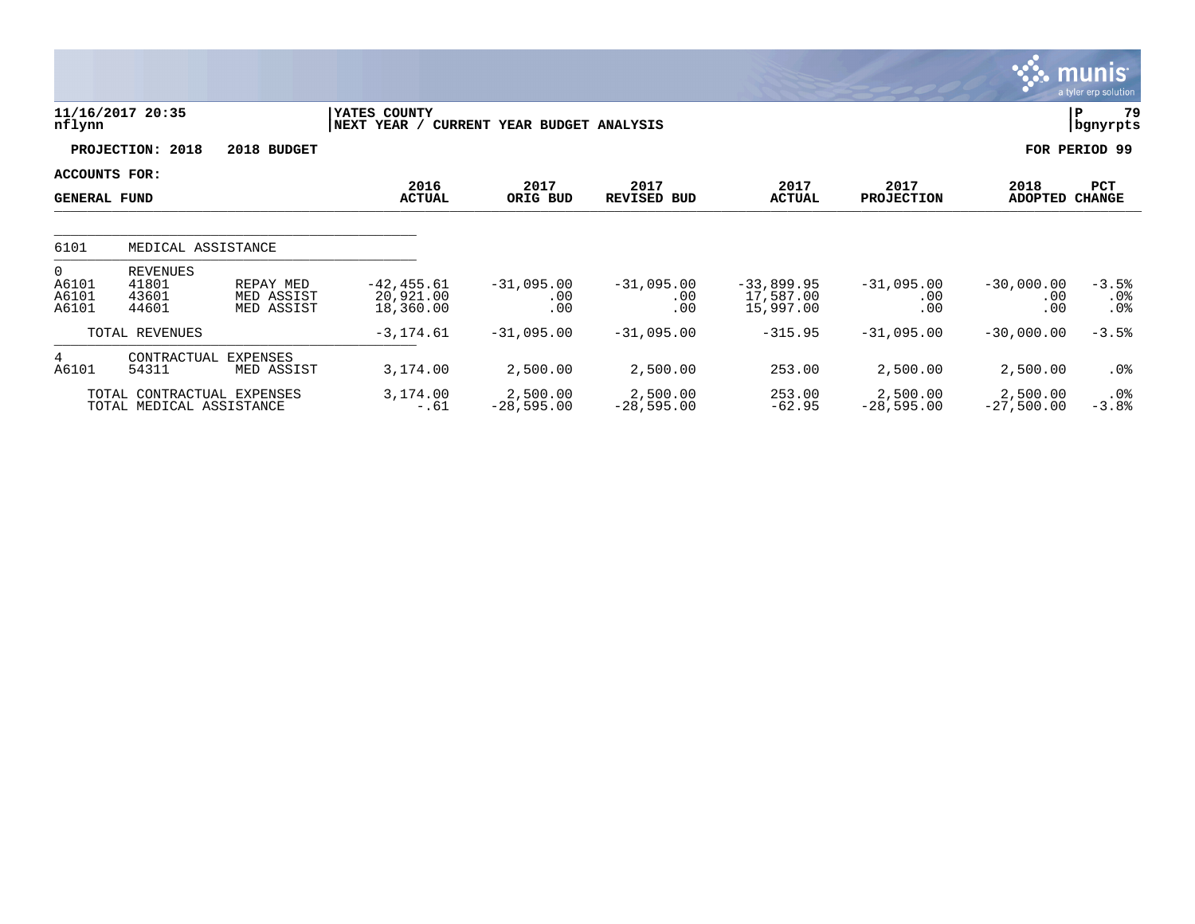**YATES COUNTY**
**NEXT YEAR / CURRENT YEAR BUDGET ANALYSIS**

11/16/2017 20:35
nflynn

bgnyrpts

**PROJECTION: 2018 2018 BUDGET** — **FOR PERIOD 99**

**ACCOUNTS FOR:**

| GENERAL FUND | | | 2016 ACTUAL | 2017 ORIG BUD | 2017 REVISED BUD | 2017 ACTUAL | 2017 PROJECTION | 2018 ADOPTED | PCT CHANGE |
|---|---|---|---|---|---|---|---|---|---|
| 6101 | MEDICAL ASSISTANCE | | | | | | | | |
| 0 | REVENUES | | | | | | | | |
| A6101 | 41801 | REPAY MED | -42,455.61 | -31,095.00 | -31,095.00 | -33,899.95 | -31,095.00 | -30,000.00 | -3.5% |
| A6101 | 43601 | MED ASSIST | 20,921.00 | .00 | .00 | 17,587.00 | .00 | .00 | .0% |
| A6101 | 44601 | MED ASSIST | 18,360.00 | .00 | .00 | 15,997.00 | .00 | .00 | .0% |
| | TOTAL REVENUES | | -3,174.61 | -31,095.00 | -31,095.00 | -315.95 | -31,095.00 | -30,000.00 | -3.5% |
| 4 | CONTRACTUAL EXPENSES | | | | | | | | |
| A6101 | 54311 | MED ASSIST | 3,174.00 | 2,500.00 | 2,500.00 | 253.00 | 2,500.00 | 2,500.00 | .0% |
| | TOTAL CONTRACTUAL EXPENSES | | 3,174.00 | 2,500.00 | 2,500.00 | 253.00 | 2,500.00 | 2,500.00 | .0% |
| | TOTAL MEDICAL ASSISTANCE | | -.61 | -28,595.00 | -28,595.00 | -62.95 | -28,595.00 | -27,500.00 | -3.8% |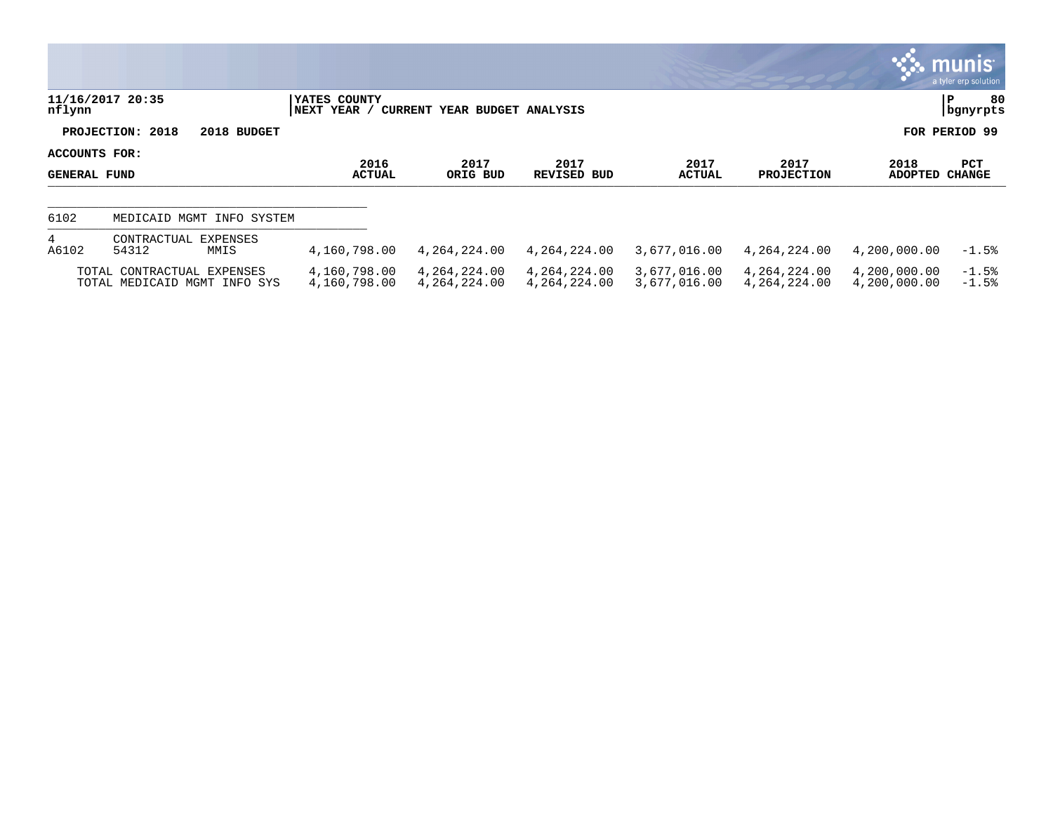**YATES COUNTY**
**NEXT YEAR / CURRENT YEAR BUDGET ANALYSIS**

**PROJECTION: 2018 2018 BUDGET** | **FOR PERIOD 99**

**ACCOUNTS FOR:**
**GENERAL FUND**

| | | | 2016 ACTUAL | 2017 ORIG BUD | 2017 REVISED BUD | 2017 ACTUAL | 2017 PROJECTION | 2018 ADOPTED | PCT CHANGE |
|---|---|---|---|---|---|---|---|---|---|
| 6102 | MEDICAID MGMT INFO SYSTEM | | | | | | | | |
| 4 | CONTRACTUAL EXPENSES | | | | | | | | |
| A6102 | 54312 | MMIS | 4,160,798.00 | 4,264,224.00 | 4,264,224.00 | 3,677,016.00 | 4,264,224.00 | 4,200,000.00 | -1.5% |
| | TOTAL CONTRACTUAL EXPENSES | | 4,160,798.00 | 4,264,224.00 | 4,264,224.00 | 3,677,016.00 | 4,264,224.00 | 4,200,000.00 | -1.5% |
| | TOTAL MEDICAID MGMT INFO SYS | | 4,160,798.00 | 4,264,224.00 | 4,264,224.00 | 3,677,016.00 | 4,264,224.00 | 4,200,000.00 | -1.5% |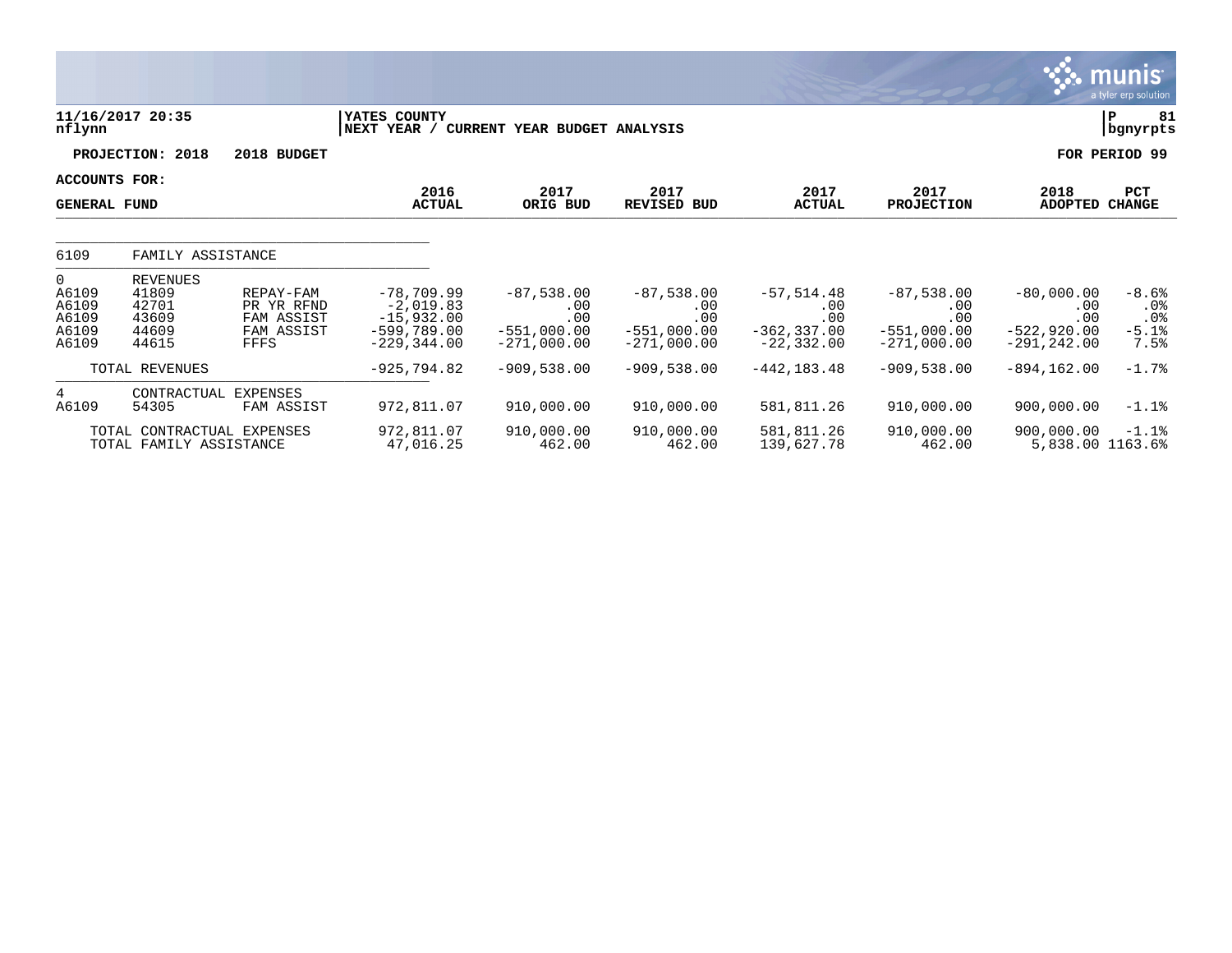11/16/2017 20:35 | YATES COUNTY | P 81
nflynn | NEXT YEAR / CURRENT YEAR BUDGET ANALYSIS | bgnyrpts

**PROJECTION: 2018 2018 BUDGET** **FOR PERIOD 99**

**ACCOUNTS FOR:**

| GENERAL FUND | | | 2016 ACTUAL | 2017 ORIG BUD | 2017 REVISED BUD | 2017 ACTUAL | 2017 PROJECTION | 2018 ADOPTED | PCT CHANGE |
|---|---|---|---|---|---|---|---|---|---|
| 6109 | FAMILY ASSISTANCE | | | | | | | | |
| 0 | REVENUES | | | | | | | | |
| A6109 | 41809 | REPAY-FAM | -78,709.99 | -87,538.00 | -87,538.00 | -57,514.48 | -87,538.00 | -80,000.00 | -8.6% |
| A6109 | 42701 | PR YR RFND | -2,019.83 | .00 | .00 | .00 | .00 | .00 | .0% |
| A6109 | 43609 | FAM ASSIST | -15,932.00 | .00 | .00 | .00 | .00 | .00 | .0% |
| A6109 | 44609 | FAM ASSIST | -599,789.00 | -551,000.00 | -551,000.00 | -362,337.00 | -551,000.00 | -522,920.00 | -5.1% |
| A6109 | 44615 | FFFS | -229,344.00 | -271,000.00 | -271,000.00 | -22,332.00 | -271,000.00 | -291,242.00 | 7.5% |
| | TOTAL REVENUES | | -925,794.82 | -909,538.00 | -909,538.00 | -442,183.48 | -909,538.00 | -894,162.00 | -1.7% |
| 4 | CONTRACTUAL EXPENSES | | | | | | | | |
| A6109 | 54305 | FAM ASSIST | 972,811.07 | 910,000.00 | 910,000.00 | 581,811.26 | 910,000.00 | 900,000.00 | -1.1% |
| | TOTAL CONTRACTUAL EXPENSES | | 972,811.07 | 910,000.00 | 910,000.00 | 581,811.26 | 910,000.00 | 900,000.00 | -1.1% |
| | TOTAL FAMILY ASSISTANCE | | 47,016.25 | 462.00 | 462.00 | 139,627.78 | 462.00 | 5,838.00 | 1163.6% |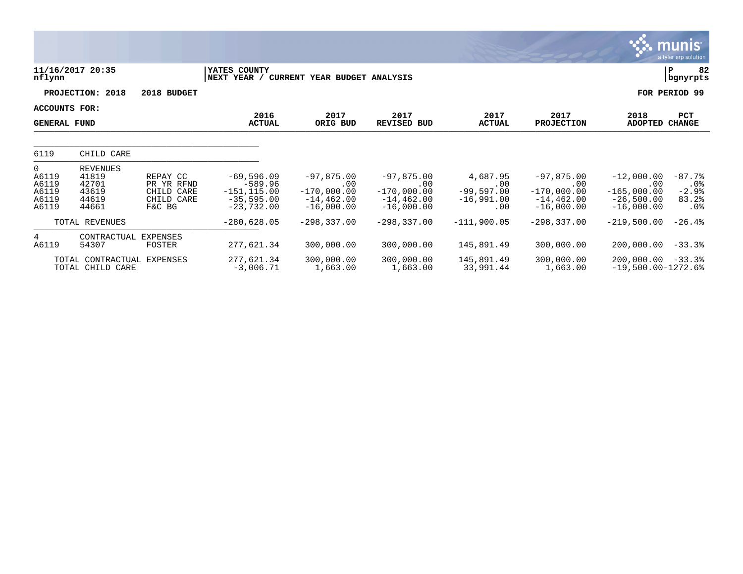11/16/2017 20:35
nflynn

YATES COUNTY
NEXT YEAR / CURRENT YEAR BUDGET ANALYSIS

P 82
bgnyrpts

PROJECTION: 2018 2018 BUDGET

FOR PERIOD 99

ACCOUNTS FOR:

| GENERAL FUND | | | 2016 ACTUAL | 2017 ORIG BUD | 2017 REVISED BUD | 2017 ACTUAL | 2017 PROJECTION | 2018 ADOPTED | PCT CHANGE |
|---|---|---|---|---|---|---|---|---|---|
| 6119 | CHILD CARE | | | | | | | | |
| 0 | REVENUES | | | | | | | | |
| A6119 | 41819 | REPAY CC | -69,596.09 | -97,875.00 | -97,875.00 | 4,687.95 | -97,875.00 | -12,000.00 | -87.7% |
| A6119 | 42701 | PR YR RFND | -589.96 | .00 | .00 | .00 | .00 | .00 | .0% |
| A6119 | 43619 | CHILD CARE | -151,115.00 | -170,000.00 | -170,000.00 | -99,597.00 | -170,000.00 | -165,000.00 | -2.9% |
| A6119 | 44619 | CHILD CARE | -35,595.00 | -14,462.00 | -14,462.00 | -16,991.00 | -14,462.00 | -26,500.00 | 83.2% |
| A6119 | 44661 | F&C BG | -23,732.00 | -16,000.00 | -16,000.00 | .00 | -16,000.00 | -16,000.00 | .0% |
| | TOTAL REVENUES | | -280,628.05 | -298,337.00 | -298,337.00 | -111,900.05 | -298,337.00 | -219,500.00 | -26.4% |
| 4 | CONTRACTUAL EXPENSES | | | | | | | | |
| A6119 | 54307 | FOSTER | 277,621.34 | 300,000.00 | 300,000.00 | 145,891.49 | 300,000.00 | 200,000.00 | -33.3% |
| | TOTAL CONTRACTUAL EXPENSES | | 277,621.34 | 300,000.00 | 300,000.00 | 145,891.49 | 300,000.00 | 200,000.00 | -33.3% |
| | TOTAL CHILD CARE | | -3,006.71 | 1,663.00 | 1,663.00 | 33,991.44 | 1,663.00 | -19,500.00 | -1272.6% |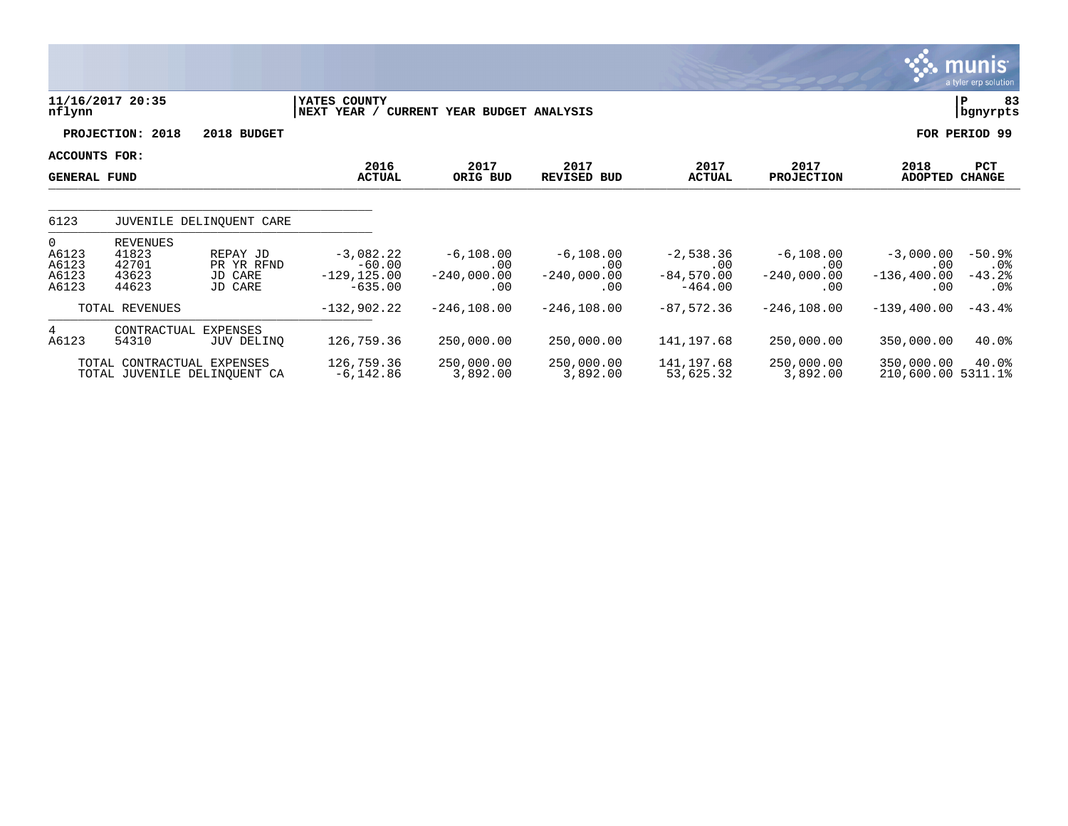11/16/2017 20:35
nflynn

YATES COUNTY
NEXT YEAR / CURRENT YEAR BUDGET ANALYSIS

P 83
bgnyrpts

PROJECTION: 2018 2018 BUDGET

FOR PERIOD 99

ACCOUNTS FOR:
GENERAL FUND

| | | | 2016 ACTUAL | 2017 ORIG BUD | 2017 REVISED BUD | 2017 ACTUAL | 2017 PROJECTION | 2018 ADOPTED | PCT CHANGE |
|---|---|---|---|---|---|---|---|---|---|
| 6123 | JUVENILE DELINQUENT CARE | | | | | | | | |
| 0 | REVENUES | | | | | | | | |
| A6123 | 41823 | REPAY JD | -3,082.22 | -6,108.00 | -6,108.00 | -2,538.36 | -6,108.00 | -3,000.00 | -50.9% |
| A6123 | 42701 | PR YR RFND | -60.00 | .00 | .00 | .00 | .00 | .00 | .0% |
| A6123 | 43623 | JD CARE | -129,125.00 | -240,000.00 | -240,000.00 | -84,570.00 | -240,000.00 | -136,400.00 | -43.2% |
| A6123 | 44623 | JD CARE | -635.00 | .00 | .00 | -464.00 | .00 | .00 | .0% |
| | TOTAL REVENUES | | -132,902.22 | -246,108.00 | -246,108.00 | -87,572.36 | -246,108.00 | -139,400.00 | -43.4% |
| 4 | CONTRACTUAL EXPENSES | | | | | | | | |
| A6123 | 54310 | JUV DELINQ | 126,759.36 | 250,000.00 | 250,000.00 | 141,197.68 | 250,000.00 | 350,000.00 | 40.0% |
| | TOTAL CONTRACTUAL EXPENSES | | 126,759.36 | 250,000.00 | 250,000.00 | 141,197.68 | 250,000.00 | 350,000.00 | 40.0% |
| | TOTAL JUVENILE DELINQUENT CA | | -6,142.86 | 3,892.00 | 3,892.00 | 53,625.32 | 3,892.00 | 210,600.00 | 5311.1% |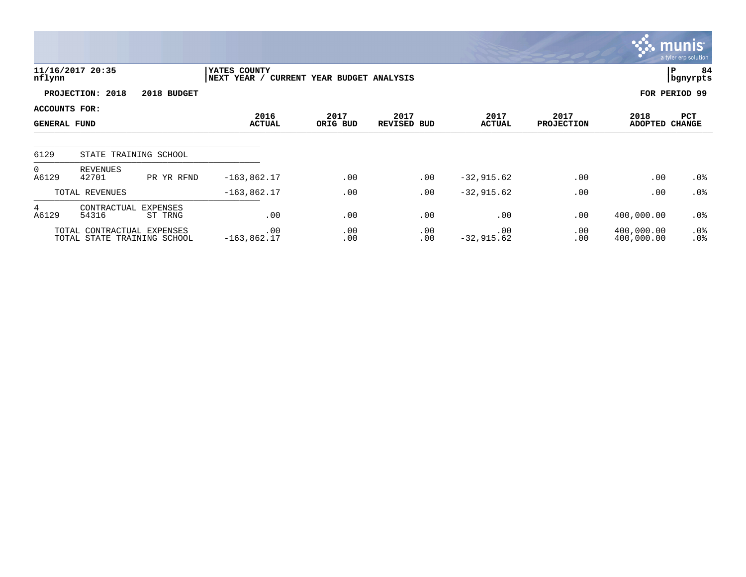**YATES COUNTY**
**NEXT YEAR / CURRENT YEAR BUDGET ANALYSIS**

11/16/2017 20:35
nflynn

P 84
bgnyrpts

**PROJECTION: 2018 2018 BUDGET** **FOR PERIOD 99**

**ACCOUNTS FOR:**
**GENERAL FUND**

| | | | 2016 ACTUAL | 2017 ORIG BUD | 2017 REVISED BUD | 2017 ACTUAL | 2017 PROJECTION | 2018 ADOPTED | PCT CHANGE |
|---|---|---|---|---|---|---|---|---|---|
| 6129 | STATE TRAINING SCHOOL | | | | | | | | |
| 0 | REVENUES | | | | | | | | |
| A6129 | 42701 | PR YR RFND | -163,862.17 | .00 | .00 | -32,915.62 | .00 | .00 | .0% |
| | TOTAL REVENUES | | -163,862.17 | .00 | .00 | -32,915.62 | .00 | .00 | .0% |
| 4 | CONTRACTUAL EXPENSES | | | | | | | | |
| A6129 | 54316 | ST TRNG | .00 | .00 | .00 | .00 | .00 | 400,000.00 | .0% |
| | TOTAL CONTRACTUAL EXPENSES | | .00 | .00 | .00 | .00 | .00 | 400,000.00 | .0% |
| | TOTAL STATE TRAINING SCHOOL | | -163,862.17 | .00 | .00 | -32,915.62 | .00 | 400,000.00 | .0% |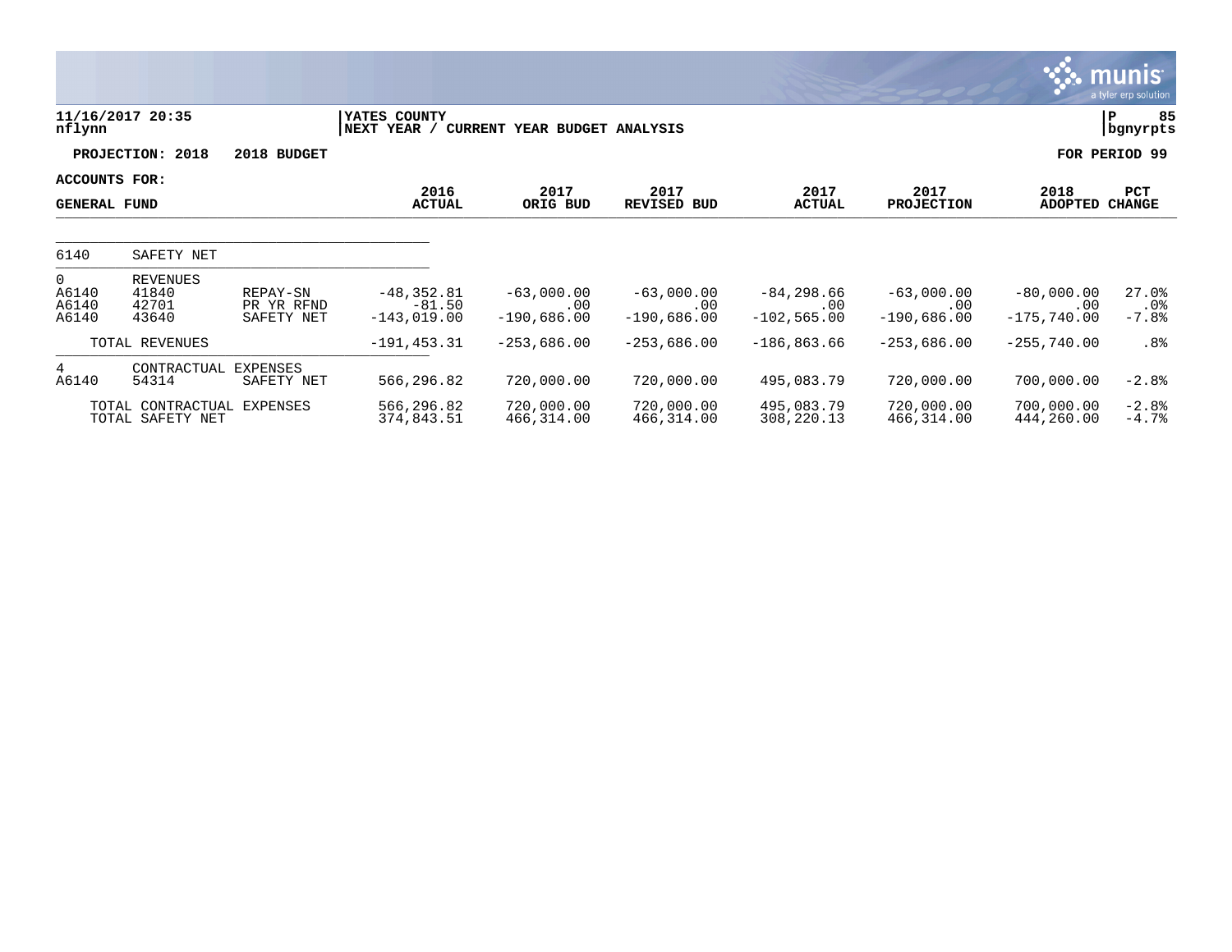**11/16/2017 20:35** | **YATES COUNTY** | **P 85**
nflynn | NEXT YEAR / CURRENT YEAR BUDGET ANALYSIS | bgnyrpts

**PROJECTION: 2018 2018 BUDGET** — **FOR PERIOD 99**

**ACCOUNTS FOR:**
**GENERAL FUND**

| | | | 2016 ACTUAL | 2017 ORIG BUD | 2017 REVISED BUD | 2017 ACTUAL | 2017 PROJECTION | 2018 ADOPTED | PCT CHANGE |
|---|---|---|---|---|---|---|---|---|---|
| 6140 | SAFETY NET | | | | | | | | |
| 0 | REVENUES | | | | | | | | |
| A6140 | 41840 | REPAY-SN | -48,352.81 | -63,000.00 | -63,000.00 | -84,298.66 | -63,000.00 | -80,000.00 | 27.0% |
| A6140 | 42701 | PR YR RFND | -81.50 | .00 | .00 | .00 | .00 | .00 | .0% |
| A6140 | 43640 | SAFETY NET | -143,019.00 | -190,686.00 | -190,686.00 | -102,565.00 | -190,686.00 | -175,740.00 | -7.8% |
| | TOTAL REVENUES | | -191,453.31 | -253,686.00 | -253,686.00 | -186,863.66 | -253,686.00 | -255,740.00 | .8% |
| 4 | CONTRACTUAL EXPENSES | | | | | | | | |
| A6140 | 54314 | SAFETY NET | 566,296.82 | 720,000.00 | 720,000.00 | 495,083.79 | 720,000.00 | 700,000.00 | -2.8% |
| | TOTAL CONTRACTUAL EXPENSES | | 566,296.82 | 720,000.00 | 720,000.00 | 495,083.79 | 720,000.00 | 700,000.00 | -2.8% |
| | TOTAL SAFETY NET | | 374,843.51 | 466,314.00 | 466,314.00 | 308,220.13 | 466,314.00 | 444,260.00 | -4.7% |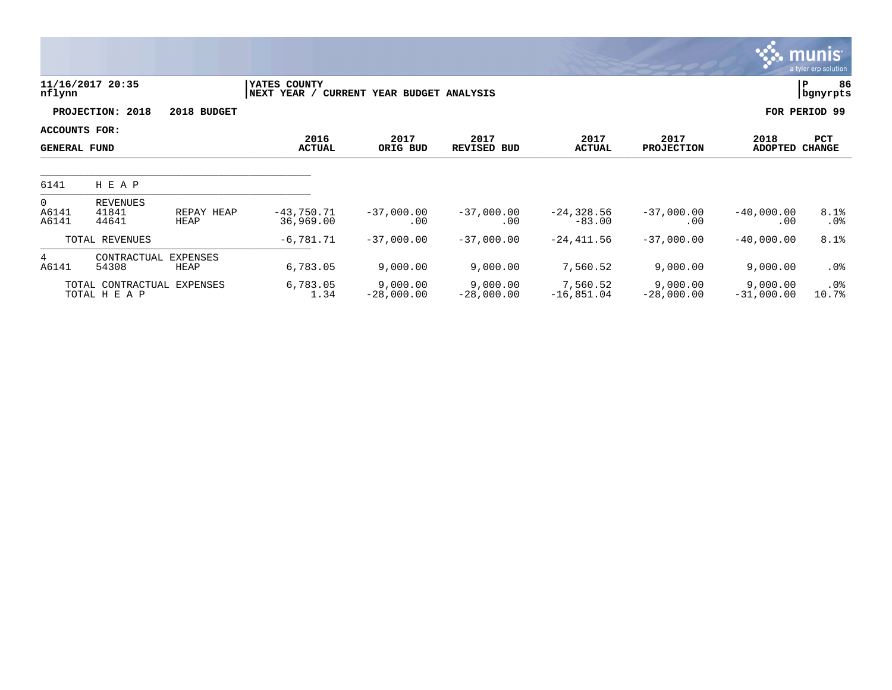**YATES COUNTY**
**NEXT YEAR / CURRENT YEAR BUDGET ANALYSIS**

11/16/2017 20:35
nflynn

P 86
bgnyrpts

**PROJECTION: 2018 2018 BUDGET** | **FOR PERIOD 99**

**ACCOUNTS FOR:**
**GENERAL FUND**

| | | | 2016 ACTUAL | 2017 ORIG BUD | 2017 REVISED BUD | 2017 ACTUAL | 2017 PROJECTION | 2018 ADOPTED | PCT CHANGE |
|---|---|---|---|---|---|---|---|---|---|
| 6141 | H E A P | | | | | | | | |
| 0 | REVENUES | | | | | | | | |
| A6141 | 41841 | REPAY HEAP | -43,750.71 | -37,000.00 | -37,000.00 | -24,328.56 | -37,000.00 | -40,000.00 | 8.1% |
| A6141 | 44641 | HEAP | 36,969.00 | .00 | .00 | -83.00 | .00 | .00 | .0% |
| | TOTAL REVENUES | | -6,781.71 | -37,000.00 | -37,000.00 | -24,411.56 | -37,000.00 | -40,000.00 | 8.1% |
| 4 | CONTRACTUAL EXPENSES | | | | | | | | |
| A6141 | 54308 | HEAP | 6,783.05 | 9,000.00 | 9,000.00 | 7,560.52 | 9,000.00 | 9,000.00 | .0% |
| | TOTAL CONTRACTUAL EXPENSES | | 6,783.05 | 9,000.00 | 9,000.00 | 7,560.52 | 9,000.00 | 9,000.00 | .0% |
| | TOTAL H E A P | | 1.34 | -28,000.00 | -28,000.00 | -16,851.04 | -28,000.00 | -31,000.00 | 10.7% |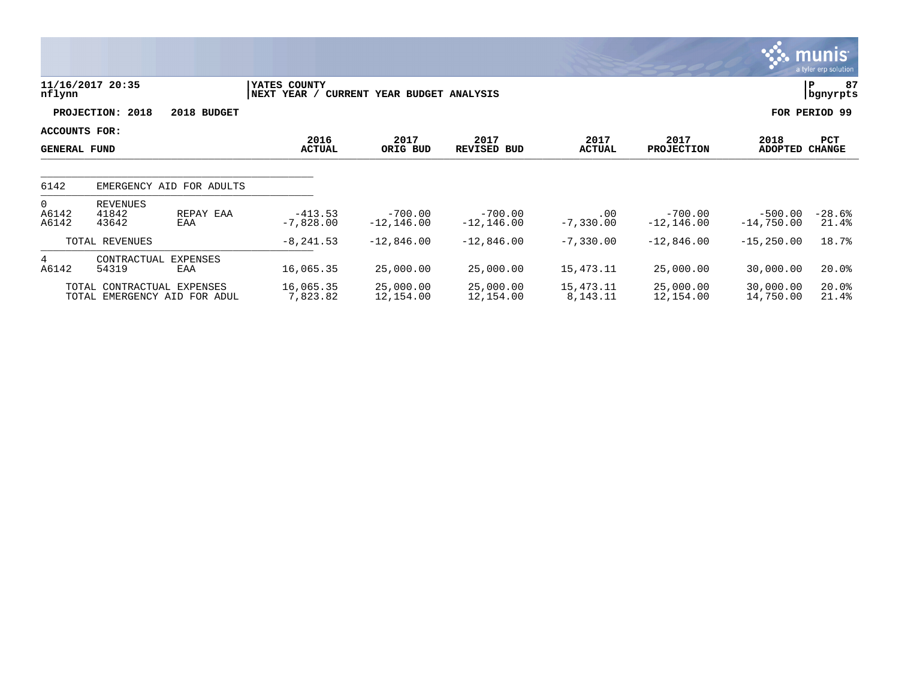YATES COUNTY
NEXT YEAR / CURRENT YEAR BUDGET ANALYSIS

11/16/2017 20:35
nflynn

PROJECTION: 2018 2018 BUDGET

FOR PERIOD 99

ACCOUNTS FOR:
GENERAL FUND

| | | | 2016 ACTUAL | 2017 ORIG BUD | 2017 REVISED BUD | 2017 ACTUAL | 2017 PROJECTION | 2018 ADOPTED | PCT CHANGE |
|---|---|---|---|---|---|---|---|---|---|
| 6142 | EMERGENCY AID FOR ADULTS | | | | | | | | |
| 0 | REVENUES | | | | | | | | |
| A6142 | 41842 | REPAY EAA | -413.53 | -700.00 | -700.00 | .00 | -700.00 | -500.00 | -28.6% |
| A6142 | 43642 | EAA | -7,828.00 | -12,146.00 | -12,146.00 | -7,330.00 | -12,146.00 | -14,750.00 | 21.4% |
| | TOTAL REVENUES | | -8,241.53 | -12,846.00 | -12,846.00 | -7,330.00 | -12,846.00 | -15,250.00 | 18.7% |
| 4 | CONTRACTUAL EXPENSES | | | | | | | | |
| A6142 | 54319 | EAA | 16,065.35 | 25,000.00 | 25,000.00 | 15,473.11 | 25,000.00 | 30,000.00 | 20.0% |
| | TOTAL CONTRACTUAL EXPENSES | | 16,065.35 | 25,000.00 | 25,000.00 | 15,473.11 | 25,000.00 | 30,000.00 | 20.0% |
| | TOTAL EMERGENCY AID FOR ADUL | | 7,823.82 | 12,154.00 | 12,154.00 | 8,143.11 | 12,154.00 | 14,750.00 | 21.4% |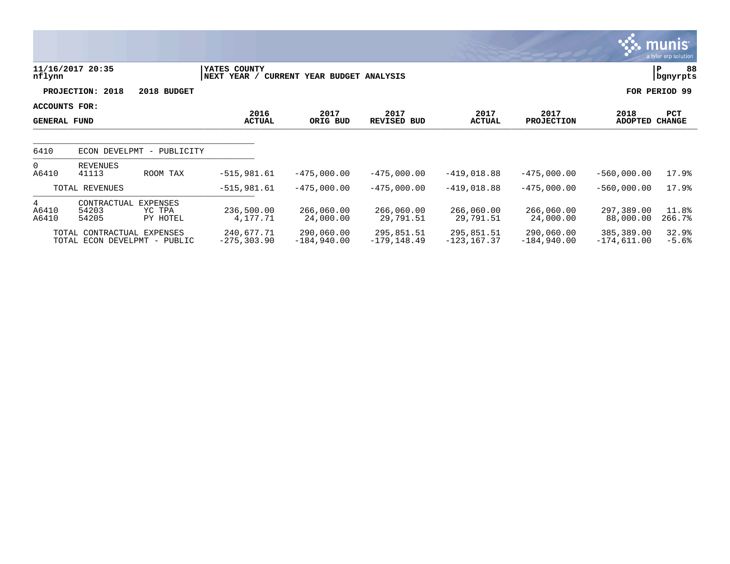**11/16/2017 20:35** | **YATES COUNTY** | **P 88**
**nflynn** | **NEXT YEAR / CURRENT YEAR BUDGET ANALYSIS** | **bgnyrpts**

**PROJECTION: 2018 2018 BUDGET** | **FOR PERIOD 99**

**ACCOUNTS FOR:**

| GENERAL FUND | | | 2016 ACTUAL | 2017 ORIG BUD | 2017 REVISED BUD | 2017 ACTUAL | 2017 PROJECTION | 2018 ADOPTED | PCT CHANGE |
|---|---|---|---|---|---|---|---|---|---|
| 6410 | ECON DEVELPMT - PUBLICITY | | | | | | | | |
| 0 | REVENUES | | | | | | | | |
| A6410 | 41113 | ROOM TAX | -515,981.61 | -475,000.00 | -475,000.00 | -419,018.88 | -475,000.00 | -560,000.00 | 17.9% |
| | TOTAL REVENUES | | -515,981.61 | -475,000.00 | -475,000.00 | -419,018.88 | -475,000.00 | -560,000.00 | 17.9% |
| 4 | CONTRACTUAL EXPENSES | | | | | | | | |
| A6410 | 54203 | YC TPA | 236,500.00 | 266,060.00 | 266,060.00 | 266,060.00 | 266,060.00 | 297,389.00 | 11.8% |
| A6410 | 54205 | PY HOTEL | 4,177.71 | 24,000.00 | 29,791.51 | 29,791.51 | 24,000.00 | 88,000.00 | 266.7% |
| | TOTAL CONTRACTUAL EXPENSES | | 240,677.71 | 290,060.00 | 295,851.51 | 295,851.51 | 290,060.00 | 385,389.00 | 32.9% |
| | TOTAL ECON DEVELPMT - PUBLIC | | -275,303.90 | -184,940.00 | -179,148.49 | -123,167.37 | -184,940.00 | -174,611.00 | -5.6% |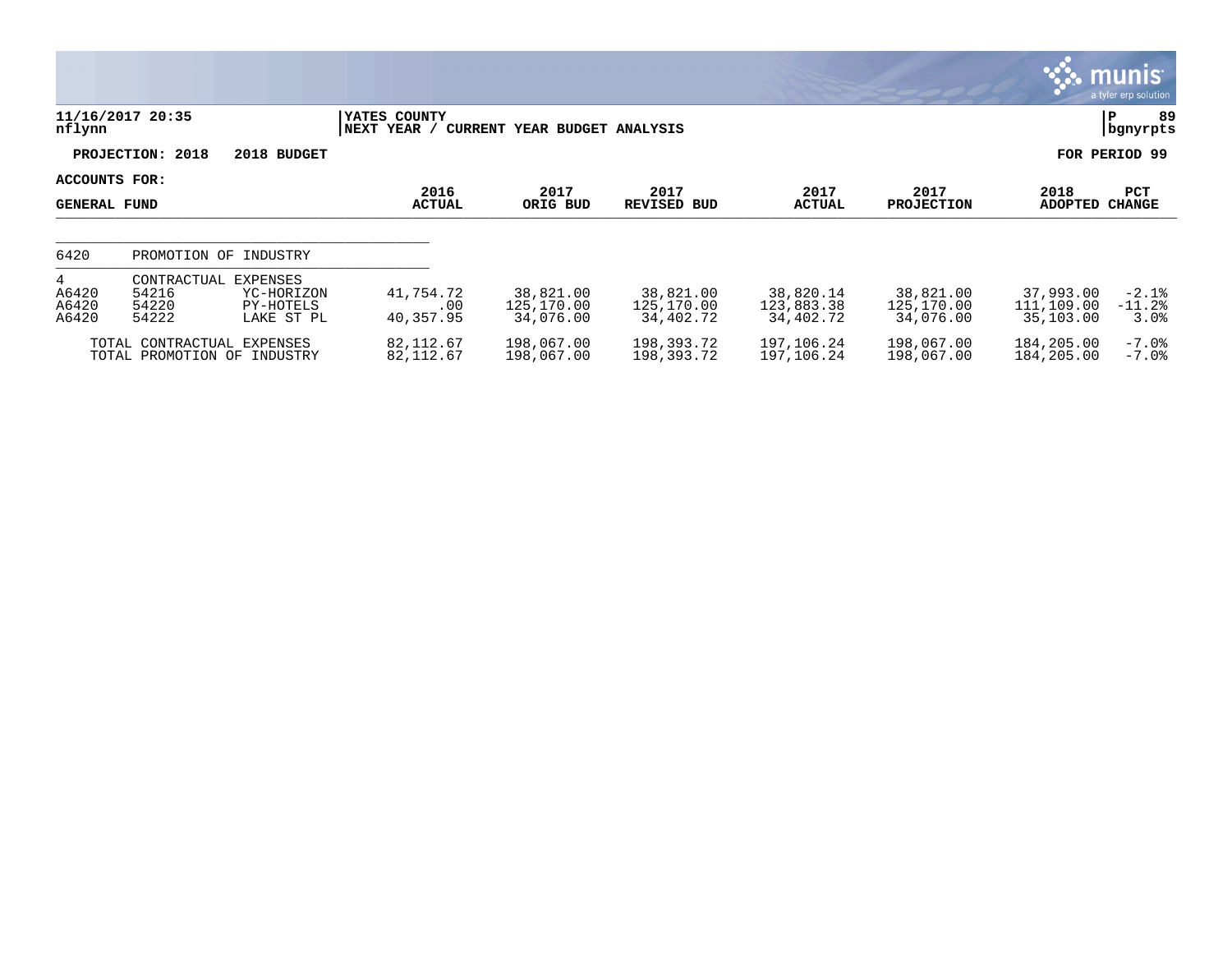**11/16/2017 20:35** | **YATES COUNTY** | **P 89**
**nflynn** | **NEXT YEAR / CURRENT YEAR BUDGET ANALYSIS** | **bgnyrpts**

**PROJECTION: 2018 2018 BUDGET** — **FOR PERIOD 99**

**ACCOUNTS FOR:**

| GENERAL FUND | | | 2016 ACTUAL | 2017 ORIG BUD | 2017 REVISED BUD | 2017 ACTUAL | 2017 PROJECTION | 2018 ADOPTED | PCT CHANGE |
|---|---|---|---|---|---|---|---|---|---|
| 6420 | PROMOTION OF INDUSTRY | | | | | | | | |
| 4 | CONTRACTUAL EXPENSES | | | | | | | | |
| A6420 | 54216 | YC-HORIZON | 41,754.72 | 38,821.00 | 38,821.00 | 38,820.14 | 38,821.00 | 37,993.00 | -2.1% |
| A6420 | 54220 | PY-HOTELS | .00 | 125,170.00 | 125,170.00 | 123,883.38 | 125,170.00 | 111,109.00 | -11.2% |
| A6420 | 54222 | LAKE ST PL | 40,357.95 | 34,076.00 | 34,402.72 | 34,402.72 | 34,076.00 | 35,103.00 | 3.0% |
| TOTAL CONTRACTUAL EXPENSES | | | 82,112.67 | 198,067.00 | 198,393.72 | 197,106.24 | 198,067.00 | 184,205.00 | -7.0% |
| TOTAL PROMOTION OF INDUSTRY | | | 82,112.67 | 198,067.00 | 198,393.72 | 197,106.24 | 198,067.00 | 184,205.00 | -7.0% |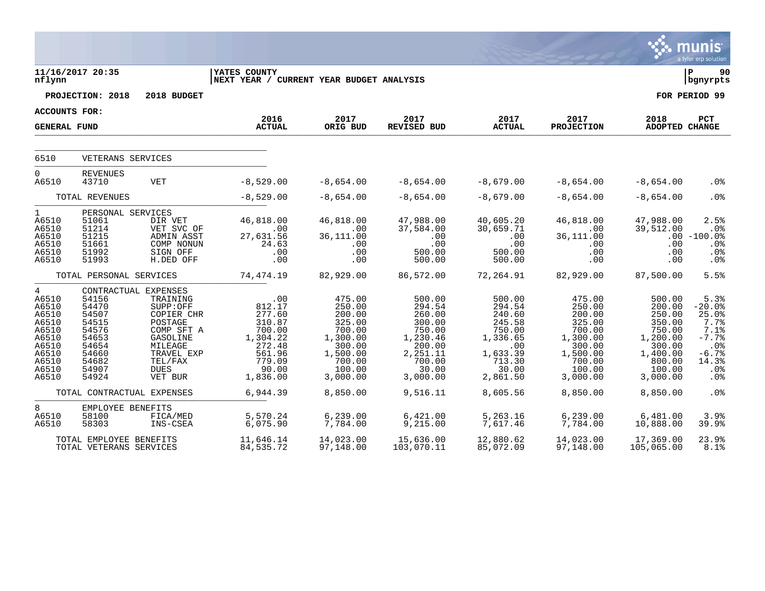**11/16/2017 20:35** | **YATES COUNTY** | **P 90**
nflynn | **NEXT YEAR / CURRENT YEAR BUDGET ANALYSIS** | **bgnyrpts**

**PROJECTION: 2018 2018 BUDGET** | **FOR PERIOD 99**

**ACCOUNTS FOR:**

| GENERAL FUND | | | 2016 ACTUAL | 2017 ORIG BUD | 2017 REVISED BUD | 2017 ACTUAL | 2017 PROJECTION | 2018 ADOPTED | PCT CHANGE |
|---|---|---|---|---|---|---|---|---|---|
| 6510 | VETERANS SERVICES | | | | | | | | |
| 0 | REVENUES | | | | | | | | |
| A6510 | 43710 | VET | -8,529.00 | -8,654.00 | -8,654.00 | -8,679.00 | -8,654.00 | -8,654.00 | .0% |
| | TOTAL REVENUES | | -8,529.00 | -8,654.00 | -8,654.00 | -8,679.00 | -8,654.00 | -8,654.00 | .0% |
| 1 | PERSONAL SERVICES | | | | | | | | |
| A6510 | 51061 | DIR VET | 46,818.00 | 46,818.00 | 47,988.00 | 40,605.20 | 46,818.00 | 47,988.00 | 2.5% |
| A6510 | 51214 | VET SVC OF | .00 | .00 | 37,584.00 | 30,659.71 | .00 | 39,512.00 | .0% |
| A6510 | 51215 | ADMIN ASST | 27,631.56 | 36,111.00 | .00 | .00 | 36,111.00 | .00 | -100.0% |
| A6510 | 51661 | COMP NONUN | 24.63 | .00 | .00 | .00 | .00 | .00 | .0% |
| A6510 | 51992 | SIGN OFF | .00 | .00 | 500.00 | 500.00 | .00 | .00 | .0% |
| A6510 | 51993 | H.DED OFF | .00 | .00 | 500.00 | 500.00 | .00 | .00 | .0% |
| | TOTAL PERSONAL SERVICES | | 74,474.19 | 82,929.00 | 86,572.00 | 72,264.91 | 82,929.00 | 87,500.00 | 5.5% |
| 4 | CONTRACTUAL EXPENSES | | | | | | | | |
| A6510 | 54156 | TRAINING | .00 | 475.00 | 500.00 | 500.00 | 475.00 | 500.00 | 5.3% |
| A6510 | 54470 | SUPP:OFF | 812.17 | 250.00 | 294.54 | 294.54 | 250.00 | 200.00 | -20.0% |
| A6510 | 54507 | COPIER CHR | 277.60 | 200.00 | 260.00 | 240.60 | 200.00 | 250.00 | 25.0% |
| A6510 | 54515 | POSTAGE | 310.87 | 325.00 | 300.00 | 245.58 | 325.00 | 350.00 | 7.7% |
| A6510 | 54576 | COMP SFT A | 700.00 | 700.00 | 750.00 | 750.00 | 700.00 | 750.00 | 7.1% |
| A6510 | 54653 | GASOLINE | 1,304.22 | 1,300.00 | 1,230.46 | 1,336.65 | 1,300.00 | 1,200.00 | -7.7% |
| A6510 | 54654 | MILEAGE | 272.48 | 300.00 | 200.00 | .00 | 300.00 | 300.00 | .0% |
| A6510 | 54660 | TRAVEL EXP | 561.96 | 1,500.00 | 2,251.11 | 1,633.39 | 1,500.00 | 1,400.00 | -6.7% |
| A6510 | 54682 | TEL/FAX | 779.09 | 700.00 | 700.00 | 713.30 | 700.00 | 800.00 | 14.3% |
| A6510 | 54907 | DUES | 90.00 | 100.00 | 30.00 | 30.00 | 100.00 | 100.00 | .0% |
| A6510 | 54924 | VET BUR | 1,836.00 | 3,000.00 | 3,000.00 | 2,861.50 | 3,000.00 | 3,000.00 | .0% |
| | TOTAL CONTRACTUAL EXPENSES | | 6,944.39 | 8,850.00 | 9,516.11 | 8,605.56 | 8,850.00 | 8,850.00 | .0% |
| 8 | EMPLOYEE BENEFITS | | | | | | | | |
| A6510 | 58100 | FICA/MED | 5,570.24 | 6,239.00 | 6,421.00 | 5,263.16 | 6,239.00 | 6,481.00 | 3.9% |
| A6510 | 58303 | INS-CSEA | 6,075.90 | 7,784.00 | 9,215.00 | 7,617.46 | 7,784.00 | 10,888.00 | 39.9% |
| | TOTAL EMPLOYEE BENEFITS | | 11,646.14 | 14,023.00 | 15,636.00 | 12,880.62 | 14,023.00 | 17,369.00 | 23.9% |
| | TOTAL VETERANS SERVICES | | 84,535.72 | 97,148.00 | 103,070.11 | 85,072.09 | 97,148.00 | 105,065.00 | 8.1% |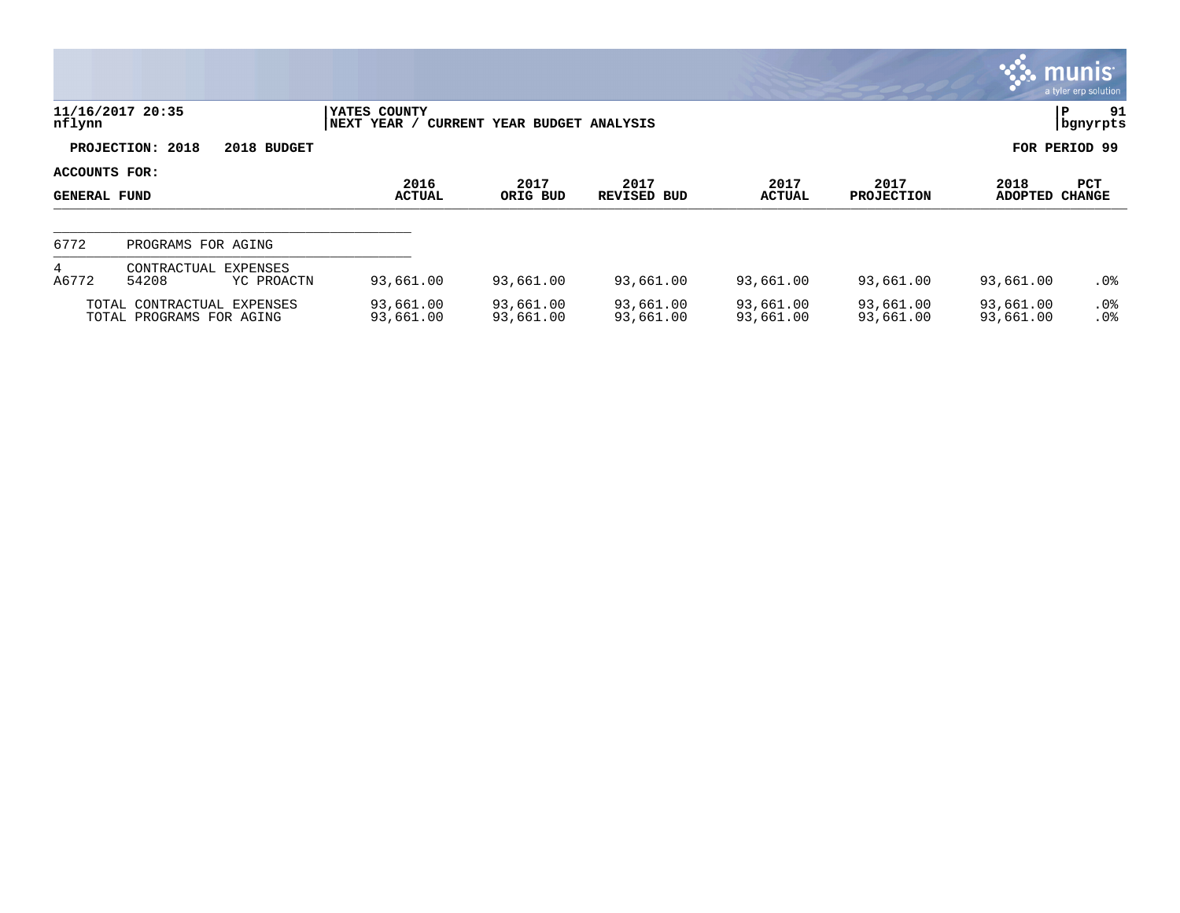11/16/2017 20:35 | YATES COUNTY | P 91
nflynn | NEXT YEAR / CURRENT YEAR BUDGET ANALYSIS | bgnyrpts

**PROJECTION: 2018 2018 BUDGET** | **FOR PERIOD 99**

**ACCOUNTS FOR:**

| GENERAL FUND | | | 2016 ACTUAL | 2017 ORIG BUD | 2017 REVISED BUD | 2017 ACTUAL | 2017 PROJECTION | 2018 ADOPTED | PCT CHANGE |
|---|---|---|---|---|---|---|---|---|---|
| 6772 | PROGRAMS FOR AGING | | | | | | | | |
| 4 | CONTRACTUAL EXPENSES | | | | | | | | |
| A6772 | 54208 | YC PROACTN | 93,661.00 | 93,661.00 | 93,661.00 | 93,661.00 | 93,661.00 | 93,661.00 | .0% |
| TOTAL CONTRACTUAL EXPENSES | | | 93,661.00 | 93,661.00 | 93,661.00 | 93,661.00 | 93,661.00 | 93,661.00 | .0% |
| TOTAL PROGRAMS FOR AGING | | | 93,661.00 | 93,661.00 | 93,661.00 | 93,661.00 | 93,661.00 | 93,661.00 | .0% |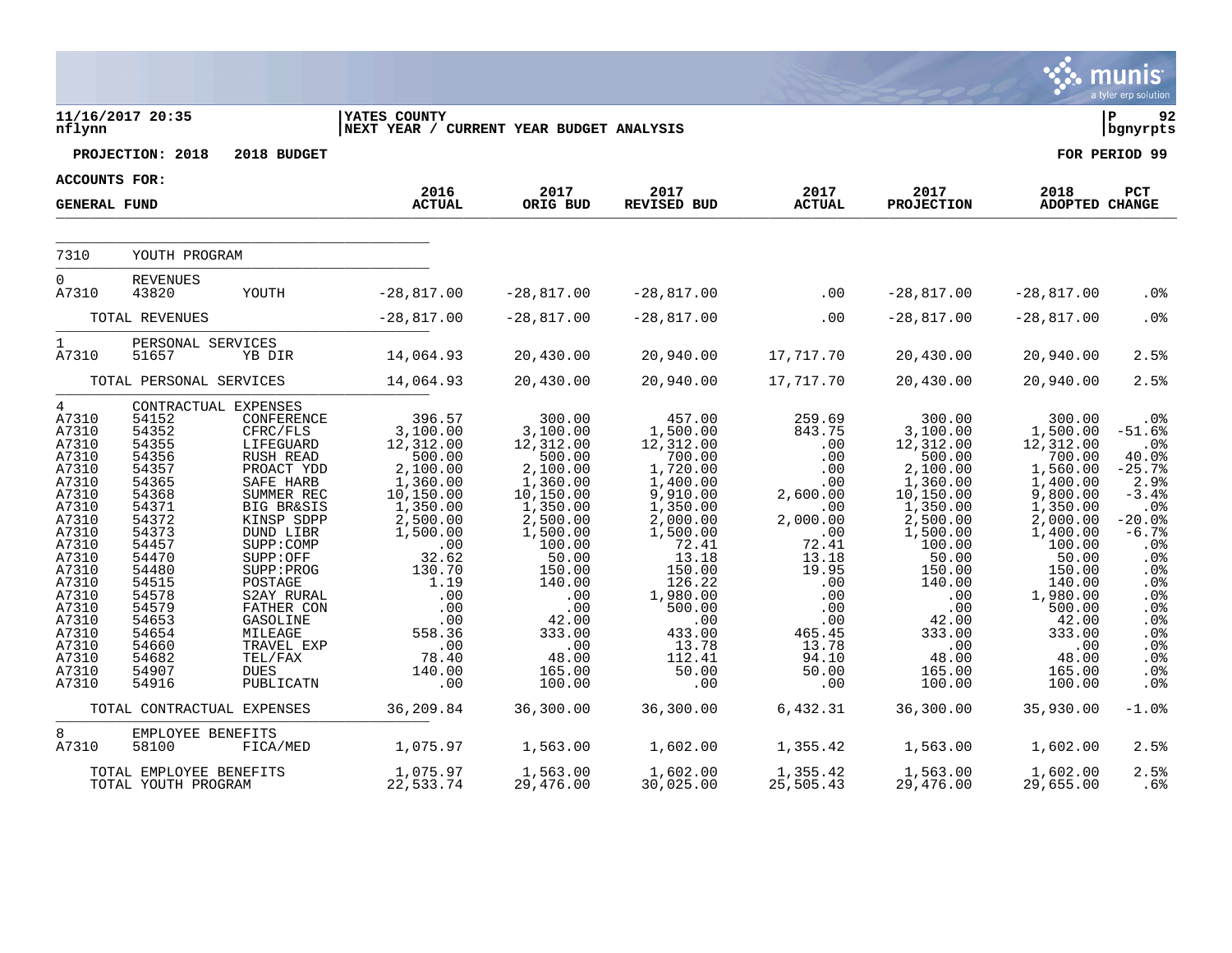11/16/2017 20:35
nflynn

YATES COUNTY
NEXT YEAR / CURRENT YEAR BUDGET ANALYSIS

P 92
bgnyrpts

PROJECTION: 2018 2018 BUDGET

FOR PERIOD 99

ACCOUNTS FOR:

| GENERAL FUND | | | 2016 ACTUAL | 2017 ORIG BUD | 2017 REVISED BUD | 2017 ACTUAL | 2017 PROJECTION | 2018 ADOPTED | PCT CHANGE |
|---|---|---|---|---|---|---|---|---|---|
| 7310 | YOUTH PROGRAM | | | | | | | | |
| 0 | REVENUES | | | | | | | | |
| A7310 | 43820 | YOUTH | -28,817.00 | -28,817.00 | -28,817.00 | .00 | -28,817.00 | -28,817.00 | .0% |
| | TOTAL REVENUES | | -28,817.00 | -28,817.00 | -28,817.00 | .00 | -28,817.00 | -28,817.00 | .0% |
| 1 | PERSONAL SERVICES | | | | | | | | |
| A7310 | 51657 | YB DIR | 14,064.93 | 20,430.00 | 20,940.00 | 17,717.70 | 20,430.00 | 20,940.00 | 2.5% |
| | TOTAL PERSONAL SERVICES | | 14,064.93 | 20,430.00 | 20,940.00 | 17,717.70 | 20,430.00 | 20,940.00 | 2.5% |
| 4 | CONTRACTUAL EXPENSES | | | | | | | | |
| A7310 | 54152 | CONFERENCE | 396.57 | 300.00 | 457.00 | 259.69 | 300.00 | 300.00 | .0% |
| A7310 | 54352 | CFRC/FLS | 3,100.00 | 3,100.00 | 1,500.00 | 843.75 | 3,100.00 | 1,500.00 | -51.6% |
| A7310 | 54355 | LIFEGUARD | 12,312.00 | 12,312.00 | 12,312.00 | .00 | 12,312.00 | 12,312.00 | .0% |
| A7310 | 54356 | RUSH READ | 500.00 | 500.00 | 700.00 | .00 | 500.00 | 700.00 | 40.0% |
| A7310 | 54357 | PROACT YDD | 2,100.00 | 2,100.00 | 1,720.00 | .00 | 2,100.00 | 1,560.00 | -25.7% |
| A7310 | 54365 | SAFE HARB | 1,360.00 | 1,360.00 | 1,400.00 | .00 | 1,360.00 | 1,400.00 | 2.9% |
| A7310 | 54368 | SUMMER REC | 10,150.00 | 10,150.00 | 9,910.00 | 2,600.00 | 10,150.00 | 9,800.00 | -3.4% |
| A7310 | 54371 | BIG BR&SIS | 1,350.00 | 1,350.00 | 1,350.00 | .00 | 1,350.00 | 1,350.00 | .0% |
| A7310 | 54372 | KINSP SDPP | 2,500.00 | 2,500.00 | 2,000.00 | 2,000.00 | 2,500.00 | 2,000.00 | -20.0% |
| A7310 | 54373 | DUND LIBR | 1,500.00 | 1,500.00 | 1,500.00 | .00 | 1,500.00 | 1,400.00 | -6.7% |
| A7310 | 54457 | SUPP:COMP | .00 | 100.00 | 72.41 | 72.41 | 100.00 | 100.00 | .0% |
| A7310 | 54470 | SUPP:OFF | 32.62 | 50.00 | 13.18 | 13.18 | 50.00 | 50.00 | .0% |
| A7310 | 54480 | SUPP:PROG | 130.70 | 150.00 | 150.00 | 19.95 | 150.00 | 150.00 | .0% |
| A7310 | 54515 | POSTAGE | 1.19 | 140.00 | 126.22 | .00 | 140.00 | 140.00 | .0% |
| A7310 | 54578 | S2AY RURAL | .00 | .00 | 1,980.00 | .00 | .00 | 1,980.00 | .0% |
| A7310 | 54579 | FATHER CON | .00 | .00 | 500.00 | .00 | .00 | 500.00 | .0% |
| A7310 | 54653 | GASOLINE | .00 | 42.00 | .00 | .00 | 42.00 | 42.00 | .0% |
| A7310 | 54654 | MILEAGE | 558.36 | 333.00 | 433.00 | 465.45 | 333.00 | 333.00 | .0% |
| A7310 | 54660 | TRAVEL EXP | .00 | .00 | 13.78 | 13.78 | .00 | .00 | .0% |
| A7310 | 54682 | TEL/FAX | 78.40 | 48.00 | 112.41 | 94.10 | 48.00 | 48.00 | .0% |
| A7310 | 54907 | DUES | 140.00 | 165.00 | 50.00 | 50.00 | 165.00 | 165.00 | .0% |
| A7310 | 54916 | PUBLICATN | .00 | 100.00 | .00 | .00 | 100.00 | 100.00 | .0% |
| | TOTAL CONTRACTUAL EXPENSES | | 36,209.84 | 36,300.00 | 36,300.00 | 6,432.31 | 36,300.00 | 35,930.00 | -1.0% |
| 8 | EMPLOYEE BENEFITS | | | | | | | | |
| A7310 | 58100 | FICA/MED | 1,075.97 | 1,563.00 | 1,602.00 | 1,355.42 | 1,563.00 | 1,602.00 | 2.5% |
| | TOTAL EMPLOYEE BENEFITS | | 1,075.97 | 1,563.00 | 1,602.00 | 1,355.42 | 1,563.00 | 1,602.00 | 2.5% |
| | TOTAL YOUTH PROGRAM | | 22,533.74 | 29,476.00 | 30,025.00 | 25,505.43 | 29,476.00 | 29,655.00 | .6% |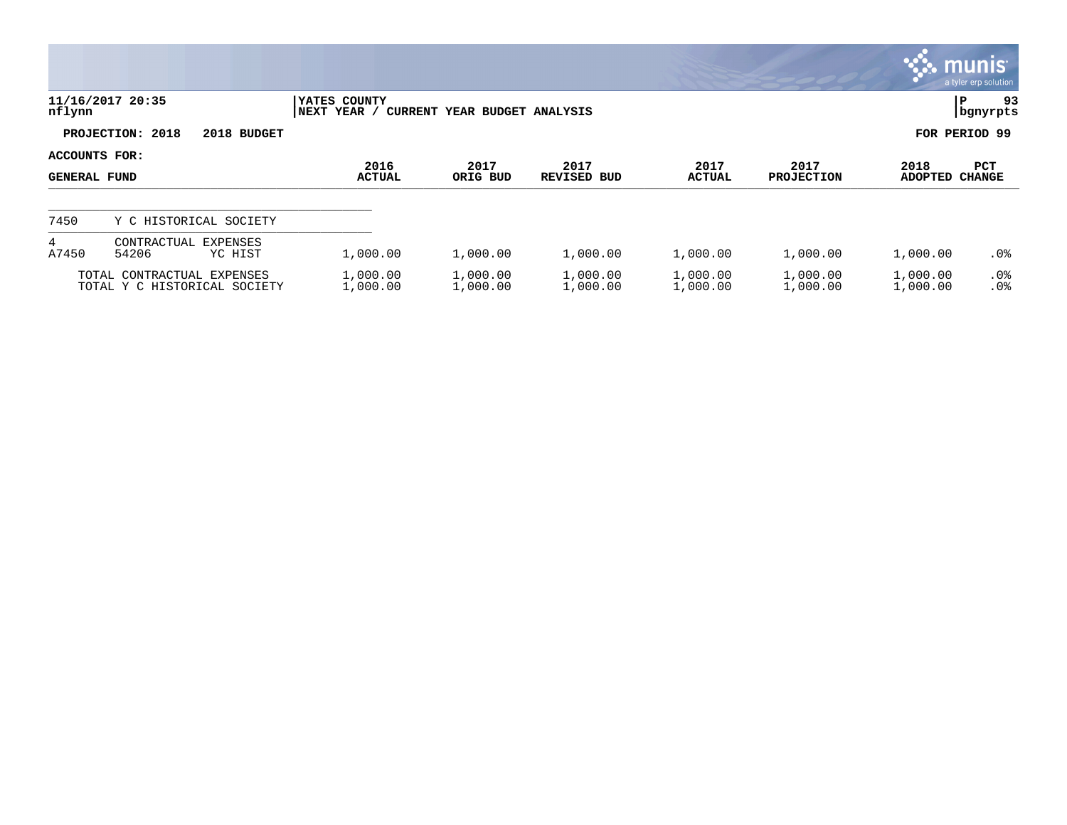**11/16/2017 20:35**
**nflynn**

**YATES COUNTY**
**NEXT YEAR / CURRENT YEAR BUDGET ANALYSIS**

**P 93**
**bgnyrpts**

**PROJECTION: 2018 2018 BUDGET**

**FOR PERIOD 99**

**ACCOUNTS FOR:**

| GENERAL FUND | | | 2016 ACTUAL | 2017 ORIG BUD | 2017 REVISED BUD | 2017 ACTUAL | 2017 PROJECTION | 2018 ADOPTED | PCT CHANGE |
|---|---|---|---|---|---|---|---|---|---|
| 7450 | Y C HISTORICAL SOCIETY | | | | | | | | |
| 4 | CONTRACTUAL EXPENSES | | | | | | | | |
| A7450 | 54206 | YC HIST | 1,000.00 | 1,000.00 | 1,000.00 | 1,000.00 | 1,000.00 | 1,000.00 | .0% |
| | TOTAL CONTRACTUAL EXPENSES | | 1,000.00 | 1,000.00 | 1,000.00 | 1,000.00 | 1,000.00 | 1,000.00 | .0% |
| | TOTAL Y C HISTORICAL SOCIETY | | 1,000.00 | 1,000.00 | 1,000.00 | 1,000.00 | 1,000.00 | 1,000.00 | .0% |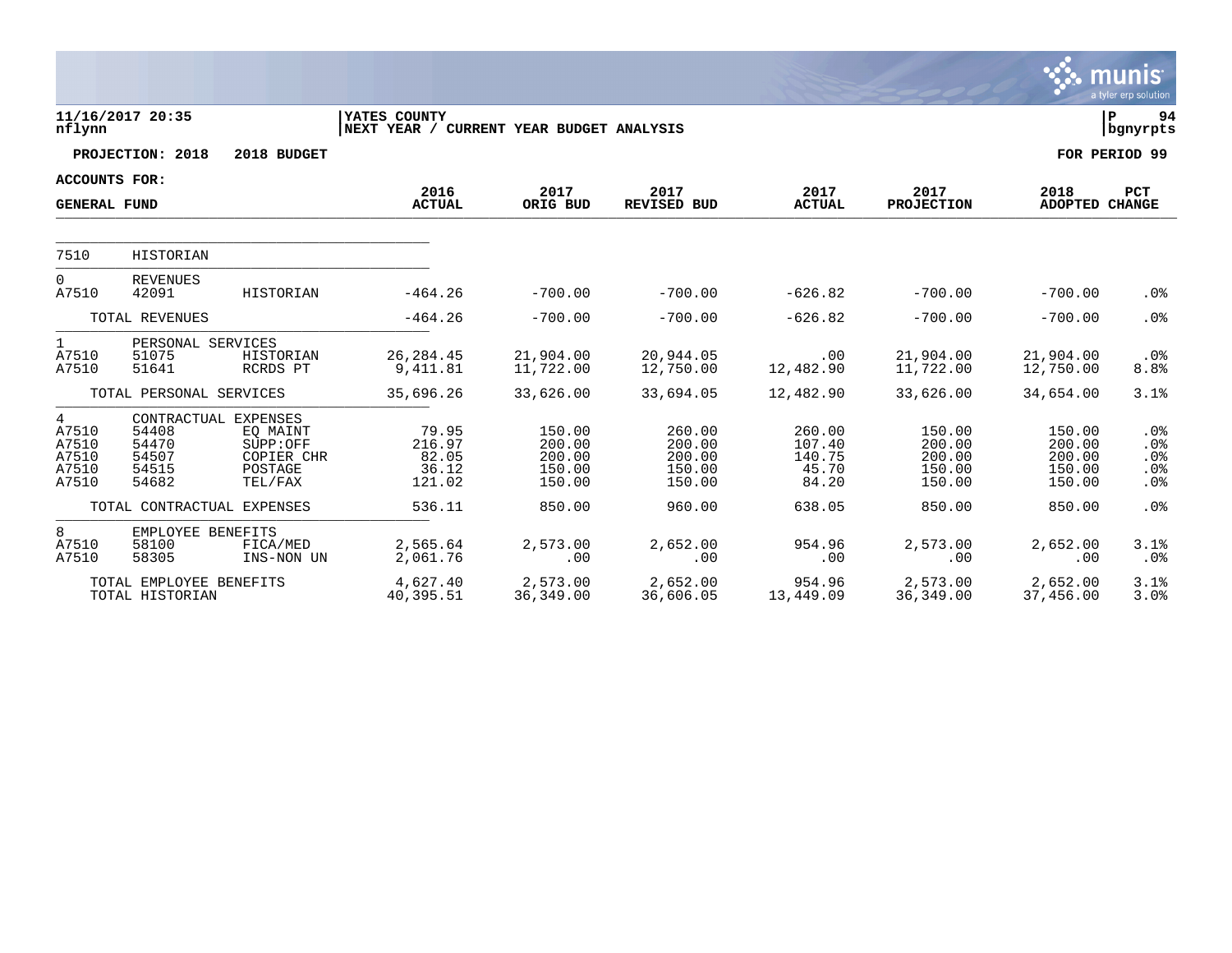11/16/2017 20:35
nflynn

YATES COUNTY
NEXT YEAR / CURRENT YEAR BUDGET ANALYSIS

P 94
bgnyrpts

PROJECTION: 2018 2018 BUDGET — FOR PERIOD 99

ACCOUNTS FOR:
GENERAL FUND

| | | | 2016 ACTUAL | 2017 ORIG BUD | 2017 REVISED BUD | 2017 ACTUAL | 2017 PROJECTION | 2018 ADOPTED | PCT CHANGE |
|---|---|---|---|---|---|---|---|---|---|
| 7510 | HISTORIAN | | | | | | | | |
| 0 | REVENUES | | | | | | | | |
| A7510 | 42091 | HISTORIAN | -464.26 | -700.00 | -700.00 | -626.82 | -700.00 | -700.00 | .0% |
| | TOTAL REVENUES | | -464.26 | -700.00 | -700.00 | -626.82 | -700.00 | -700.00 | .0% |
| 1 | PERSONAL SERVICES | | | | | | | | |
| A7510 | 51075 | HISTORIAN | 26,284.45 | 21,904.00 | 20,944.05 | .00 | 21,904.00 | 21,904.00 | .0% |
| A7510 | 51641 | RCRDS PT | 9,411.81 | 11,722.00 | 12,750.00 | 12,482.90 | 11,722.00 | 12,750.00 | 8.8% |
| | TOTAL PERSONAL SERVICES | | 35,696.26 | 33,626.00 | 33,694.05 | 12,482.90 | 33,626.00 | 34,654.00 | 3.1% |
| 4 | CONTRACTUAL EXPENSES | | | | | | | | |
| A7510 | 54408 | EQ MAINT | 79.95 | 150.00 | 260.00 | 260.00 | 150.00 | 150.00 | .0% |
| A7510 | 54470 | SUPP:OFF | 216.97 | 200.00 | 200.00 | 107.40 | 200.00 | 200.00 | .0% |
| A7510 | 54507 | COPIER CHR | 82.05 | 200.00 | 200.00 | 140.75 | 200.00 | 200.00 | .0% |
| A7510 | 54515 | POSTAGE | 36.12 | 150.00 | 150.00 | 45.70 | 150.00 | 150.00 | .0% |
| A7510 | 54682 | TEL/FAX | 121.02 | 150.00 | 150.00 | 84.20 | 150.00 | 150.00 | .0% |
| | TOTAL CONTRACTUAL EXPENSES | | 536.11 | 850.00 | 960.00 | 638.05 | 850.00 | 850.00 | .0% |
| 8 | EMPLOYEE BENEFITS | | | | | | | | |
| A7510 | 58100 | FICA/MED | 2,565.64 | 2,573.00 | 2,652.00 | 954.96 | 2,573.00 | 2,652.00 | 3.1% |
| A7510 | 58305 | INS-NON UN | 2,061.76 | .00 | .00 | .00 | .00 | .00 | .0% |
| | TOTAL EMPLOYEE BENEFITS | | 4,627.40 | 2,573.00 | 2,652.00 | 954.96 | 2,573.00 | 2,652.00 | 3.1% |
| | TOTAL HISTORIAN | | 40,395.51 | 36,349.00 | 36,606.05 | 13,449.09 | 36,349.00 | 37,456.00 | 3.0% |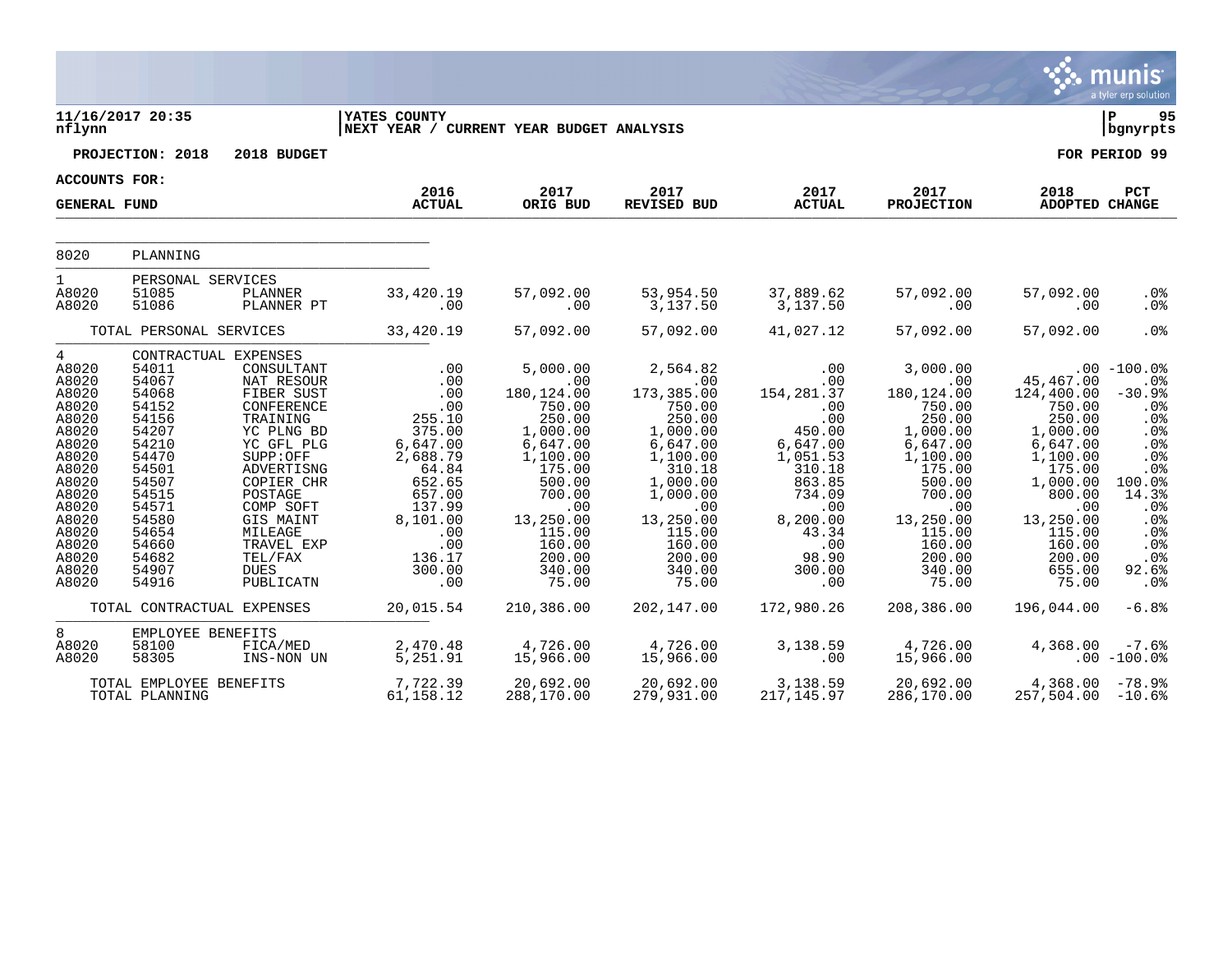11/16/2017 20:35
nflynn

YATES COUNTY
NEXT YEAR / CURRENT YEAR BUDGET ANALYSIS

P 95
bgnyrpts

PROJECTION: 2018 2018 BUDGET

FOR PERIOD 99

ACCOUNTS FOR:

GENERAL FUND

| | | | 2016 ACTUAL | 2017 ORIG BUD | 2017 REVISED BUD | 2017 ACTUAL | 2017 PROJECTION | 2018 ADOPTED | PCT CHANGE |
|---|---|---|---|---|---|---|---|---|---|
| 8020 | PLANNING | | | | | | | | |
| 1 | PERSONAL SERVICES | | | | | | | | |
| A8020 | 51085 | PLANNER | 33,420.19 | 57,092.00 | 53,954.50 | 37,889.62 | 57,092.00 | 57,092.00 | .0% |
| A8020 | 51086 | PLANNER PT | .00 | .00 | 3,137.50 | 3,137.50 | .00 | .00 | .0% |
| | TOTAL PERSONAL SERVICES | | 33,420.19 | 57,092.00 | 57,092.00 | 41,027.12 | 57,092.00 | 57,092.00 | .0% |
| 4 | CONTRACTUAL EXPENSES | | | | | | | | |
| A8020 | 54011 | CONSULTANT | .00 | 5,000.00 | 2,564.82 | .00 | 3,000.00 | .00 | -100.0% |
| A8020 | 54067 | NAT RESOUR | .00 | .00 | .00 | .00 | .00 | 45,467.00 | .0% |
| A8020 | 54068 | FIBER SUST | .00 | 180,124.00 | 173,385.00 | 154,281.37 | 180,124.00 | 124,400.00 | -30.9% |
| A8020 | 54152 | CONFERENCE | .00 | 750.00 | 750.00 | .00 | 750.00 | 750.00 | .0% |
| A8020 | 54156 | TRAINING | 255.10 | 250.00 | 250.00 | .00 | 250.00 | 250.00 | .0% |
| A8020 | 54207 | YC PLNG BD | 375.00 | 1,000.00 | 1,000.00 | 450.00 | 1,000.00 | 1,000.00 | .0% |
| A8020 | 54210 | YC GFL PLG | 6,647.00 | 6,647.00 | 6,647.00 | 6,647.00 | 6,647.00 | 6,647.00 | .0% |
| A8020 | 54470 | SUPP:OFF | 2,688.79 | 1,100.00 | 1,100.00 | 1,051.53 | 1,100.00 | 1,100.00 | .0% |
| A8020 | 54501 | ADVERTISNG | 64.84 | 175.00 | 310.18 | 310.18 | 175.00 | 175.00 | .0% |
| A8020 | 54507 | COPIER CHR | 652.65 | 500.00 | 1,000.00 | 863.85 | 500.00 | 1,000.00 | 100.0% |
| A8020 | 54515 | POSTAGE | 657.00 | 700.00 | 1,000.00 | 734.09 | 700.00 | 800.00 | 14.3% |
| A8020 | 54571 | COMP SOFT | 137.99 | .00 | .00 | .00 | .00 | .00 | .0% |
| A8020 | 54580 | GIS MAINT | 8,101.00 | 13,250.00 | 13,250.00 | 8,200.00 | 13,250.00 | 13,250.00 | .0% |
| A8020 | 54654 | MILEAGE | .00 | 115.00 | 115.00 | 43.34 | 115.00 | 115.00 | .0% |
| A8020 | 54660 | TRAVEL EXP | .00 | 160.00 | 160.00 | .00 | 160.00 | 160.00 | .0% |
| A8020 | 54682 | TEL/FAX | 136.17 | 200.00 | 200.00 | 98.90 | 200.00 | 200.00 | .0% |
| A8020 | 54907 | DUES | 300.00 | 340.00 | 340.00 | 300.00 | 340.00 | 655.00 | 92.6% |
| A8020 | 54916 | PUBLICATN | .00 | 75.00 | 75.00 | .00 | 75.00 | 75.00 | .0% |
| | TOTAL CONTRACTUAL EXPENSES | | 20,015.54 | 210,386.00 | 202,147.00 | 172,980.26 | 208,386.00 | 196,044.00 | -6.8% |
| 8 | EMPLOYEE BENEFITS | | | | | | | | |
| A8020 | 58100 | FICA/MED | 2,470.48 | 4,726.00 | 4,726.00 | 3,138.59 | 4,726.00 | 4,368.00 | -7.6% |
| A8020 | 58305 | INS-NON UN | 5,251.91 | 15,966.00 | 15,966.00 | .00 | 15,966.00 | .00 | -100.0% |
| | TOTAL EMPLOYEE BENEFITS | | 7,722.39 | 20,692.00 | 20,692.00 | 3,138.59 | 20,692.00 | 4,368.00 | -78.9% |
| | TOTAL PLANNING | | 61,158.12 | 288,170.00 | 279,931.00 | 217,145.97 | 286,170.00 | 257,504.00 | -10.6% |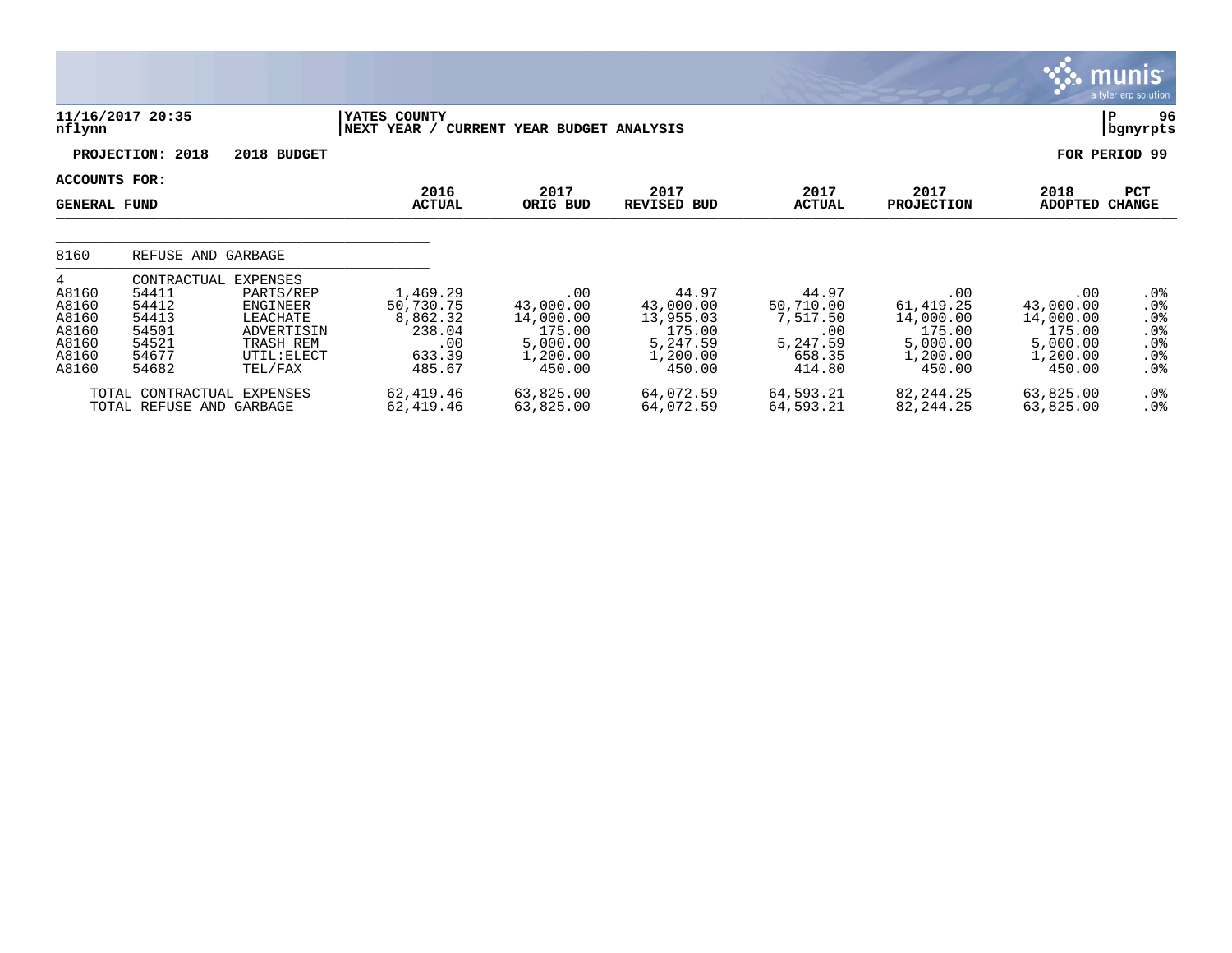11/16/2017 20:35 nflynn | YATES COUNTY NEXT YEAR / CURRENT YEAR BUDGET ANALYSIS | P 96 bgnyrpts

PROJECTION: 2018 2018 BUDGET | FOR PERIOD 99

ACCOUNTS FOR:
GENERAL FUND

| | | | 2016 ACTUAL | 2017 ORIG BUD | 2017 REVISED BUD | 2017 ACTUAL | 2017 PROJECTION | 2018 ADOPTED | PCT CHANGE |
|---|---|---|---|---|---|---|---|---|---|
| 8160 | REFUSE AND GARBAGE | | | | | | | | |
| 4 | CONTRACTUAL EXPENSES | | | | | | | | |
| A8160 | 54411 | PARTS/REP | 1,469.29 | .00 | 44.97 | 44.97 | .00 | .00 | .0% |
| A8160 | 54412 | ENGINEER | 50,730.75 | 43,000.00 | 43,000.00 | 50,710.00 | 61,419.25 | 43,000.00 | .0% |
| A8160 | 54413 | LEACHATE | 8,862.32 | 14,000.00 | 13,955.03 | 7,517.50 | 14,000.00 | 14,000.00 | .0% |
| A8160 | 54501 | ADVERTISIN | 238.04 | 175.00 | 175.00 | .00 | 175.00 | 175.00 | .0% |
| A8160 | 54521 | TRASH REM | .00 | 5,000.00 | 5,247.59 | 5,247.59 | 5,000.00 | 5,000.00 | .0% |
| A8160 | 54677 | UTIL:ELECT | 633.39 | 1,200.00 | 1,200.00 | 658.35 | 1,200.00 | 1,200.00 | .0% |
| A8160 | 54682 | TEL/FAX | 485.67 | 450.00 | 450.00 | 414.80 | 450.00 | 450.00 | .0% |
| TOTAL CONTRACTUAL EXPENSES | | | 62,419.46 | 63,825.00 | 64,072.59 | 64,593.21 | 82,244.25 | 63,825.00 | .0% |
| TOTAL REFUSE AND GARBAGE | | | 62,419.46 | 63,825.00 | 64,072.59 | 64,593.21 | 82,244.25 | 63,825.00 | .0% |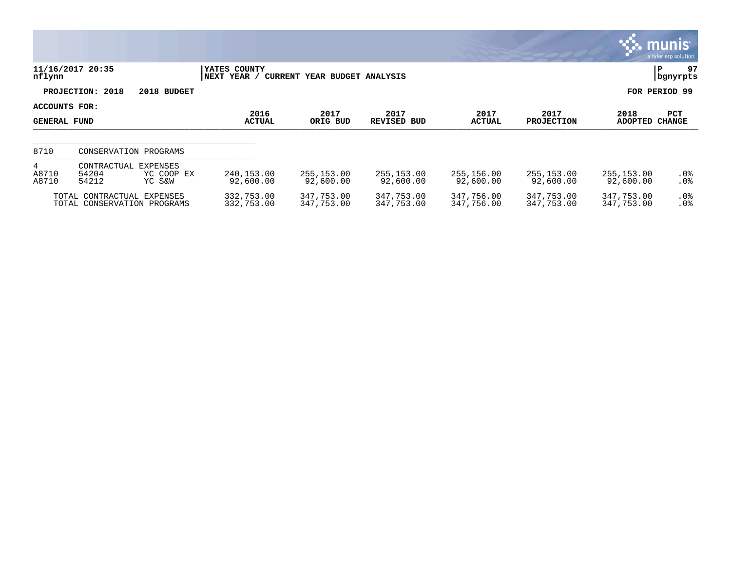**11/16/2017 20:35**
**nflynn**

**YATES COUNTY**
**NEXT YEAR / CURRENT YEAR BUDGET ANALYSIS**

**P 97**
**bgnyrpts**

**PROJECTION: 2018 2018 BUDGET**

**FOR PERIOD 99**

**ACCOUNTS FOR:**
**GENERAL FUND**

| | | | 2016 ACTUAL | 2017 ORIG BUD | 2017 REVISED BUD | 2017 ACTUAL | 2017 PROJECTION | 2018 ADOPTED | PCT CHANGE |
|---|---|---|---|---|---|---|---|---|---|
| 8710 | CONSERVATION PROGRAMS | | | | | | | | |
| 4 | CONTRACTUAL EXPENSES | | | | | | | | |
| A8710 | 54204 | YC COOP EX | 240,153.00 | 255,153.00 | 255,153.00 | 255,156.00 | 255,153.00 | 255,153.00 | .0% |
| A8710 | 54212 | YC S&W | 92,600.00 | 92,600.00 | 92,600.00 | 92,600.00 | 92,600.00 | 92,600.00 | .0% |
| TOTAL CONTRACTUAL EXPENSES | | | 332,753.00 | 347,753.00 | 347,753.00 | 347,756.00 | 347,753.00 | 347,753.00 | .0% |
| TOTAL CONSERVATION PROGRAMS | | | 332,753.00 | 347,753.00 | 347,753.00 | 347,756.00 | 347,753.00 | 347,753.00 | .0% |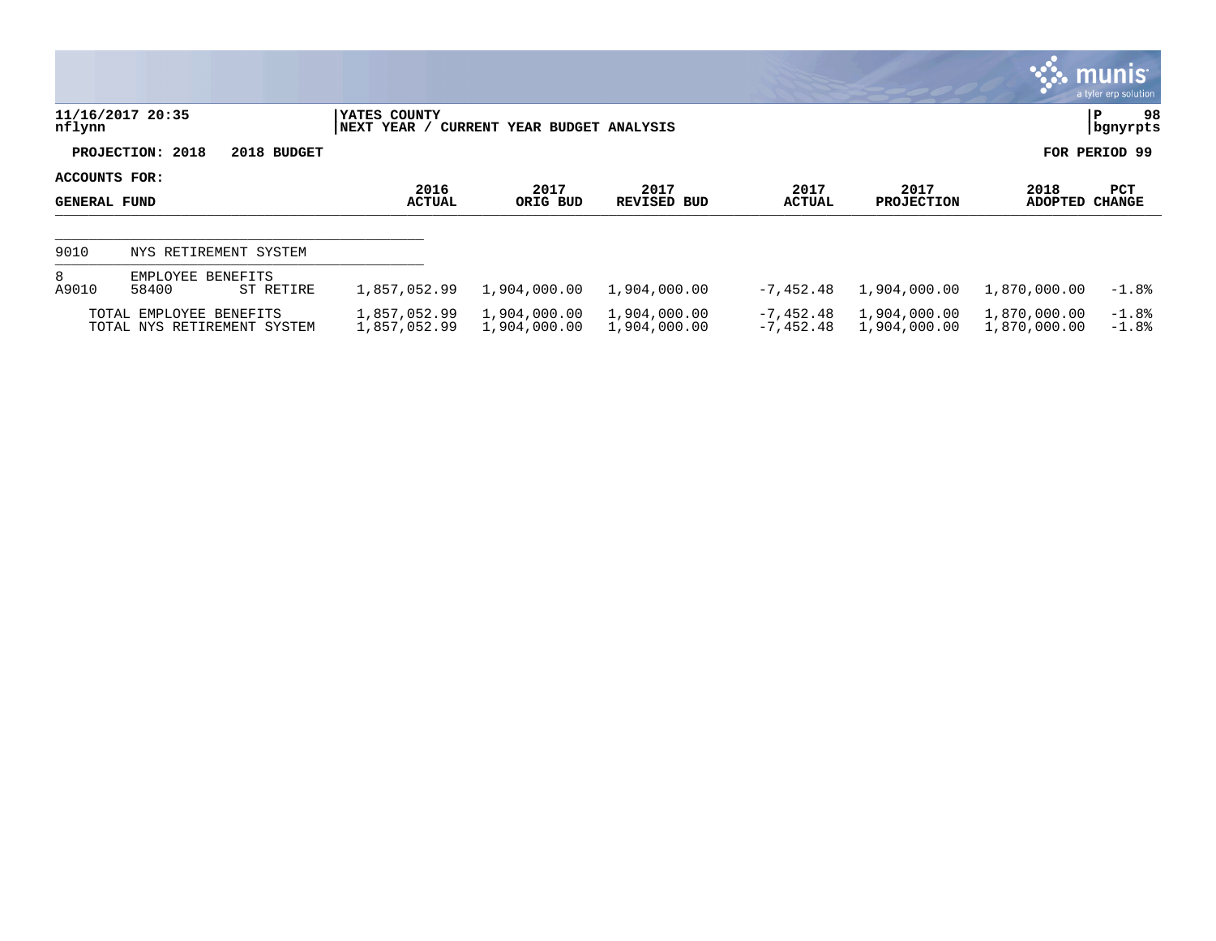YATES COUNTY
NEXT YEAR / CURRENT YEAR BUDGET ANALYSIS

PROJECTION: 2018 2018 BUDGET

FOR PERIOD 99

ACCOUNTS FOR:
GENERAL FUND

| | | | 2016 ACTUAL | 2017 ORIG BUD | 2017 REVISED BUD | 2017 ACTUAL | 2017 PROJECTION | 2018 ADOPTED | PCT CHANGE |
|---|---|---|---|---|---|---|---|---|---|
| 9010 | NYS RETIREMENT SYSTEM | | | | | | | | |
| 8 | EMPLOYEE BENEFITS | | | | | | | | |
| A9010 | 58400 | ST RETIRE | 1,857,052.99 | 1,904,000.00 | 1,904,000.00 | -7,452.48 | 1,904,000.00 | 1,870,000.00 | -1.8% |
| | TOTAL EMPLOYEE BENEFITS | | 1,857,052.99 | 1,904,000.00 | 1,904,000.00 | -7,452.48 | 1,904,000.00 | 1,870,000.00 | -1.8% |
| | TOTAL NYS RETIREMENT SYSTEM | | 1,857,052.99 | 1,904,000.00 | 1,904,000.00 | -7,452.48 | 1,904,000.00 | 1,870,000.00 | -1.8% |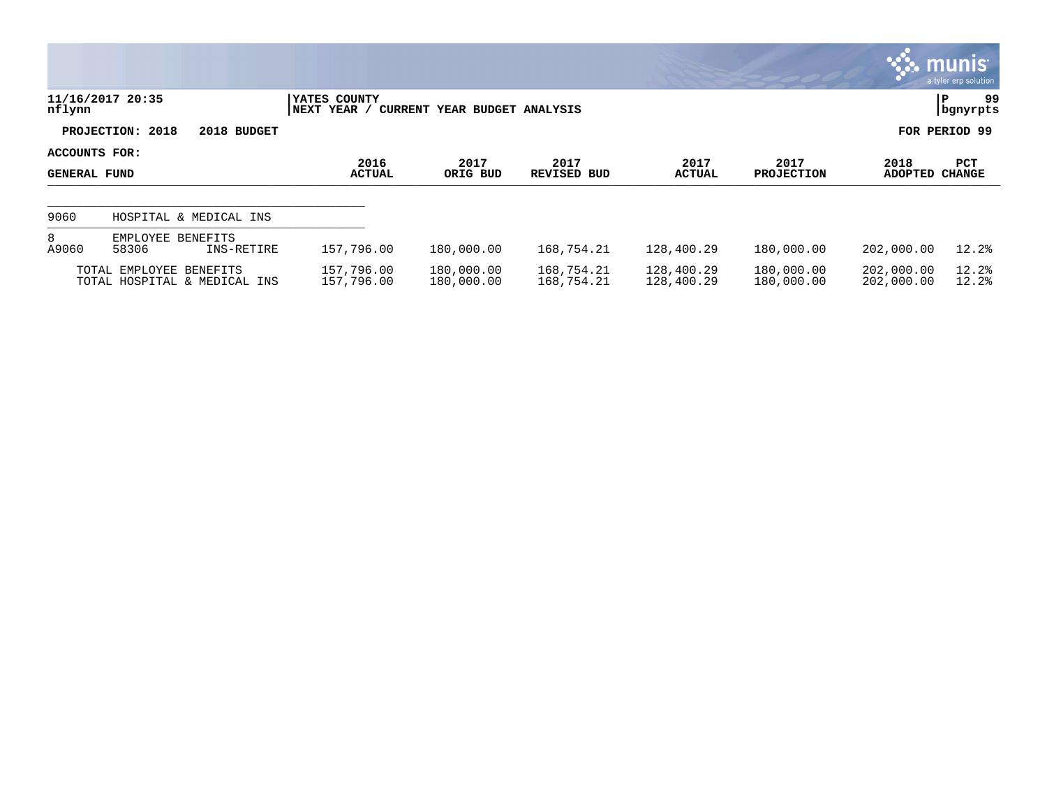**11/16/2017 20:35**
**nflynn**

**YATES COUNTY**
**NEXT YEAR / CURRENT YEAR BUDGET ANALYSIS**

**P 99**
**bgnyrpts**

**PROJECTION: 2018 2018 BUDGET**

**FOR PERIOD 99**

**ACCOUNTS FOR:**

| GENERAL FUND | | | 2016 ACTUAL | 2017 ORIG BUD | 2017 REVISED BUD | 2017 ACTUAL | 2017 PROJECTION | 2018 ADOPTED | PCT CHANGE |
|---|---|---|---|---|---|---|---|---|---|
| 9060 | HOSPITAL & MEDICAL INS | | | | | | | | |
| 8 | EMPLOYEE BENEFITS | | | | | | | | |
| A9060 | 58306 | INS-RETIRE | 157,796.00 | 180,000.00 | 168,754.21 | 128,400.29 | 180,000.00 | 202,000.00 | 12.2% |
| | TOTAL EMPLOYEE BENEFITS | | 157,796.00 | 180,000.00 | 168,754.21 | 128,400.29 | 180,000.00 | 202,000.00 | 12.2% |
| | TOTAL HOSPITAL & MEDICAL INS | | 157,796.00 | 180,000.00 | 168,754.21 | 128,400.29 | 180,000.00 | 202,000.00 | 12.2% |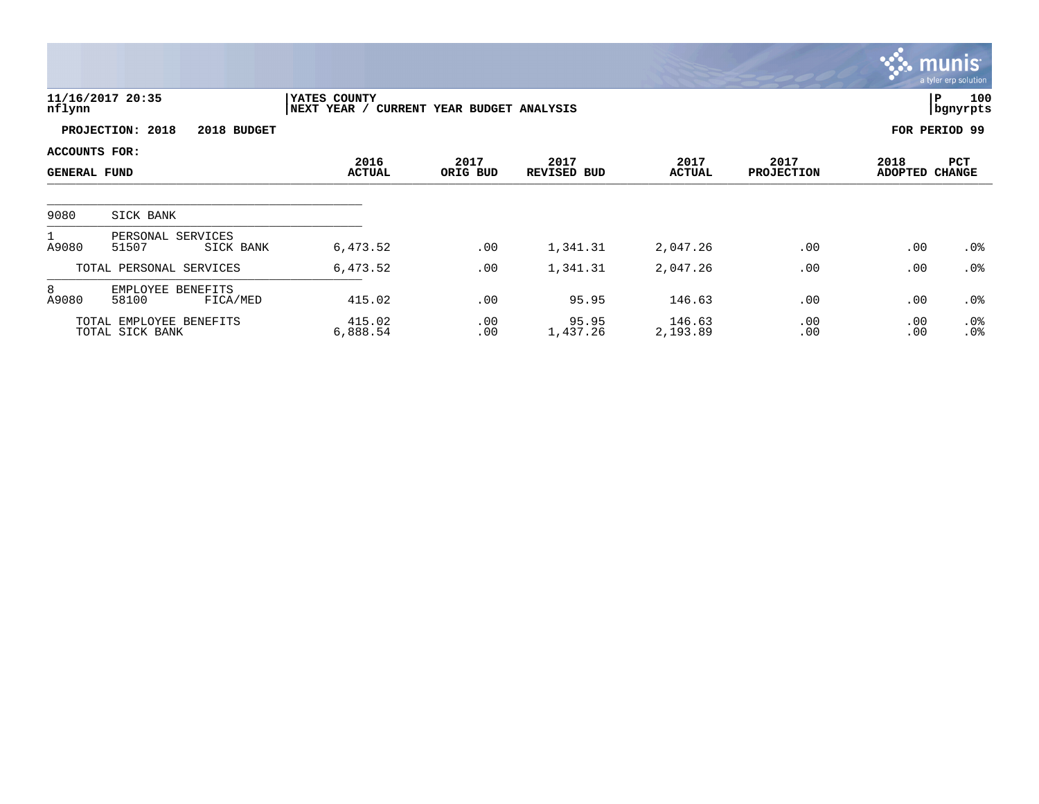11/16/2017 20:35
nflynn

YATES COUNTY
NEXT YEAR / CURRENT YEAR BUDGET ANALYSIS

P 100
bgnyrpts

**PROJECTION: 2018 2018 BUDGET** **FOR PERIOD 99**

**ACCOUNTS FOR:**

| GENERAL FUND | | | 2016 ACTUAL | 2017 ORIG BUD | 2017 REVISED BUD | 2017 ACTUAL | 2017 PROJECTION | 2018 ADOPTED | PCT CHANGE |
|---|---|---|---|---|---|---|---|---|---|
| 9080 | SICK BANK | | | | | | | | |
| 1 | PERSONAL SERVICES | | | | | | | | |
| A9080 | 51507 | SICK BANK | 6,473.52 | .00 | 1,341.31 | 2,047.26 | .00 | .00 | .0% |
| | TOTAL PERSONAL SERVICES | | 6,473.52 | .00 | 1,341.31 | 2,047.26 | .00 | .00 | .0% |
| 8 | EMPLOYEE BENEFITS | | | | | | | | |
| A9080 | 58100 | FICA/MED | 415.02 | .00 | 95.95 | 146.63 | .00 | .00 | .0% |
| | TOTAL EMPLOYEE BENEFITS | | 415.02 | .00 | 95.95 | 146.63 | .00 | .00 | .0% |
| | TOTAL SICK BANK | | 6,888.54 | .00 | 1,437.26 | 2,193.89 | .00 | .00 | .0% |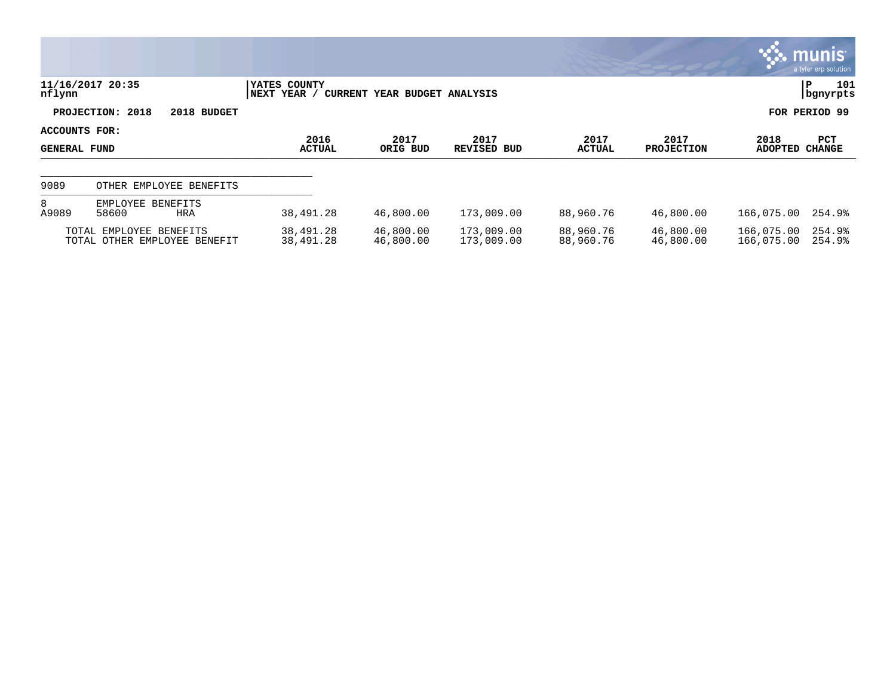11/16/2017 20:35
nflynn

YATES COUNTY
NEXT YEAR / CURRENT YEAR BUDGET ANALYSIS

P 101
bgnyrpts

PROJECTION: 2018 2018 BUDGET

FOR PERIOD 99

ACCOUNTS FOR:
GENERAL FUND

| | | | 2016 ACTUAL | 2017 ORIG BUD | 2017 REVISED BUD | 2017 ACTUAL | 2017 PROJECTION | 2018 ADOPTED | PCT CHANGE |
|---|---|---|---|---|---|---|---|---|---|
| 9089 | OTHER EMPLOYEE BENEFITS | | | | | | | | |
| 8 | EMPLOYEE BENEFITS | | | | | | | | |
| A9089 | 58600 | HRA | 38,491.28 | 46,800.00 | 173,009.00 | 88,960.76 | 46,800.00 | 166,075.00 | 254.9% |
| | TOTAL EMPLOYEE BENEFITS | | 38,491.28 | 46,800.00 | 173,009.00 | 88,960.76 | 46,800.00 | 166,075.00 | 254.9% |
| | TOTAL OTHER EMPLOYEE BENEFIT | | 38,491.28 | 46,800.00 | 173,009.00 | 88,960.76 | 46,800.00 | 166,075.00 | 254.9% |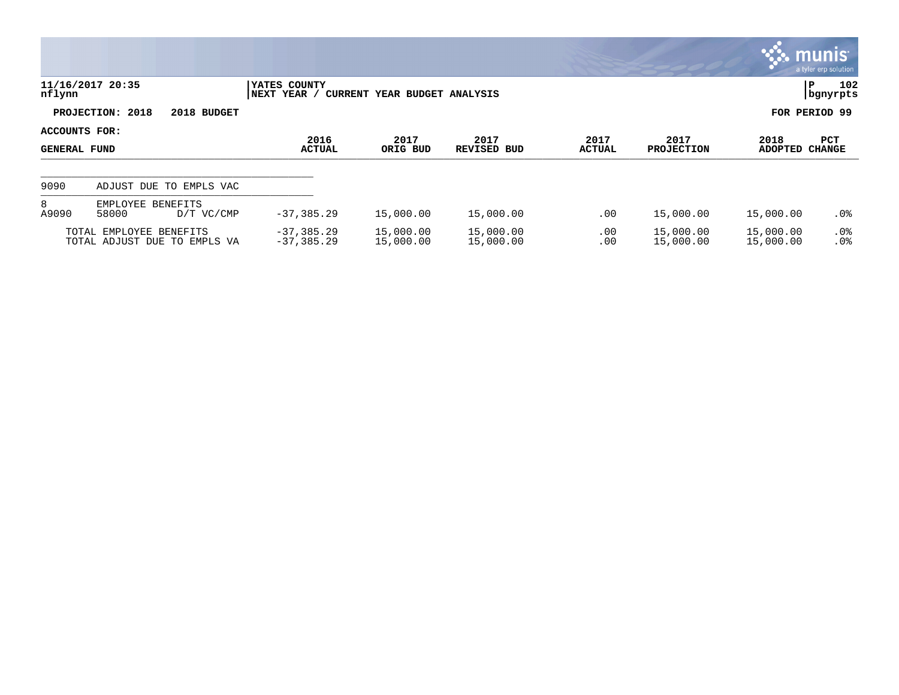11/16/2017 20:35
nflynn

YATES COUNTY
NEXT YEAR / CURRENT YEAR BUDGET ANALYSIS

P 102
bgnyrpts

**PROJECTION: 2018 2018 BUDGET** **FOR PERIOD 99**

**ACCOUNTS FOR:**
**GENERAL FUND**

| | | | 2016 ACTUAL | 2017 ORIG BUD | 2017 REVISED BUD | 2017 ACTUAL | 2017 PROJECTION | 2018 ADOPTED | PCT CHANGE |
|---|---|---|---|---|---|---|---|---|---|
| 9090 | ADJUST DUE TO EMPLS VAC | | | | | | | | |
| 8 | EMPLOYEE BENEFITS | | | | | | | | |
| A9090 | 58000 | D/T VC/CMP | -37,385.29 | 15,000.00 | 15,000.00 | .00 | 15,000.00 | 15,000.00 | .0% |
| | TOTAL EMPLOYEE BENEFITS | | -37,385.29 | 15,000.00 | 15,000.00 | .00 | 15,000.00 | 15,000.00 | .0% |
| | TOTAL ADJUST DUE TO EMPLS VA | | -37,385.29 | 15,000.00 | 15,000.00 | .00 | 15,000.00 | 15,000.00 | .0% |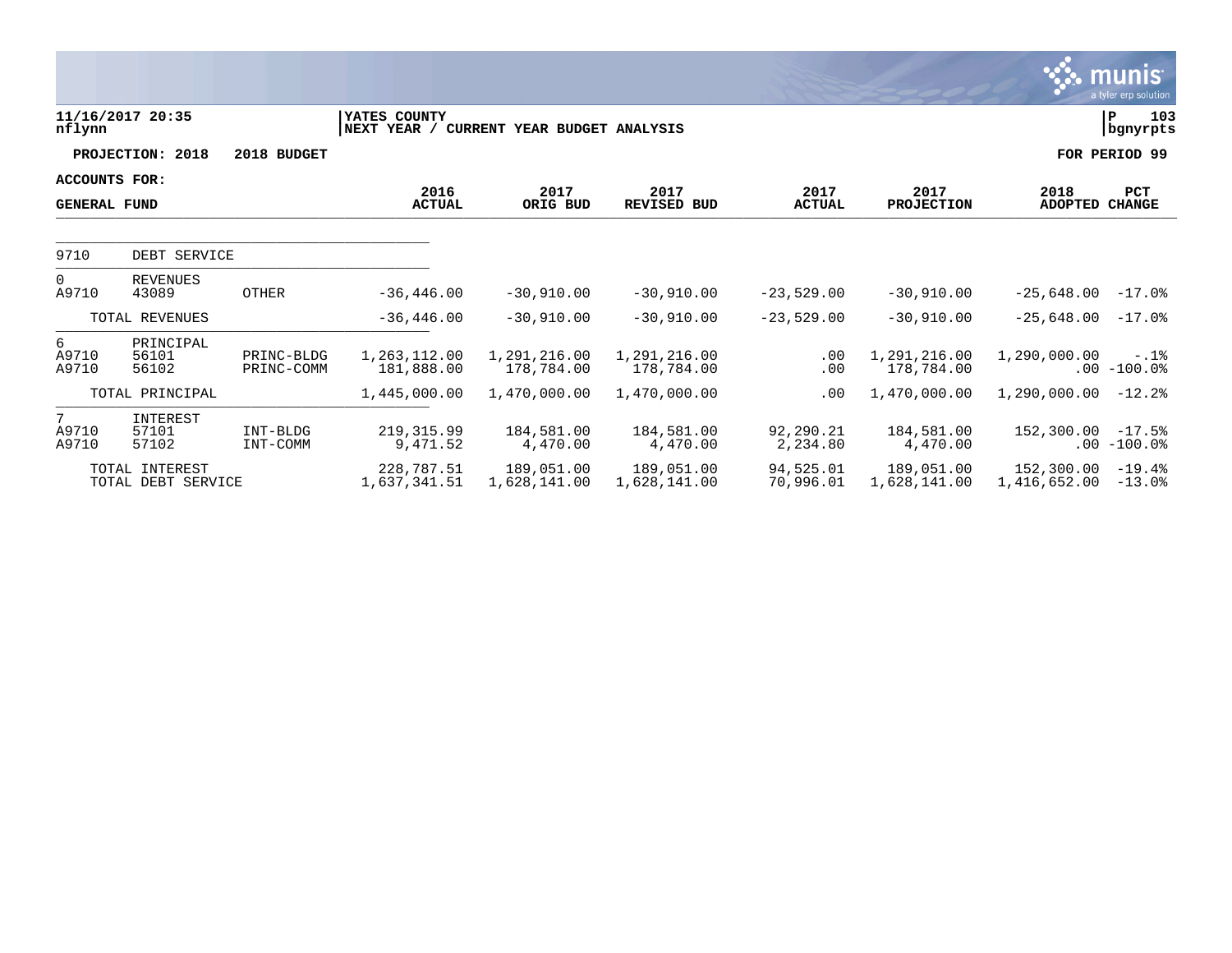11/16/2017 20:35 | YATES COUNTY | P 103
nflynn | NEXT YEAR / CURRENT YEAR BUDGET ANALYSIS | bgnyrpts

PROJECTION: 2018 2018 BUDGET FOR PERIOD 99

ACCOUNTS FOR:
GENERAL FUND

| | | | 2016 ACTUAL | 2017 ORIG BUD | 2017 REVISED BUD | 2017 ACTUAL | 2017 PROJECTION | 2018 ADOPTED | PCT CHANGE |
|---|---|---|---|---|---|---|---|---|---|
| 9710 | DEBT SERVICE | | | | | | | | |
| 0 | REVENUES | | | | | | | | |
| A9710 | 43089 | OTHER | -36,446.00 | -30,910.00 | -30,910.00 | -23,529.00 | -30,910.00 | -25,648.00 | -17.0% |
| | TOTAL REVENUES | | -36,446.00 | -30,910.00 | -30,910.00 | -23,529.00 | -30,910.00 | -25,648.00 | -17.0% |
| 6 | PRINCIPAL | | | | | | | | |
| A9710 | 56101 | PRINC-BLDG | 1,263,112.00 | 1,291,216.00 | 1,291,216.00 | .00 | 1,291,216.00 | 1,290,000.00 | -.1% |
| A9710 | 56102 | PRINC-COMM | 181,888.00 | 178,784.00 | 178,784.00 | .00 | 178,784.00 | .00 | -100.0% |
| | TOTAL PRINCIPAL | | 1,445,000.00 | 1,470,000.00 | 1,470,000.00 | .00 | 1,470,000.00 | 1,290,000.00 | -12.2% |
| 7 | INTEREST | | | | | | | | |
| A9710 | 57101 | INT-BLDG | 219,315.99 | 184,581.00 | 184,581.00 | 92,290.21 | 184,581.00 | 152,300.00 | -17.5% |
| A9710 | 57102 | INT-COMM | 9,471.52 | 4,470.00 | 4,470.00 | 2,234.80 | 4,470.00 | .00 | -100.0% |
| | TOTAL INTEREST | | 228,787.51 | 189,051.00 | 189,051.00 | 94,525.01 | 189,051.00 | 152,300.00 | -19.4% |
| | TOTAL DEBT SERVICE | | 1,637,341.51 | 1,628,141.00 | 1,628,141.00 | 70,996.01 | 1,628,141.00 | 1,416,652.00 | -13.0% |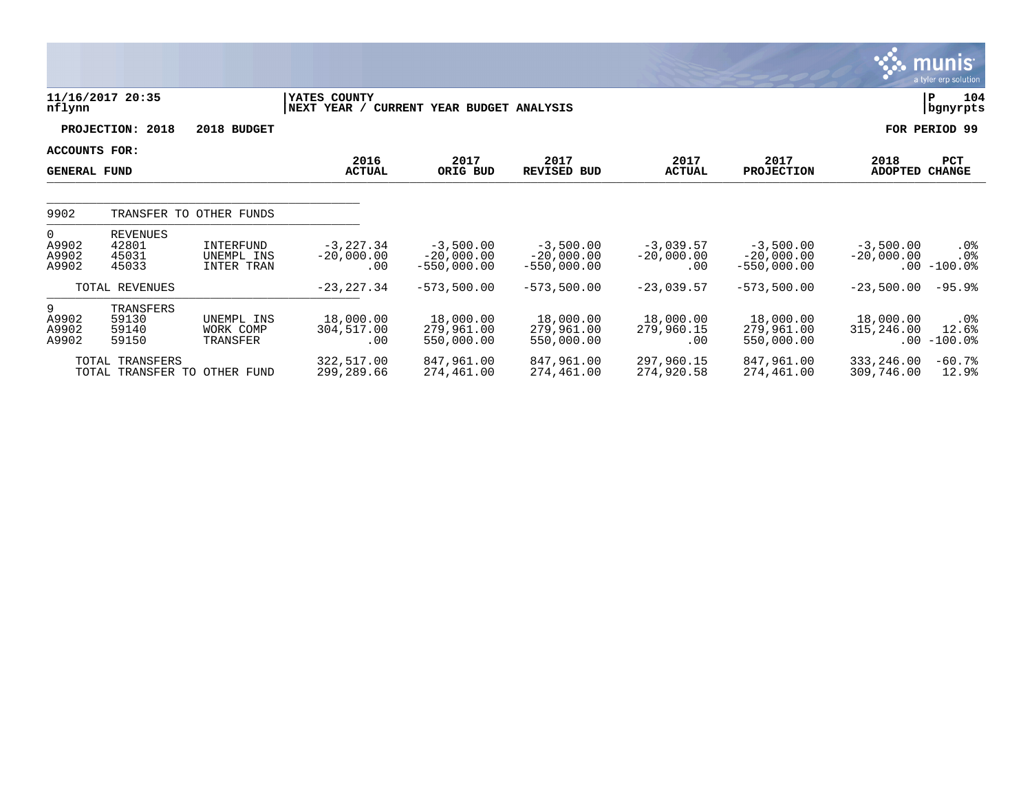**11/16/2017 20:35** | **YATES COUNTY** | **P 104**
**nflynn** | **NEXT YEAR / CURRENT YEAR BUDGET ANALYSIS** | **bgnyrpts**

**PROJECTION: 2018 2018 BUDGET** **FOR PERIOD 99**

**ACCOUNTS FOR:**
**GENERAL FUND**

| | | | 2016 ACTUAL | 2017 ORIG BUD | 2017 REVISED BUD | 2017 ACTUAL | 2017 PROJECTION | 2018 ADOPTED | PCT CHANGE |
|---|---|---|---|---|---|---|---|---|---|
| 9902 | TRANSFER TO OTHER FUNDS | | | | | | | | |
| 0 | REVENUES | | | | | | | | |
| A9902 | 42801 | INTERFUND | -3,227.34 | -3,500.00 | -3,500.00 | -3,039.57 | -3,500.00 | -3,500.00 | .0% |
| A9902 | 45031 | UNEMPL INS | -20,000.00 | -20,000.00 | -20,000.00 | -20,000.00 | -20,000.00 | -20,000.00 | .0% |
| A9902 | 45033 | INTER TRAN | .00 | -550,000.00 | -550,000.00 | .00 | -550,000.00 | .00 | -100.0% |
| | TOTAL REVENUES | | -23,227.34 | -573,500.00 | -573,500.00 | -23,039.57 | -573,500.00 | -23,500.00 | -95.9% |
| 9 | TRANSFERS | | | | | | | | |
| A9902 | 59130 | UNEMPL INS | 18,000.00 | 18,000.00 | 18,000.00 | 18,000.00 | 18,000.00 | 18,000.00 | .0% |
| A9902 | 59140 | WORK COMP | 304,517.00 | 279,961.00 | 279,961.00 | 279,960.15 | 279,961.00 | 315,246.00 | 12.6% |
| A9902 | 59150 | TRANSFER | .00 | 550,000.00 | 550,000.00 | .00 | 550,000.00 | .00 | -100.0% |
| | TOTAL TRANSFERS | | 322,517.00 | 847,961.00 | 847,961.00 | 297,960.15 | 847,961.00 | 333,246.00 | -60.7% |
| | TOTAL TRANSFER TO OTHER FUND | | 299,289.66 | 274,461.00 | 274,461.00 | 274,920.58 | 274,461.00 | 309,746.00 | 12.9% |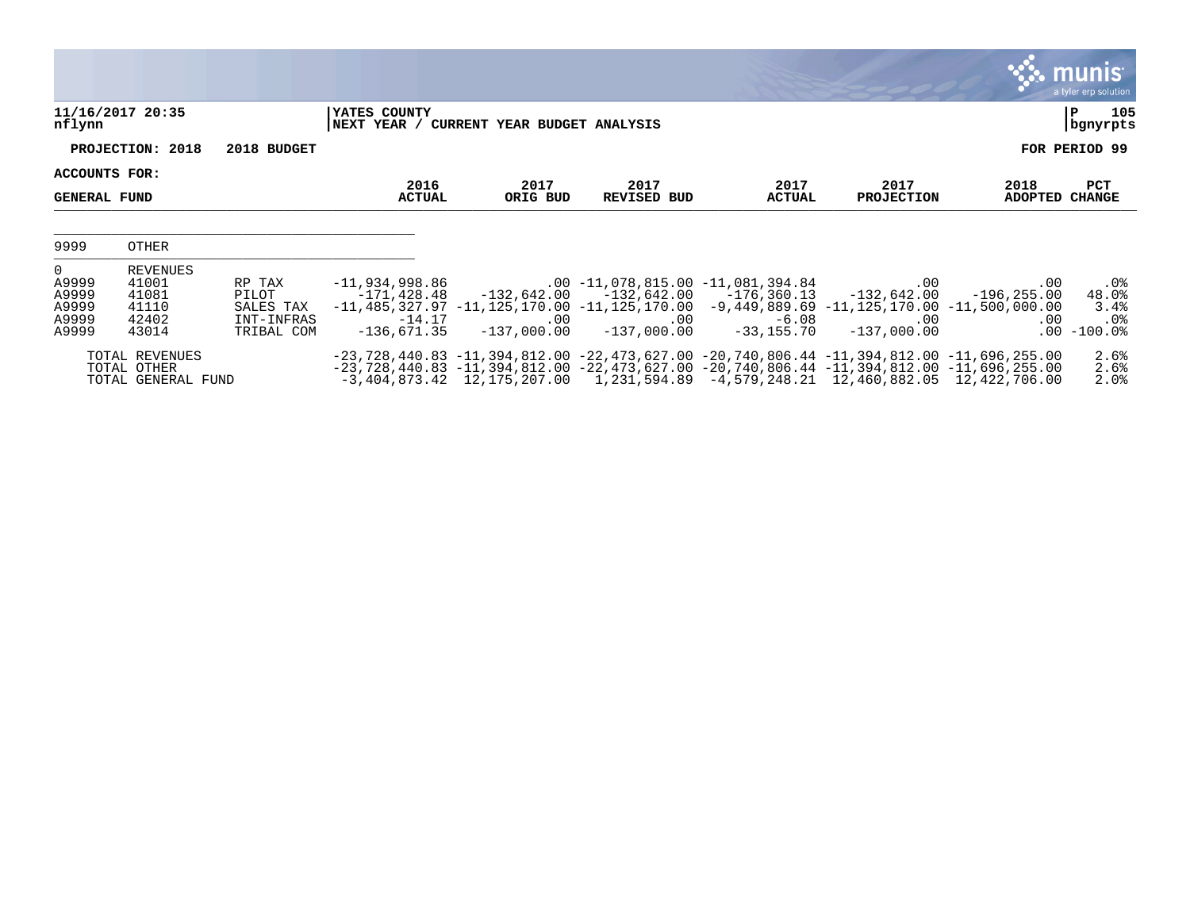11/16/2017 20:35 | YATES COUNTY | P 105
nflynn | NEXT YEAR / CURRENT YEAR BUDGET ANALYSIS | bgnyrpts

**PROJECTION: 2018 2018 BUDGET** — **FOR PERIOD 99**

**ACCOUNTS FOR:**

**GENERAL FUND**

| | | | 2016 ACTUAL | 2017 ORIG BUD | 2017 REVISED BUD | 2017 ACTUAL | 2017 PROJECTION | 2018 ADOPTED | PCT CHANGE |
|---|---|---|---|---|---|---|---|---|---|
| 9999 | OTHER | | | | | | | | |
| 0 | REVENUES | | | | | | | | |
| A9999 | 41001 | RP TAX | -11,934,998.86 | .00 | -11,078,815.00 | -11,081,394.84 | .00 | .00 | .0% |
| A9999 | 41081 | PILOT | -171,428.48 | -132,642.00 | -132,642.00 | -176,360.13 | -132,642.00 | -196,255.00 | 48.0% |
| A9999 | 41110 | SALES TAX | -11,485,327.97 | -11,125,170.00 | -11,125,170.00 | -9,449,889.69 | -11,125,170.00 | -11,500,000.00 | 3.4% |
| A9999 | 42402 | INT-INFRAS | -14.17 | .00 | .00 | -6.08 | .00 | .00 | .0% |
| A9999 | 43014 | TRIBAL COM | -136,671.35 | -137,000.00 | -137,000.00 | -33,155.70 | -137,000.00 | .00 | -100.0% |
| | TOTAL REVENUES | | -23,728,440.83 | -11,394,812.00 | -22,473,627.00 | -20,740,806.44 | -11,394,812.00 | -11,696,255.00 | 2.6% |
| | TOTAL OTHER | | -23,728,440.83 | -11,394,812.00 | -22,473,627.00 | -20,740,806.44 | -11,394,812.00 | -11,696,255.00 | 2.6% |
| | TOTAL GENERAL FUND | | -3,404,873.42 | 12,175,207.00 | 1,231,594.89 | -4,579,248.21 | 12,460,882.05 | 12,422,706.00 | 2.0% |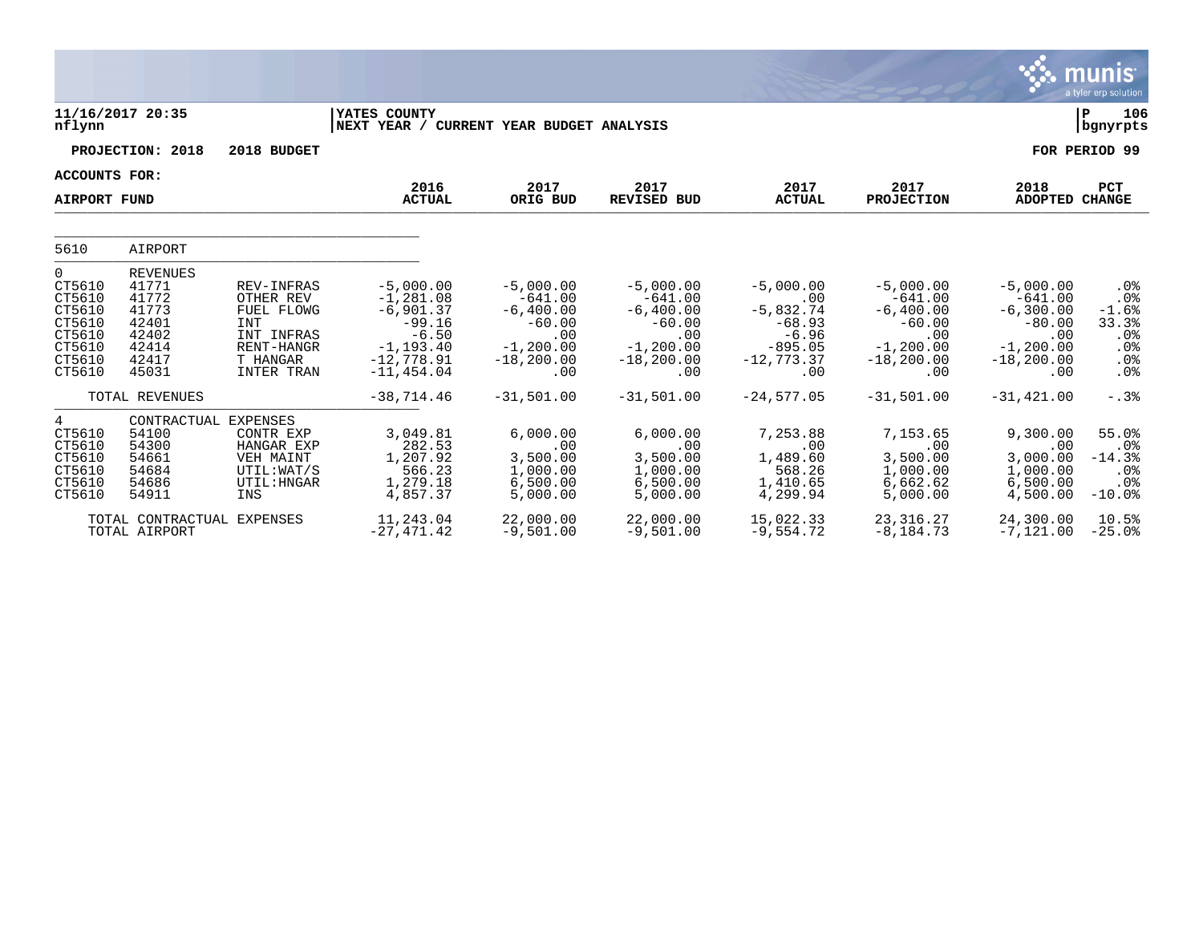11/16/2017 20:35
nflynn

YATES COUNTY
NEXT YEAR / CURRENT YEAR BUDGET ANALYSIS

P 106
bgnyrpts

**PROJECTION: 2018 2018 BUDGET** **FOR PERIOD 99**

**ACCOUNTS FOR:**

**AIRPORT FUND**

| | | | 2016 ACTUAL | 2017 ORIG BUD | 2017 REVISED BUD | 2017 ACTUAL | 2017 PROJECTION | 2018 ADOPTED | PCT CHANGE |
|---|---|---|---|---|---|---|---|---|---|
| 5610 | AIRPORT | | | | | | | | |
| 0 | REVENUES | | | | | | | | |
| CT5610 | 41771 | REV-INFRAS | -5,000.00 | -5,000.00 | -5,000.00 | -5,000.00 | -5,000.00 | -5,000.00 | .0% |
| CT5610 | 41772 | OTHER REV | -1,281.08 | -641.00 | -641.00 | .00 | -641.00 | -641.00 | .0% |
| CT5610 | 41773 | FUEL FLOWG | -6,901.37 | -6,400.00 | -6,400.00 | -5,832.74 | -6,400.00 | -6,300.00 | -1.6% |
| CT5610 | 42401 | INT | -99.16 | -60.00 | -60.00 | -68.93 | -60.00 | -80.00 | 33.3% |
| CT5610 | 42402 | INT INFRAS | -6.50 | .00 | .00 | -6.96 | .00 | .00 | .0% |
| CT5610 | 42414 | RENT-HANGR | -1,193.40 | -1,200.00 | -1,200.00 | -895.05 | -1,200.00 | -1,200.00 | .0% |
| CT5610 | 42417 | T HANGAR | -12,778.91 | -18,200.00 | -18,200.00 | -12,773.37 | -18,200.00 | -18,200.00 | .0% |
| CT5610 | 45031 | INTER TRAN | -11,454.04 | .00 | .00 | .00 | .00 | .00 | .0% |
| | TOTAL REVENUES | | -38,714.46 | -31,501.00 | -31,501.00 | -24,577.05 | -31,501.00 | -31,421.00 | -.3% |
| 4 | CONTRACTUAL EXPENSES | | | | | | | | |
| CT5610 | 54100 | CONTR EXP | 3,049.81 | 6,000.00 | 6,000.00 | 7,253.88 | 7,153.65 | 9,300.00 | 55.0% |
| CT5610 | 54300 | HANGAR EXP | 282.53 | .00 | .00 | .00 | .00 | .00 | .0% |
| CT5610 | 54661 | VEH MAINT | 1,207.92 | 3,500.00 | 3,500.00 | 1,489.60 | 3,500.00 | 3,000.00 | -14.3% |
| CT5610 | 54684 | UTIL:WAT/S | 566.23 | 1,000.00 | 1,000.00 | 568.26 | 1,000.00 | 1,000.00 | .0% |
| CT5610 | 54686 | UTIL:HNGAR | 1,279.18 | 6,500.00 | 6,500.00 | 1,410.65 | 6,662.62 | 6,500.00 | .0% |
| CT5610 | 54911 | INS | 4,857.37 | 5,000.00 | 5,000.00 | 4,299.94 | 5,000.00 | 4,500.00 | -10.0% |
| | TOTAL CONTRACTUAL EXPENSES | | 11,243.04 | 22,000.00 | 22,000.00 | 15,022.33 | 23,316.27 | 24,300.00 | 10.5% |
| | TOTAL AIRPORT | | -27,471.42 | -9,501.00 | -9,501.00 | -9,554.72 | -8,184.73 | -7,121.00 | -25.0% |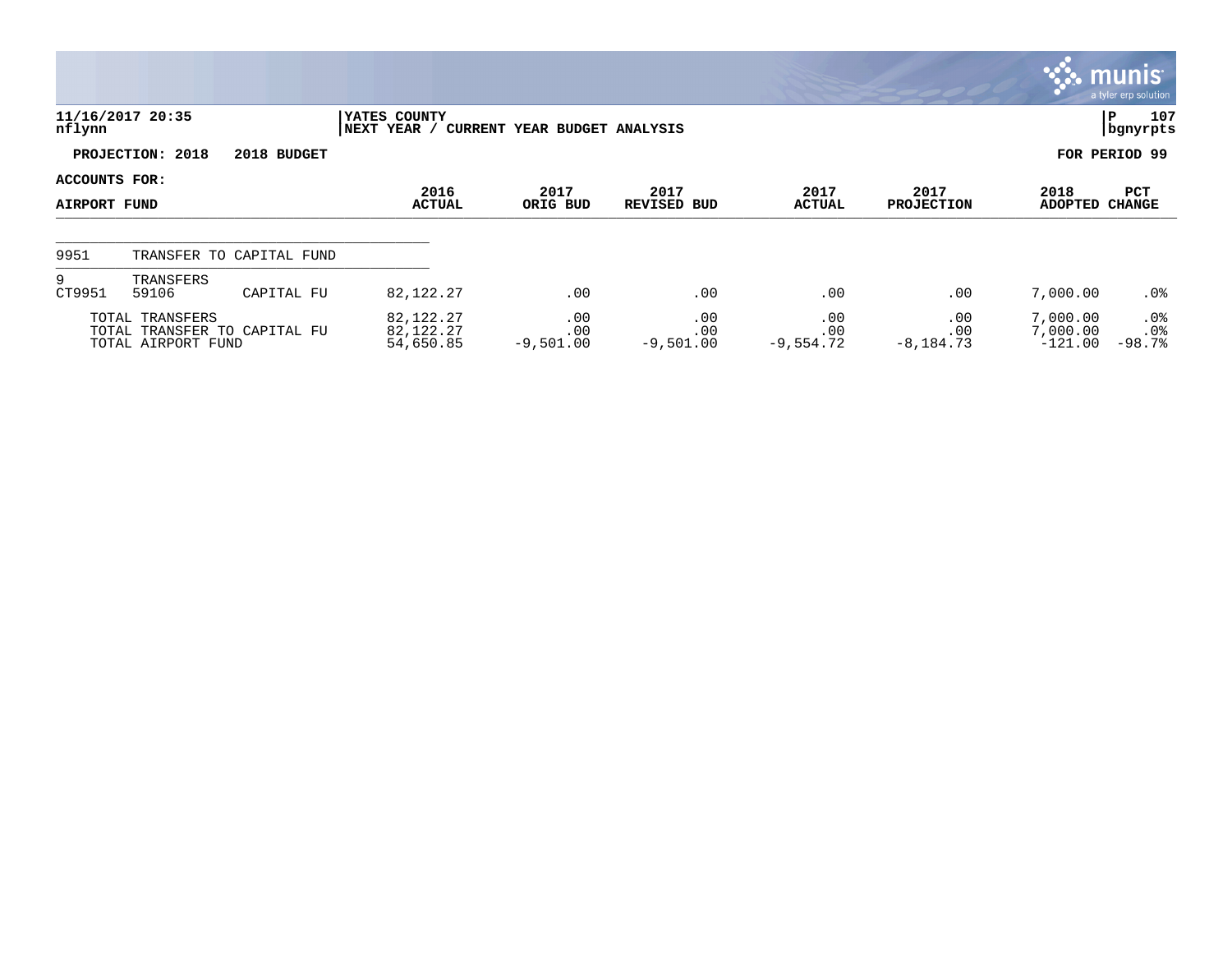**11/16/2017 20:35**
**nflynn**

**YATES COUNTY**
**NEXT YEAR / CURRENT YEAR BUDGET ANALYSIS**

**P 107**
**bgnyrpts**

**PROJECTION: 2018 2018 BUDGET**

**FOR PERIOD 99**

**ACCOUNTS FOR:**

| AIRPORT FUND | | | 2016 ACTUAL | 2017 ORIG BUD | 2017 REVISED BUD | 2017 ACTUAL | 2017 PROJECTION | 2018 ADOPTED | PCT CHANGE |
|---|---|---|---|---|---|---|---|---|---|
| 9951 | TRANSFER TO CAPITAL FUND | | | | | | | | |
| 9 | TRANSFERS | | | | | | | | |
| CT9951 | 59106 | CAPITAL FU | 82,122.27 | .00 | .00 | .00 | .00 | 7,000.00 | .0% |
| | TOTAL TRANSFERS | | 82,122.27 | .00 | .00 | .00 | .00 | 7,000.00 | .0% |
| | TOTAL TRANSFER TO CAPITAL FU | | 82,122.27 | .00 | .00 | .00 | .00 | 7,000.00 | .0% |
| | TOTAL AIRPORT FUND | | 54,650.85 | -9,501.00 | -9,501.00 | -9,554.72 | -8,184.73 | -121.00 | -98.7% |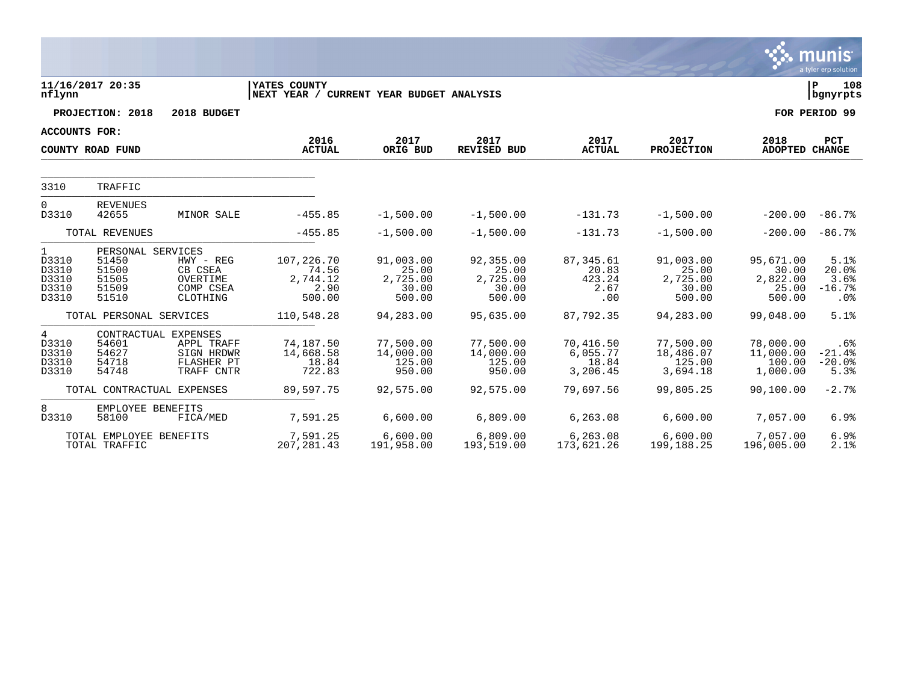11/16/2017 20:35 | YATES COUNTY | P 108
nflynn | NEXT YEAR / CURRENT YEAR BUDGET ANALYSIS | bgnyrpts

**PROJECTION: 2018 2018 BUDGET** | **FOR PERIOD 99**

**ACCOUNTS FOR:**

| COUNTY ROAD FUND | | | 2016 ACTUAL | 2017 ORIG BUD | 2017 REVISED BUD | 2017 ACTUAL | 2017 PROJECTION | 2018 ADOPTED | PCT CHANGE |
|---|---|---|---|---|---|---|---|---|---|
| 3310 | TRAFFIC | | | | | | | | |
| 0 | REVENUES | | | | | | | | |
| D3310 | 42655 | MINOR SALE | -455.85 | -1,500.00 | -1,500.00 | -131.73 | -1,500.00 | -200.00 | -86.7% |
| | TOTAL REVENUES | | -455.85 | -1,500.00 | -1,500.00 | -131.73 | -1,500.00 | -200.00 | -86.7% |
| 1 | PERSONAL SERVICES | | | | | | | | |
| D3310 | 51450 | HWY - REG | 107,226.70 | 91,003.00 | 92,355.00 | 87,345.61 | 91,003.00 | 95,671.00 | 5.1% |
| D3310 | 51500 | CB CSEA | 74.56 | 25.00 | 25.00 | 20.83 | 25.00 | 30.00 | 20.0% |
| D3310 | 51505 | OVERTIME | 2,744.12 | 2,725.00 | 2,725.00 | 423.24 | 2,725.00 | 2,822.00 | 3.6% |
| D3310 | 51509 | COMP CSEA | 2.90 | 30.00 | 30.00 | 2.67 | 30.00 | 25.00 | -16.7% |
| D3310 | 51510 | CLOTHING | 500.00 | 500.00 | 500.00 | .00 | 500.00 | 500.00 | .0% |
| | TOTAL PERSONAL SERVICES | | 110,548.28 | 94,283.00 | 95,635.00 | 87,792.35 | 94,283.00 | 99,048.00 | 5.1% |
| 4 | CONTRACTUAL EXPENSES | | | | | | | | |
| D3310 | 54601 | APPL TRAFF | 74,187.50 | 77,500.00 | 77,500.00 | 70,416.50 | 77,500.00 | 78,000.00 | .6% |
| D3310 | 54627 | SIGN HRDWR | 14,668.58 | 14,000.00 | 14,000.00 | 6,055.77 | 18,486.07 | 11,000.00 | -21.4% |
| D3310 | 54718 | FLASHER PT | 18.84 | 125.00 | 125.00 | 18.84 | 125.00 | 100.00 | -20.0% |
| D3310 | 54748 | TRAFF CNTR | 722.83 | 950.00 | 950.00 | 3,206.45 | 3,694.18 | 1,000.00 | 5.3% |
| | TOTAL CONTRACTUAL EXPENSES | | 89,597.75 | 92,575.00 | 92,575.00 | 79,697.56 | 99,805.25 | 90,100.00 | -2.7% |
| 8 | EMPLOYEE BENEFITS | | | | | | | | |
| D3310 | 58100 | FICA/MED | 7,591.25 | 6,600.00 | 6,809.00 | 6,263.08 | 6,600.00 | 7,057.00 | 6.9% |
| | TOTAL EMPLOYEE BENEFITS | | 7,591.25 | 6,600.00 | 6,809.00 | 6,263.08 | 6,600.00 | 7,057.00 | 6.9% |
| | TOTAL TRAFFIC | | 207,281.43 | 191,958.00 | 193,519.00 | 173,621.26 | 199,188.25 | 196,005.00 | 2.1% |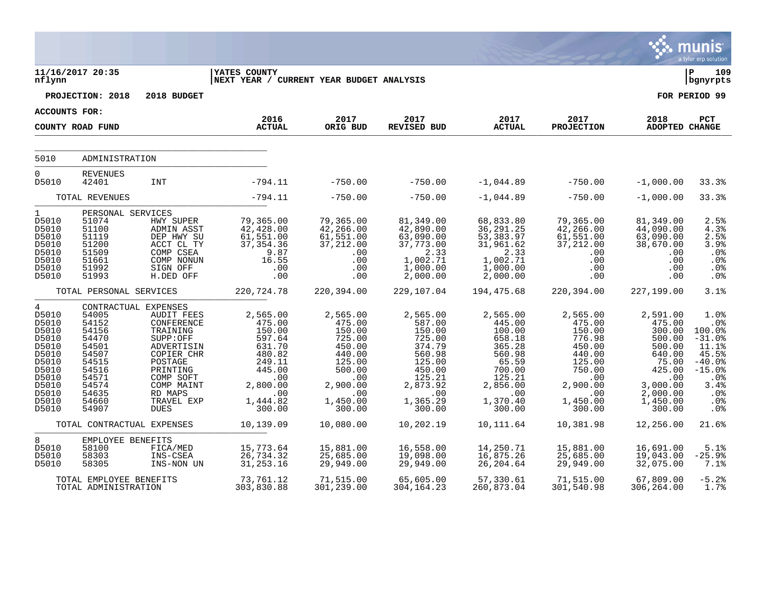YATES COUNTY
NEXT YEAR / CURRENT YEAR BUDGET ANALYSIS

11/16/2017 20:35
nflynn

PROJECTION: 2018 2018 BUDGET

FOR PERIOD 99

ACCOUNTS FOR:

| COUNTY ROAD FUND | | | 2016 ACTUAL | 2017 ORIG BUD | 2017 REVISED BUD | 2017 ACTUAL | 2017 PROJECTION | 2018 ADOPTED | PCT CHANGE |
|---|---|---|---|---|---|---|---|---|---|
| 5010 | ADMINISTRATION | | | | | | | | |
| 0 | REVENUES | | | | | | | | |
| D5010 | 42401 | INT | -794.11 | -750.00 | -750.00 | -1,044.89 | -750.00 | -1,000.00 | 33.3% |
| | TOTAL REVENUES | | -794.11 | -750.00 | -750.00 | -1,044.89 | -750.00 | -1,000.00 | 33.3% |
| 1 | PERSONAL SERVICES | | | | | | | | |
| D5010 | 51074 | HWY SUPER | 79,365.00 | 79,365.00 | 81,349.00 | 68,833.80 | 79,365.00 | 81,349.00 | 2.5% |
| D5010 | 51100 | ADMIN ASST | 42,428.00 | 42,266.00 | 42,890.00 | 36,291.25 | 42,266.00 | 44,090.00 | 4.3% |
| D5010 | 51119 | DEP HWY SU | 61,551.00 | 61,551.00 | 63,090.00 | 53,383.97 | 61,551.00 | 63,090.00 | 2.5% |
| D5010 | 51200 | ACCT CL TY | 37,354.36 | 37,212.00 | 37,773.00 | 31,961.62 | 37,212.00 | 38,670.00 | 3.9% |
| D5010 | 51509 | COMP CSEA | 9.87 | .00 | 2.33 | 2.33 | .00 | .00 | .0% |
| D5010 | 51661 | COMP NONUN | 16.55 | .00 | 1,002.71 | 1,002.71 | .00 | .00 | .0% |
| D5010 | 51992 | SIGN OFF | .00 | .00 | 1,000.00 | 1,000.00 | .00 | .00 | .0% |
| D5010 | 51993 | H.DED OFF | .00 | .00 | 2,000.00 | 2,000.00 | .00 | .00 | .0% |
| | TOTAL PERSONAL SERVICES | | 220,724.78 | 220,394.00 | 229,107.04 | 194,475.68 | 220,394.00 | 227,199.00 | 3.1% |
| 4 | CONTRACTUAL EXPENSES | | | | | | | | |
| D5010 | 54005 | AUDIT FEES | 2,565.00 | 2,565.00 | 2,565.00 | 2,565.00 | 2,565.00 | 2,591.00 | 1.0% |
| D5010 | 54152 | CONFERENCE | 475.00 | 475.00 | 587.00 | 445.00 | 475.00 | 475.00 | .0% |
| D5010 | 54156 | TRAINING | 150.00 | 150.00 | 150.00 | 100.00 | 150.00 | 300.00 | 100.0% |
| D5010 | 54470 | SUPP:OFF | 597.64 | 725.00 | 725.00 | 658.18 | 776.98 | 500.00 | -31.0% |
| D5010 | 54501 | ADVERTISIN | 631.70 | 450.00 | 374.79 | 365.28 | 450.00 | 500.00 | 11.1% |
| D5010 | 54507 | COPIER CHR | 480.82 | 440.00 | 560.98 | 560.98 | 440.00 | 640.00 | 45.5% |
| D5010 | 54515 | POSTAGE | 249.11 | 125.00 | 125.00 | 65.59 | 125.00 | 75.00 | -40.0% |
| D5010 | 54516 | PRINTING | 445.00 | 500.00 | 450.00 | 700.00 | 750.00 | 425.00 | -15.0% |
| D5010 | 54571 | COMP SOFT | .00 | .00 | 125.21 | 125.21 | .00 | .00 | .0% |
| D5010 | 54574 | COMP MAINT | 2,800.00 | 2,900.00 | 2,873.92 | 2,856.00 | 2,900.00 | 3,000.00 | 3.4% |
| D5010 | 54635 | RD MAPS | .00 | .00 | .00 | .00 | .00 | 2,000.00 | .0% |
| D5010 | 54660 | TRAVEL EXP | 1,444.82 | 1,450.00 | 1,365.29 | 1,370.40 | 1,450.00 | 1,450.00 | .0% |
| D5010 | 54907 | DUES | 300.00 | 300.00 | 300.00 | 300.00 | 300.00 | 300.00 | .0% |
| | TOTAL CONTRACTUAL EXPENSES | | 10,139.09 | 10,080.00 | 10,202.19 | 10,111.64 | 10,381.98 | 12,256.00 | 21.6% |
| 8 | EMPLOYEE BENEFITS | | | | | | | | |
| D5010 | 58100 | FICA/MED | 15,773.64 | 15,881.00 | 16,558.00 | 14,250.71 | 15,881.00 | 16,691.00 | 5.1% |
| D5010 | 58303 | INS-CSEA | 26,734.32 | 25,685.00 | 19,098.00 | 16,875.26 | 25,685.00 | 19,043.00 | -25.9% |
| D5010 | 58305 | INS-NON UN | 31,253.16 | 29,949.00 | 29,949.00 | 26,204.64 | 29,949.00 | 32,075.00 | 7.1% |
| | TOTAL EMPLOYEE BENEFITS | | 73,761.12 | 71,515.00 | 65,605.00 | 57,330.61 | 71,515.00 | 67,809.00 | -5.2% |
| | TOTAL ADMINISTRATION | | 303,830.88 | 301,239.00 | 304,164.23 | 260,873.04 | 301,540.98 | 306,264.00 | 1.7% |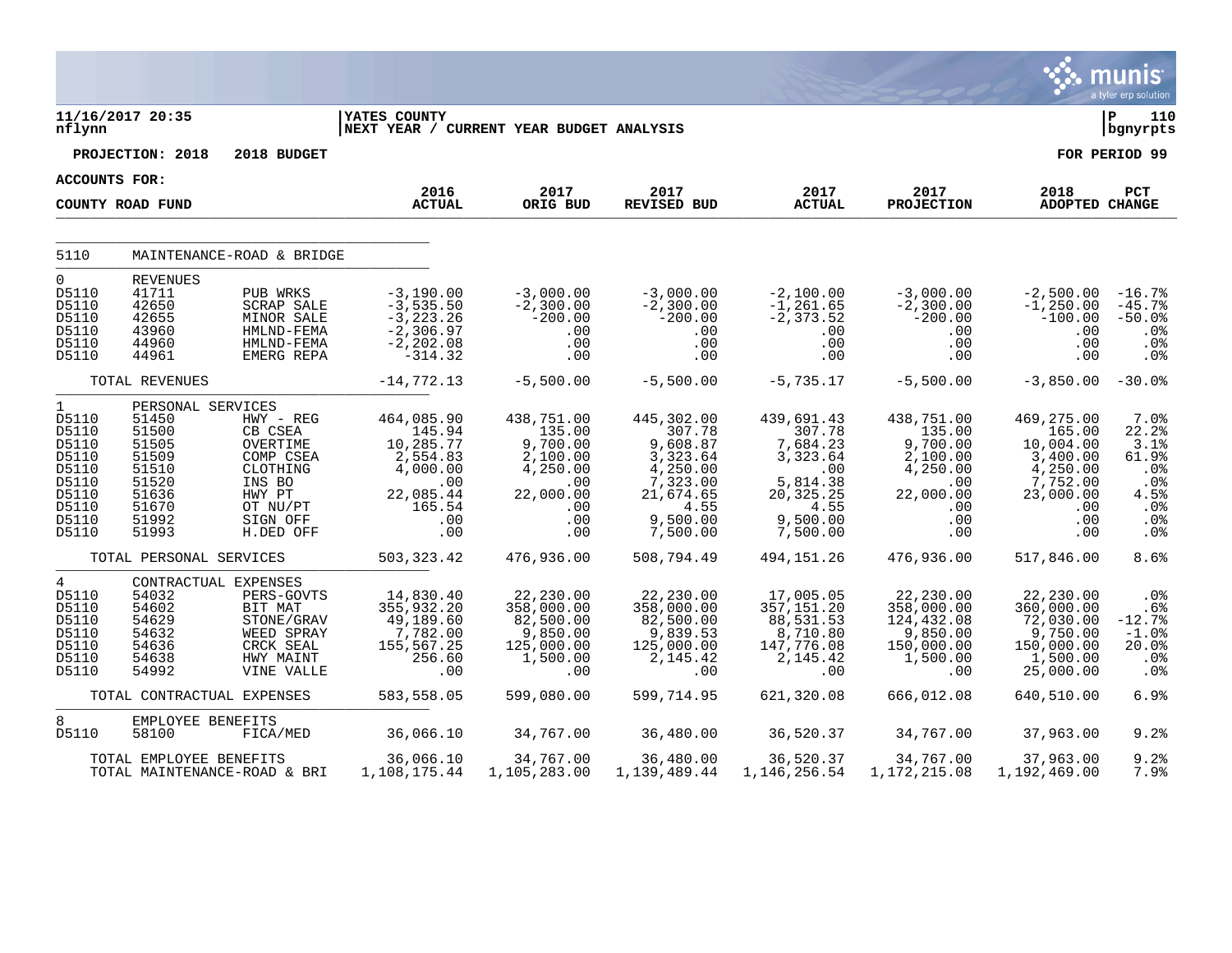11/16/2017 20:35
nflynn

YATES COUNTY
NEXT YEAR / CURRENT YEAR BUDGET ANALYSIS

P 110
bgnyrpts

PROJECTION: 2018 2018 BUDGET

FOR PERIOD 99

ACCOUNTS FOR:

COUNTY ROAD FUND

| | | | 2016 ACTUAL | 2017 ORIG BUD | 2017 REVISED BUD | 2017 ACTUAL | 2017 PROJECTION | 2018 ADOPTED | PCT CHANGE |
|---|---|---|---|---|---|---|---|---|---|
| 5110 | MAINTENANCE-ROAD & BRIDGE | | | | | | | | |
| 0 | REVENUES | | | | | | | | |
| D5110 | 41711 | PUB WRKS | -3,190.00 | -3,000.00 | -3,000.00 | -2,100.00 | -3,000.00 | -2,500.00 | -16.7% |
| D5110 | 42650 | SCRAP SALE | -3,535.50 | -2,300.00 | -2,300.00 | -1,261.65 | -2,300.00 | -1,250.00 | -45.7% |
| D5110 | 42655 | MINOR SALE | -3,223.26 | -200.00 | -200.00 | -2,373.52 | -200.00 | -100.00 | -50.0% |
| D5110 | 43960 | HMLND-FEMA | -2,306.97 | .00 | .00 | .00 | .00 | .00 | .0% |
| D5110 | 44960 | HMLND-FEMA | -2,202.08 | .00 | .00 | .00 | .00 | .00 | .0% |
| D5110 | 44961 | EMERG REPA | -314.32 | .00 | .00 | .00 | .00 | .00 | .0% |
| | TOTAL REVENUES | | -14,772.13 | -5,500.00 | -5,500.00 | -5,735.17 | -5,500.00 | -3,850.00 | -30.0% |
| 1 | PERSONAL SERVICES | | | | | | | | |
| D5110 | 51450 | HWY - REG | 464,085.90 | 438,751.00 | 445,302.00 | 439,691.43 | 438,751.00 | 469,275.00 | 7.0% |
| D5110 | 51500 | CB CSEA | 145.94 | 135.00 | 307.78 | 307.78 | 135.00 | 165.00 | 22.2% |
| D5110 | 51505 | OVERTIME | 10,285.77 | 9,700.00 | 9,608.87 | 7,684.23 | 9,700.00 | 10,004.00 | 3.1% |
| D5110 | 51509 | COMP CSEA | 2,554.83 | 2,100.00 | 3,323.64 | 3,323.64 | 2,100.00 | 3,400.00 | 61.9% |
| D5110 | 51510 | CLOTHING | 4,000.00 | 4,250.00 | 4,250.00 | .00 | 4,250.00 | 4,250.00 | .0% |
| D5110 | 51520 | INS BO | .00 | .00 | 7,323.00 | 5,814.38 | .00 | 7,752.00 | .0% |
| D5110 | 51636 | HWY PT | 22,085.44 | 22,000.00 | 21,674.65 | 20,325.25 | 22,000.00 | 23,000.00 | 4.5% |
| D5110 | 51670 | OT NU/PT | 165.54 | .00 | 4.55 | 4.55 | .00 | .00 | .0% |
| D5110 | 51992 | SIGN OFF | .00 | .00 | 9,500.00 | 9,500.00 | .00 | .00 | .0% |
| D5110 | 51993 | H.DED OFF | .00 | .00 | 7,500.00 | 7,500.00 | .00 | .00 | .0% |
| | TOTAL PERSONAL SERVICES | | 503,323.42 | 476,936.00 | 508,794.49 | 494,151.26 | 476,936.00 | 517,846.00 | 8.6% |
| 4 | CONTRACTUAL EXPENSES | | | | | | | | |
| D5110 | 54032 | PERS-GOVTS | 14,830.40 | 22,230.00 | 22,230.00 | 17,005.05 | 22,230.00 | 22,230.00 | .0% |
| D5110 | 54602 | BIT MAT | 355,932.20 | 358,000.00 | 358,000.00 | 357,151.20 | 358,000.00 | 360,000.00 | .6% |
| D5110 | 54629 | STONE/GRAV | 49,189.60 | 82,500.00 | 82,500.00 | 88,531.53 | 124,432.08 | 72,030.00 | -12.7% |
| D5110 | 54632 | WEED SPRAY | 7,782.00 | 9,850.00 | 9,839.53 | 8,710.80 | 9,850.00 | 9,750.00 | -1.0% |
| D5110 | 54636 | CRCK SEAL | 155,567.25 | 125,000.00 | 125,000.00 | 147,776.08 | 150,000.00 | 150,000.00 | 20.0% |
| D5110 | 54638 | HWY MAINT | 256.60 | 1,500.00 | 2,145.42 | 2,145.42 | 1,500.00 | 1,500.00 | .0% |
| D5110 | 54992 | VINE VALLE | .00 | .00 | .00 | .00 | .00 | 25,000.00 | .0% |
| | TOTAL CONTRACTUAL EXPENSES | | 583,558.05 | 599,080.00 | 599,714.95 | 621,320.08 | 666,012.08 | 640,510.00 | 6.9% |
| 8 | EMPLOYEE BENEFITS | | | | | | | | |
| D5110 | 58100 | FICA/MED | 36,066.10 | 34,767.00 | 36,480.00 | 36,520.37 | 34,767.00 | 37,963.00 | 9.2% |
| | TOTAL EMPLOYEE BENEFITS | | 36,066.10 | 34,767.00 | 36,480.00 | 36,520.37 | 34,767.00 | 37,963.00 | 9.2% |
| | TOTAL MAINTENANCE-ROAD & BRI | | 1,108,175.44 | 1,105,283.00 | 1,139,489.44 | 1,146,256.54 | 1,172,215.08 | 1,192,469.00 | 7.9% |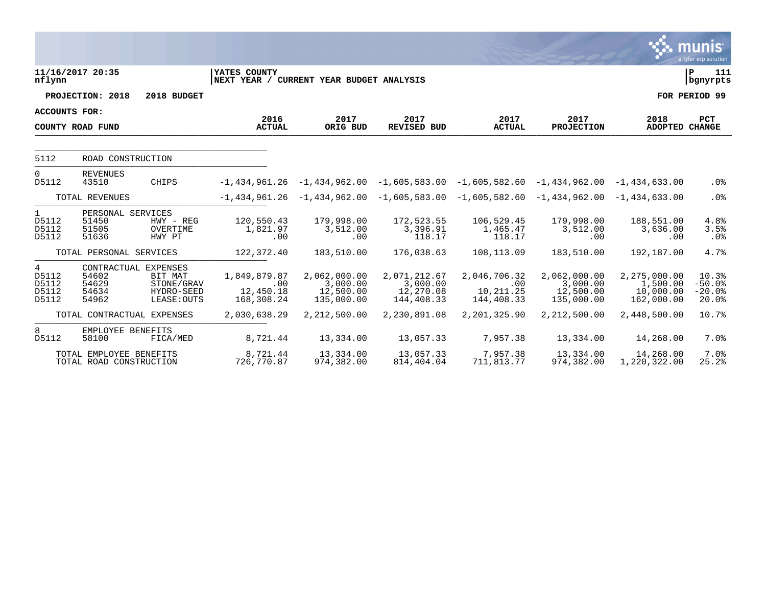11/16/2017 20:35
nflynn

YATES COUNTY
NEXT YEAR / CURRENT YEAR BUDGET ANALYSIS

P 111
bgnyrpts

PROJECTION: 2018 2018 BUDGET

FOR PERIOD 99

ACCOUNTS FOR:

| COUNTY ROAD FUND | | | 2016 ACTUAL | 2017 ORIG BUD | 2017 REVISED BUD | 2017 ACTUAL | 2017 PROJECTION | 2018 ADOPTED | PCT CHANGE |
|---|---|---|---|---|---|---|---|---|---|
| 5112 | ROAD CONSTRUCTION | | | | | | | | |
| 0 | REVENUES | | | | | | | | |
| D5112 | 43510 | CHIPS | -1,434,961.26 | -1,434,962.00 | -1,605,583.00 | -1,605,582.60 | -1,434,962.00 | -1,434,633.00 | .0% |
| | TOTAL REVENUES | | -1,434,961.26 | -1,434,962.00 | -1,605,583.00 | -1,605,582.60 | -1,434,962.00 | -1,434,633.00 | .0% |
| 1 | PERSONAL SERVICES | | | | | | | | |
| D5112 | 51450 | HWY - REG | 120,550.43 | 179,998.00 | 172,523.55 | 106,529.45 | 179,998.00 | 188,551.00 | 4.8% |
| D5112 | 51505 | OVERTIME | 1,821.97 | 3,512.00 | 3,396.91 | 1,465.47 | 3,512.00 | 3,636.00 | 3.5% |
| D5112 | 51636 | HWY PT | .00 | .00 | 118.17 | 118.17 | .00 | .00 | .0% |
| | TOTAL PERSONAL SERVICES | | 122,372.40 | 183,510.00 | 176,038.63 | 108,113.09 | 183,510.00 | 192,187.00 | 4.7% |
| 4 | CONTRACTUAL EXPENSES | | | | | | | | |
| D5112 | 54602 | BIT MAT | 1,849,879.87 | 2,062,000.00 | 2,071,212.67 | 2,046,706.32 | 2,062,000.00 | 2,275,000.00 | 10.3% |
| D5112 | 54629 | STONE/GRAV | .00 | 3,000.00 | 3,000.00 | .00 | 3,000.00 | 1,500.00 | -50.0% |
| D5112 | 54634 | HYDRO-SEED | 12,450.18 | 12,500.00 | 12,270.08 | 10,211.25 | 12,500.00 | 10,000.00 | -20.0% |
| D5112 | 54962 | LEASE:OUTS | 168,308.24 | 135,000.00 | 144,408.33 | 144,408.33 | 135,000.00 | 162,000.00 | 20.0% |
| | TOTAL CONTRACTUAL EXPENSES | | 2,030,638.29 | 2,212,500.00 | 2,230,891.08 | 2,201,325.90 | 2,212,500.00 | 2,448,500.00 | 10.7% |
| 8 | EMPLOYEE BENEFITS | | | | | | | | |
| D5112 | 58100 | FICA/MED | 8,721.44 | 13,334.00 | 13,057.33 | 7,957.38 | 13,334.00 | 14,268.00 | 7.0% |
| | TOTAL EMPLOYEE BENEFITS | | 8,721.44 | 13,334.00 | 13,057.33 | 7,957.38 | 13,334.00 | 14,268.00 | 7.0% |
| | TOTAL ROAD CONSTRUCTION | | 726,770.87 | 974,382.00 | 814,404.04 | 711,813.77 | 974,382.00 | 1,220,322.00 | 25.2% |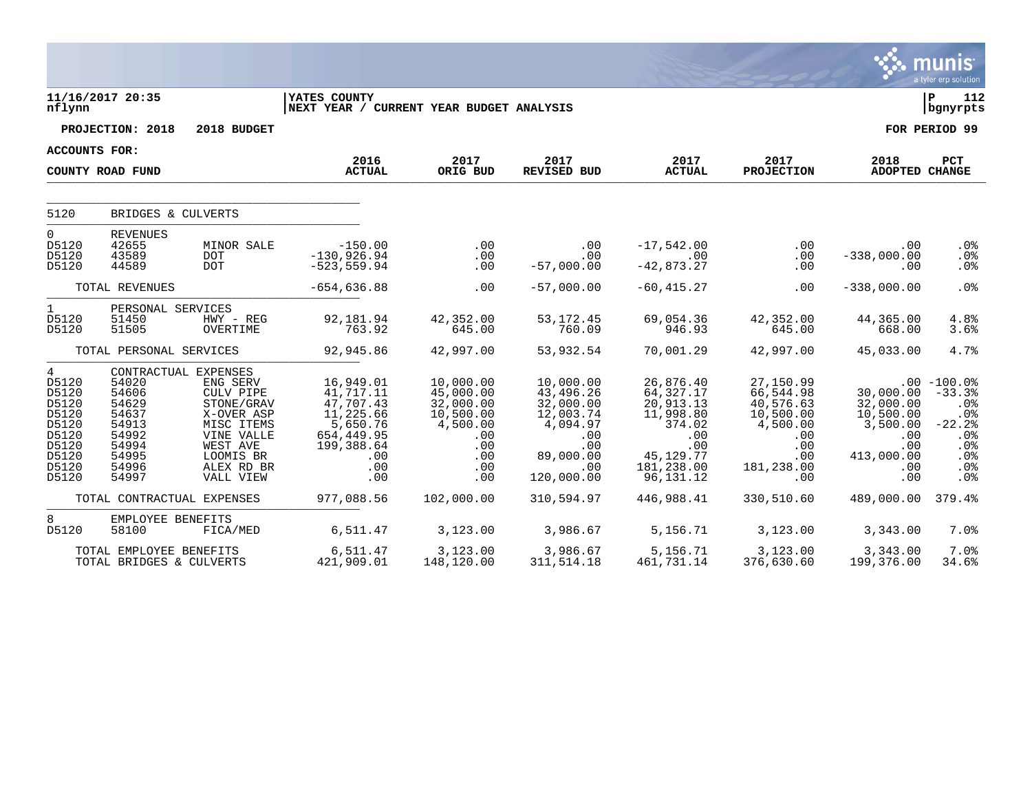11/16/2017 20:35
nflynn

YATES COUNTY
NEXT YEAR / CURRENT YEAR BUDGET ANALYSIS

P 112
bgnyrpts

**PROJECTION: 2018 2018 BUDGET** — **FOR PERIOD 99**

**ACCOUNTS FOR: COUNTY ROAD FUND**

| | | | 2016 ACTUAL | 2017 ORIG BUD | 2017 REVISED BUD | 2017 ACTUAL | 2017 PROJECTION | 2018 ADOPTED | PCT CHANGE |
|---|---|---|---|---|---|---|---|---|---|
| 5120 | BRIDGES & CULVERTS | | | | | | | | |
| 0 | REVENUES | | | | | | | | |
| D5120 | 42655 | MINOR SALE | -150.00 | .00 | .00 | -17,542.00 | .00 | .00 | .0% |
| D5120 | 43589 | DOT | -130,926.94 | .00 | .00 | .00 | .00 | -338,000.00 | .0% |
| D5120 | 44589 | DOT | -523,559.94 | .00 | -57,000.00 | -42,873.27 | .00 | .00 | .0% |
| | TOTAL REVENUES | | -654,636.88 | .00 | -57,000.00 | -60,415.27 | .00 | -338,000.00 | .0% |
| 1 | PERSONAL SERVICES | | | | | | | | |
| D5120 | 51450 | HWY - REG | 92,181.94 | 42,352.00 | 53,172.45 | 69,054.36 | 42,352.00 | 44,365.00 | 4.8% |
| D5120 | 51505 | OVERTIME | 763.92 | 645.00 | 760.09 | 946.93 | 645.00 | 668.00 | 3.6% |
| | TOTAL PERSONAL SERVICES | | 92,945.86 | 42,997.00 | 53,932.54 | 70,001.29 | 42,997.00 | 45,033.00 | 4.7% |
| 4 | CONTRACTUAL EXPENSES | | | | | | | | |
| D5120 | 54020 | ENG SERV | 16,949.01 | 10,000.00 | 10,000.00 | 26,876.40 | 27,150.99 | .00 | -100.0% |
| D5120 | 54606 | CULV PIPE | 41,717.11 | 45,000.00 | 43,496.26 | 64,327.17 | 66,544.98 | 30,000.00 | -33.3% |
| D5120 | 54629 | STONE/GRAV | 47,707.43 | 32,000.00 | 32,000.00 | 20,913.13 | 40,576.63 | 32,000.00 | .0% |
| D5120 | 54637 | X-OVER ASP | 11,225.66 | 10,500.00 | 12,003.74 | 11,998.80 | 10,500.00 | 10,500.00 | .0% |
| D5120 | 54913 | MISC ITEMS | 5,650.76 | 4,500.00 | 4,094.97 | 374.02 | 4,500.00 | 3,500.00 | -22.2% |
| D5120 | 54992 | VINE VALLE | 654,449.95 | .00 | .00 | .00 | .00 | .00 | .0% |
| D5120 | 54994 | WEST AVE | 199,388.64 | .00 | .00 | .00 | .00 | .00 | .0% |
| D5120 | 54995 | LOOMIS BR | .00 | .00 | 89,000.00 | 45,129.77 | .00 | 413,000.00 | .0% |
| D5120 | 54996 | ALEX RD BR | .00 | .00 | .00 | 181,238.00 | 181,238.00 | .00 | .0% |
| D5120 | 54997 | VALL VIEW | .00 | .00 | 120,000.00 | 96,131.12 | .00 | .00 | .0% |
| | TOTAL CONTRACTUAL EXPENSES | | 977,088.56 | 102,000.00 | 310,594.97 | 446,988.41 | 330,510.60 | 489,000.00 | 379.4% |
| 8 | EMPLOYEE BENEFITS | | | | | | | | |
| D5120 | 58100 | FICA/MED | 6,511.47 | 3,123.00 | 3,986.67 | 5,156.71 | 3,123.00 | 3,343.00 | 7.0% |
| | TOTAL EMPLOYEE BENEFITS | | 6,511.47 | 3,123.00 | 3,986.67 | 5,156.71 | 3,123.00 | 3,343.00 | 7.0% |
| | TOTAL BRIDGES & CULVERTS | | 421,909.01 | 148,120.00 | 311,514.18 | 461,731.14 | 376,630.60 | 199,376.00 | 34.6% |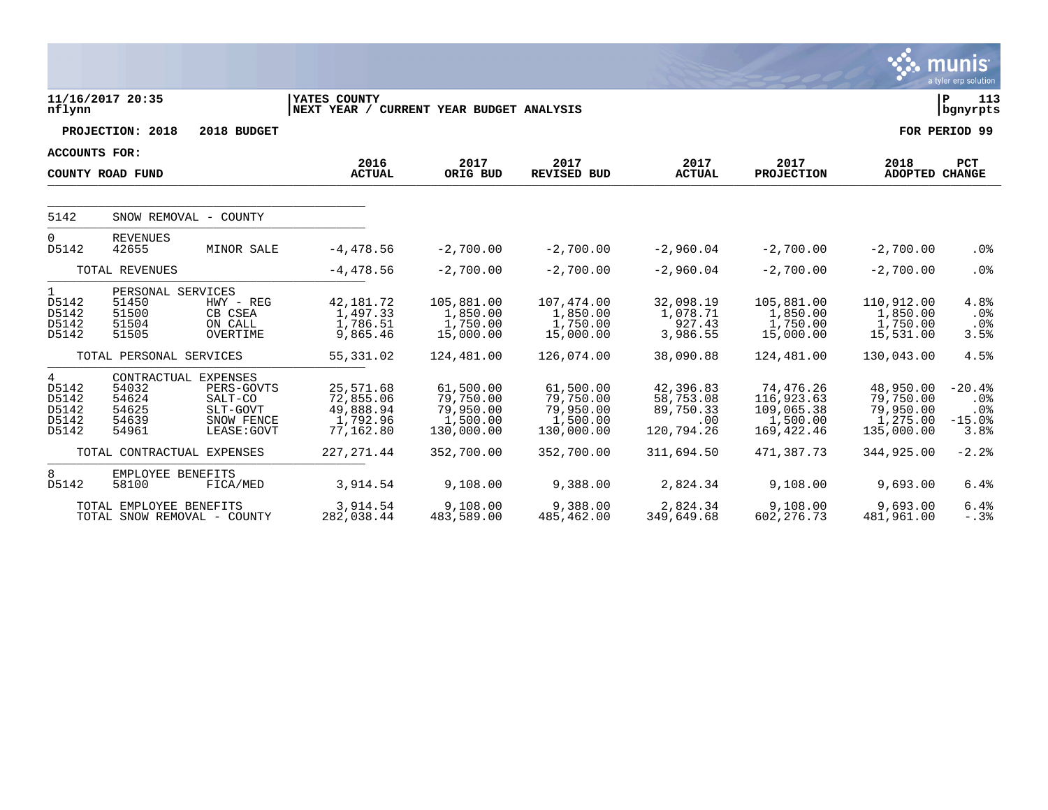11/16/2017 20:35
nflynn

YATES COUNTY
NEXT YEAR / CURRENT YEAR BUDGET ANALYSIS

P 113
bgnyrpts

PROJECTION: 2018 2018 BUDGET

FOR PERIOD 99

ACCOUNTS FOR:

| COUNTY ROAD FUND | | | 2016 ACTUAL | 2017 ORIG BUD | 2017 REVISED BUD | 2017 ACTUAL | 2017 PROJECTION | 2018 ADOPTED | PCT CHANGE |
|---|---|---|---|---|---|---|---|---|---|
| 5142 | SNOW REMOVAL - COUNTY | | | | | | | | |
| 0 | REVENUES | | | | | | | | |
| D5142 | 42655 | MINOR SALE | -4,478.56 | -2,700.00 | -2,700.00 | -2,960.04 | -2,700.00 | -2,700.00 | .0% |
| | TOTAL REVENUES | | -4,478.56 | -2,700.00 | -2,700.00 | -2,960.04 | -2,700.00 | -2,700.00 | .0% |
| 1 | PERSONAL SERVICES | | | | | | | | |
| D5142 | 51450 | HWY - REG | 42,181.72 | 105,881.00 | 107,474.00 | 32,098.19 | 105,881.00 | 110,912.00 | 4.8% |
| D5142 | 51500 | CB CSEA | 1,497.33 | 1,850.00 | 1,850.00 | 1,078.71 | 1,850.00 | 1,850.00 | .0% |
| D5142 | 51504 | ON CALL | 1,786.51 | 1,750.00 | 1,750.00 | 927.43 | 1,750.00 | 1,750.00 | .0% |
| D5142 | 51505 | OVERTIME | 9,865.46 | 15,000.00 | 15,000.00 | 3,986.55 | 15,000.00 | 15,531.00 | 3.5% |
| | TOTAL PERSONAL SERVICES | | 55,331.02 | 124,481.00 | 126,074.00 | 38,090.88 | 124,481.00 | 130,043.00 | 4.5% |
| 4 | CONTRACTUAL EXPENSES | | | | | | | | |
| D5142 | 54032 | PERS-GOVTS | 25,571.68 | 61,500.00 | 61,500.00 | 42,396.83 | 74,476.26 | 48,950.00 | -20.4% |
| D5142 | 54624 | SALT-CO | 72,855.06 | 79,750.00 | 79,750.00 | 58,753.08 | 116,923.63 | 79,750.00 | .0% |
| D5142 | 54625 | SLT-GOVT | 49,888.94 | 79,950.00 | 79,950.00 | 89,750.33 | 109,065.38 | 79,950.00 | .0% |
| D5142 | 54639 | SNOW FENCE | 1,792.96 | 1,500.00 | 1,500.00 | .00 | 1,500.00 | 1,275.00 | -15.0% |
| D5142 | 54961 | LEASE:GOVT | 77,162.80 | 130,000.00 | 130,000.00 | 120,794.26 | 169,422.46 | 135,000.00 | 3.8% |
| | TOTAL CONTRACTUAL EXPENSES | | 227,271.44 | 352,700.00 | 352,700.00 | 311,694.50 | 471,387.73 | 344,925.00 | -2.2% |
| 8 | EMPLOYEE BENEFITS | | | | | | | | |
| D5142 | 58100 | FICA/MED | 3,914.54 | 9,108.00 | 9,388.00 | 2,824.34 | 9,108.00 | 9,693.00 | 6.4% |
| | TOTAL EMPLOYEE BENEFITS | | 3,914.54 | 9,108.00 | 9,388.00 | 2,824.34 | 9,108.00 | 9,693.00 | 6.4% |
| | TOTAL SNOW REMOVAL - COUNTY | | 282,038.44 | 483,589.00 | 485,462.00 | 349,649.68 | 602,276.73 | 481,961.00 | -.3% |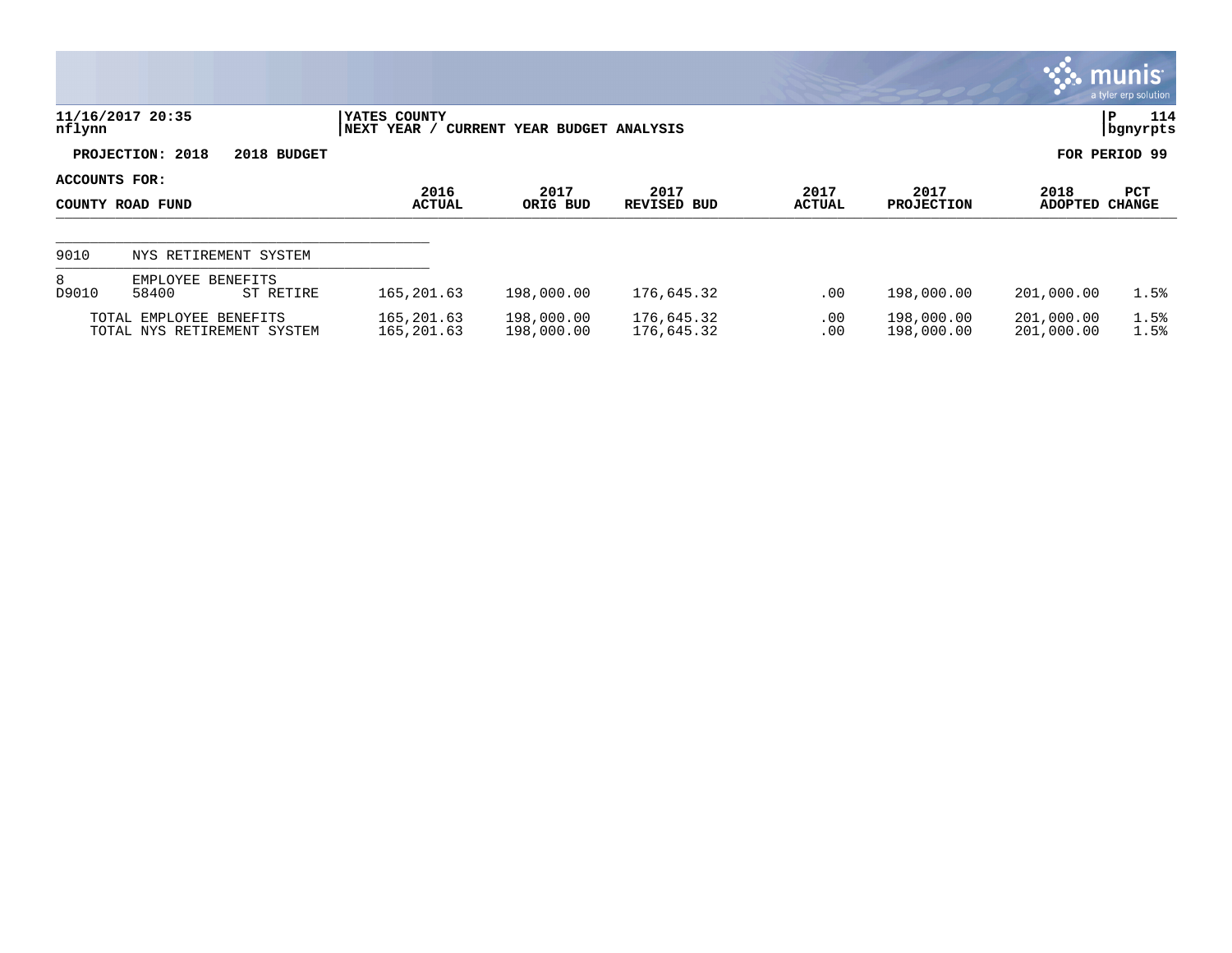**YATES COUNTY**
**NEXT YEAR / CURRENT YEAR BUDGET ANALYSIS**

11/16/2017 20:35
nflynn

PROJECTION: 2018 2018 BUDGET

FOR PERIOD 99

ACCOUNTS FOR:
COUNTY ROAD FUND

| | | | 2016 ACTUAL | 2017 ORIG BUD | 2017 REVISED BUD | 2017 ACTUAL | 2017 PROJECTION | 2018 ADOPTED | PCT CHANGE |
|---|---|---|---|---|---|---|---|---|---|
| 9010 | NYS RETIREMENT SYSTEM | | | | | | | | |
| 8 | EMPLOYEE BENEFITS | | | | | | | | |
| D9010 | 58400 | ST RETIRE | 165,201.63 | 198,000.00 | 176,645.32 | .00 | 198,000.00 | 201,000.00 | 1.5% |
| | TOTAL EMPLOYEE BENEFITS | | 165,201.63 | 198,000.00 | 176,645.32 | .00 | 198,000.00 | 201,000.00 | 1.5% |
| | TOTAL NYS RETIREMENT SYSTEM | | 165,201.63 | 198,000.00 | 176,645.32 | .00 | 198,000.00 | 201,000.00 | 1.5% |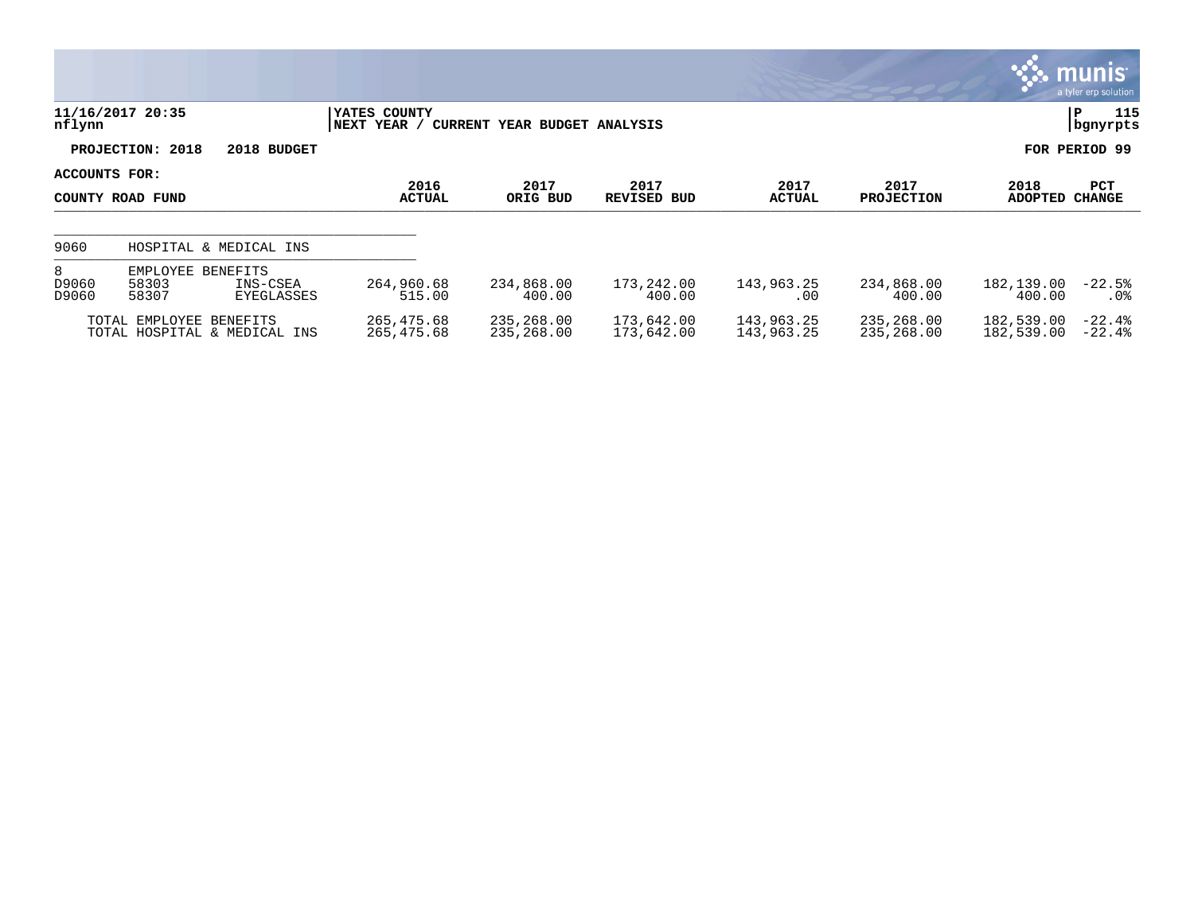11/16/2017 20:35
nflynn

YATES COUNTY
NEXT YEAR / CURRENT YEAR BUDGET ANALYSIS

P 115
bgnyrpts

**PROJECTION: 2018 2018 BUDGET** **FOR PERIOD 99**

**ACCOUNTS FOR:**

| COUNTY ROAD FUND | | | 2016 ACTUAL | 2017 ORIG BUD | 2017 REVISED BUD | 2017 ACTUAL | 2017 PROJECTION | 2018 ADOPTED | PCT CHANGE |
|---|---|---|---|---|---|---|---|---|---|
| 9060 | HOSPITAL & MEDICAL INS | | | | | | | | |
| 8 | EMPLOYEE BENEFITS | | | | | | | | |
| D9060 | 58303 | INS-CSEA | 264,960.68 | 234,868.00 | 173,242.00 | 143,963.25 | 234,868.00 | 182,139.00 | -22.5% |
| D9060 | 58307 | EYEGLASSES | 515.00 | 400.00 | 400.00 | .00 | 400.00 | 400.00 | .0% |
| TOTAL EMPLOYEE BENEFITS | | | 265,475.68 | 235,268.00 | 173,642.00 | 143,963.25 | 235,268.00 | 182,539.00 | -22.4% |
| TOTAL HOSPITAL & MEDICAL INS | | | 265,475.68 | 235,268.00 | 173,642.00 | 143,963.25 | 235,268.00 | 182,539.00 | -22.4% |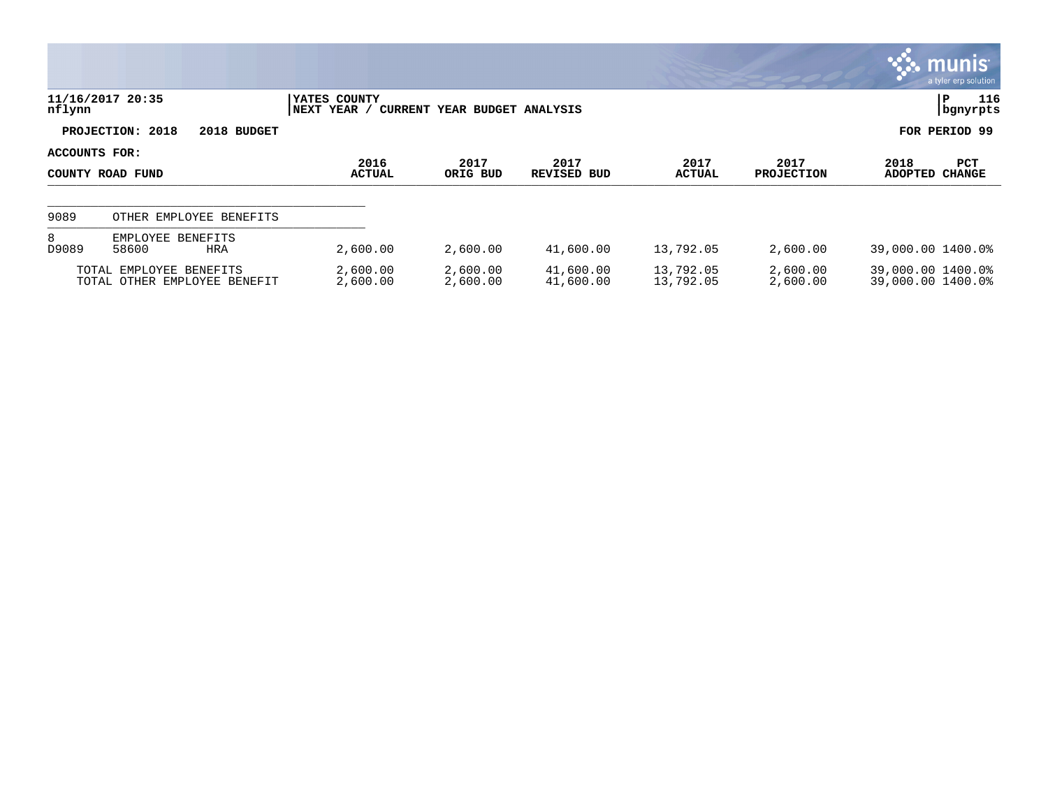**11/16/2017 20:35**
**nflynn**

**YATES COUNTY**
**NEXT YEAR / CURRENT YEAR BUDGET ANALYSIS**

**P 116**
**bgnyrpts**

**PROJECTION: 2018 2018 BUDGET**

**FOR PERIOD 99**

**ACCOUNTS FOR:**

| COUNTY ROAD FUND | | | 2016 ACTUAL | 2017 ORIG BUD | 2017 REVISED BUD | 2017 ACTUAL | 2017 PROJECTION | 2018 ADOPTED | PCT CHANGE |
|---|---|---|---|---|---|---|---|---|---|
| 9089 | OTHER EMPLOYEE BENEFITS | | | | | | | | |
| 8 | EMPLOYEE BENEFITS | | | | | | | | |
| D9089 | 58600 | HRA | 2,600.00 | 2,600.00 | 41,600.00 | 13,792.05 | 2,600.00 | 39,000.00 | 1400.0% |
| | TOTAL EMPLOYEE BENEFITS | | 2,600.00 | 2,600.00 | 41,600.00 | 13,792.05 | 2,600.00 | 39,000.00 | 1400.0% |
| | TOTAL OTHER EMPLOYEE BENEFIT | | 2,600.00 | 2,600.00 | 41,600.00 | 13,792.05 | 2,600.00 | 39,000.00 | 1400.0% |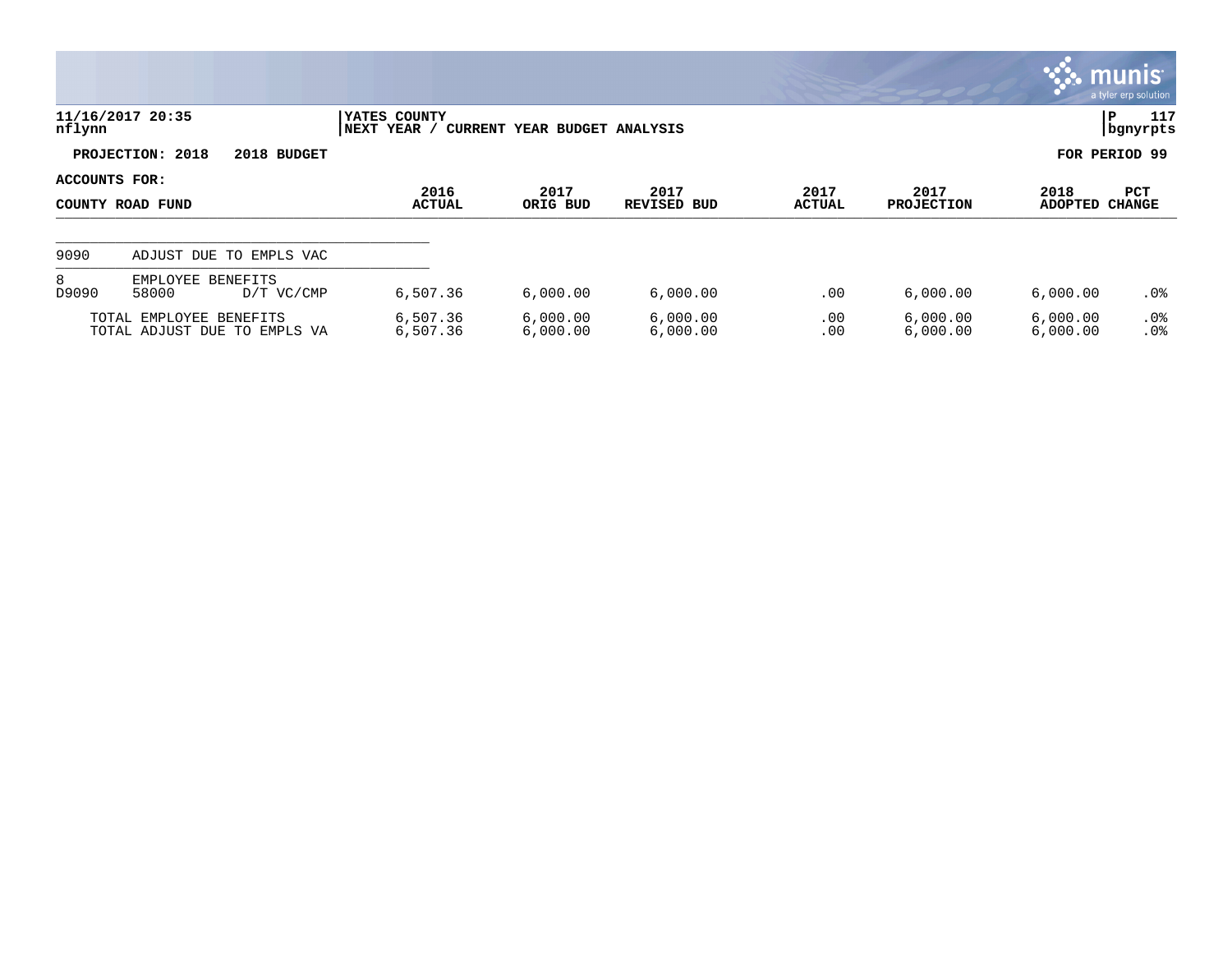**YATES COUNTY**
**NEXT YEAR / CURRENT YEAR BUDGET ANALYSIS**

11/16/2017 20:35
nflynn

**PROJECTION: 2018 2018 BUDGET** **FOR PERIOD 99**

**ACCOUNTS FOR:**

| COUNTY ROAD FUND | | | 2016 ACTUAL | 2017 ORIG BUD | 2017 REVISED BUD | 2017 ACTUAL | 2017 PROJECTION | 2018 ADOPTED | PCT CHANGE |
|---|---|---|---|---|---|---|---|---|---|
| 9090 | ADJUST DUE TO EMPLS VAC | | | | | | | | |
| 8 | EMPLOYEE BENEFITS | | | | | | | | |
| D9090 | 58000 | D/T VC/CMP | 6,507.36 | 6,000.00 | 6,000.00 | .00 | 6,000.00 | 6,000.00 | .0% |
| | TOTAL EMPLOYEE BENEFITS | | 6,507.36 | 6,000.00 | 6,000.00 | .00 | 6,000.00 | 6,000.00 | .0% |
| | TOTAL ADJUST DUE TO EMPLS VA | | 6,507.36 | 6,000.00 | 6,000.00 | .00 | 6,000.00 | 6,000.00 | .0% |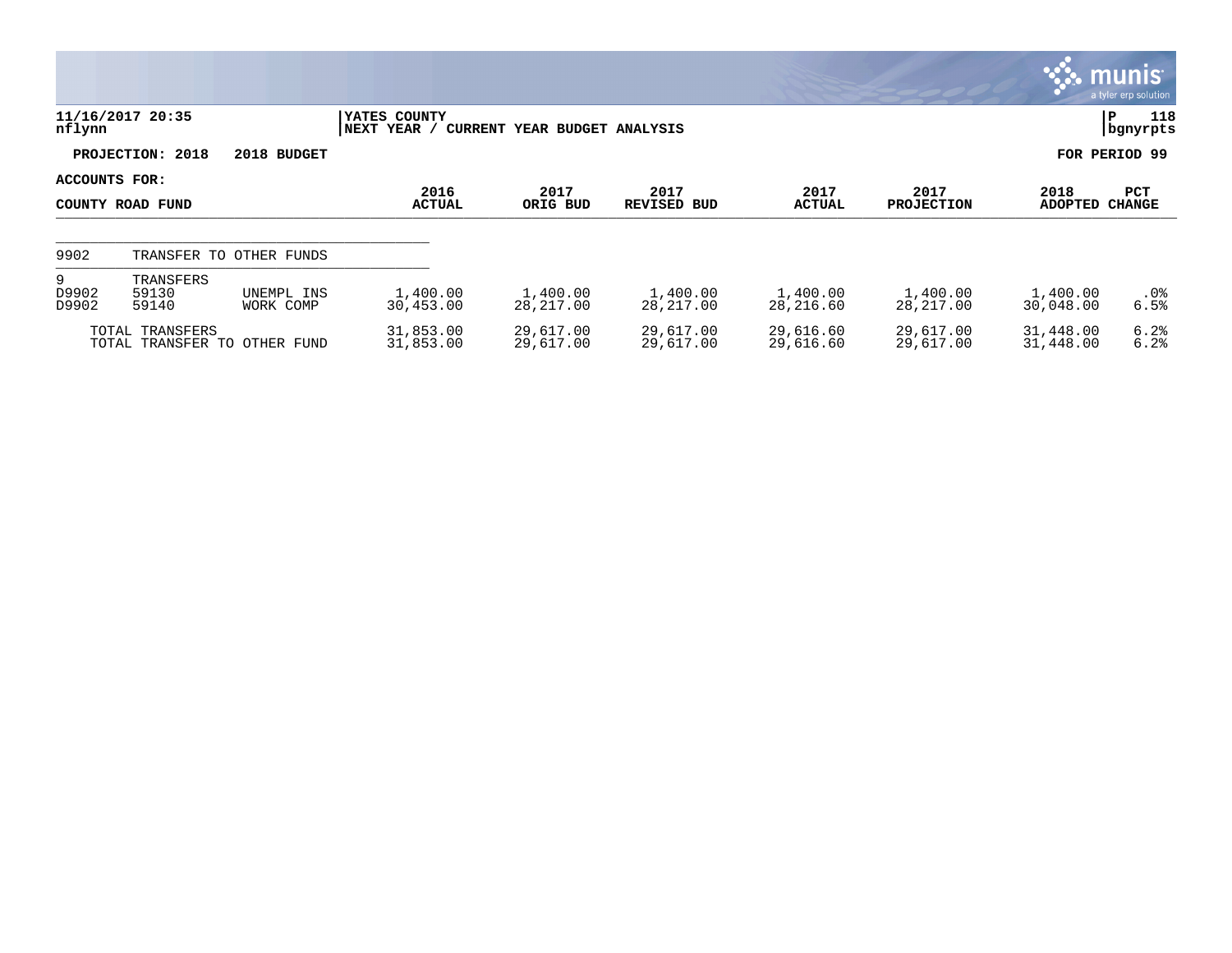**YATES COUNTY**
**NEXT YEAR / CURRENT YEAR BUDGET ANALYSIS**

11/16/2017 20:35
nflynn

**PROJECTION: 2018 2018 BUDGET** **FOR PERIOD 99**

**ACCOUNTS FOR:**

| COUNTY ROAD FUND | | | 2016 ACTUAL | 2017 ORIG BUD | 2017 REVISED BUD | 2017 ACTUAL | 2017 PROJECTION | 2018 ADOPTED | PCT CHANGE |
|---|---|---|---|---|---|---|---|---|---|
| 9902 | TRANSFER TO OTHER FUNDS | | | | | | | | |
| 9 | TRANSFERS | | | | | | | | |
| D9902 | 59130 | UNEMPL INS | 1,400.00 | 1,400.00 | 1,400.00 | 1,400.00 | 1,400.00 | 1,400.00 | .0% |
| D9902 | 59140 | WORK COMP | 30,453.00 | 28,217.00 | 28,217.00 | 28,216.60 | 28,217.00 | 30,048.00 | 6.5% |
| TOTAL TRANSFERS | | | 31,853.00 | 29,617.00 | 29,617.00 | 29,616.60 | 29,617.00 | 31,448.00 | 6.2% |
| TOTAL TRANSFER TO OTHER FUND | | | 31,853.00 | 29,617.00 | 29,617.00 | 29,616.60 | 29,617.00 | 31,448.00 | 6.2% |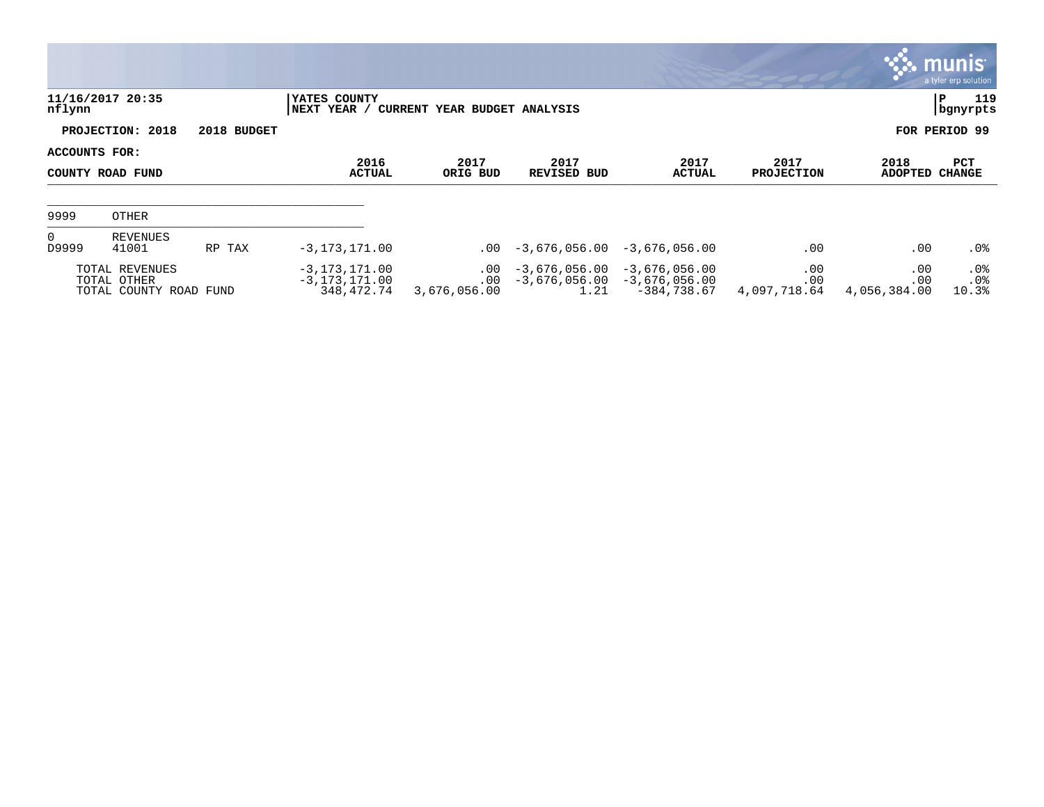11/16/2017 20:35
nflynn

YATES COUNTY
NEXT YEAR / CURRENT YEAR BUDGET ANALYSIS

P 119
bgnyrpts

**PROJECTION: 2018 2018 BUDGET** **FOR PERIOD 99**

**ACCOUNTS FOR:**

| COUNTY ROAD FUND | | | 2016 ACTUAL | 2017 ORIG BUD | 2017 REVISED BUD | 2017 ACTUAL | 2017 PROJECTION | 2018 ADOPTED | PCT CHANGE |
|---|---|---|---|---|---|---|---|---|---|
| 9999 | OTHER | | | | | | | | |
| 0 | REVENUES | | | | | | | | |
| D9999 | 41001 | RP TAX | -3,173,171.00 | .00 | -3,676,056.00 | -3,676,056.00 | .00 | .00 | .0% |
| | TOTAL REVENUES | | -3,173,171.00 | .00 | -3,676,056.00 | -3,676,056.00 | .00 | .00 | .0% |
| | TOTAL OTHER | | -3,173,171.00 | .00 | -3,676,056.00 | -3,676,056.00 | .00 | .00 | .0% |
| | TOTAL COUNTY ROAD FUND | | 348,472.74 | 3,676,056.00 | 1.21 | -384,738.67 | 4,097,718.64 | 4,056,384.00 | 10.3% |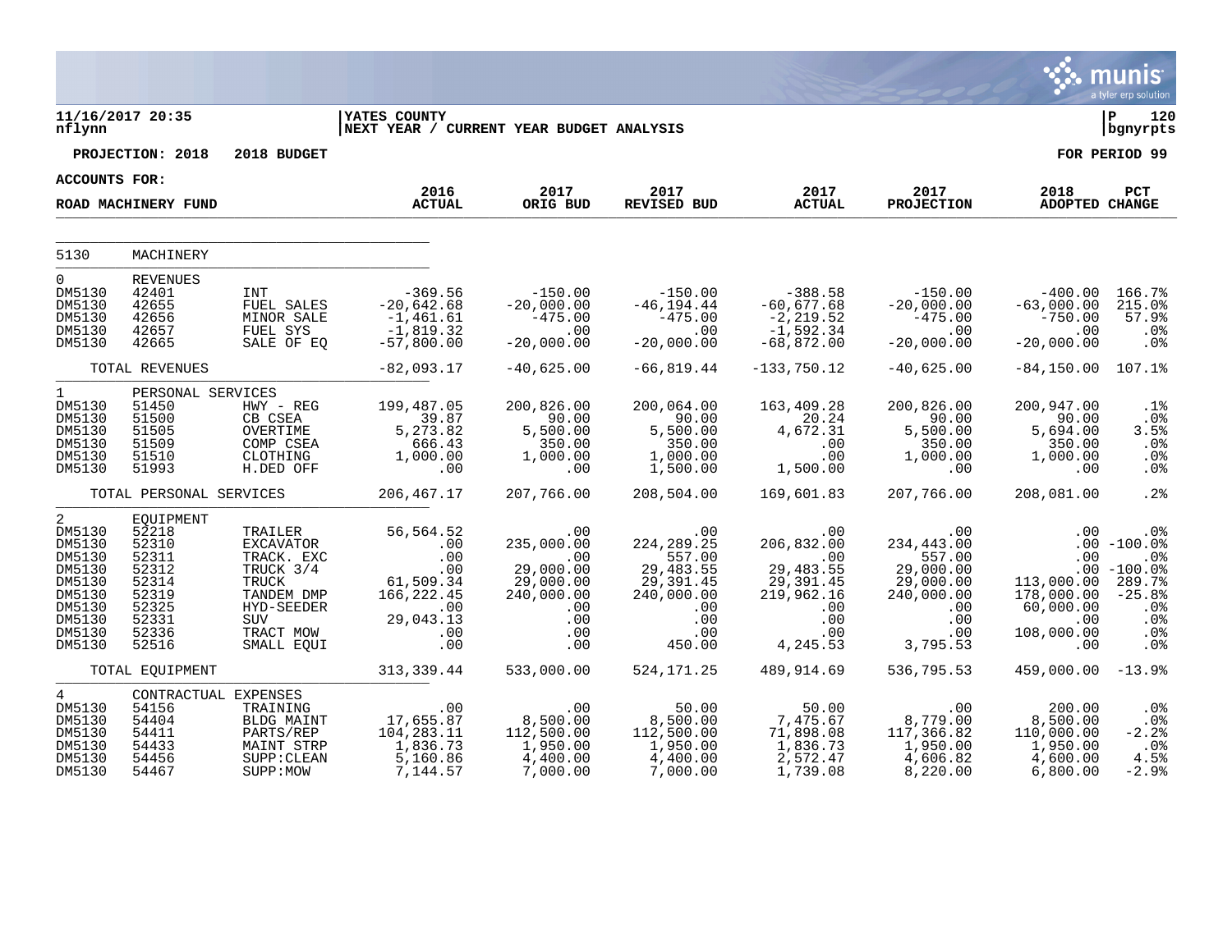11/16/2017 20:35 | YATES COUNTY
nflynn | NEXT YEAR / CURRENT YEAR BUDGET ANALYSIS

**PROJECTION: 2018 2018 BUDGET** | **FOR PERIOD 99**

**ACCOUNTS FOR:**

**ROAD MACHINERY FUND**

| | | | 2016 ACTUAL | 2017 ORIG BUD | 2017 REVISED BUD | 2017 ACTUAL | 2017 PROJECTION | 2018 ADOPTED | PCT CHANGE |
|---|---|---|---|---|---|---|---|---|---|
| 5130 | MACHINERY | | | | | | | | |
| 0 | REVENUES | | | | | | | | |
| DM5130 | 42401 | INT | -369.56 | -150.00 | -150.00 | -388.58 | -150.00 | -400.00 | 166.7% |
| DM5130 | 42655 | FUEL SALES | -20,642.68 | -20,000.00 | -46,194.44 | -60,677.68 | -20,000.00 | -63,000.00 | 215.0% |
| DM5130 | 42656 | MINOR SALE | -1,461.61 | -475.00 | -475.00 | -2,219.52 | -475.00 | -750.00 | 57.9% |
| DM5130 | 42657 | FUEL SYS | -1,819.32 | .00 | .00 | -1,592.34 | .00 | .00 | .0% |
| DM5130 | 42665 | SALE OF EQ | -57,800.00 | -20,000.00 | -20,000.00 | -68,872.00 | -20,000.00 | -20,000.00 | .0% |
| | TOTAL REVENUES | | -82,093.17 | -40,625.00 | -66,819.44 | -133,750.12 | -40,625.00 | -84,150.00 | 107.1% |
| 1 | PERSONAL SERVICES | | | | | | | | |
| DM5130 | 51450 | HWY - REG | 199,487.05 | 200,826.00 | 200,064.00 | 163,409.28 | 200,826.00 | 200,947.00 | .1% |
| DM5130 | 51500 | CB CSEA | 39.87 | 90.00 | 90.00 | 20.24 | 90.00 | 90.00 | .0% |
| DM5130 | 51505 | OVERTIME | 5,273.82 | 5,500.00 | 5,500.00 | 4,672.31 | 5,500.00 | 5,694.00 | 3.5% |
| DM5130 | 51509 | COMP CSEA | 666.43 | 350.00 | 350.00 | .00 | 350.00 | 350.00 | .0% |
| DM5130 | 51510 | CLOTHING | 1,000.00 | 1,000.00 | 1,000.00 | .00 | 1,000.00 | 1,000.00 | .0% |
| DM5130 | 51993 | H.DED OFF | .00 | .00 | 1,500.00 | 1,500.00 | .00 | .00 | .0% |
| | TOTAL PERSONAL SERVICES | | 206,467.17 | 207,766.00 | 208,504.00 | 169,601.83 | 207,766.00 | 208,081.00 | .2% |
| 2 | EQUIPMENT | | | | | | | | |
| DM5130 | 52218 | TRAILER | 56,564.52 | .00 | .00 | .00 | .00 | .00 | .0% |
| DM5130 | 52310 | EXCAVATOR | .00 | 235,000.00 | 224,289.25 | 206,832.00 | 234,443.00 | .00 | -100.0% |
| DM5130 | 52311 | TRACK. EXC | .00 | .00 | 557.00 | .00 | 557.00 | .00 | .0% |
| DM5130 | 52312 | TRUCK 3/4 | .00 | 29,000.00 | 29,483.55 | 29,483.55 | 29,000.00 | .00 | -100.0% |
| DM5130 | 52314 | TRUCK | 61,509.34 | 29,000.00 | 29,391.45 | 29,391.45 | 29,000.00 | 113,000.00 | 289.7% |
| DM5130 | 52319 | TANDEM DMP | 166,222.45 | 240,000.00 | 240,000.00 | 219,962.16 | 240,000.00 | 178,000.00 | -25.8% |
| DM5130 | 52325 | HYD-SEEDER | .00 | .00 | .00 | .00 | .00 | 60,000.00 | .0% |
| DM5130 | 52331 | SUV | 29,043.13 | .00 | .00 | .00 | .00 | .00 | .0% |
| DM5130 | 52336 | TRACT MOW | .00 | .00 | .00 | .00 | .00 | 108,000.00 | .0% |
| DM5130 | 52516 | SMALL EQUI | .00 | .00 | 450.00 | 4,245.53 | 3,795.53 | .00 | .0% |
| | TOTAL EQUIPMENT | | 313,339.44 | 533,000.00 | 524,171.25 | 489,914.69 | 536,795.53 | 459,000.00 | -13.9% |
| 4 | CONTRACTUAL EXPENSES | | | | | | | | |
| DM5130 | 54156 | TRAINING | .00 | .00 | 50.00 | 50.00 | .00 | 200.00 | .0% |
| DM5130 | 54404 | BLDG MAINT | 17,655.87 | 8,500.00 | 8,500.00 | 7,475.67 | 8,779.00 | 8,500.00 | .0% |
| DM5130 | 54411 | PARTS/REP | 104,283.11 | 112,500.00 | 112,500.00 | 71,898.08 | 117,366.82 | 110,000.00 | -2.2% |
| DM5130 | 54433 | MAINT STRP | 1,836.73 | 1,950.00 | 1,950.00 | 1,836.73 | 1,950.00 | 1,950.00 | .0% |
| DM5130 | 54456 | SUPP:CLEAN | 5,160.86 | 4,400.00 | 4,400.00 | 2,572.47 | 4,606.82 | 4,600.00 | 4.5% |
| DM5130 | 54467 | SUPP:MOW | 7,144.57 | 7,000.00 | 7,000.00 | 1,739.08 | 8,220.00 | 6,800.00 | -2.9% |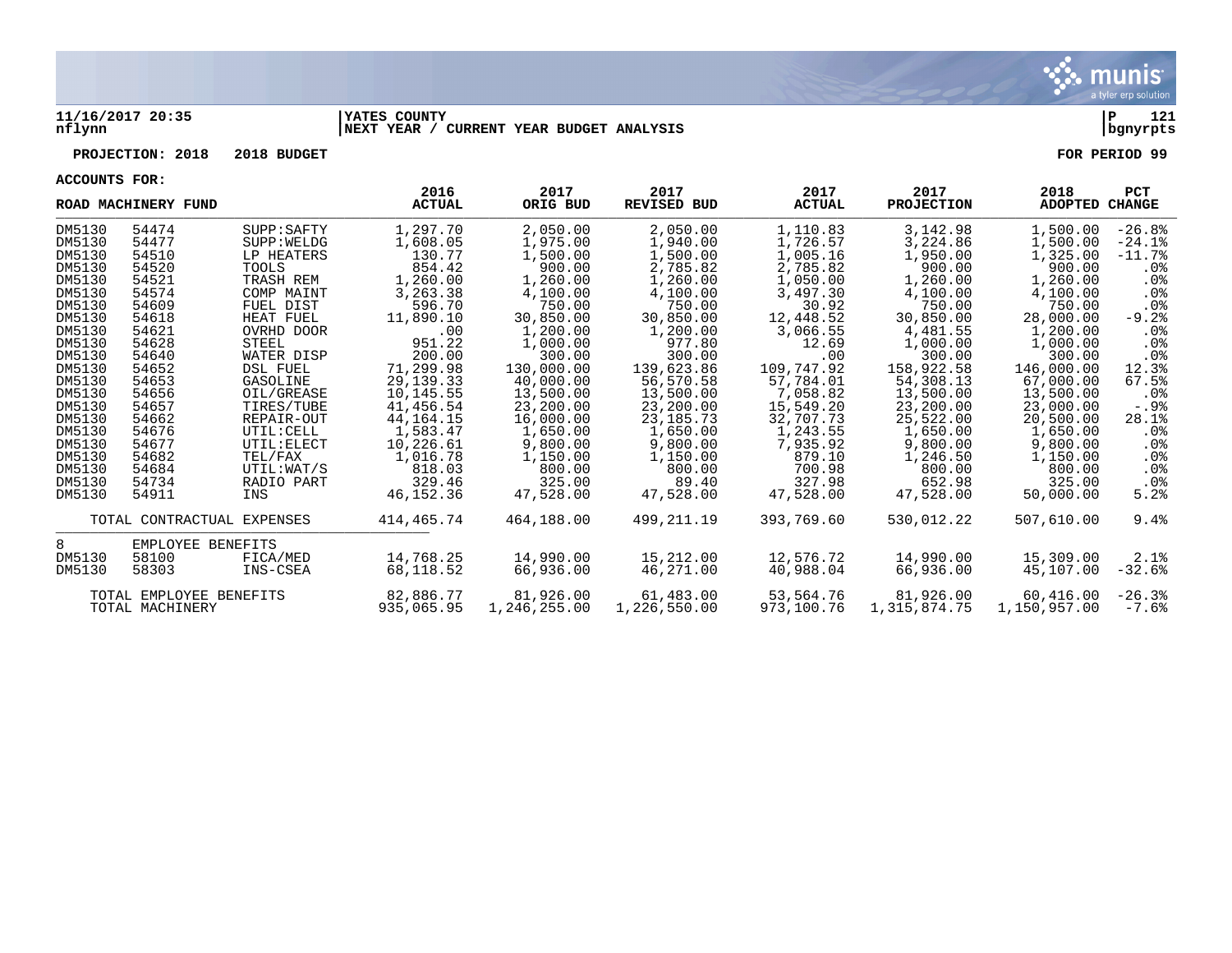11/16/2017 20:35 | YATES COUNTY | P 121
nflynn | NEXT YEAR / CURRENT YEAR BUDGET ANALYSIS | bgnyrpts

**PROJECTION: 2018 2018 BUDGET** **FOR PERIOD 99**

**ACCOUNTS FOR:**

| ROAD MACHINERY FUND | | | 2016 ACTUAL | 2017 ORIG BUD | 2017 REVISED BUD | 2017 ACTUAL | 2017 PROJECTION | 2018 ADOPTED | PCT CHANGE |
|---|---|---|---|---|---|---|---|---|---|
| DM5130 | 54474 | SUPP:SAFTY | 1,297.70 | 2,050.00 | 2,050.00 | 1,110.83 | 3,142.98 | 1,500.00 | -26.8% |
| DM5130 | 54477 | SUPP:WELDG | 1,608.05 | 1,975.00 | 1,940.00 | 1,726.57 | 3,224.86 | 1,500.00 | -24.1% |
| DM5130 | 54510 | LP HEATERS | 130.77 | 1,500.00 | 1,500.00 | 1,005.16 | 1,950.00 | 1,325.00 | -11.7% |
| DM5130 | 54520 | TOOLS | 854.42 | 900.00 | 2,785.82 | 2,785.82 | 900.00 | 900.00 | .0% |
| DM5130 | 54521 | TRASH REM | 1,260.00 | 1,260.00 | 1,260.00 | 1,050.00 | 1,260.00 | 1,260.00 | .0% |
| DM5130 | 54574 | COMP MAINT | 3,263.38 | 4,100.00 | 4,100.00 | 3,497.30 | 4,100.00 | 4,100.00 | .0% |
| DM5130 | 54609 | FUEL DIST | 596.70 | 750.00 | 750.00 | 30.92 | 750.00 | 750.00 | .0% |
| DM5130 | 54618 | HEAT FUEL | 11,890.10 | 30,850.00 | 30,850.00 | 12,448.52 | 30,850.00 | 28,000.00 | -9.2% |
| DM5130 | 54621 | OVRHD DOOR | .00 | 1,200.00 | 1,200.00 | 3,066.55 | 4,481.55 | 1,200.00 | .0% |
| DM5130 | 54628 | STEEL | 951.22 | 1,000.00 | 977.80 | 12.69 | 1,000.00 | 1,000.00 | .0% |
| DM5130 | 54640 | WATER DISP | 200.00 | 300.00 | 300.00 | .00 | 300.00 | 300.00 | .0% |
| DM5130 | 54652 | DSL FUEL | 71,299.98 | 130,000.00 | 139,623.86 | 109,747.92 | 158,922.58 | 146,000.00 | 12.3% |
| DM5130 | 54653 | GASOLINE | 29,139.33 | 40,000.00 | 56,570.58 | 57,784.01 | 54,308.13 | 67,000.00 | 67.5% |
| DM5130 | 54656 | OIL/GREASE | 10,145.55 | 13,500.00 | 13,500.00 | 7,058.82 | 13,500.00 | 13,500.00 | .0% |
| DM5130 | 54657 | TIRES/TUBE | 41,456.54 | 23,200.00 | 23,200.00 | 15,549.20 | 23,200.00 | 23,000.00 | -.9% |
| DM5130 | 54662 | REPAIR-OUT | 44,164.15 | 16,000.00 | 23,185.73 | 32,707.73 | 25,522.00 | 20,500.00 | 28.1% |
| DM5130 | 54676 | UTIL:CELL | 1,583.47 | 1,650.00 | 1,650.00 | 1,243.55 | 1,650.00 | 1,650.00 | .0% |
| DM5130 | 54677 | UTIL:ELECT | 10,226.61 | 9,800.00 | 9,800.00 | 7,935.92 | 9,800.00 | 9,800.00 | .0% |
| DM5130 | 54682 | TEL/FAX | 1,016.78 | 1,150.00 | 1,150.00 | 879.10 | 1,246.50 | 1,150.00 | .0% |
| DM5130 | 54684 | UTIL:WAT/S | 818.03 | 800.00 | 800.00 | 700.98 | 800.00 | 800.00 | .0% |
| DM5130 | 54734 | RADIO PART | 329.46 | 325.00 | 89.40 | 327.98 | 652.98 | 325.00 | .0% |
| DM5130 | 54911 | INS | 46,152.36 | 47,528.00 | 47,528.00 | 47,528.00 | 47,528.00 | 50,000.00 | 5.2% |
| | TOTAL CONTRACTUAL EXPENSES | | 414,465.74 | 464,188.00 | 499,211.19 | 393,769.60 | 530,012.22 | 507,610.00 | 9.4% |
| 8 | EMPLOYEE BENEFITS | | | | | | | | |
| DM5130 | 58100 | FICA/MED | 14,768.25 | 14,990.00 | 15,212.00 | 12,576.72 | 14,990.00 | 15,309.00 | 2.1% |
| DM5130 | 58303 | INS-CSEA | 68,118.52 | 66,936.00 | 46,271.00 | 40,988.04 | 66,936.00 | 45,107.00 | -32.6% |
| | TOTAL EMPLOYEE BENEFITS | | 82,886.77 | 81,926.00 | 61,483.00 | 53,564.76 | 81,926.00 | 60,416.00 | -26.3% |
| | TOTAL MACHINERY | | 935,065.95 | 1,246,255.00 | 1,226,550.00 | 973,100.76 | 1,315,874.75 | 1,150,957.00 | -7.6% |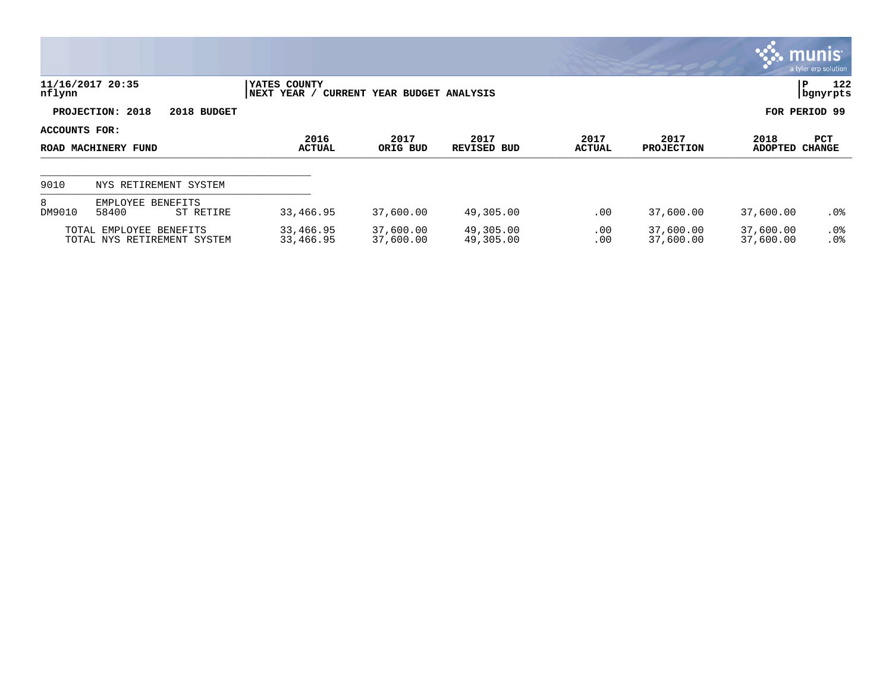**YATES COUNTY**
**NEXT YEAR / CURRENT YEAR BUDGET ANALYSIS**

11/16/2017 20:35
nflynn

**PROJECTION: 2018 2018 BUDGET** **FOR PERIOD 99**

**ACCOUNTS FOR:**

| ROAD MACHINERY FUND | | | 2016 ACTUAL | 2017 ORIG BUD | 2017 REVISED BUD | 2017 ACTUAL | 2017 PROJECTION | 2018 ADOPTED | PCT CHANGE |
|---|---|---|---|---|---|---|---|---|---|
| 9010 | NYS RETIREMENT SYSTEM | | | | | | | | |
| 8 | EMPLOYEE BENEFITS | | | | | | | | |
| DM9010 | 58400 | ST RETIRE | 33,466.95 | 37,600.00 | 49,305.00 | .00 | 37,600.00 | 37,600.00 | .0% |
| TOTAL EMPLOYEE BENEFITS | | | 33,466.95 | 37,600.00 | 49,305.00 | .00 | 37,600.00 | 37,600.00 | .0% |
| TOTAL NYS RETIREMENT SYSTEM | | | 33,466.95 | 37,600.00 | 49,305.00 | .00 | 37,600.00 | 37,600.00 | .0% |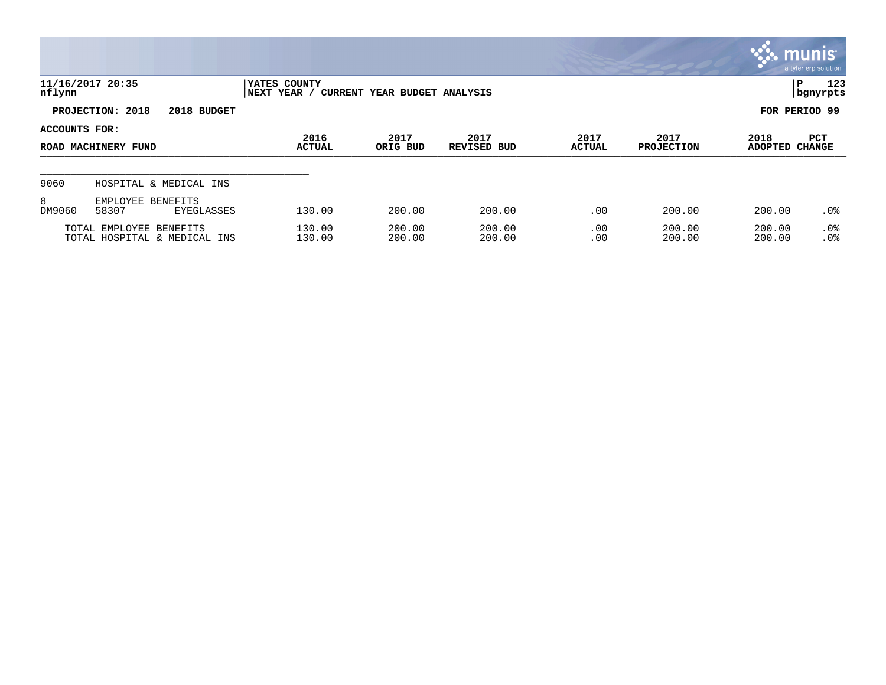YATES COUNTY
NEXT YEAR / CURRENT YEAR BUDGET ANALYSIS

11/16/2017 20:35
nflynn

PROJECTION: 2018 2018 BUDGET

FOR PERIOD 99

ACCOUNTS FOR:

| ROAD MACHINERY FUND | | | 2016 ACTUAL | 2017 ORIG BUD | 2017 REVISED BUD | 2017 ACTUAL | 2017 PROJECTION | 2018 ADOPTED | PCT CHANGE |
|---|---|---|---|---|---|---|---|---|---|
| 9060 | HOSPITAL & MEDICAL INS | | | | | | | | |
| 8 | EMPLOYEE BENEFITS | | | | | | | | |
| DM9060 | 58307 | EYEGLASSES | 130.00 | 200.00 | 200.00 | .00 | 200.00 | 200.00 | .0% |
| | TOTAL EMPLOYEE BENEFITS | | 130.00 | 200.00 | 200.00 | .00 | 200.00 | 200.00 | .0% |
| | TOTAL HOSPITAL & MEDICAL INS | | 130.00 | 200.00 | 200.00 | .00 | 200.00 | 200.00 | .0% |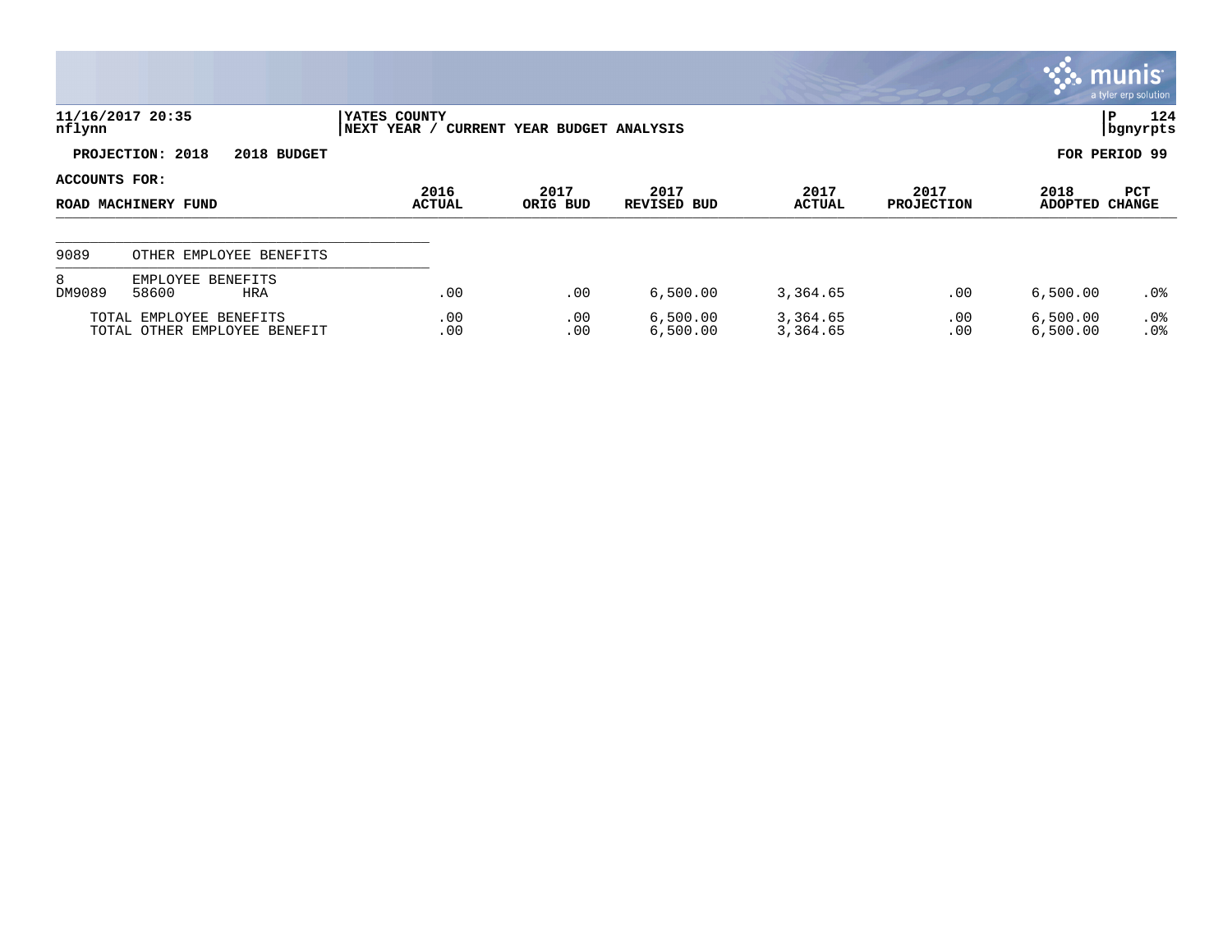11/16/2017 20:35
nflynn

YATES COUNTY
NEXT YEAR / CURRENT YEAR BUDGET ANALYSIS

P 124
bgnyrpts

**PROJECTION: 2018 2018 BUDGET**

**FOR PERIOD 99**

**ACCOUNTS FOR:**

| ROAD MACHINERY FUND | | | 2016 ACTUAL | 2017 ORIG BUD | 2017 REVISED BUD | 2017 ACTUAL | 2017 PROJECTION | 2018 ADOPTED | PCT CHANGE |
|---|---|---|---|---|---|---|---|---|---|
| 9089 | OTHER EMPLOYEE BENEFITS | | | | | | | | |
| 8 | EMPLOYEE BENEFITS | | | | | | | | |
| DM9089 | 58600 | HRA | .00 | .00 | 6,500.00 | 3,364.65 | .00 | 6,500.00 | .0% |
| | TOTAL EMPLOYEE BENEFITS | | .00 | .00 | 6,500.00 | 3,364.65 | .00 | 6,500.00 | .0% |
| | TOTAL OTHER EMPLOYEE BENEFIT | | .00 | .00 | 6,500.00 | 3,364.65 | .00 | 6,500.00 | .0% |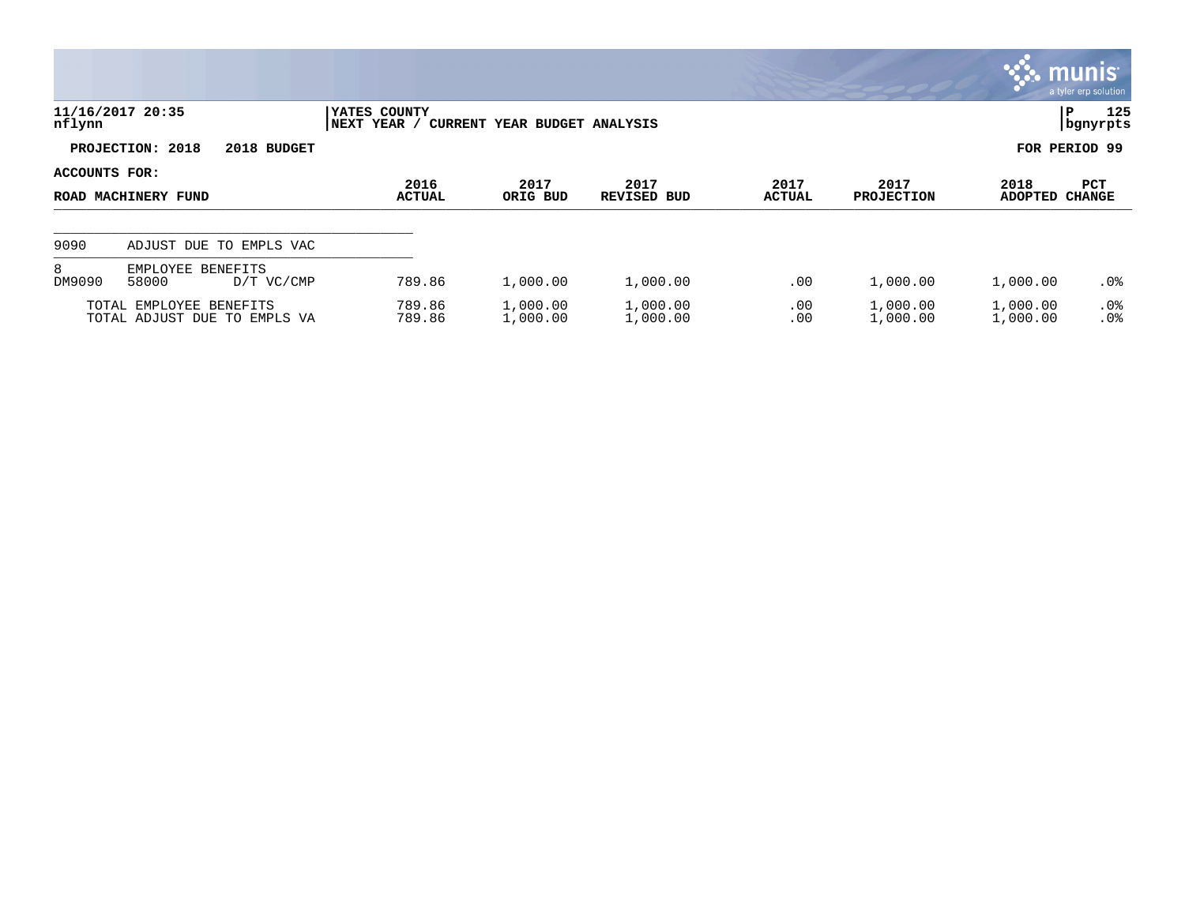11/16/2017 20:35
nflynn

YATES COUNTY
NEXT YEAR / CURRENT YEAR BUDGET ANALYSIS

P 125
bgnyrpts

**PROJECTION: 2018    2018 BUDGET**

**FOR PERIOD 99**

**ACCOUNTS FOR:**

| ROAD MACHINERY FUND | | | 2016 ACTUAL | 2017 ORIG BUD | 2017 REVISED BUD | 2017 ACTUAL | 2017 PROJECTION | 2018 ADOPTED | PCT CHANGE |
|---|---|---|---|---|---|---|---|---|---|
| 9090 | ADJUST DUE TO EMPLS VAC | | | | | | | | |
| 8 | EMPLOYEE BENEFITS | | | | | | | | |
| DM9090 | 58000 | D/T VC/CMP | 789.86 | 1,000.00 | 1,000.00 | .00 | 1,000.00 | 1,000.00 | .0% |
| | TOTAL EMPLOYEE BENEFITS | | 789.86 | 1,000.00 | 1,000.00 | .00 | 1,000.00 | 1,000.00 | .0% |
| | TOTAL ADJUST DUE TO EMPLS VA | | 789.86 | 1,000.00 | 1,000.00 | .00 | 1,000.00 | 1,000.00 | .0% |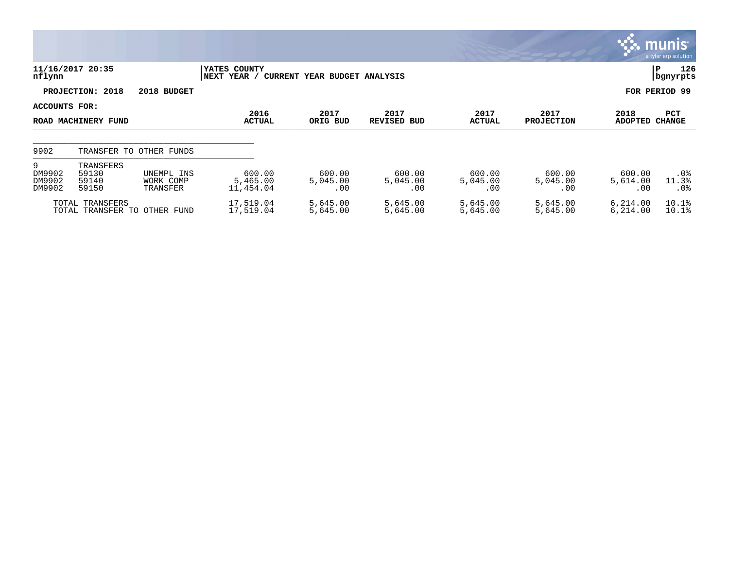11/16/2017 20:35
nflynn

YATES COUNTY
NEXT YEAR / CURRENT YEAR BUDGET ANALYSIS

P 126
bgnyrpts

**PROJECTION: 2018 2018 BUDGET** **FOR PERIOD 99**

**ACCOUNTS FOR:**

| ROAD MACHINERY FUND | | | 2016 ACTUAL | 2017 ORIG BUD | 2017 REVISED BUD | 2017 ACTUAL | 2017 PROJECTION | 2018 ADOPTED | PCT CHANGE |
|---|---|---|---|---|---|---|---|---|---|
| 9902 | TRANSFER TO OTHER FUNDS | | | | | | | | |
| 9 | TRANSFERS | | | | | | | | |
| DM9902 | 59130 | UNEMPL INS | 600.00 | 600.00 | 600.00 | 600.00 | 600.00 | 600.00 | .0% |
| DM9902 | 59140 | WORK COMP | 5,465.00 | 5,045.00 | 5,045.00 | 5,045.00 | 5,045.00 | 5,614.00 | 11.3% |
| DM9902 | 59150 | TRANSFER | 11,454.04 | .00 | .00 | .00 | .00 | .00 | .0% |
| | TOTAL TRANSFERS | | 17,519.04 | 5,645.00 | 5,645.00 | 5,645.00 | 5,645.00 | 6,214.00 | 10.1% |
| | TOTAL TRANSFER TO OTHER FUND | | 17,519.04 | 5,645.00 | 5,645.00 | 5,645.00 | 5,645.00 | 6,214.00 | 10.1% |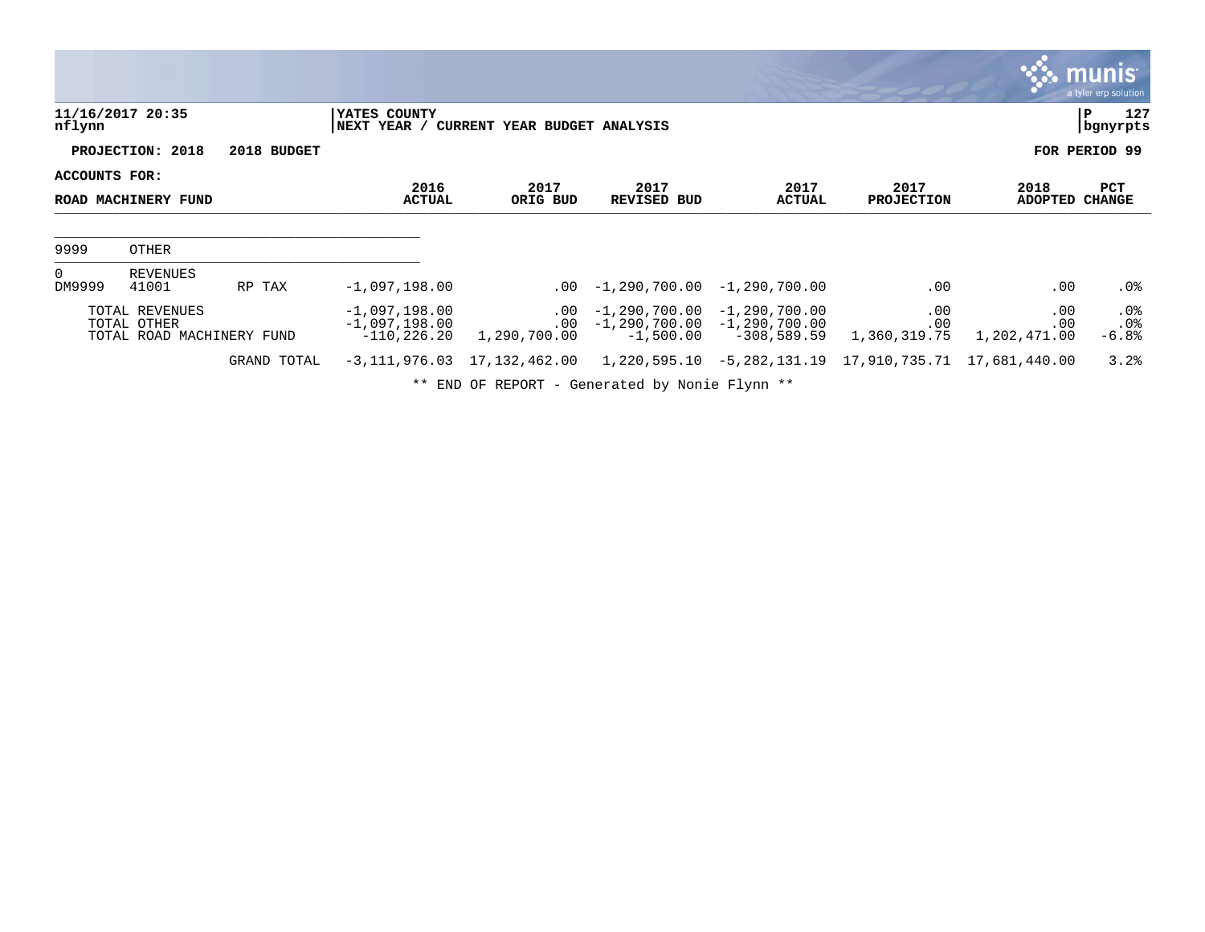11/16/2017 20:35
nflynn

YATES COUNTY
NEXT YEAR / CURRENT YEAR BUDGET ANALYSIS

P 127
bgnyrpts

**PROJECTION: 2018 2018 BUDGET** **FOR PERIOD 99**

**ACCOUNTS FOR:**

| ROAD MACHINERY FUND | | | 2016 ACTUAL | 2017 ORIG BUD | 2017 REVISED BUD | 2017 ACTUAL | 2017 PROJECTION | 2018 ADOPTED | PCT CHANGE |
|---|---|---|---|---|---|---|---|---|---|
| 9999 | OTHER | | | | | | | | |
| 0 | REVENUES | | | | | | | | |
| DM9999 | 41001 | RP TAX | -1,097,198.00 | .00 | -1,290,700.00 | -1,290,700.00 | .00 | .00 | .0% |
| | TOTAL REVENUES | | -1,097,198.00 | .00 | -1,290,700.00 | -1,290,700.00 | .00 | .00 | .0% |
| | TOTAL OTHER | | -1,097,198.00 | .00 | -1,290,700.00 | -1,290,700.00 | .00 | .00 | .0% |
| | TOTAL ROAD MACHINERY FUND | | -110,226.20 | 1,290,700.00 | -1,500.00 | -308,589.59 | 1,360,319.75 | 1,202,471.00 | -6.8% |
| | | GRAND TOTAL | -3,111,976.03 | 17,132,462.00 | 1,220,595.10 | -5,282,131.19 | 17,910,735.71 | 17,681,440.00 | 3.2% |

** END OF REPORT - Generated by Nonie Flynn **